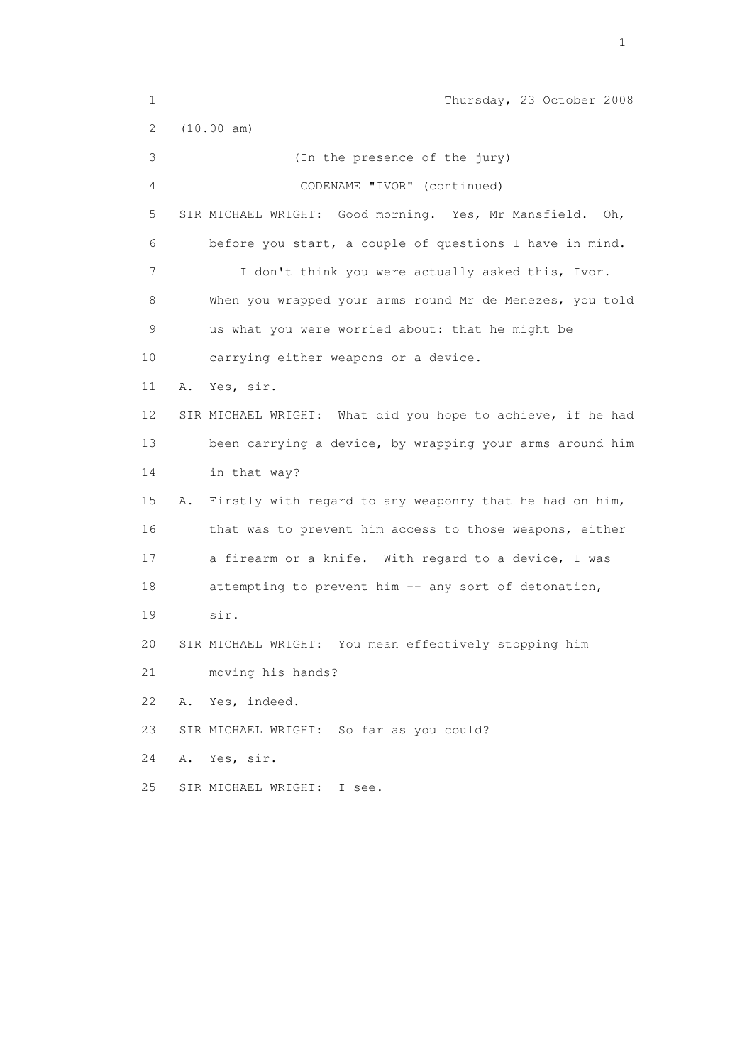Thursday, 23 October 2008

(10.00 am)

(In the presence of the jury)

CODENAME "IVOR" (continued)

SIR MICHAEL WRIGHT: Good morning. Yes, Mr Mansfield. Oh, before you start, a couple of questions I have in mind.

I don't think you were actually asked this, Ivor. When you wrapped your arms round Mr de Menezes, you told us what you were worried about: that he might be carrying either weapons or a device.

A. Yes, sir.

SIR MICHAEL WRIGHT: What did you hope to achieve, if he had been carrying a device, by wrapping your arms around him in that way?

A. Firstly with regard to any weaponry that he had on him, that was to prevent him access to those weapons, either a firearm or a knife. With regard to a device, I was attempting to prevent him -- any sort of detonation, sir.

SIR MICHAEL WRIGHT: You mean effectively stopping him moving his hands?

A. Yes, indeed.

SIR MICHAEL WRIGHT: So far as you could?

A. Yes, sir.

SIR MICHAEL WRIGHT: I see.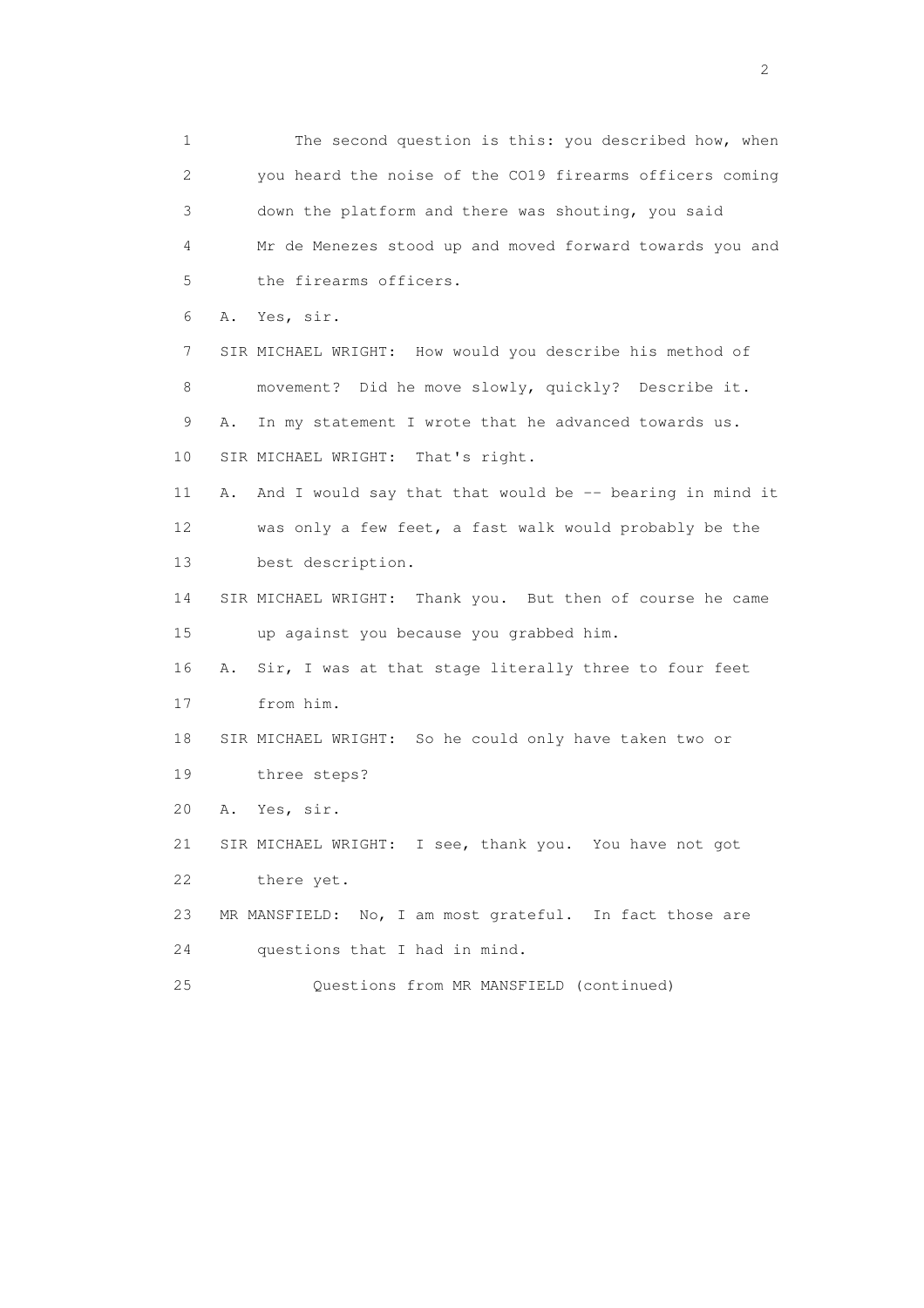1 The second question is this: you described how, when
2 you heard the noise of the CO19 firearms officers coming
3 down the platform and there was shouting, you said
4 Mr de Menezes stood up and moved forward towards you and
5 the firearms officers.

6 A. Yes, sir.

7 SIR MICHAEL WRIGHT: How would you describe his method of
8 movement? Did he move slowly, quickly? Describe it.

9 A. In my statement I wrote that he advanced towards us.

10 SIR MICHAEL WRIGHT: That's right.

11 A. And I would say that that would be -- bearing in mind it
12 was only a few feet, a fast walk would probably be the
13 best description.

14 SIR MICHAEL WRIGHT: Thank you. But then of course he came
15 up against you because you grabbed him.

16 A. Sir, I was at that stage literally three to four feet
17 from him.

18 SIR MICHAEL WRIGHT: So he could only have taken two or
19 three steps?

20 A. Yes, sir.

21 SIR MICHAEL WRIGHT: I see, thank you. You have not got
22 there yet.

23 MR MANSFIELD: No, I am most grateful. In fact those are
24 questions that I had in mind.

25 Questions from MR MANSFIELD (continued)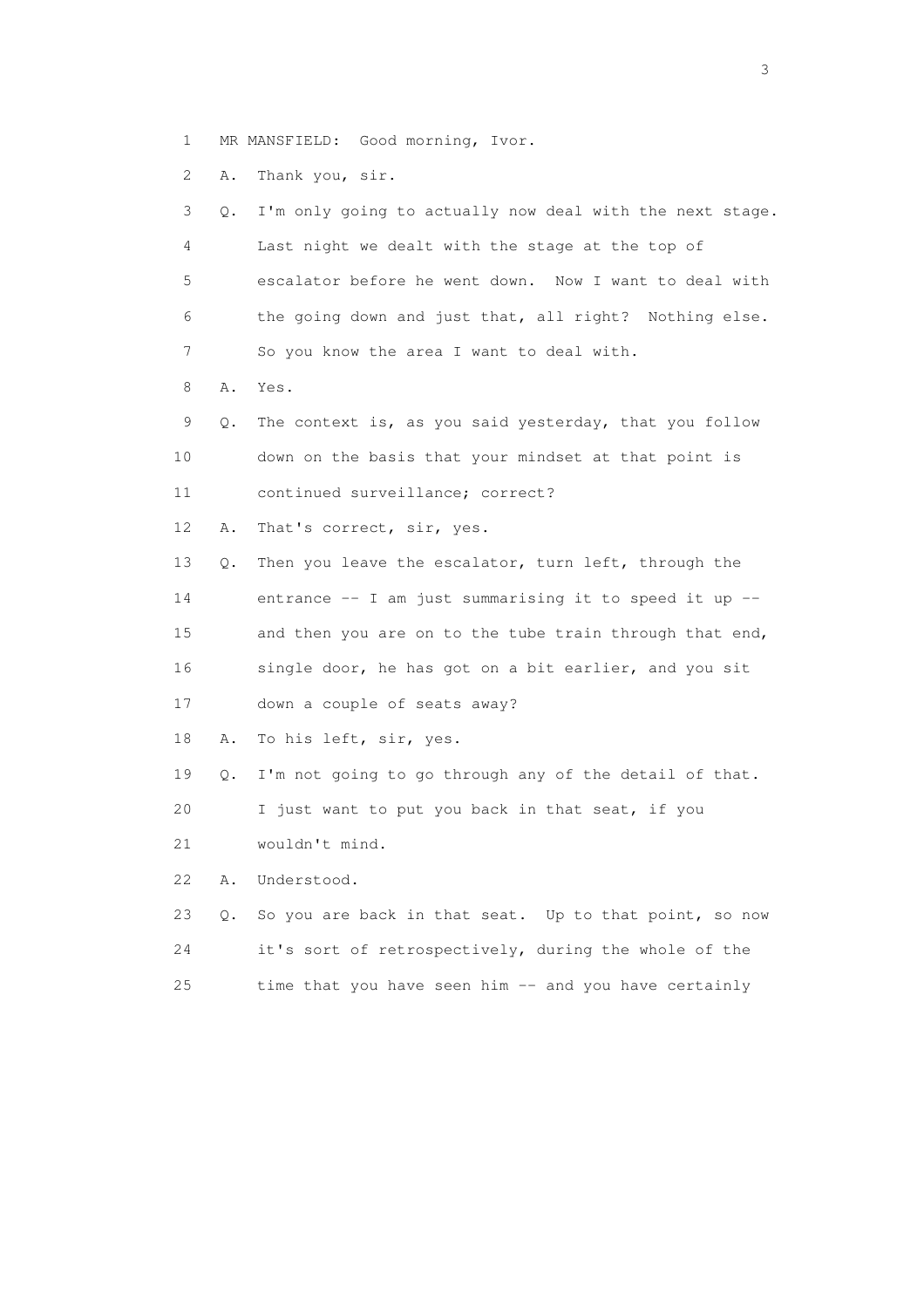1 MR MANSFIELD: Good morning, Ivor.

2 A. Thank you, sir.

3 Q. I'm only going to actually now deal with the next stage.

4 Last night we dealt with the stage at the top of

5 escalator before he went down. Now I want to deal with

6 the going down and just that, all right? Nothing else.

7 So you know the area I want to deal with.

8 A. Yes.

9 Q. The context is, as you said yesterday, that you follow

10 down on the basis that your mindset at that point is

11 continued surveillance; correct?

12 A. That's correct, sir, yes.

13 Q. Then you leave the escalator, turn left, through the

14 entrance -- I am just summarising it to speed it up --

15 and then you are on to the tube train through that end,

16 single door, he has got on a bit earlier, and you sit

17 down a couple of seats away?

18 A. To his left, sir, yes.

19 Q. I'm not going to go through any of the detail of that.

20 I just want to put you back in that seat, if you

21 wouldn't mind.

22 A. Understood.

23 Q. So you are back in that seat. Up to that point, so now

24 it's sort of retrospectively, during the whole of the

25 time that you have seen him -- and you have certainly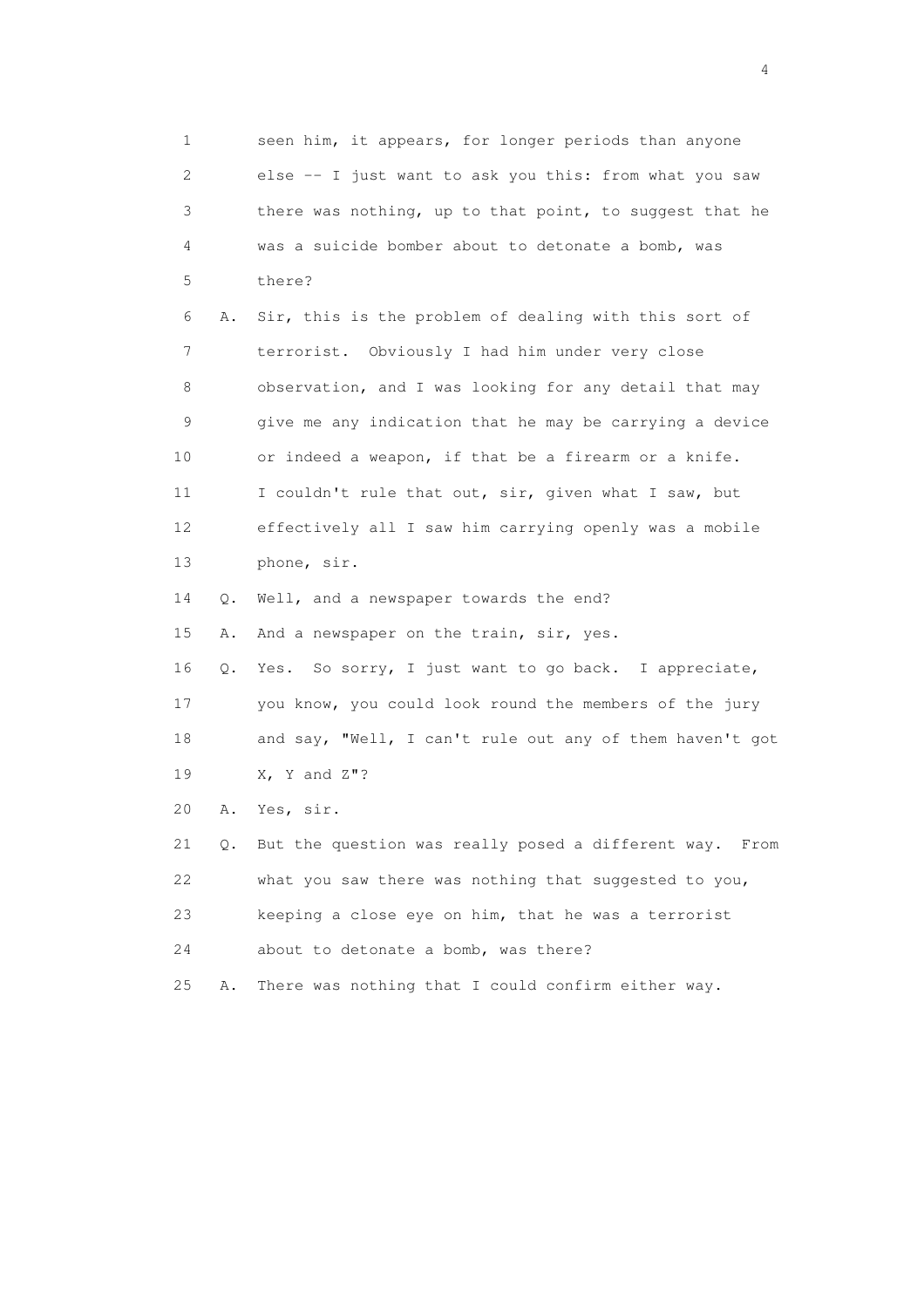1 seen him, it appears, for longer periods than anyone
2 else -- I just want to ask you this: from what you saw
3 there was nothing, up to that point, to suggest that he
4 was a suicide bomber about to detonate a bomb, was
5 there?

6 A. Sir, this is the problem of dealing with this sort of
7 terrorist. Obviously I had him under very close
8 observation, and I was looking for any detail that may
9 give me any indication that he may be carrying a device
10 or indeed a weapon, if that be a firearm or a knife.
11 I couldn't rule that out, sir, given what I saw, but
12 effectively all I saw him carrying openly was a mobile
13 phone, sir.

14 Q. Well, and a newspaper towards the end?

15 A. And a newspaper on the train, sir, yes.

16 Q. Yes. So sorry, I just want to go back. I appreciate,
17 you know, you could look round the members of the jury
18 and say, "Well, I can't rule out any of them haven't got
19 X, Y and Z"?

20 A. Yes, sir.

21 Q. But the question was really posed a different way. From
22 what you saw there was nothing that suggested to you,
23 keeping a close eye on him, that he was a terrorist
24 about to detonate a bomb, was there?

25 A. There was nothing that I could confirm either way.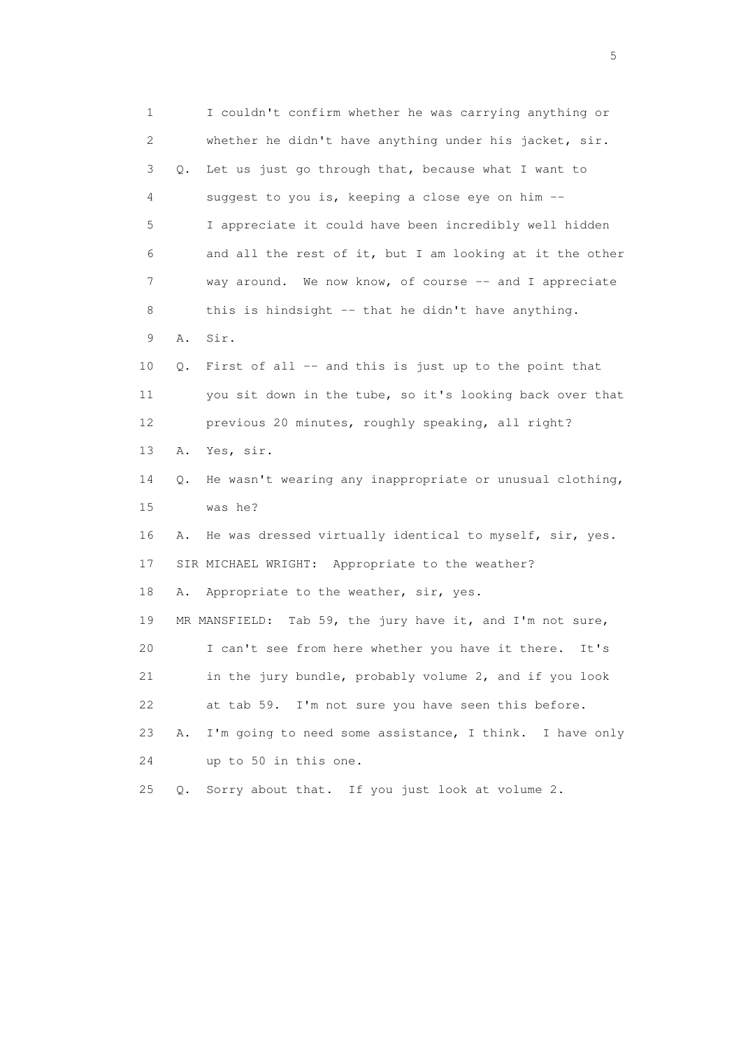1 I couldn't confirm whether he was carrying anything or
2 whether he didn't have anything under his jacket, sir.
3 Q. Let us just go through that, because what I want to
4 suggest to you is, keeping a close eye on him --
5 I appreciate it could have been incredibly well hidden
6 and all the rest of it, but I am looking at it the other
7 way around. We now know, of course -- and I appreciate
8 this is hindsight -- that he didn't have anything.
9 A. Sir.
10 Q. First of all -- and this is just up to the point that
11 you sit down in the tube, so it's looking back over that
12 previous 20 minutes, roughly speaking, all right?
13 A. Yes, sir.
14 Q. He wasn't wearing any inappropriate or unusual clothing,
15 was he?
16 A. He was dressed virtually identical to myself, sir, yes.
17 SIR MICHAEL WRIGHT: Appropriate to the weather?
18 A. Appropriate to the weather, sir, yes.
19 MR MANSFIELD: Tab 59, the jury have it, and I'm not sure,
20 I can't see from here whether you have it there. It's
21 in the jury bundle, probably volume 2, and if you look
22 at tab 59. I'm not sure you have seen this before.
23 A. I'm going to need some assistance, I think. I have only
24 up to 50 in this one.
25 Q. Sorry about that. If you just look at volume 2.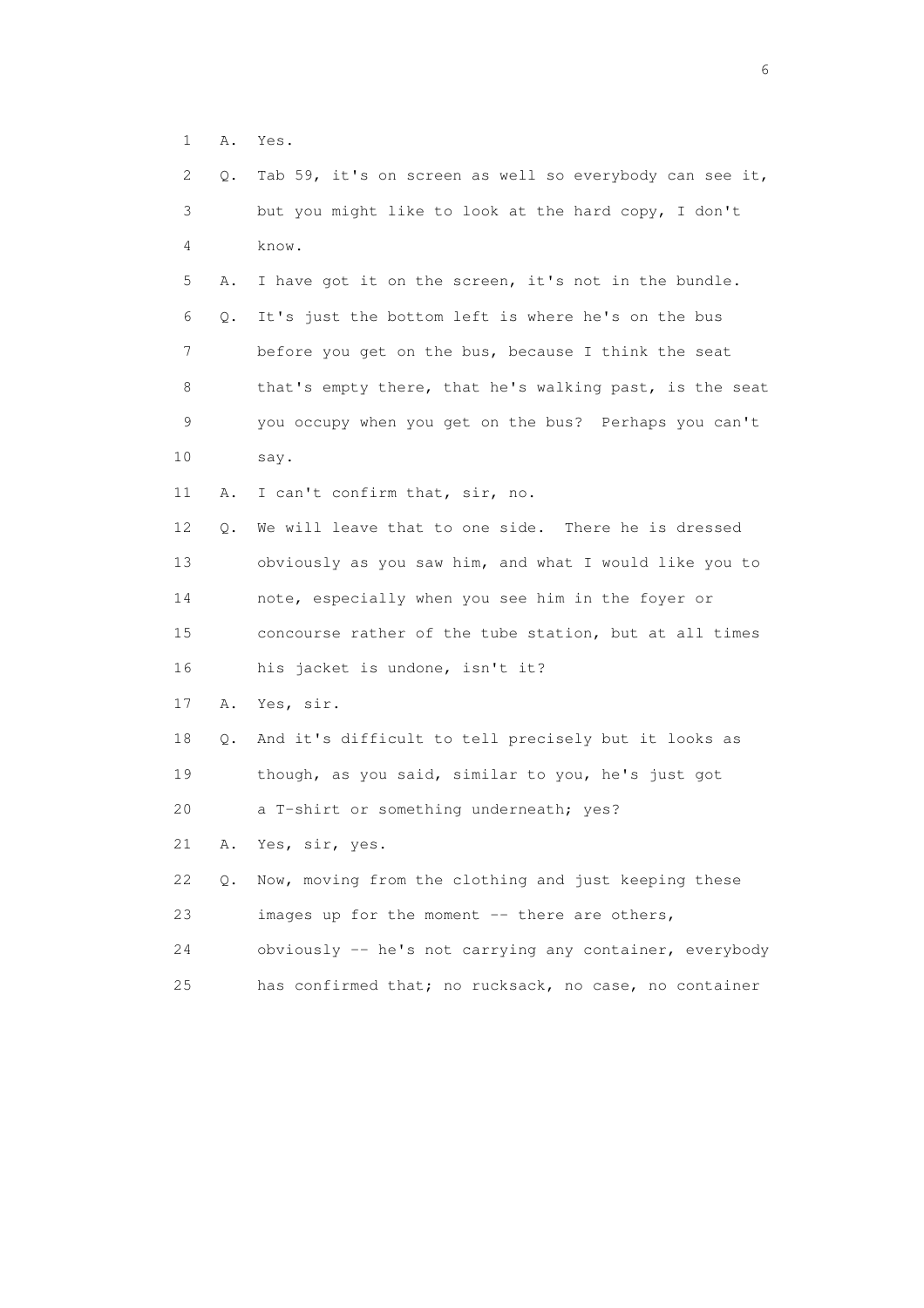1 A. Yes.

2 Q. Tab 59, it's on screen as well so everybody can see it,

3 but you might like to look at the hard copy, I don't

4 know.

5 A. I have got it on the screen, it's not in the bundle.

6 Q. It's just the bottom left is where he's on the bus

7 before you get on the bus, because I think the seat

8 that's empty there, that he's walking past, is the seat

9 you occupy when you get on the bus? Perhaps you can't

10 say.

11 A. I can't confirm that, sir, no.

12 Q. We will leave that to one side. There he is dressed

13 obviously as you saw him, and what I would like you to

14 note, especially when you see him in the foyer or

15 concourse rather of the tube station, but at all times

16 his jacket is undone, isn't it?

17 A. Yes, sir.

18 Q. And it's difficult to tell precisely but it looks as

19 though, as you said, similar to you, he's just got

20 a T-shirt or something underneath; yes?

21 A. Yes, sir, yes.

22 Q. Now, moving from the clothing and just keeping these

23 images up for the moment -- there are others,

24 obviously -- he's not carrying any container, everybody

25 has confirmed that; no rucksack, no case, no container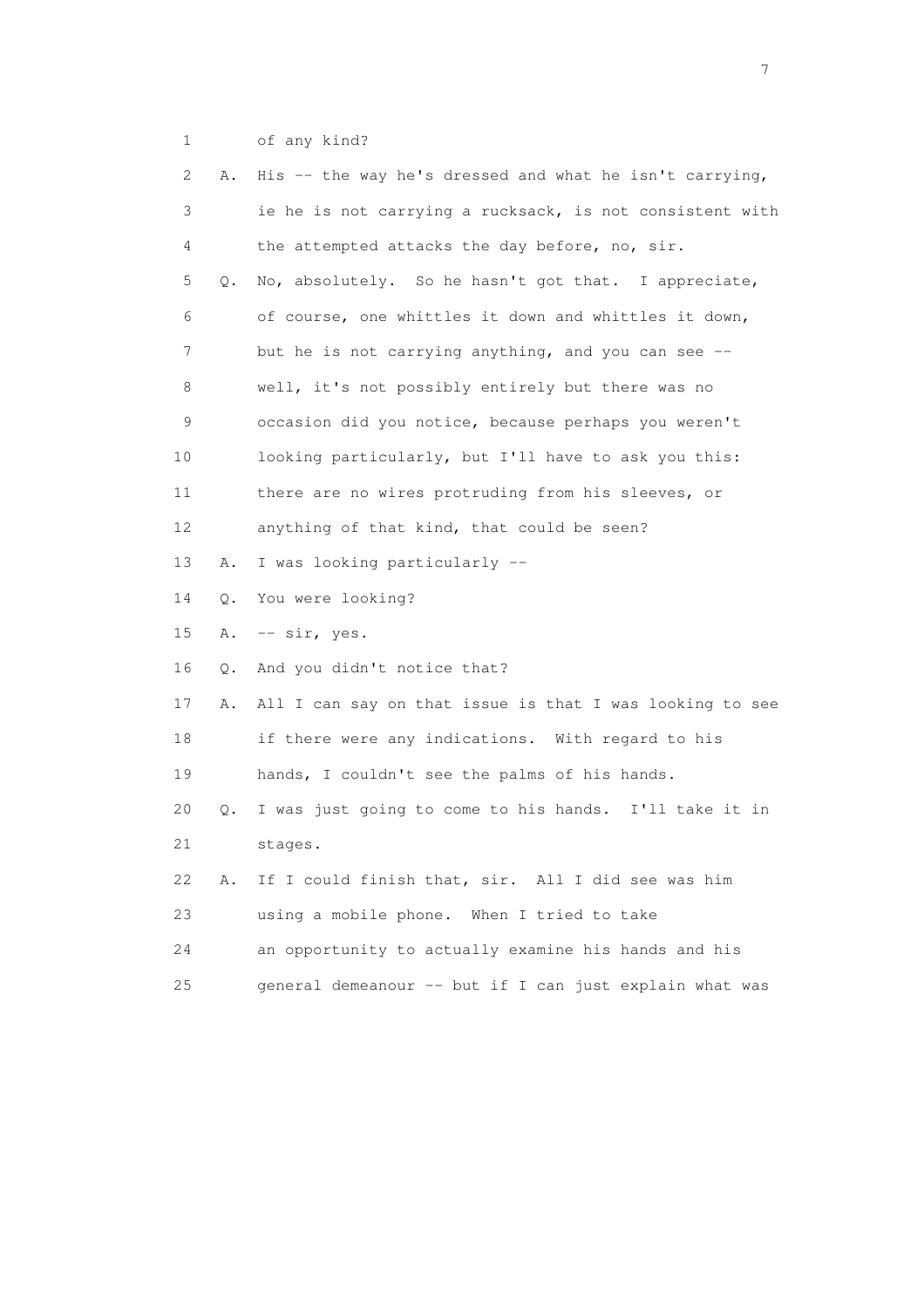1        of any kind?

2    A.  His -- the way he's dressed and what he isn't carrying,

3        ie he is not carrying a rucksack, is not consistent with

4        the attempted attacks the day before, no, sir.

5    Q.  No, absolutely.  So he hasn't got that.  I appreciate,

6        of course, one whittles it down and whittles it down,

7        but he is not carrying anything, and you can see --

8        well, it's not possibly entirely but there was no

9        occasion did you notice, because perhaps you weren't

10       looking particularly, but I'll have to ask you this:

11       there are no wires protruding from his sleeves, or

12       anything of that kind, that could be seen?

13   A.  I was looking particularly --

14   Q.  You were looking?

15   A.  -- sir, yes.

16   Q.  And you didn't notice that?

17   A.  All I can say on that issue is that I was looking to see

18       if there were any indications.  With regard to his

19       hands, I couldn't see the palms of his hands.

20   Q.  I was just going to come to his hands.  I'll take it in

21       stages.

22   A.  If I could finish that, sir.  All I did see was him

23       using a mobile phone.  When I tried to take

24       an opportunity to actually examine his hands and his

25       general demeanour -- but if I can just explain what was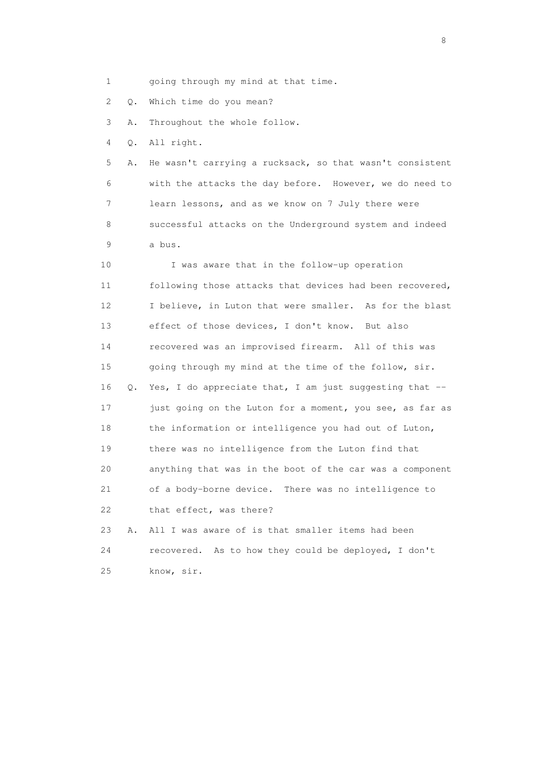1 going through my mind at that time.

2 Q. Which time do you mean?

3 A. Throughout the whole follow.

4 Q. All right.

5 A. He wasn't carrying a rucksack, so that wasn't consistent
6 with the attacks the day before. However, we do need to
7 learn lessons, and as we know on 7 July there were
8 successful attacks on the Underground system and indeed
9 a bus.

10 I was aware that in the follow-up operation
11 following those attacks that devices had been recovered,
12 I believe, in Luton that were smaller. As for the blast
13 effect of those devices, I don't know. But also
14 recovered was an improvised firearm. All of this was
15 going through my mind at the time of the follow, sir.

16 Q. Yes, I do appreciate that, I am just suggesting that --
17 just going on the Luton for a moment, you see, as far as
18 the information or intelligence you had out of Luton,
19 there was no intelligence from the Luton find that
20 anything that was in the boot of the car was a component
21 of a body-borne device. There was no intelligence to
22 that effect, was there?

23 A. All I was aware of is that smaller items had been
24 recovered. As to how they could be deployed, I don't
25 know, sir.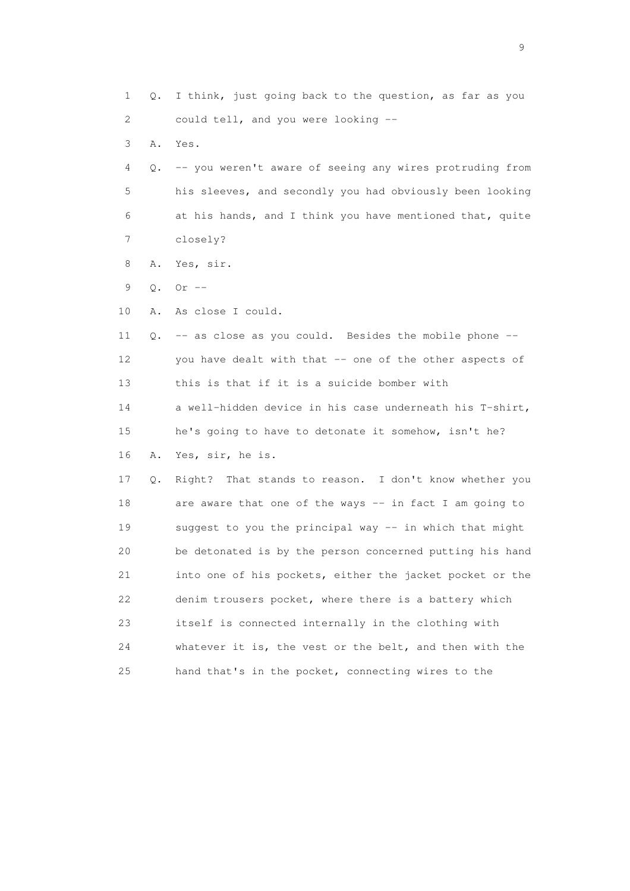1 Q. I think, just going back to the question, as far as you
2 could tell, and you were looking --
3 A. Yes.
4 Q. -- you weren't aware of seeing any wires protruding from
5 his sleeves, and secondly you had obviously been looking
6 at his hands, and I think you have mentioned that, quite
7 closely?
8 A. Yes, sir.
9 Q. Or --
10 A. As close I could.
11 Q. -- as close as you could. Besides the mobile phone --
12 you have dealt with that -- one of the other aspects of
13 this is that if it is a suicide bomber with
14 a well-hidden device in his case underneath his T-shirt,
15 he's going to have to detonate it somehow, isn't he?
16 A. Yes, sir, he is.
17 Q. Right? That stands to reason. I don't know whether you
18 are aware that one of the ways -- in fact I am going to
19 suggest to you the principal way -- in which that might
20 be detonated is by the person concerned putting his hand
21 into one of his pockets, either the jacket pocket or the
22 denim trousers pocket, where there is a battery which
23 itself is connected internally in the clothing with
24 whatever it is, the vest or the belt, and then with the
25 hand that's in the pocket, connecting wires to the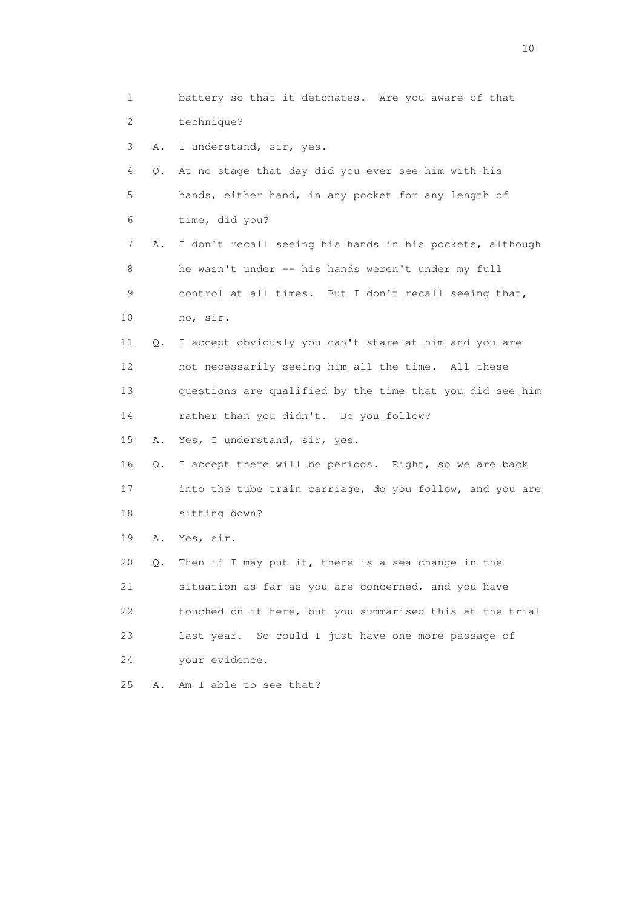1 battery so that it detonates. Are you aware of that
2 technique?
3 A. I understand, sir, yes.
4 Q. At no stage that day did you ever see him with his
5 hands, either hand, in any pocket for any length of
6 time, did you?
7 A. I don't recall seeing his hands in his pockets, although
8 he wasn't under -- his hands weren't under my full
9 control at all times. But I don't recall seeing that,
10 no, sir.
11 Q. I accept obviously you can't stare at him and you are
12 not necessarily seeing him all the time. All these
13 questions are qualified by the time that you did see him
14 rather than you didn't. Do you follow?
15 A. Yes, I understand, sir, yes.
16 Q. I accept there will be periods. Right, so we are back
17 into the tube train carriage, do you follow, and you are
18 sitting down?
19 A. Yes, sir.
20 Q. Then if I may put it, there is a sea change in the
21 situation as far as you are concerned, and you have
22 touched on it here, but you summarised this at the trial
23 last year. So could I just have one more passage of
24 your evidence.
25 A. Am I able to see that?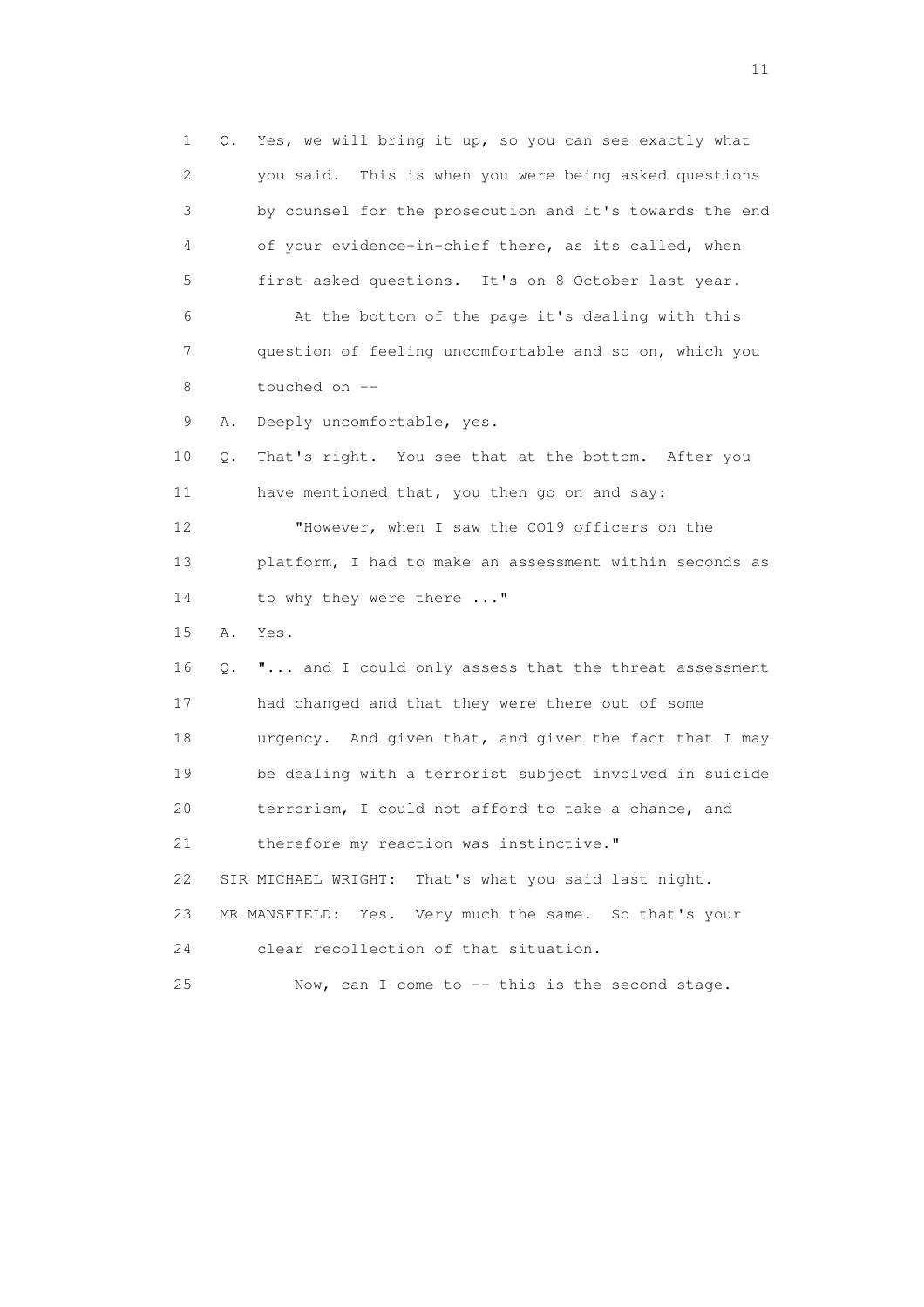1 Q. Yes, we will bring it up, so you can see exactly what
2 you said. This is when you were being asked questions
3 by counsel for the prosecution and it's towards the end
4 of your evidence-in-chief there, as its called, when
5 first asked questions. It's on 8 October last year.
6 At the bottom of the page it's dealing with this
7 question of feeling uncomfortable and so on, which you
8 touched on --
9 A. Deeply uncomfortable, yes.
10 Q. That's right. You see that at the bottom. After you
11 have mentioned that, you then go on and say:
12 "However, when I saw the CO19 officers on the
13 platform, I had to make an assessment within seconds as
14 to why they were there ..."
15 A. Yes.
16 Q. "... and I could only assess that the threat assessment
17 had changed and that they were there out of some
18 urgency. And given that, and given the fact that I may
19 be dealing with a terrorist subject involved in suicide
20 terrorism, I could not afford to take a chance, and
21 therefore my reaction was instinctive."
22 SIR MICHAEL WRIGHT: That's what you said last night.
23 MR MANSFIELD: Yes. Very much the same. So that's your
24 clear recollection of that situation.
25 Now, can I come to -- this is the second stage.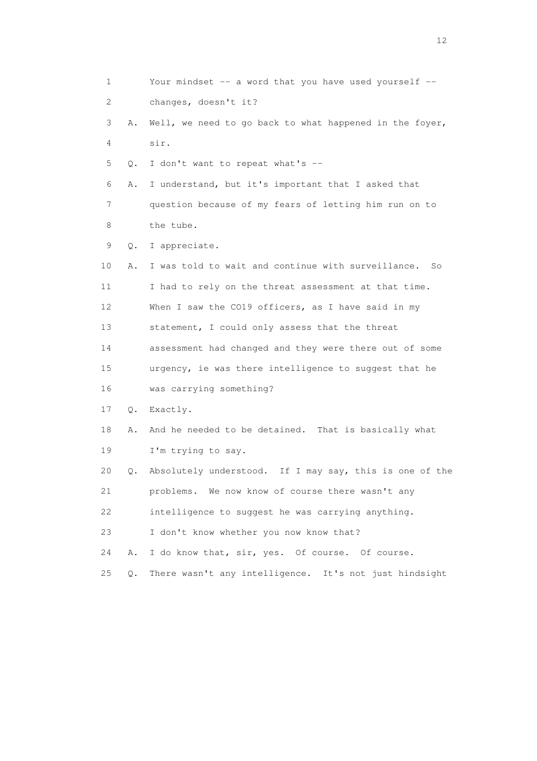1 Your mindset -- a word that you have used yourself --
2 changes, doesn't it?
3 A. Well, we need to go back to what happened in the foyer,
4 sir.
5 Q. I don't want to repeat what's --
6 A. I understand, but it's important that I asked that
7 question because of my fears of letting him run on to
8 the tube.
9 Q. I appreciate.
10 A. I was told to wait and continue with surveillance. So
11 I had to rely on the threat assessment at that time.
12 When I saw the CO19 officers, as I have said in my
13 statement, I could only assess that the threat
14 assessment had changed and they were there out of some
15 urgency, ie was there intelligence to suggest that he
16 was carrying something?
17 Q. Exactly.
18 A. And he needed to be detained. That is basically what
19 I'm trying to say.
20 Q. Absolutely understood. If I may say, this is one of the
21 problems. We now know of course there wasn't any
22 intelligence to suggest he was carrying anything.
23 I don't know whether you now know that?
24 A. I do know that, sir, yes. Of course. Of course.
25 Q. There wasn't any intelligence. It's not just hindsight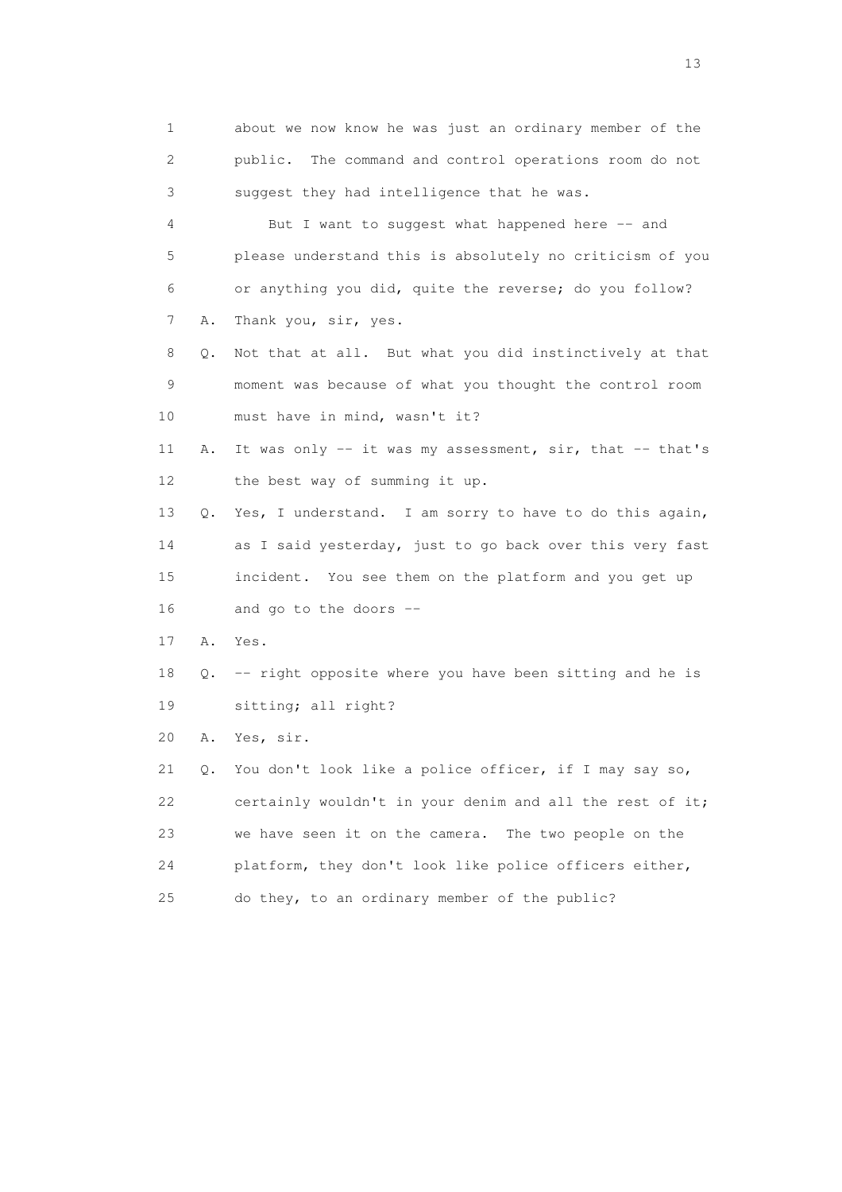1 about we now know he was just an ordinary member of the
2 public. The command and control operations room do not
3 suggest they had intelligence that he was.
4 But I want to suggest what happened here -- and
5 please understand this is absolutely no criticism of you
6 or anything you did, quite the reverse; do you follow?
7 A. Thank you, sir, yes.
8 Q. Not that at all. But what you did instinctively at that
9 moment was because of what you thought the control room
10 must have in mind, wasn't it?
11 A. It was only -- it was my assessment, sir, that -- that's
12 the best way of summing it up.
13 Q. Yes, I understand. I am sorry to have to do this again,
14 as I said yesterday, just to go back over this very fast
15 incident. You see them on the platform and you get up
16 and go to the doors --
17 A. Yes.
18 Q. -- right opposite where you have been sitting and he is
19 sitting; all right?
20 A. Yes, sir.
21 Q. You don't look like a police officer, if I may say so,
22 certainly wouldn't in your denim and all the rest of it;
23 we have seen it on the camera. The two people on the
24 platform, they don't look like police officers either,
25 do they, to an ordinary member of the public?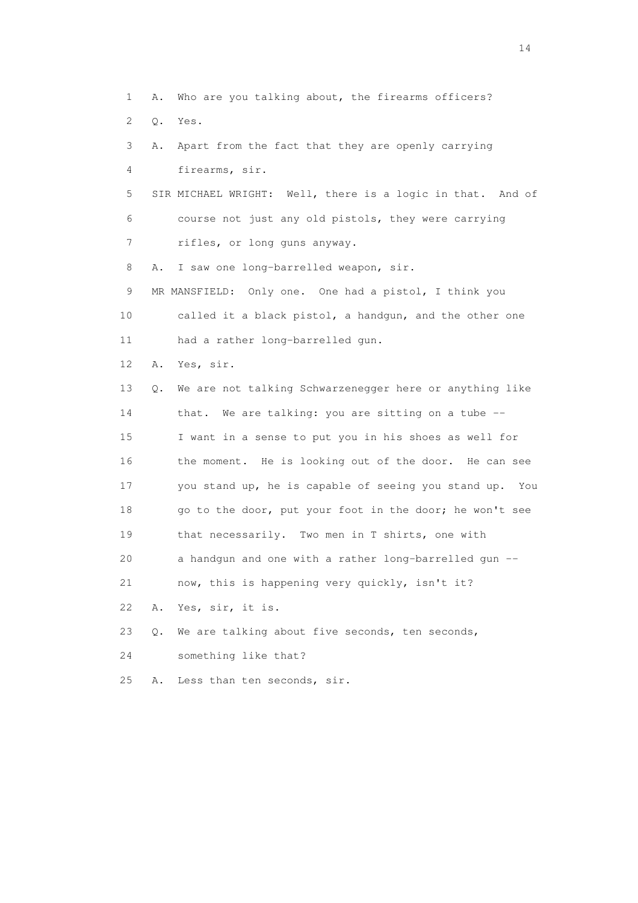1 A. Who are you talking about, the firearms officers?

2 Q. Yes.

3 A. Apart from the fact that they are openly carrying

4 firearms, sir.

5 SIR MICHAEL WRIGHT: Well, there is a logic in that. And of

6 course not just any old pistols, they were carrying

7 rifles, or long guns anyway.

8 A. I saw one long-barrelled weapon, sir.

9 MR MANSFIELD: Only one. One had a pistol, I think you

10 called it a black pistol, a handgun, and the other one

11 had a rather long-barrelled gun.

12 A. Yes, sir.

13 Q. We are not talking Schwarzenegger here or anything like

14 that. We are talking: you are sitting on a tube --

15 I want in a sense to put you in his shoes as well for

16 the moment. He is looking out of the door. He can see

17 you stand up, he is capable of seeing you stand up. You

18 go to the door, put your foot in the door; he won't see

19 that necessarily. Two men in T shirts, one with

20 a handgun and one with a rather long-barrelled gun --

21 now, this is happening very quickly, isn't it?

22 A. Yes, sir, it is.

23 Q. We are talking about five seconds, ten seconds,

24 something like that?

25 A. Less than ten seconds, sir.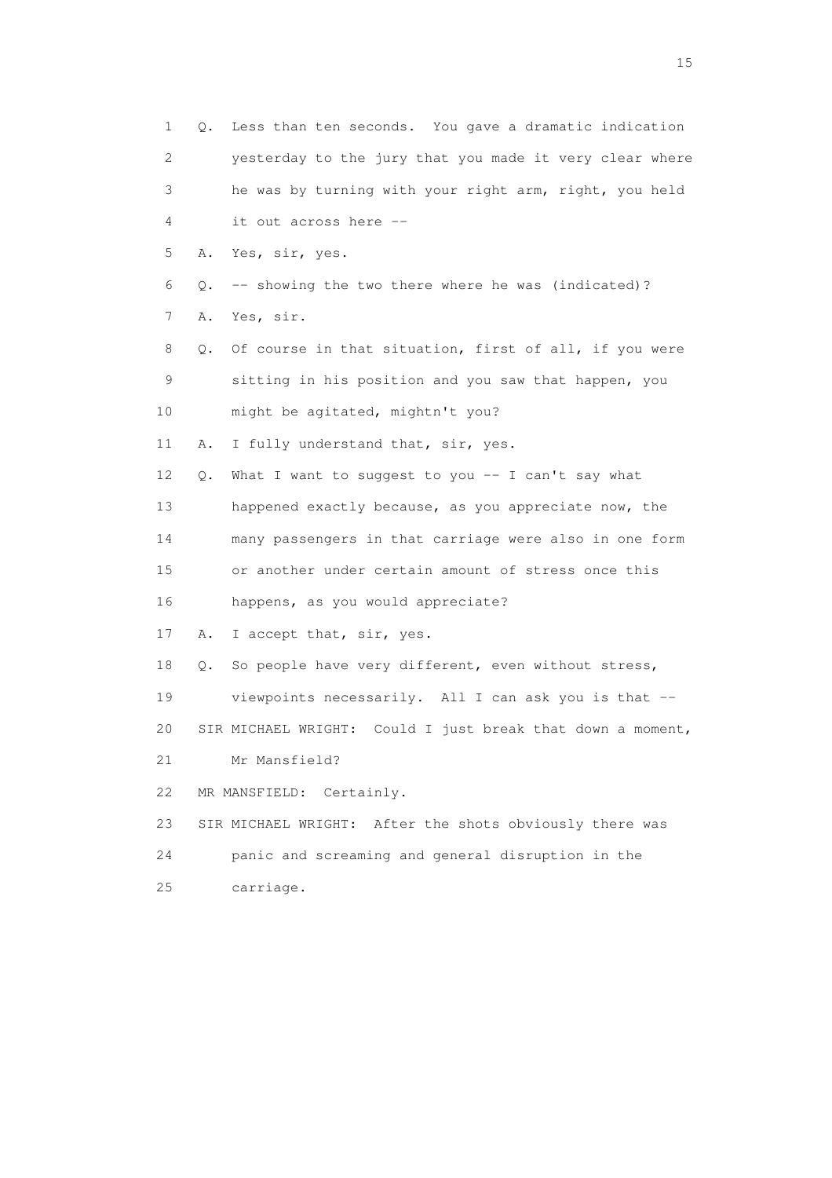1 Q. Less than ten seconds. You gave a dramatic indication
2 yesterday to the jury that you made it very clear where
3 he was by turning with your right arm, right, you held
4 it out across here --
5 A. Yes, sir, yes.
6 Q. -- showing the two there where he was (indicated)?
7 A. Yes, sir.
8 Q. Of course in that situation, first of all, if you were
9 sitting in his position and you saw that happen, you
10 might be agitated, mightn't you?
11 A. I fully understand that, sir, yes.
12 Q. What I want to suggest to you -- I can't say what
13 happened exactly because, as you appreciate now, the
14 many passengers in that carriage were also in one form
15 or another under certain amount of stress once this
16 happens, as you would appreciate?
17 A. I accept that, sir, yes.
18 Q. So people have very different, even without stress,
19 viewpoints necessarily. All I can ask you is that --
20 SIR MICHAEL WRIGHT: Could I just break that down a moment,
21 Mr Mansfield?
22 MR MANSFIELD: Certainly.
23 SIR MICHAEL WRIGHT: After the shots obviously there was
24 panic and screaming and general disruption in the
25 carriage.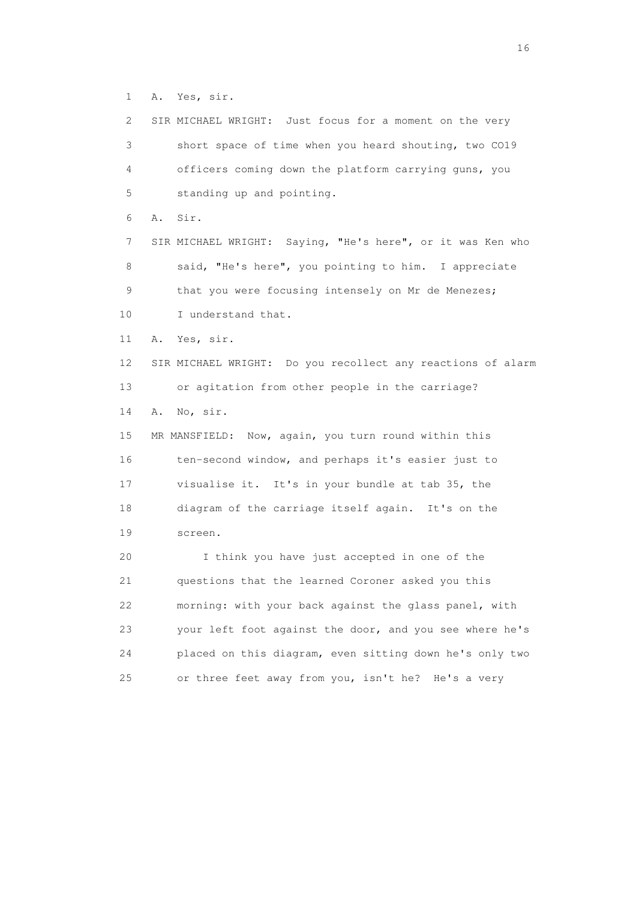1 A. Yes, sir.

2 SIR MICHAEL WRIGHT: Just focus for a moment on the very

3 short space of time when you heard shouting, two CO19

4 officers coming down the platform carrying guns, you

5 standing up and pointing.

6 A. Sir.

7 SIR MICHAEL WRIGHT: Saying, "He's here", or it was Ken who

8 said, "He's here", you pointing to him. I appreciate

9 that you were focusing intensely on Mr de Menezes;

10 I understand that.

11 A. Yes, sir.

12 SIR MICHAEL WRIGHT: Do you recollect any reactions of alarm

13 or agitation from other people in the carriage?

14 A. No, sir.

15 MR MANSFIELD: Now, again, you turn round within this

16 ten-second window, and perhaps it's easier just to

17 visualise it. It's in your bundle at tab 35, the

18 diagram of the carriage itself again. It's on the

19 screen.

20 I think you have just accepted in one of the

21 questions that the learned Coroner asked you this

22 morning: with your back against the glass panel, with

23 your left foot against the door, and you see where he's

24 placed on this diagram, even sitting down he's only two

25 or three feet away from you, isn't he? He's a very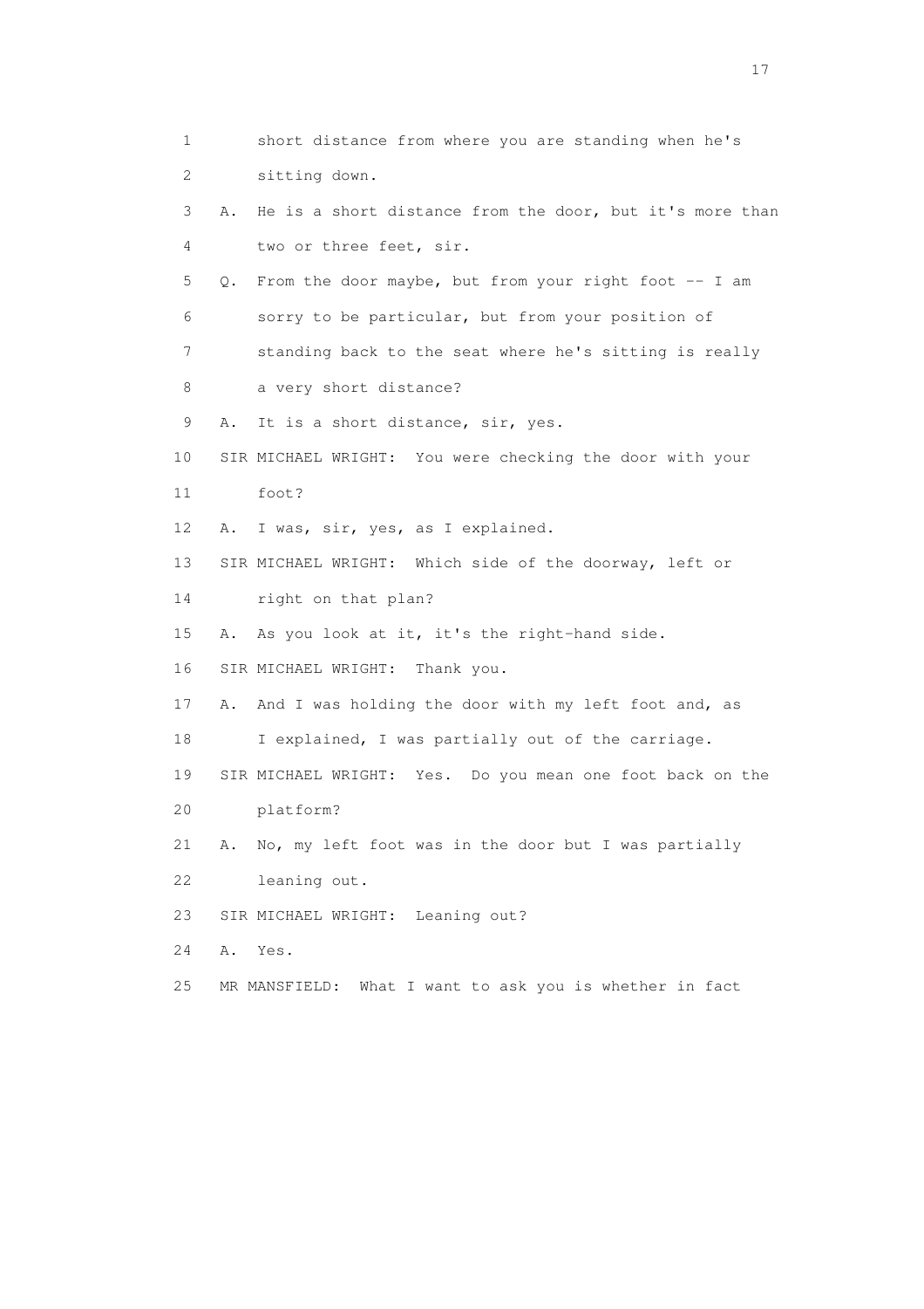1 short distance from where you are standing when he's
2 sitting down.
3 A. He is a short distance from the door, but it's more than
4 two or three feet, sir.
5 Q. From the door maybe, but from your right foot -- I am
6 sorry to be particular, but from your position of
7 standing back to the seat where he's sitting is really
8 a very short distance?
9 A. It is a short distance, sir, yes.
10 SIR MICHAEL WRIGHT: You were checking the door with your
11 foot?
12 A. I was, sir, yes, as I explained.
13 SIR MICHAEL WRIGHT: Which side of the doorway, left or
14 right on that plan?
15 A. As you look at it, it's the right-hand side.
16 SIR MICHAEL WRIGHT: Thank you.
17 A. And I was holding the door with my left foot and, as
18 I explained, I was partially out of the carriage.
19 SIR MICHAEL WRIGHT: Yes. Do you mean one foot back on the
20 platform?
21 A. No, my left foot was in the door but I was partially
22 leaning out.
23 SIR MICHAEL WRIGHT: Leaning out?
24 A. Yes.
25 MR MANSFIELD: What I want to ask you is whether in fact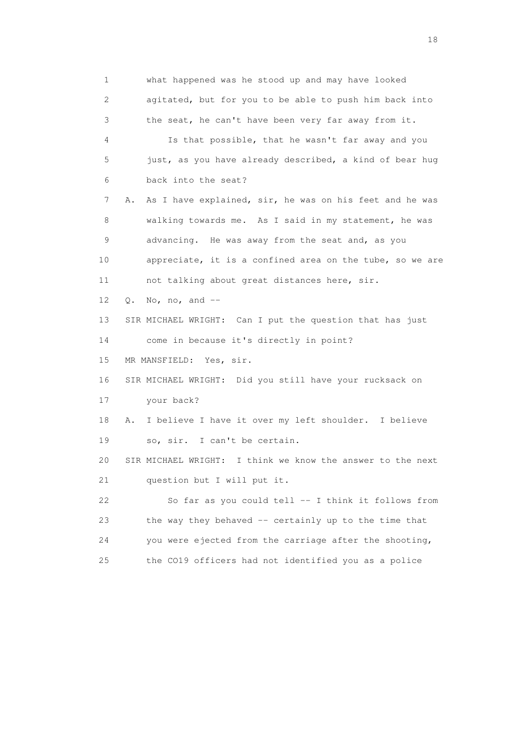1 what happened was he stood up and may have looked
2 agitated, but for you to be able to push him back into
3 the seat, he can't have been very far away from it.
4 Is that possible, that he wasn't far away and you
5 just, as you have already described, a kind of bear hug
6 back into the seat?
7 A. As I have explained, sir, he was on his feet and he was
8 walking towards me. As I said in my statement, he was
9 advancing. He was away from the seat and, as you
10 appreciate, it is a confined area on the tube, so we are
11 not talking about great distances here, sir.
12 Q. No, no, and --
13 SIR MICHAEL WRIGHT: Can I put the question that has just
14 come in because it's directly in point?
15 MR MANSFIELD: Yes, sir.
16 SIR MICHAEL WRIGHT: Did you still have your rucksack on
17 your back?
18 A. I believe I have it over my left shoulder. I believe
19 so, sir. I can't be certain.
20 SIR MICHAEL WRIGHT: I think we know the answer to the next
21 question but I will put it.
22 So far as you could tell -- I think it follows from
23 the way they behaved -- certainly up to the time that
24 you were ejected from the carriage after the shooting,
25 the CO19 officers had not identified you as a police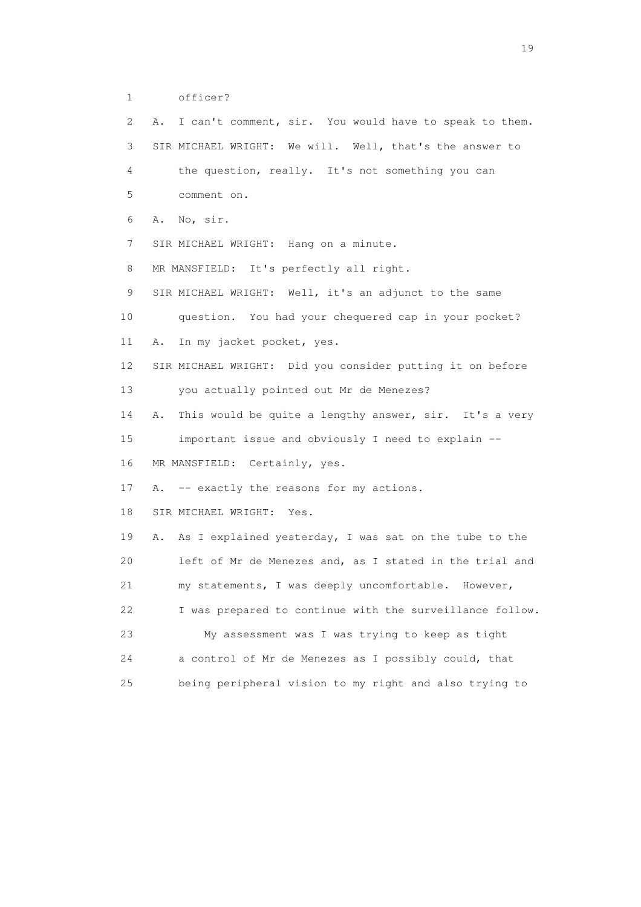1 officer?

2 A. I can't comment, sir. You would have to speak to them.

3 SIR MICHAEL WRIGHT: We will. Well, that's the answer to

4 the question, really. It's not something you can

5 comment on.

6 A. No, sir.

7 SIR MICHAEL WRIGHT: Hang on a minute.

8 MR MANSFIELD: It's perfectly all right.

9 SIR MICHAEL WRIGHT: Well, it's an adjunct to the same

10 question. You had your chequered cap in your pocket?

11 A. In my jacket pocket, yes.

12 SIR MICHAEL WRIGHT: Did you consider putting it on before

13 you actually pointed out Mr de Menezes?

14 A. This would be quite a lengthy answer, sir. It's a very

15 important issue and obviously I need to explain --

16 MR MANSFIELD: Certainly, yes.

17 A. -- exactly the reasons for my actions.

18 SIR MICHAEL WRIGHT: Yes.

19 A. As I explained yesterday, I was sat on the tube to the

20 left of Mr de Menezes and, as I stated in the trial and

21 my statements, I was deeply uncomfortable. However,

22 I was prepared to continue with the surveillance follow.

23 My assessment was I was trying to keep as tight

24 a control of Mr de Menezes as I possibly could, that

25 being peripheral vision to my right and also trying to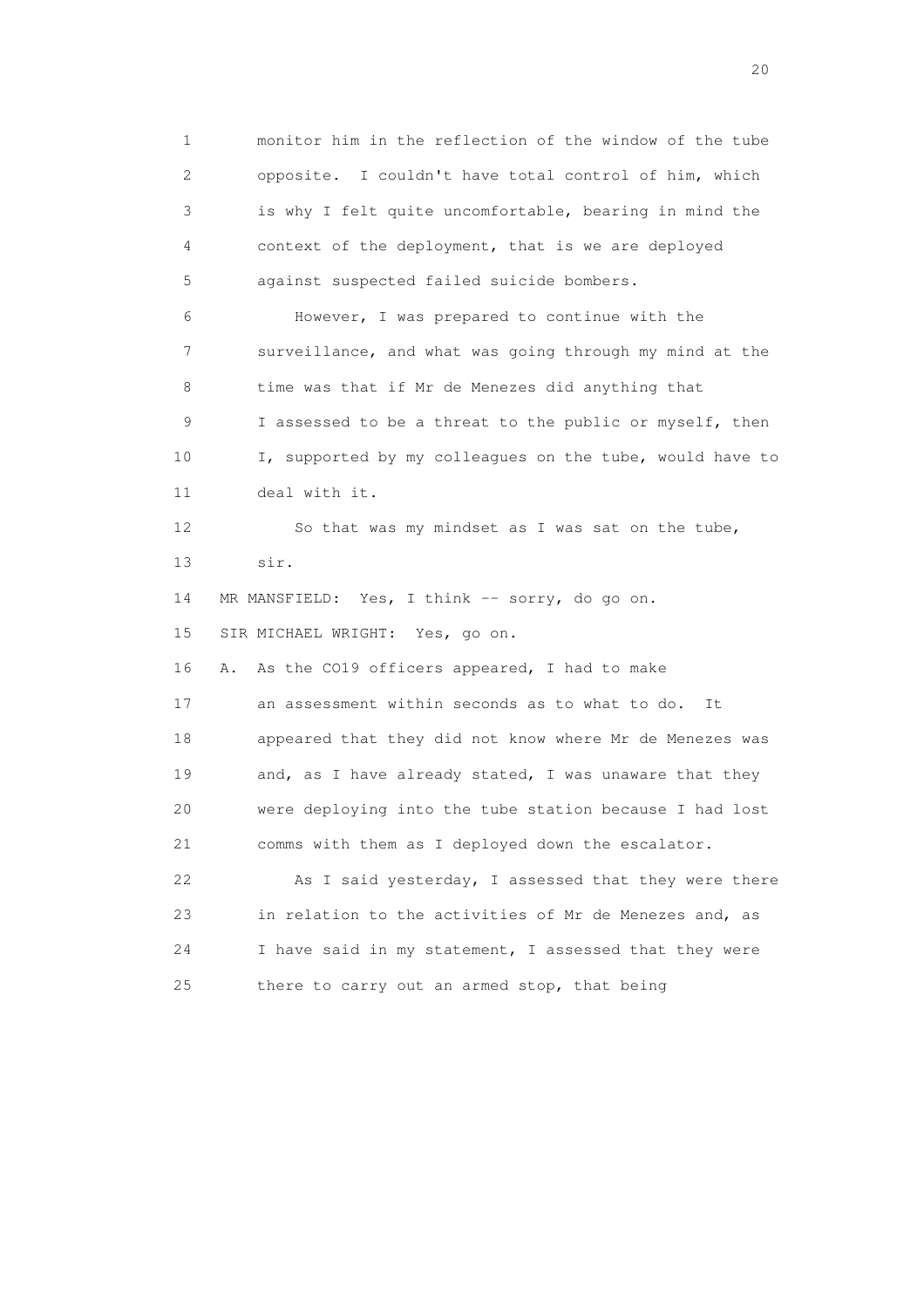1 monitor him in the reflection of the window of the tube
2 opposite. I couldn't have total control of him, which
3 is why I felt quite uncomfortable, bearing in mind the
4 context of the deployment, that is we are deployed
5 against suspected failed suicide bombers.

6 However, I was prepared to continue with the
7 surveillance, and what was going through my mind at the
8 time was that if Mr de Menezes did anything that
9 I assessed to be a threat to the public or myself, then
10 I, supported by my colleagues on the tube, would have to
11 deal with it.

12 So that was my mindset as I was sat on the tube,
13 sir.

14 MR MANSFIELD: Yes, I think -- sorry, do go on.

15 SIR MICHAEL WRIGHT: Yes, go on.

16 A. As the CO19 officers appeared, I had to make
17 an assessment within seconds as to what to do. It
18 appeared that they did not know where Mr de Menezes was
19 and, as I have already stated, I was unaware that they
20 were deploying into the tube station because I had lost
21 comms with them as I deployed down the escalator.

22 As I said yesterday, I assessed that they were there
23 in relation to the activities of Mr de Menezes and, as
24 I have said in my statement, I assessed that they were
25 there to carry out an armed stop, that being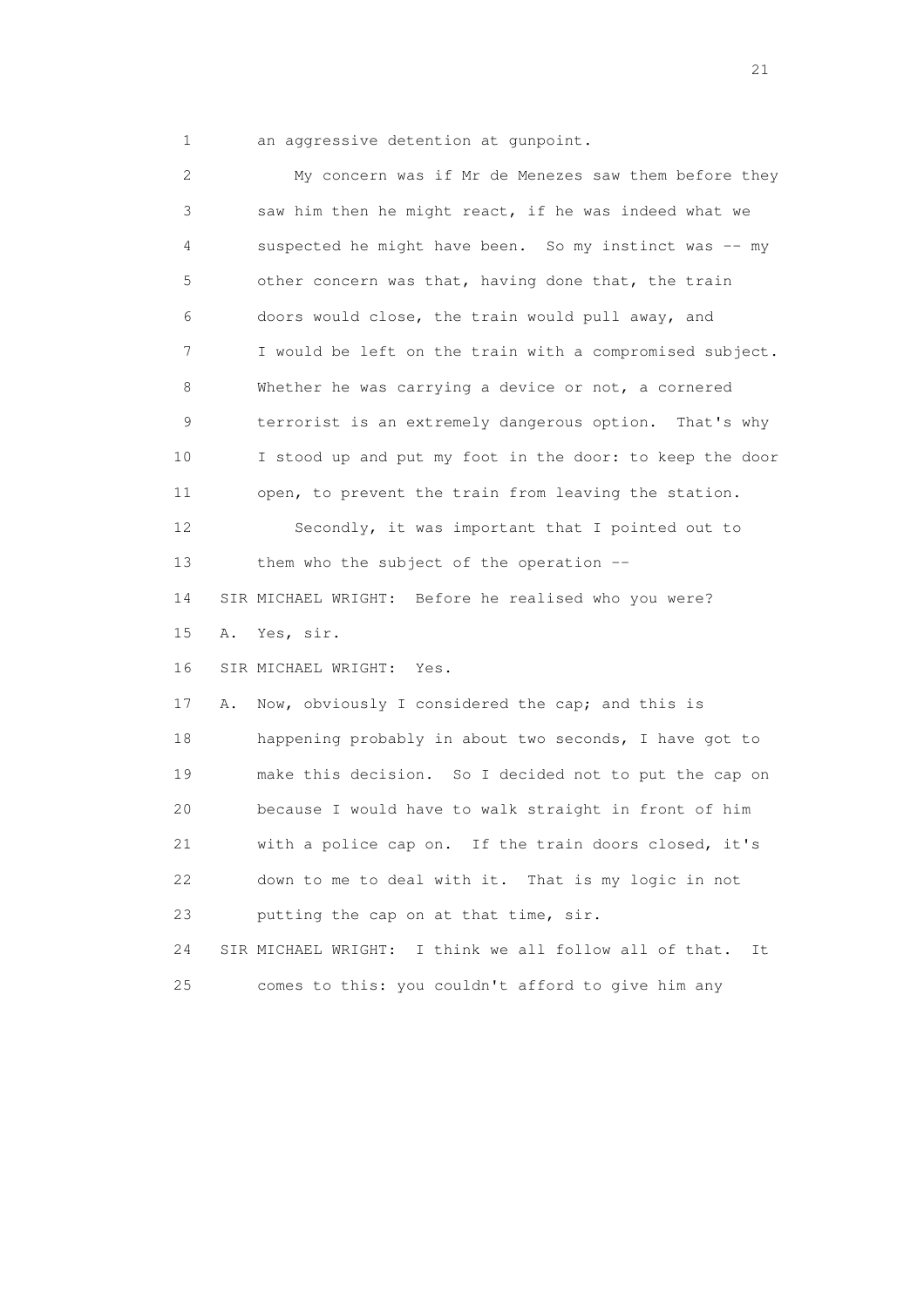1 an aggressive detention at gunpoint.

2 My concern was if Mr de Menezes saw them before they
3 saw him then he might react, if he was indeed what we
4 suspected he might have been. So my instinct was -- my
5 other concern was that, having done that, the train
6 doors would close, the train would pull away, and
7 I would be left on the train with a compromised subject.
8 Whether he was carrying a device or not, a cornered
9 terrorist is an extremely dangerous option. That's why
10 I stood up and put my foot in the door: to keep the door
11 open, to prevent the train from leaving the station.

12 Secondly, it was important that I pointed out to
13 them who the subject of the operation --

14 SIR MICHAEL WRIGHT: Before he realised who you were?

15 A. Yes, sir.

16 SIR MICHAEL WRIGHT: Yes.

17 A. Now, obviously I considered the cap; and this is
18 happening probably in about two seconds, I have got to
19 make this decision. So I decided not to put the cap on
20 because I would have to walk straight in front of him
21 with a police cap on. If the train doors closed, it's
22 down to me to deal with it. That is my logic in not
23 putting the cap on at that time, sir.

24 SIR MICHAEL WRIGHT: I think we all follow all of that. It
25 comes to this: you couldn't afford to give him any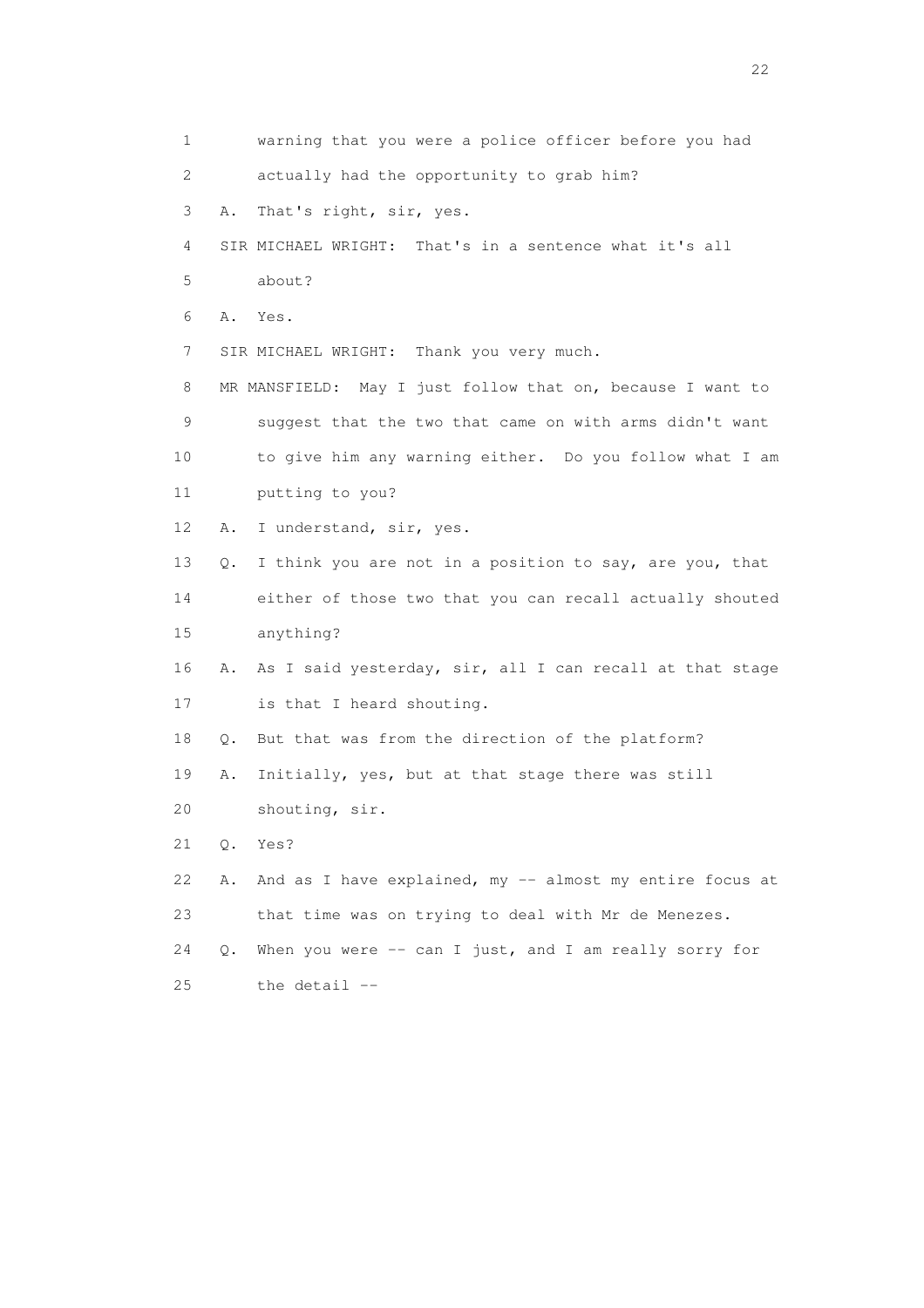1 warning that you were a police officer before you had
2 actually had the opportunity to grab him?
3 A. That's right, sir, yes.
4 SIR MICHAEL WRIGHT: That's in a sentence what it's all
5 about?
6 A. Yes.
7 SIR MICHAEL WRIGHT: Thank you very much.
8 MR MANSFIELD: May I just follow that on, because I want to
9 suggest that the two that came on with arms didn't want
10 to give him any warning either. Do you follow what I am
11 putting to you?
12 A. I understand, sir, yes.
13 Q. I think you are not in a position to say, are you, that
14 either of those two that you can recall actually shouted
15 anything?
16 A. As I said yesterday, sir, all I can recall at that stage
17 is that I heard shouting.
18 Q. But that was from the direction of the platform?
19 A. Initially, yes, but at that stage there was still
20 shouting, sir.
21 Q. Yes?
22 A. And as I have explained, my -- almost my entire focus at
23 that time was on trying to deal with Mr de Menezes.
24 Q. When you were -- can I just, and I am really sorry for
25 the detail --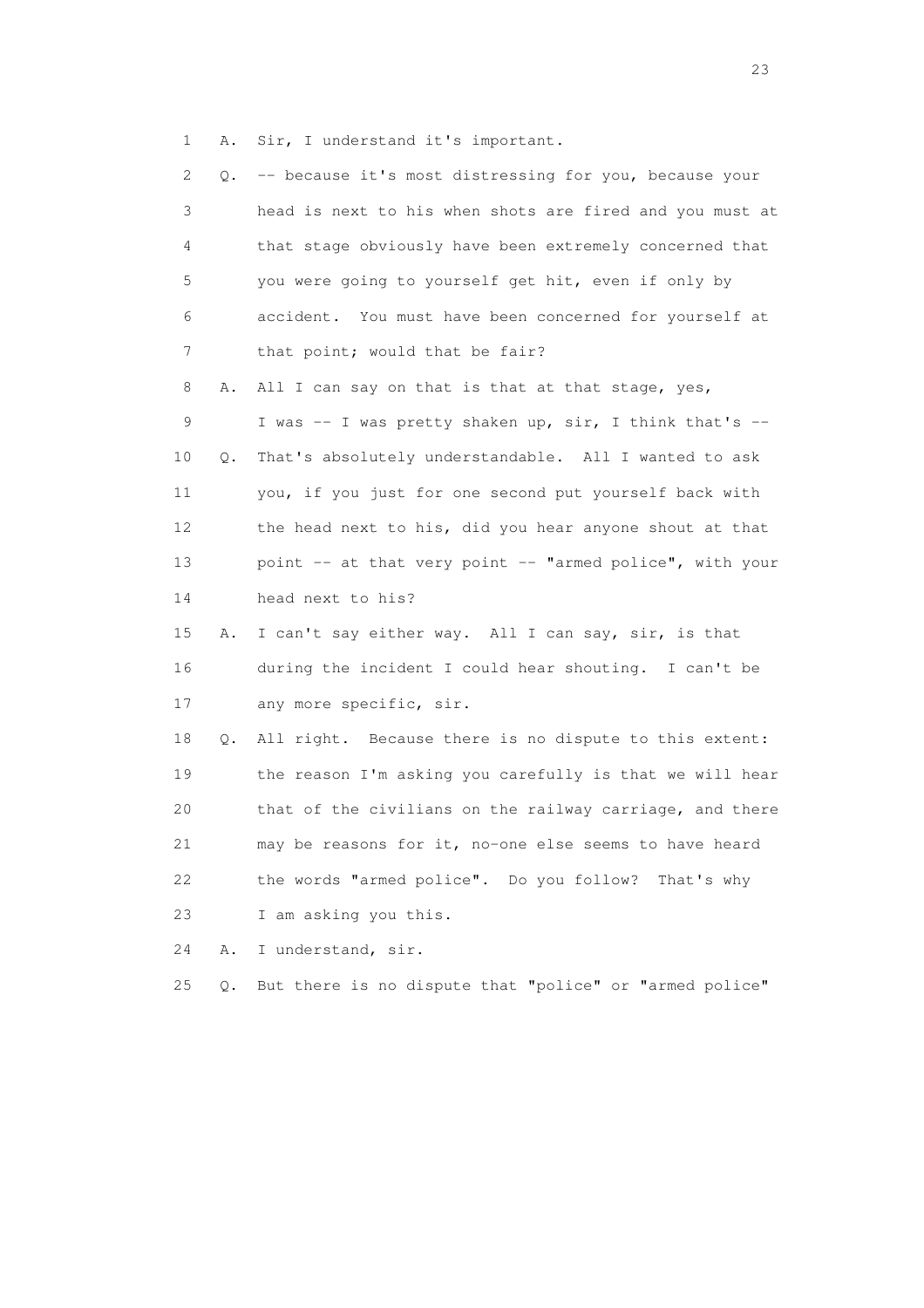1 A. Sir, I understand it's important.

2 Q. -- because it's most distressing for you, because your
3 head is next to his when shots are fired and you must at
4 that stage obviously have been extremely concerned that
5 you were going to yourself get hit, even if only by
6 accident. You must have been concerned for yourself at
7 that point; would that be fair?

8 A. All I can say on that is that at that stage, yes,
9 I was -- I was pretty shaken up, sir, I think that's --

10 Q. That's absolutely understandable. All I wanted to ask
11 you, if you just for one second put yourself back with
12 the head next to his, did you hear anyone shout at that
13 point -- at that very point -- "armed police", with your
14 head next to his?

15 A. I can't say either way. All I can say, sir, is that
16 during the incident I could hear shouting. I can't be
17 any more specific, sir.

18 Q. All right. Because there is no dispute to this extent:
19 the reason I'm asking you carefully is that we will hear
20 that of the civilians on the railway carriage, and there
21 may be reasons for it, no-one else seems to have heard
22 the words "armed police". Do you follow? That's why
23 I am asking you this.

24 A. I understand, sir.

25 Q. But there is no dispute that "police" or "armed police"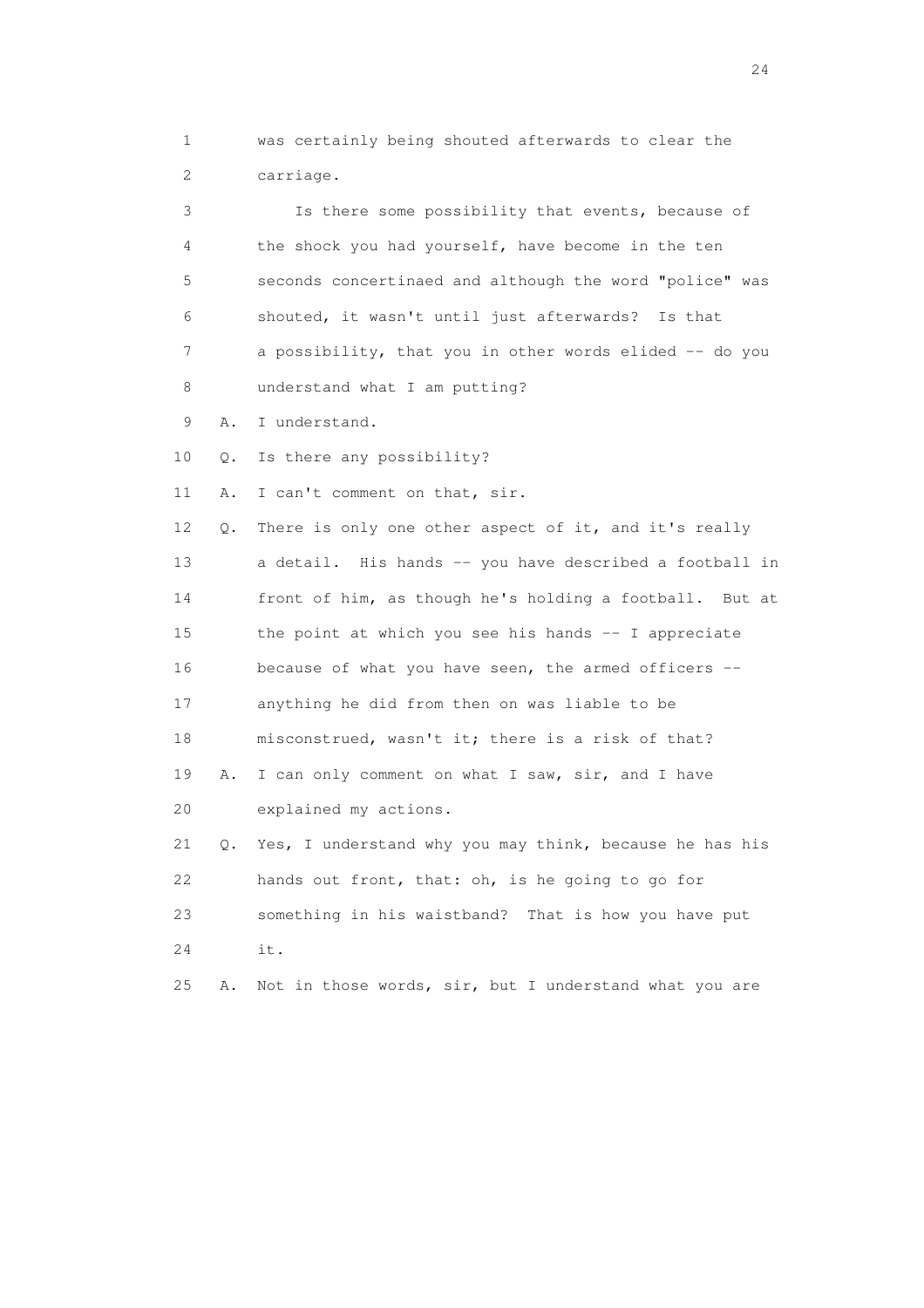1 was certainly being shouted afterwards to clear the
2 carriage.

3 Is there some possibility that events, because of
4 the shock you had yourself, have become in the ten
5 seconds concertinaed and although the word "police" was
6 shouted, it wasn't until just afterwards? Is that
7 a possibility, that you in other words elided -- do you
8 understand what I am putting?

9 A. I understand.

10 Q. Is there any possibility?

11 A. I can't comment on that, sir.

12 Q. There is only one other aspect of it, and it's really
13 a detail. His hands -- you have described a football in
14 front of him, as though he's holding a football. But at
15 the point at which you see his hands -- I appreciate
16 because of what you have seen, the armed officers --
17 anything he did from then on was liable to be
18 misconstrued, wasn't it; there is a risk of that?

19 A. I can only comment on what I saw, sir, and I have
20 explained my actions.

21 Q. Yes, I understand why you may think, because he has his
22 hands out front, that: oh, is he going to go for
23 something in his waistband? That is how you have put
24 it.

25 A. Not in those words, sir, but I understand what you are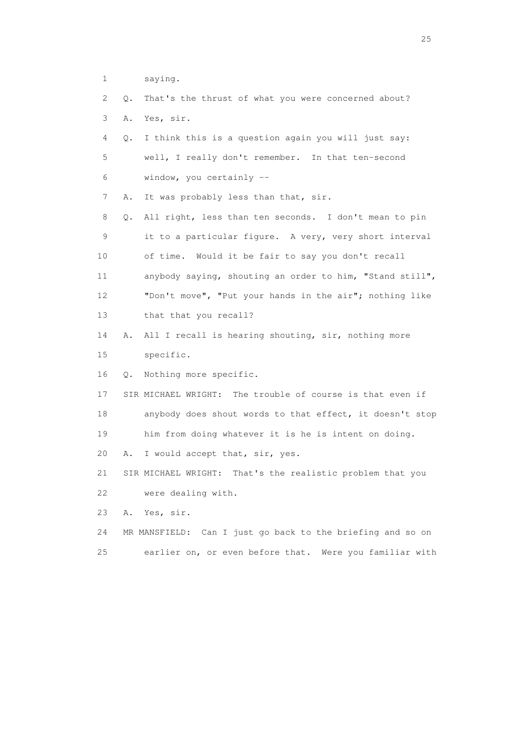1 saying.

2 Q. That's the thrust of what you were concerned about?

3 A. Yes, sir.

4 Q. I think this is a question again you will just say:

5 well, I really don't remember. In that ten-second

6 window, you certainly --

7 A. It was probably less than that, sir.

8 Q. All right, less than ten seconds. I don't mean to pin

9 it to a particular figure. A very, very short interval

10 of time. Would it be fair to say you don't recall

11 anybody saying, shouting an order to him, "Stand still",

12 "Don't move", "Put your hands in the air"; nothing like

13 that that you recall?

14 A. All I recall is hearing shouting, sir, nothing more

15 specific.

16 Q. Nothing more specific.

17 SIR MICHAEL WRIGHT: The trouble of course is that even if

18 anybody does shout words to that effect, it doesn't stop

19 him from doing whatever it is he is intent on doing.

20 A. I would accept that, sir, yes.

21 SIR MICHAEL WRIGHT: That's the realistic problem that you

22 were dealing with.

23 A. Yes, sir.

24 MR MANSFIELD: Can I just go back to the briefing and so on

25 earlier on, or even before that. Were you familiar with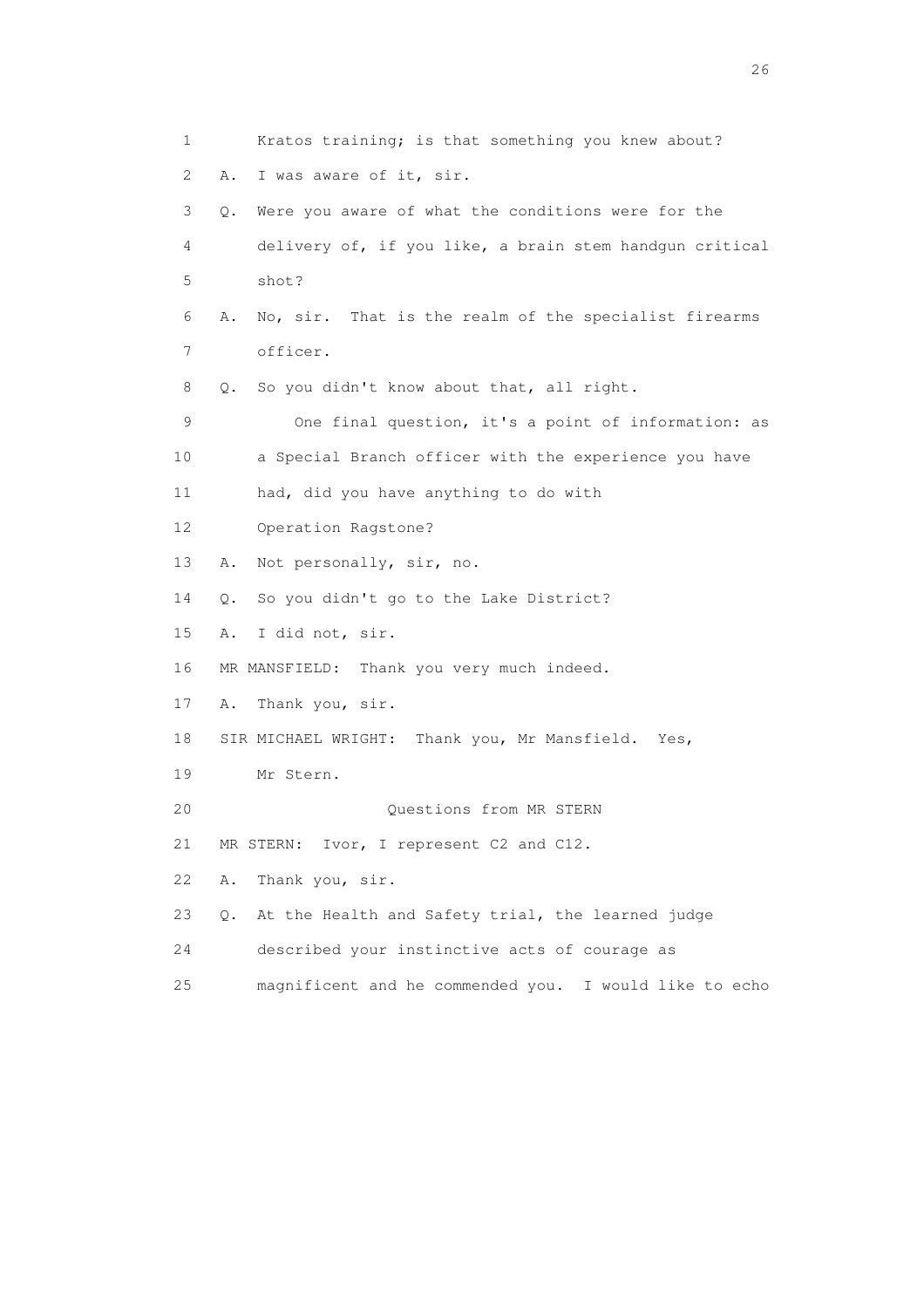1 Kratos training; is that something you knew about?

2 A. I was aware of it, sir.

3 Q. Were you aware of what the conditions were for the

4 delivery of, if you like, a brain stem handgun critical

5 shot?

6 A. No, sir. That is the realm of the specialist firearms

7 officer.

8 Q. So you didn't know about that, all right.

9 One final question, it's a point of information: as

10 a Special Branch officer with the experience you have

11 had, did you have anything to do with

12 Operation Ragstone?

13 A. Not personally, sir, no.

14 Q. So you didn't go to the Lake District?

15 A. I did not, sir.

16 MR MANSFIELD: Thank you very much indeed.

17 A. Thank you, sir.

18 SIR MICHAEL WRIGHT: Thank you, Mr Mansfield. Yes,

19 Mr Stern.

20 Questions from MR STERN

21 MR STERN: Ivor, I represent C2 and C12.

22 A. Thank you, sir.

23 Q. At the Health and Safety trial, the learned judge

24 described your instinctive acts of courage as

25 magnificent and he commended you. I would like to echo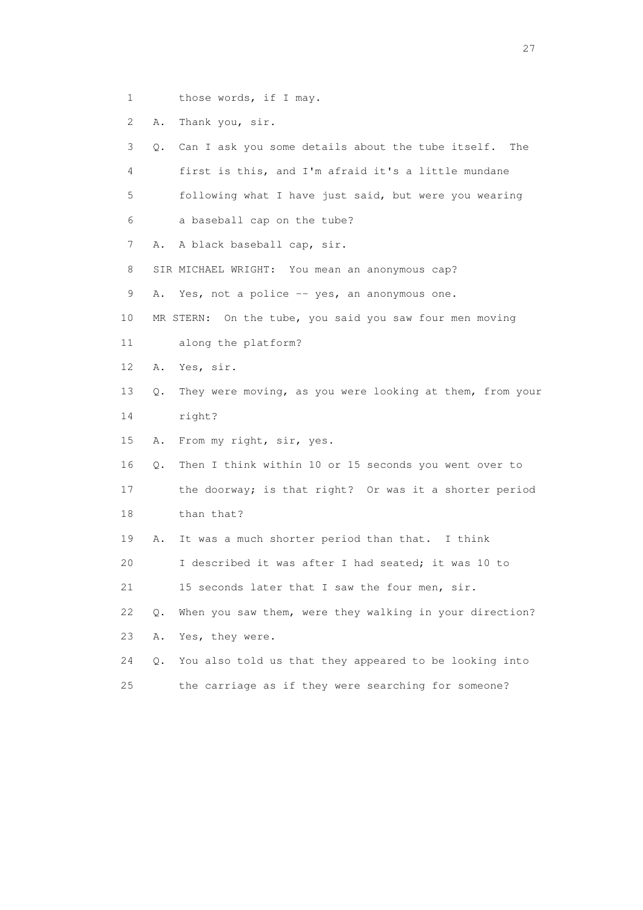1 those words, if I may.

2 A. Thank you, sir.

3 Q. Can I ask you some details about the tube itself. The

4 first is this, and I'm afraid it's a little mundane

5 following what I have just said, but were you wearing

6 a baseball cap on the tube?

7 A. A black baseball cap, sir.

8 SIR MICHAEL WRIGHT: You mean an anonymous cap?

9 A. Yes, not a police -- yes, an anonymous one.

10 MR STERN: On the tube, you said you saw four men moving

11 along the platform?

12 A. Yes, sir.

13 Q. They were moving, as you were looking at them, from your

14 right?

15 A. From my right, sir, yes.

16 Q. Then I think within 10 or 15 seconds you went over to

17 the doorway; is that right? Or was it a shorter period

18 than that?

19 A. It was a much shorter period than that. I think

20 I described it was after I had seated; it was 10 to

21 15 seconds later that I saw the four men, sir.

22 Q. When you saw them, were they walking in your direction?

23 A. Yes, they were.

24 Q. You also told us that they appeared to be looking into

25 the carriage as if they were searching for someone?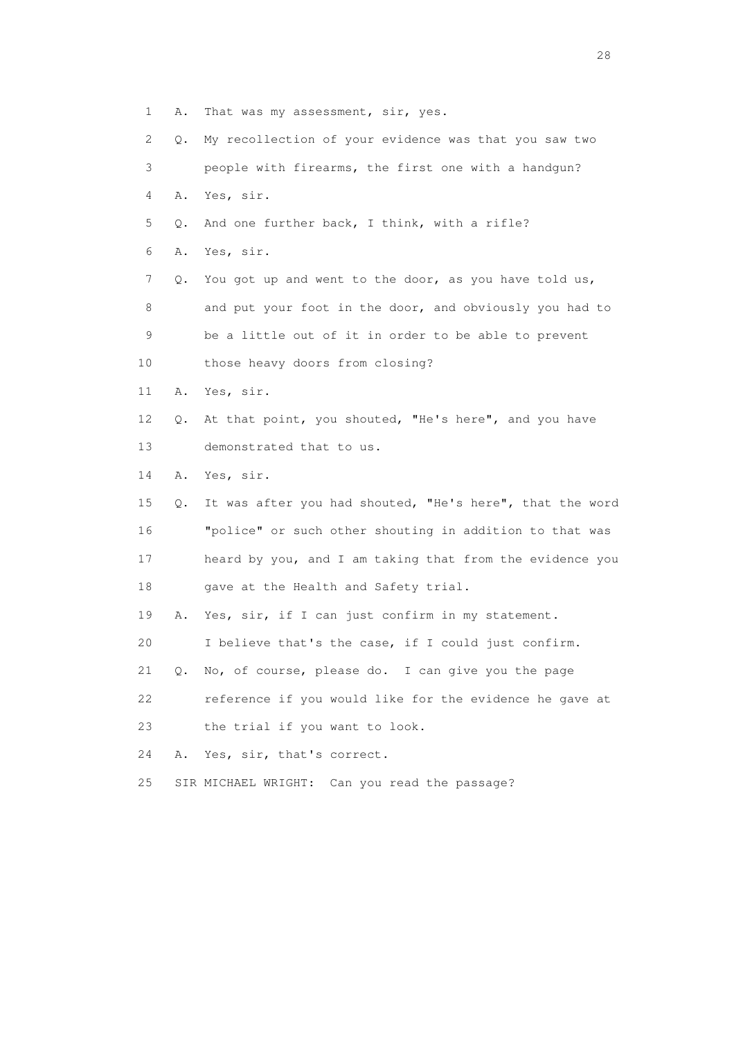1 A. That was my assessment, sir, yes.

2 Q. My recollection of your evidence was that you saw two

3 people with firearms, the first one with a handgun?

4 A. Yes, sir.

5 Q. And one further back, I think, with a rifle?

6 A. Yes, sir.

7 Q. You got up and went to the door, as you have told us,

8 and put your foot in the door, and obviously you had to

9 be a little out of it in order to be able to prevent

10 those heavy doors from closing?

11 A. Yes, sir.

12 Q. At that point, you shouted, "He's here", and you have

13 demonstrated that to us.

14 A. Yes, sir.

15 Q. It was after you had shouted, "He's here", that the word

16 "police" or such other shouting in addition to that was

17 heard by you, and I am taking that from the evidence you

18 gave at the Health and Safety trial.

19 A. Yes, sir, if I can just confirm in my statement.

20 I believe that's the case, if I could just confirm.

21 Q. No, of course, please do. I can give you the page

22 reference if you would like for the evidence he gave at

23 the trial if you want to look.

24 A. Yes, sir, that's correct.

25 SIR MICHAEL WRIGHT: Can you read the passage?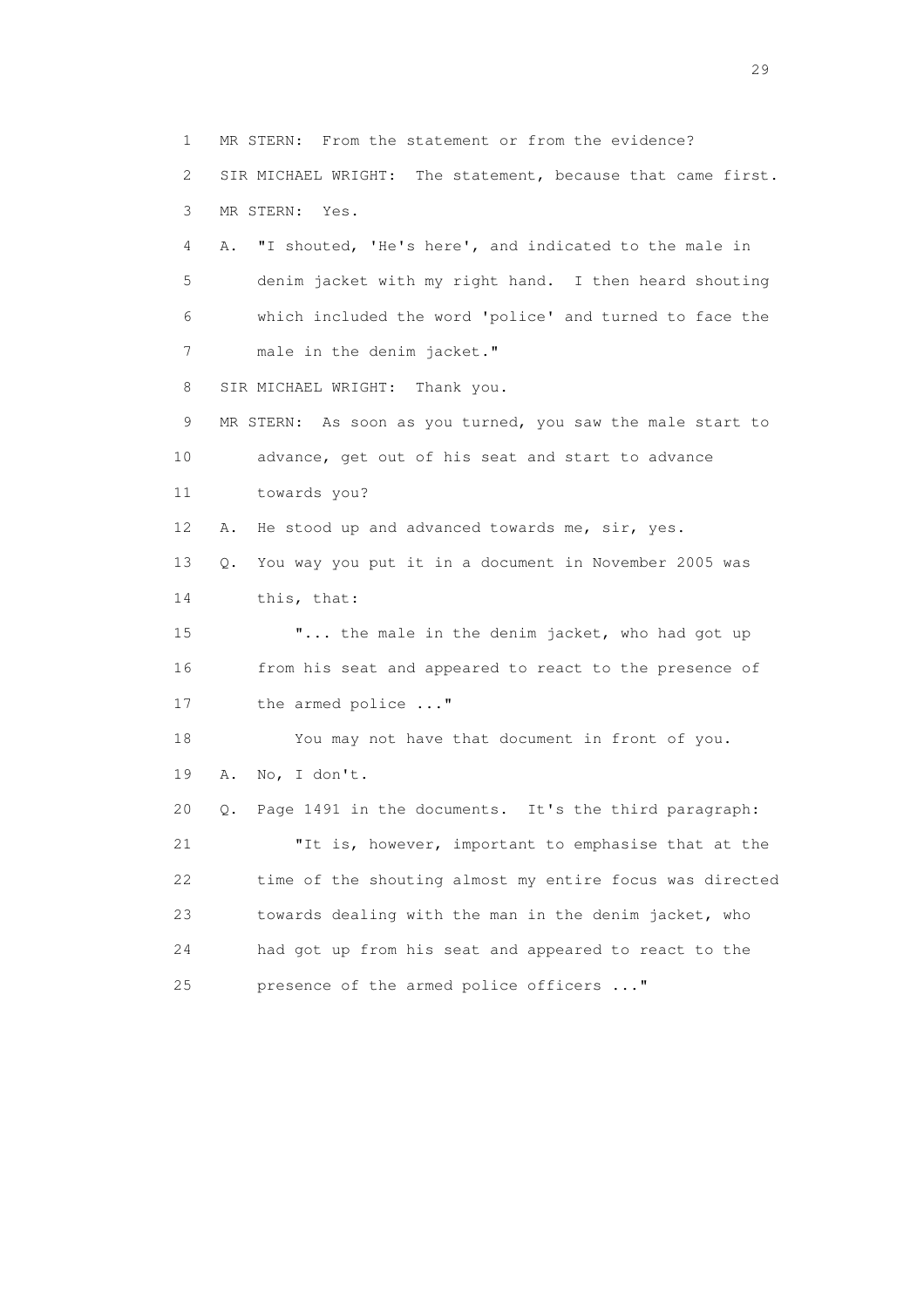1 MR STERN: From the statement or from the evidence?

2 SIR MICHAEL WRIGHT: The statement, because that came first.

3 MR STERN: Yes.

4 A. "I shouted, 'He's here', and indicated to the male in

5 denim jacket with my right hand. I then heard shouting

6 which included the word 'police' and turned to face the

7 male in the denim jacket."

8 SIR MICHAEL WRIGHT: Thank you.

9 MR STERN: As soon as you turned, you saw the male start to

10 advance, get out of his seat and start to advance

11 towards you?

12 A. He stood up and advanced towards me, sir, yes.

13 Q. You way you put it in a document in November 2005 was

14 this, that:

15 "... the male in the denim jacket, who had got up

16 from his seat and appeared to react to the presence of

17 the armed police ..."

18 You may not have that document in front of you.

19 A. No, I don't.

20 Q. Page 1491 in the documents. It's the third paragraph:

21 "It is, however, important to emphasise that at the

22 time of the shouting almost my entire focus was directed

23 towards dealing with the man in the denim jacket, who

24 had got up from his seat and appeared to react to the

25 presence of the armed police officers ..."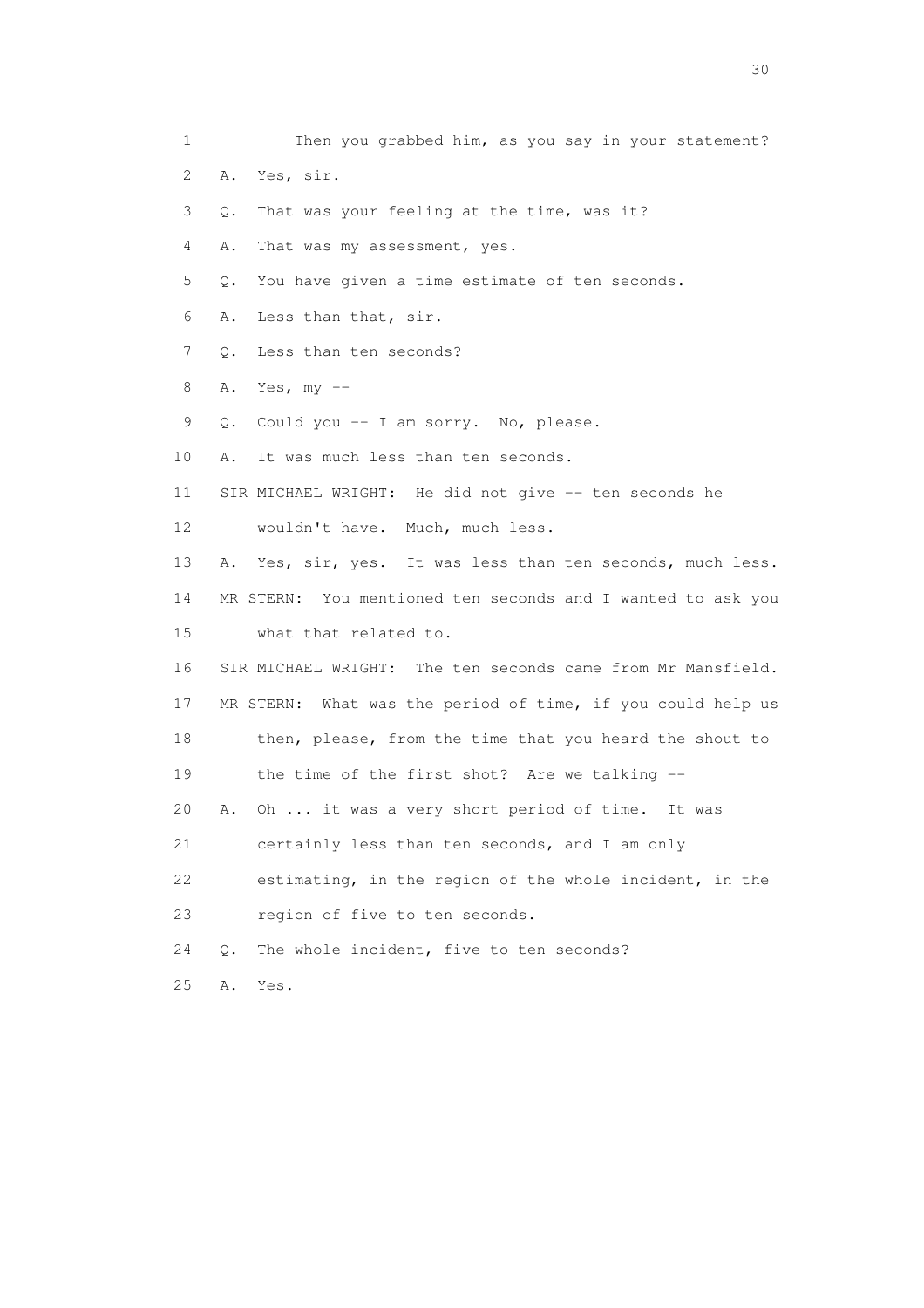1 Then you grabbed him, as you say in your statement?

2 A. Yes, sir.

3 Q. That was your feeling at the time, was it?

4 A. That was my assessment, yes.

5 Q. You have given a time estimate of ten seconds.

6 A. Less than that, sir.

7 Q. Less than ten seconds?

8 A. Yes, my --

9 Q. Could you -- I am sorry. No, please.

10 A. It was much less than ten seconds.

11 SIR MICHAEL WRIGHT: He did not give -- ten seconds he

12 wouldn't have. Much, much less.

13 A. Yes, sir, yes. It was less than ten seconds, much less.

14 MR STERN: You mentioned ten seconds and I wanted to ask you

15 what that related to.

16 SIR MICHAEL WRIGHT: The ten seconds came from Mr Mansfield.

17 MR STERN: What was the period of time, if you could help us

18 then, please, from the time that you heard the shout to

19 the time of the first shot? Are we talking --

20 A. Oh ... it was a very short period of time. It was

21 certainly less than ten seconds, and I am only

22 estimating, in the region of the whole incident, in the

23 region of five to ten seconds.

24 Q. The whole incident, five to ten seconds?

25 A. Yes.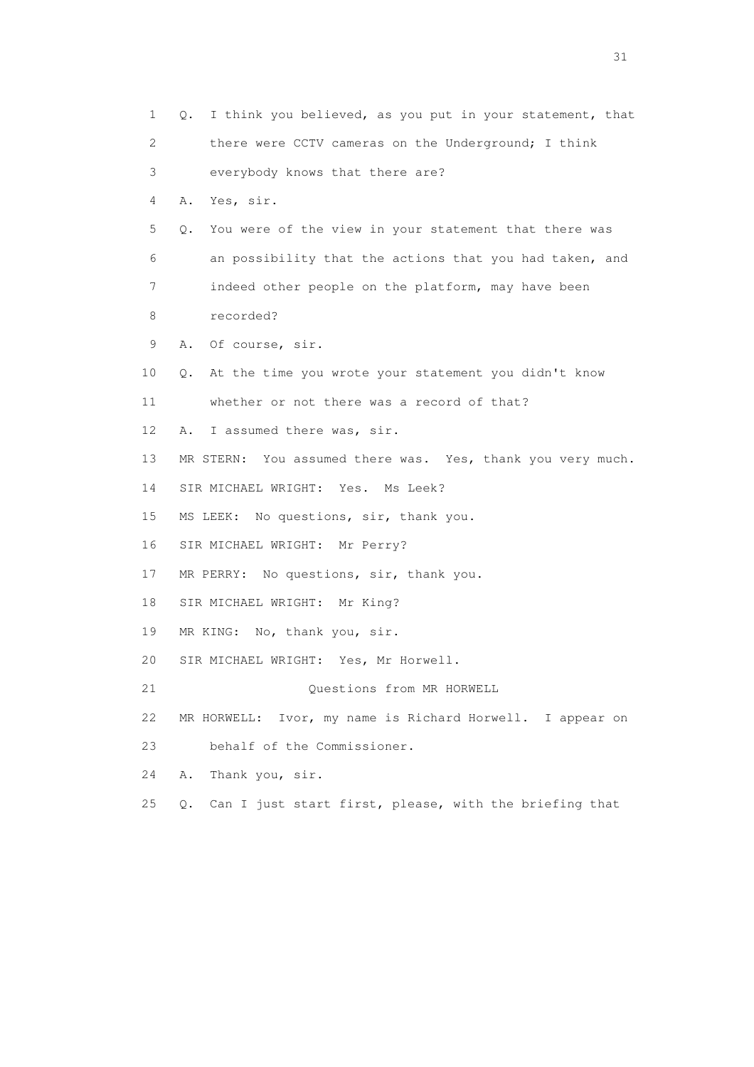1 Q. I think you believed, as you put in your statement, that
2 there were CCTV cameras on the Underground; I think
3 everybody knows that there are?
4 A. Yes, sir.
5 Q. You were of the view in your statement that there was
6 an possibility that the actions that you had taken, and
7 indeed other people on the platform, may have been
8 recorded?
9 A. Of course, sir.
10 Q. At the time you wrote your statement you didn't know
11 whether or not there was a record of that?
12 A. I assumed there was, sir.
13 MR STERN: You assumed there was. Yes, thank you very much.
14 SIR MICHAEL WRIGHT: Yes. Ms Leek?
15 MS LEEK: No questions, sir, thank you.
16 SIR MICHAEL WRIGHT: Mr Perry?
17 MR PERRY: No questions, sir, thank you.
18 SIR MICHAEL WRIGHT: Mr King?
19 MR KING: No, thank you, sir.
20 SIR MICHAEL WRIGHT: Yes, Mr Horwell.
21 Questions from MR HORWELL
22 MR HORWELL: Ivor, my name is Richard Horwell. I appear on
23 behalf of the Commissioner.
24 A. Thank you, sir.
25 Q. Can I just start first, please, with the briefing that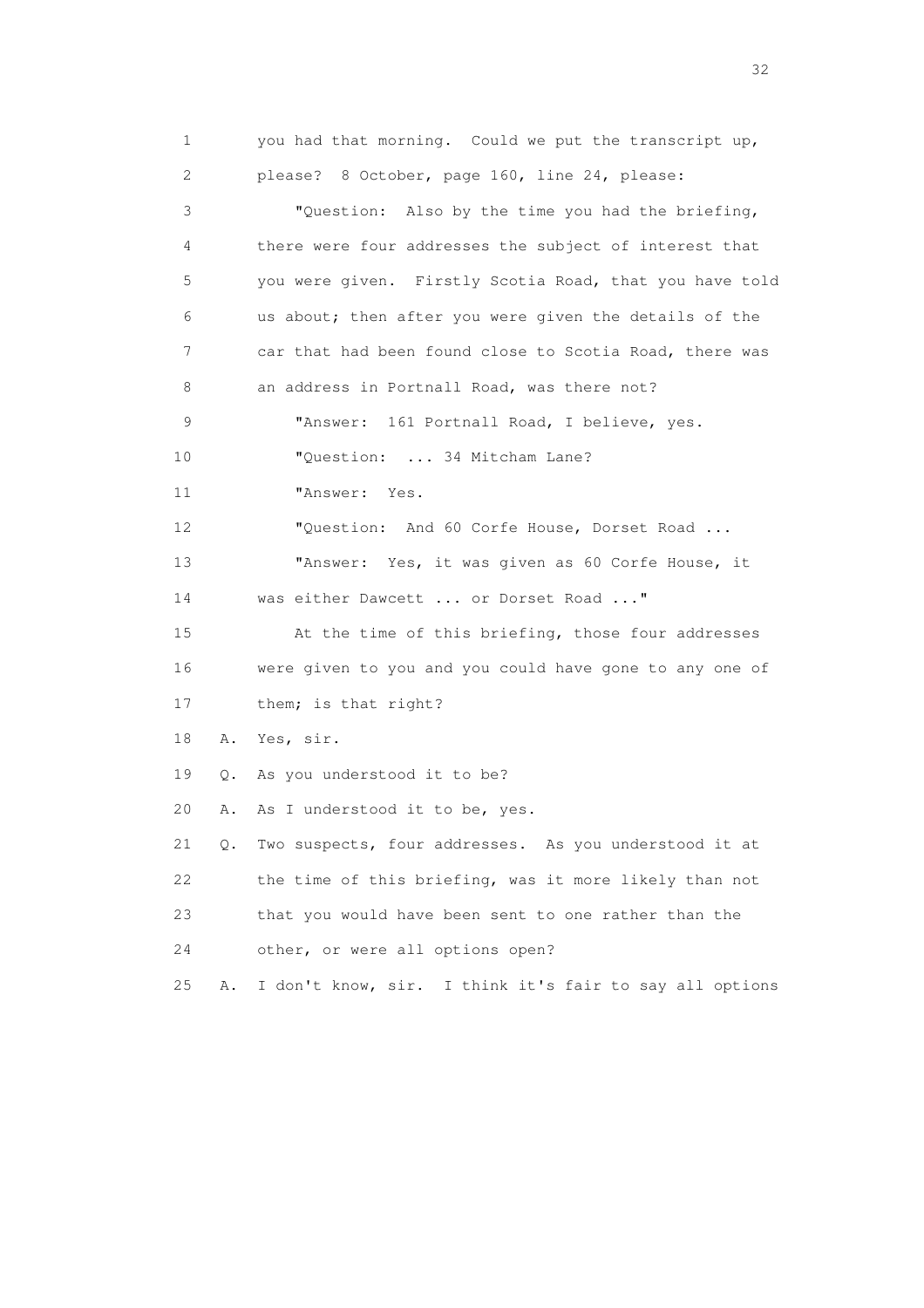1 you had that morning. Could we put the transcript up,
2 please? 8 October, page 160, line 24, please:
3 "Question: Also by the time you had the briefing,
4 there were four addresses the subject of interest that
5 you were given. Firstly Scotia Road, that you have told
6 us about; then after you were given the details of the
7 car that had been found close to Scotia Road, there was
8 an address in Portnall Road, was there not?
9 "Answer: 161 Portnall Road, I believe, yes.
10 "Question: ... 34 Mitcham Lane?
11 "Answer: Yes.
12 "Question: And 60 Corfe House, Dorset Road ...
13 "Answer: Yes, it was given as 60 Corfe House, it
14 was either Dawcett ... or Dorset Road ..."
15 At the time of this briefing, those four addresses
16 were given to you and you could have gone to any one of
17 them; is that right?
18 A. Yes, sir.
19 Q. As you understood it to be?
20 A. As I understood it to be, yes.
21 Q. Two suspects, four addresses. As you understood it at
22 the time of this briefing, was it more likely than not
23 that you would have been sent to one rather than the
24 other, or were all options open?
25 A. I don't know, sir. I think it's fair to say all options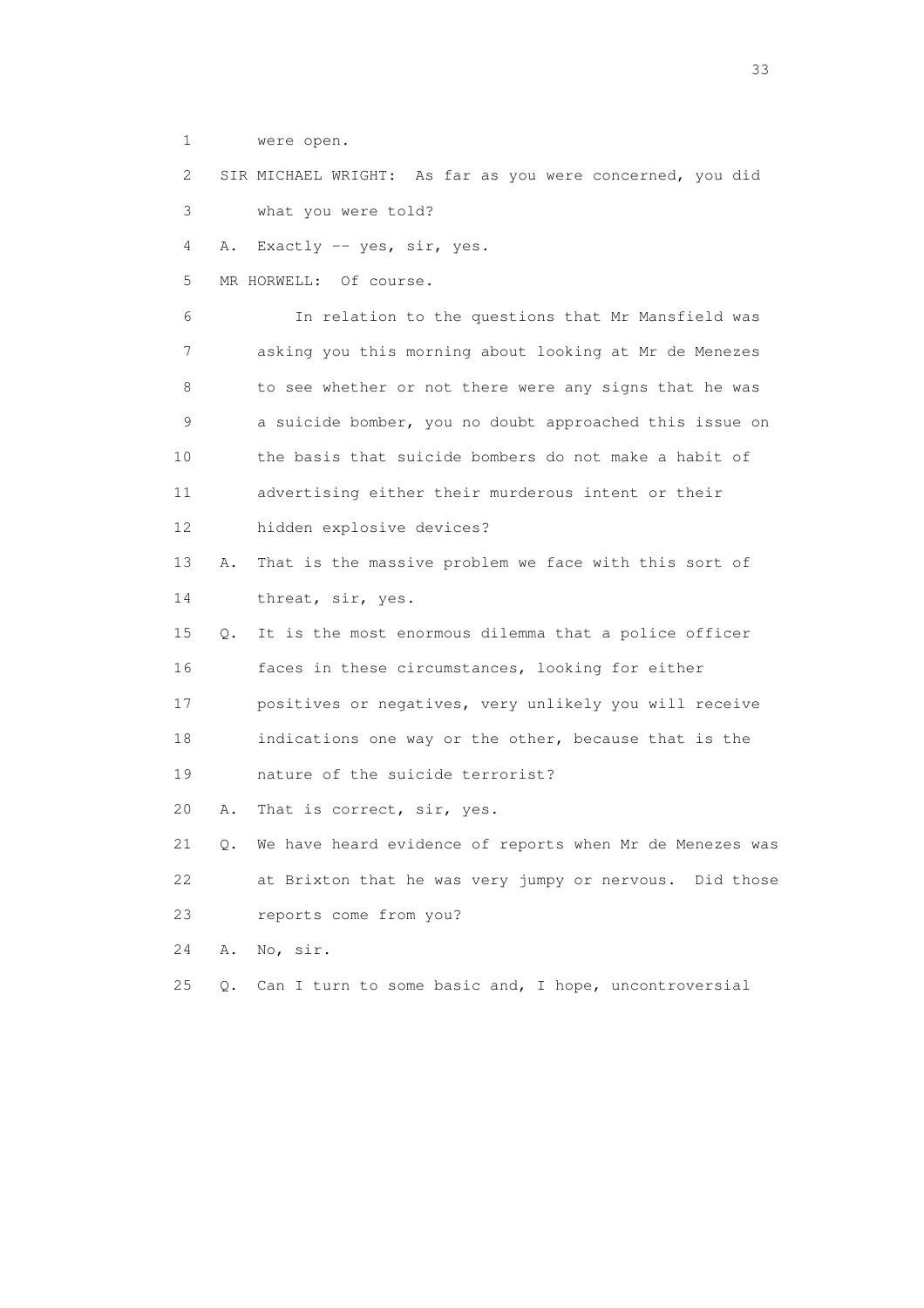1 were open.

2 SIR MICHAEL WRIGHT: As far as you were concerned, you did

3 what you were told?

4 A. Exactly -- yes, sir, yes.

5 MR HORWELL: Of course.

6 In relation to the questions that Mr Mansfield was

7 asking you this morning about looking at Mr de Menezes

8 to see whether or not there were any signs that he was

9 a suicide bomber, you no doubt approached this issue on

10 the basis that suicide bombers do not make a habit of

11 advertising either their murderous intent or their

12 hidden explosive devices?

13 A. That is the massive problem we face with this sort of

14 threat, sir, yes.

15 Q. It is the most enormous dilemma that a police officer

16 faces in these circumstances, looking for either

17 positives or negatives, very unlikely you will receive

18 indications one way or the other, because that is the

19 nature of the suicide terrorist?

20 A. That is correct, sir, yes.

21 Q. We have heard evidence of reports when Mr de Menezes was

22 at Brixton that he was very jumpy or nervous. Did those

23 reports come from you?

24 A. No, sir.

25 Q. Can I turn to some basic and, I hope, uncontroversial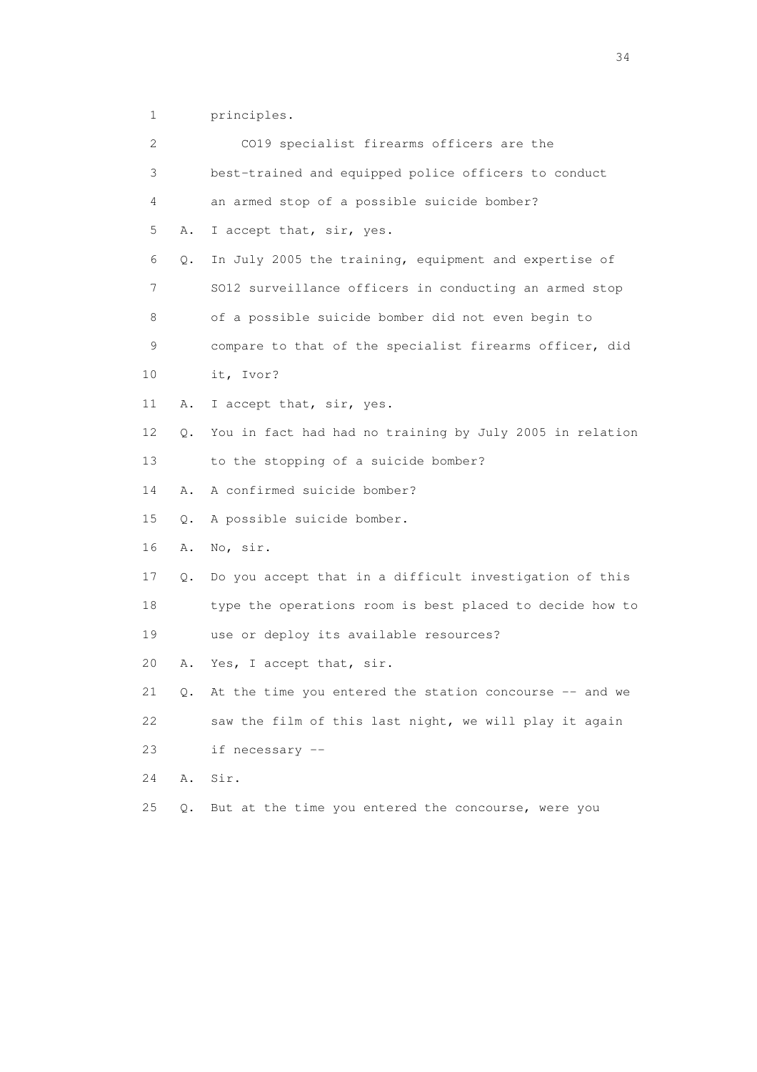1 principles.

2 CO19 specialist firearms officers are the

3 best-trained and equipped police officers to conduct

4 an armed stop of a possible suicide bomber?

5 A. I accept that, sir, yes.

6 Q. In July 2005 the training, equipment and expertise of

7 SO12 surveillance officers in conducting an armed stop

8 of a possible suicide bomber did not even begin to

9 compare to that of the specialist firearms officer, did

10 it, Ivor?

11 A. I accept that, sir, yes.

12 Q. You in fact had had no training by July 2005 in relation

13 to the stopping of a suicide bomber?

14 A. A confirmed suicide bomber?

15 Q. A possible suicide bomber.

16 A. No, sir.

17 Q. Do you accept that in a difficult investigation of this

18 type the operations room is best placed to decide how to

19 use or deploy its available resources?

20 A. Yes, I accept that, sir.

21 Q. At the time you entered the station concourse -- and we

22 saw the film of this last night, we will play it again

23 if necessary --

24 A. Sir.

25 Q. But at the time you entered the concourse, were you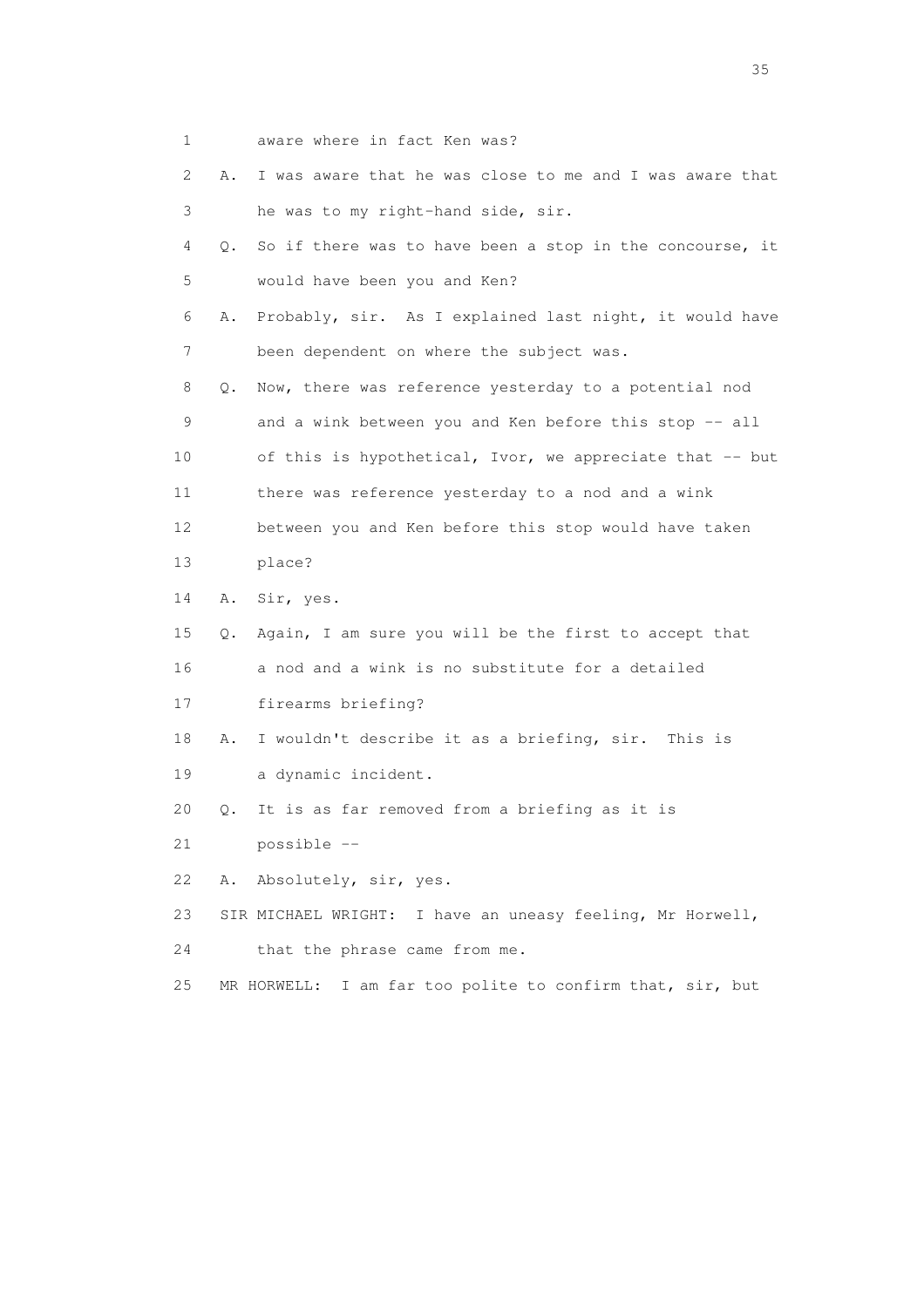1 aware where in fact Ken was?

2 A. I was aware that he was close to me and I was aware that

3 he was to my right-hand side, sir.

4 Q. So if there was to have been a stop in the concourse, it

5 would have been you and Ken?

6 A. Probably, sir. As I explained last night, it would have

7 been dependent on where the subject was.

8 Q. Now, there was reference yesterday to a potential nod

9 and a wink between you and Ken before this stop -- all

10 of this is hypothetical, Ivor, we appreciate that -- but

11 there was reference yesterday to a nod and a wink

12 between you and Ken before this stop would have taken

13 place?

14 A. Sir, yes.

15 Q. Again, I am sure you will be the first to accept that

16 a nod and a wink is no substitute for a detailed

17 firearms briefing?

18 A. I wouldn't describe it as a briefing, sir. This is

19 a dynamic incident.

20 Q. It is as far removed from a briefing as it is

21 possible --

22 A. Absolutely, sir, yes.

23 SIR MICHAEL WRIGHT: I have an uneasy feeling, Mr Horwell,

24 that the phrase came from me.

25 MR HORWELL: I am far too polite to confirm that, sir, but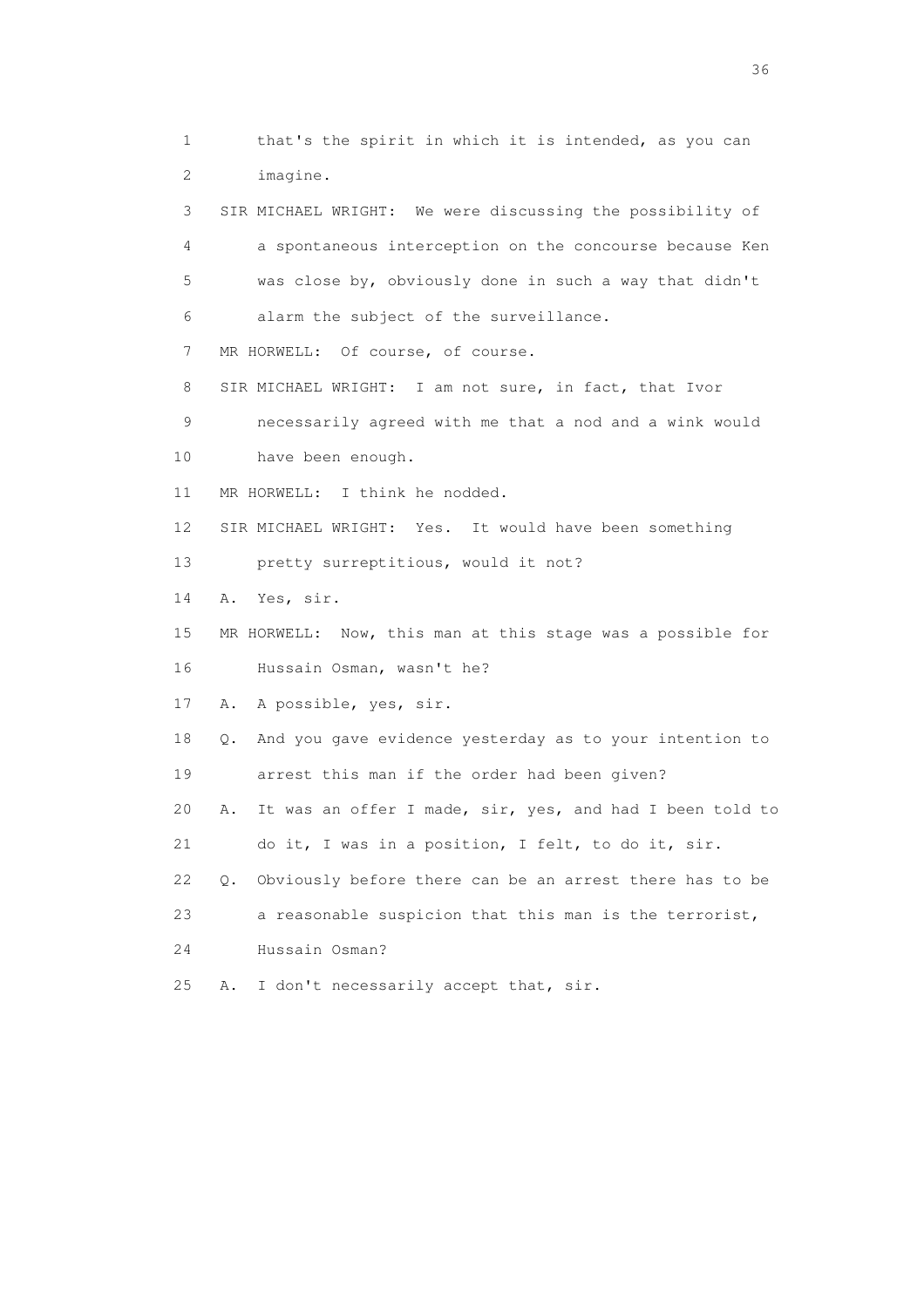1 that's the spirit in which it is intended, as you can
2 imagine.
3 SIR MICHAEL WRIGHT: We were discussing the possibility of
4 a spontaneous interception on the concourse because Ken
5 was close by, obviously done in such a way that didn't
6 alarm the subject of the surveillance.
7 MR HORWELL: Of course, of course.
8 SIR MICHAEL WRIGHT: I am not sure, in fact, that Ivor
9 necessarily agreed with me that a nod and a wink would
10 have been enough.
11 MR HORWELL: I think he nodded.
12 SIR MICHAEL WRIGHT: Yes. It would have been something
13 pretty surreptitious, would it not?
14 A. Yes, sir.
15 MR HORWELL: Now, this man at this stage was a possible for
16 Hussain Osman, wasn't he?
17 A. A possible, yes, sir.
18 Q. And you gave evidence yesterday as to your intention to
19 arrest this man if the order had been given?
20 A. It was an offer I made, sir, yes, and had I been told to
21 do it, I was in a position, I felt, to do it, sir.
22 Q. Obviously before there can be an arrest there has to be
23 a reasonable suspicion that this man is the terrorist,
24 Hussain Osman?
25 A. I don't necessarily accept that, sir.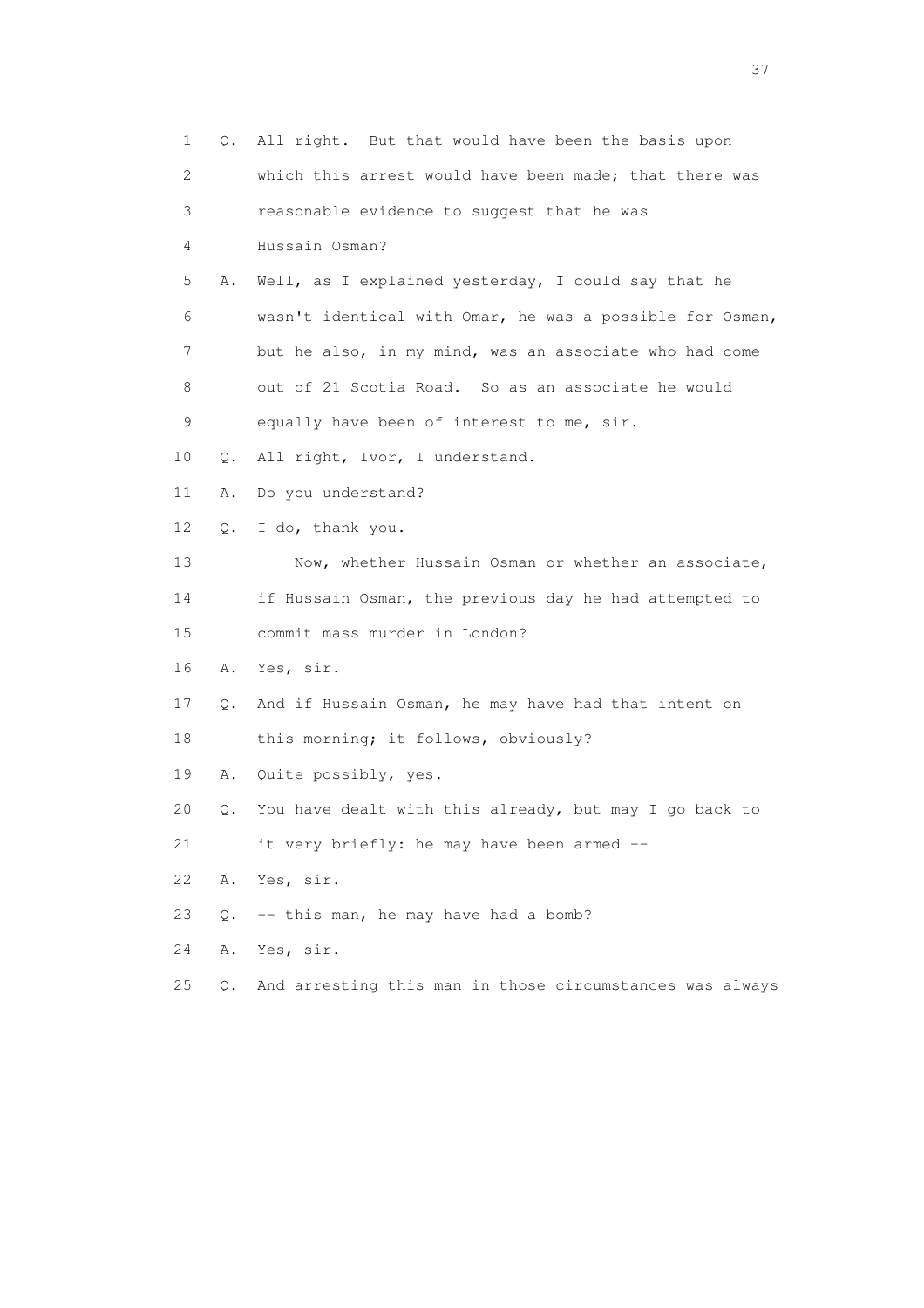1 Q. All right. But that would have been the basis upon
2 which this arrest would have been made; that there was
3 reasonable evidence to suggest that he was
4 Hussain Osman?
5 A. Well, as I explained yesterday, I could say that he
6 wasn't identical with Omar, he was a possible for Osman,
7 but he also, in my mind, was an associate who had come
8 out of 21 Scotia Road. So as an associate he would
9 equally have been of interest to me, sir.
10 Q. All right, Ivor, I understand.
11 A. Do you understand?
12 Q. I do, thank you.
13 Now, whether Hussain Osman or whether an associate,
14 if Hussain Osman, the previous day he had attempted to
15 commit mass murder in London?
16 A. Yes, sir.
17 Q. And if Hussain Osman, he may have had that intent on
18 this morning; it follows, obviously?
19 A. Quite possibly, yes.
20 Q. You have dealt with this already, but may I go back to
21 it very briefly: he may have been armed --
22 A. Yes, sir.
23 Q. -- this man, he may have had a bomb?
24 A. Yes, sir.
25 Q. And arresting this man in those circumstances was always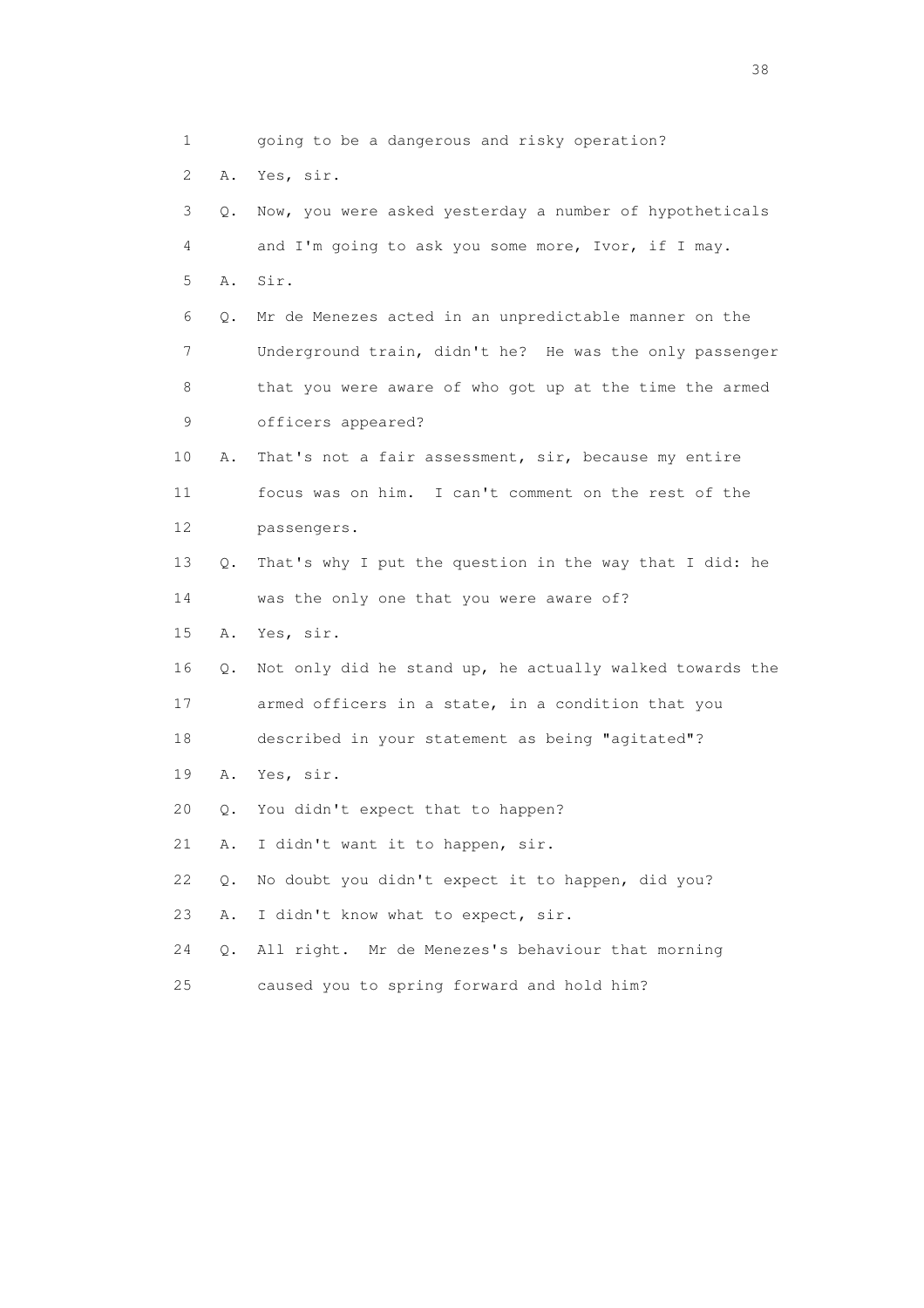1 going to be a dangerous and risky operation?

2 A. Yes, sir.

3 Q. Now, you were asked yesterday a number of hypotheticals

4 and I'm going to ask you some more, Ivor, if I may.

5 A. Sir.

6 Q. Mr de Menezes acted in an unpredictable manner on the

7 Underground train, didn't he? He was the only passenger

8 that you were aware of who got up at the time the armed

9 officers appeared?

10 A. That's not a fair assessment, sir, because my entire

11 focus was on him. I can't comment on the rest of the

12 passengers.

13 Q. That's why I put the question in the way that I did: he

14 was the only one that you were aware of?

15 A. Yes, sir.

16 Q. Not only did he stand up, he actually walked towards the

17 armed officers in a state, in a condition that you

18 described in your statement as being "agitated"?

19 A. Yes, sir.

20 Q. You didn't expect that to happen?

21 A. I didn't want it to happen, sir.

22 Q. No doubt you didn't expect it to happen, did you?

23 A. I didn't know what to expect, sir.

24 Q. All right. Mr de Menezes's behaviour that morning

25 caused you to spring forward and hold him?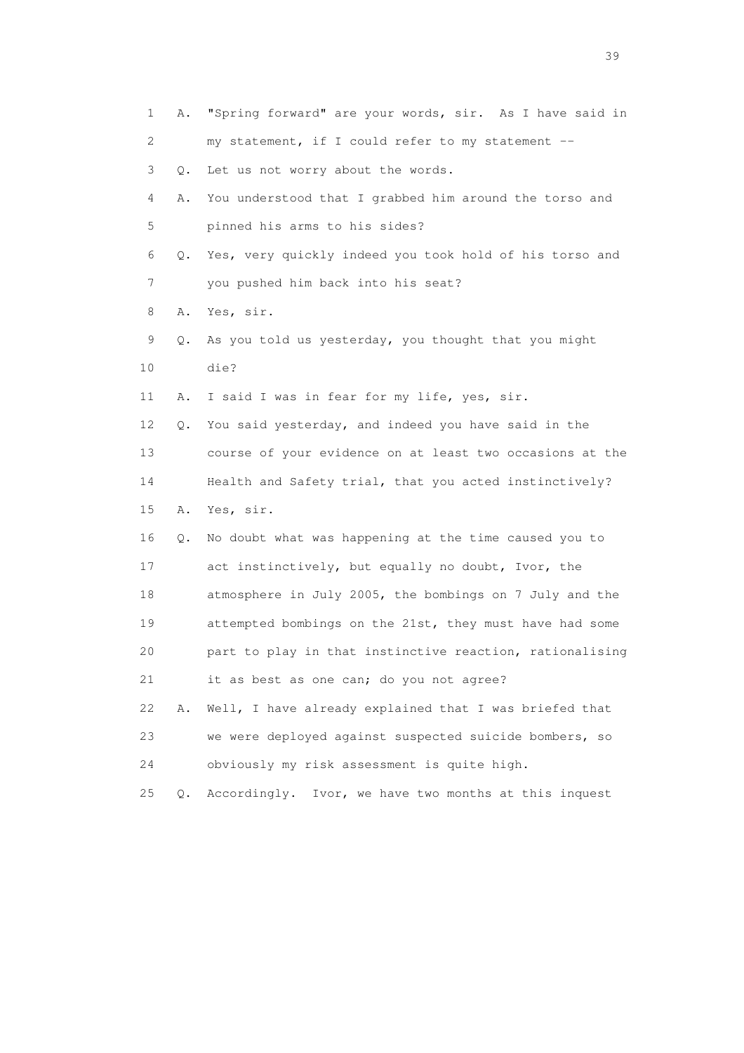1 A. "Spring forward" are your words, sir. As I have said in
2 my statement, if I could refer to my statement --
3 Q. Let us not worry about the words.
4 A. You understood that I grabbed him around the torso and
5 pinned his arms to his sides?
6 Q. Yes, very quickly indeed you took hold of his torso and
7 you pushed him back into his seat?
8 A. Yes, sir.
9 Q. As you told us yesterday, you thought that you might
10 die?
11 A. I said I was in fear for my life, yes, sir.
12 Q. You said yesterday, and indeed you have said in the
13 course of your evidence on at least two occasions at the
14 Health and Safety trial, that you acted instinctively?
15 A. Yes, sir.
16 Q. No doubt what was happening at the time caused you to
17 act instinctively, but equally no doubt, Ivor, the
18 atmosphere in July 2005, the bombings on 7 July and the
19 attempted bombings on the 21st, they must have had some
20 part to play in that instinctive reaction, rationalising
21 it as best as one can; do you not agree?
22 A. Well, I have already explained that I was briefed that
23 we were deployed against suspected suicide bombers, so
24 obviously my risk assessment is quite high.
25 Q. Accordingly. Ivor, we have two months at this inquest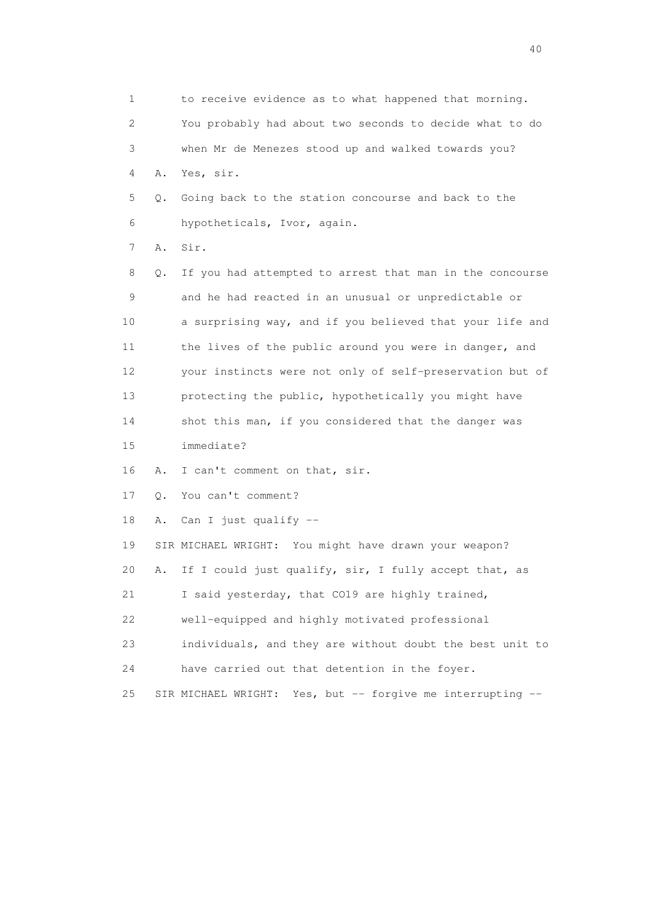1 to receive evidence as to what happened that morning.
2 You probably had about two seconds to decide what to do
3 when Mr de Menezes stood up and walked towards you?
4 A. Yes, sir.
5 Q. Going back to the station concourse and back to the
6 hypotheticals, Ivor, again.
7 A. Sir.
8 Q. If you had attempted to arrest that man in the concourse
9 and he had reacted in an unusual or unpredictable or
10 a surprising way, and if you believed that your life and
11 the lives of the public around you were in danger, and
12 your instincts were not only of self-preservation but of
13 protecting the public, hypothetically you might have
14 shot this man, if you considered that the danger was
15 immediate?
16 A. I can't comment on that, sir.
17 Q. You can't comment?
18 A. Can I just qualify --
19 SIR MICHAEL WRIGHT: You might have drawn your weapon?
20 A. If I could just qualify, sir, I fully accept that, as
21 I said yesterday, that CO19 are highly trained,
22 well-equipped and highly motivated professional
23 individuals, and they are without doubt the best unit to
24 have carried out that detention in the foyer.
25 SIR MICHAEL WRIGHT: Yes, but -- forgive me interrupting --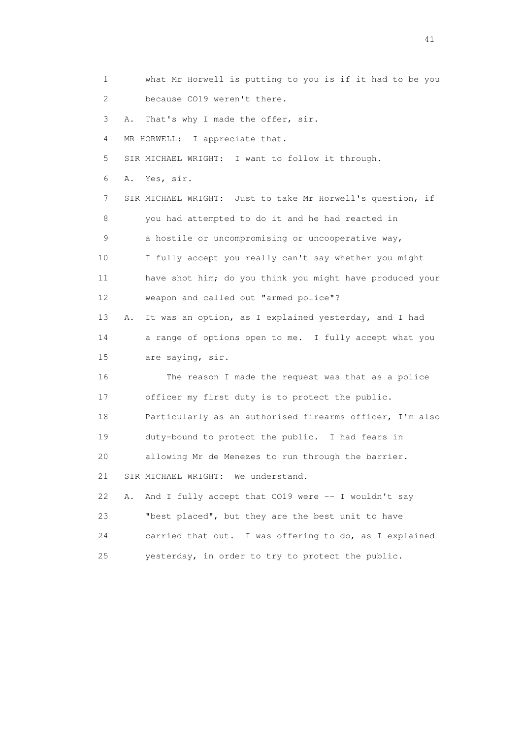1 what Mr Horwell is putting to you is if it had to be you
2 because CO19 weren't there.
3 A. That's why I made the offer, sir.
4 MR HORWELL: I appreciate that.
5 SIR MICHAEL WRIGHT: I want to follow it through.
6 A. Yes, sir.
7 SIR MICHAEL WRIGHT: Just to take Mr Horwell's question, if
8 you had attempted to do it and he had reacted in
9 a hostile or uncompromising or uncooperative way,
10 I fully accept you really can't say whether you might
11 have shot him; do you think you might have produced your
12 weapon and called out "armed police"?
13 A. It was an option, as I explained yesterday, and I had
14 a range of options open to me. I fully accept what you
15 are saying, sir.
16 The reason I made the request was that as a police
17 officer my first duty is to protect the public.
18 Particularly as an authorised firearms officer, I'm also
19 duty-bound to protect the public. I had fears in
20 allowing Mr de Menezes to run through the barrier.
21 SIR MICHAEL WRIGHT: We understand.
22 A. And I fully accept that CO19 were -- I wouldn't say
23 "best placed", but they are the best unit to have
24 carried that out. I was offering to do, as I explained
25 yesterday, in order to try to protect the public.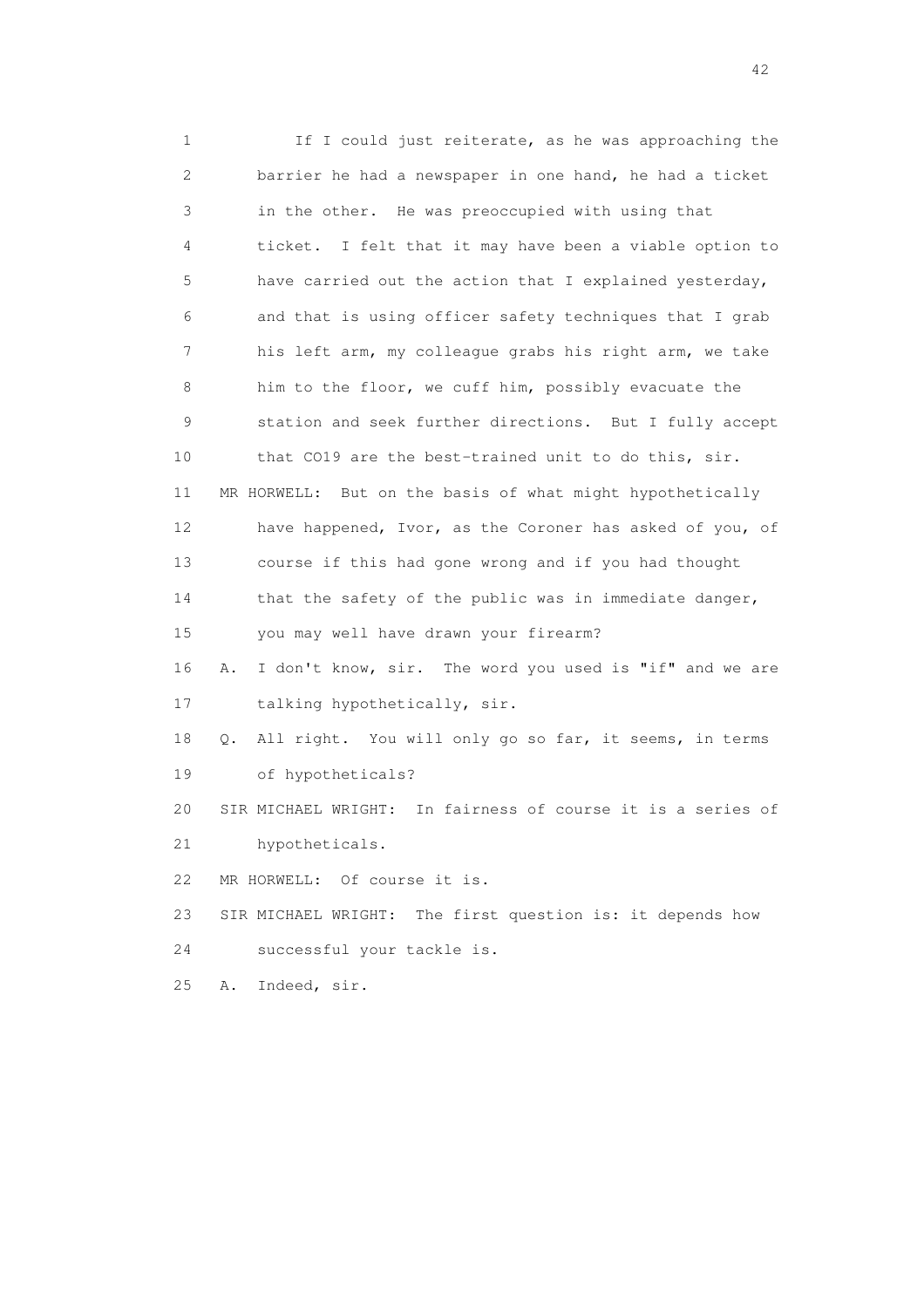1 If I could just reiterate, as he was approaching the
2 barrier he had a newspaper in one hand, he had a ticket
3 in the other. He was preoccupied with using that
4 ticket. I felt that it may have been a viable option to
5 have carried out the action that I explained yesterday,
6 and that is using officer safety techniques that I grab
7 his left arm, my colleague grabs his right arm, we take
8 him to the floor, we cuff him, possibly evacuate the
9 station and seek further directions. But I fully accept
10 that CO19 are the best-trained unit to do this, sir.
11 MR HORWELL: But on the basis of what might hypothetically
12 have happened, Ivor, as the Coroner has asked of you, of
13 course if this had gone wrong and if you had thought
14 that the safety of the public was in immediate danger,
15 you may well have drawn your firearm?
16 A. I don't know, sir. The word you used is "if" and we are
17 talking hypothetically, sir.
18 Q. All right. You will only go so far, it seems, in terms
19 of hypotheticals?
20 SIR MICHAEL WRIGHT: In fairness of course it is a series of
21 hypotheticals.
22 MR HORWELL: Of course it is.
23 SIR MICHAEL WRIGHT: The first question is: it depends how
24 successful your tackle is.
25 A. Indeed, sir.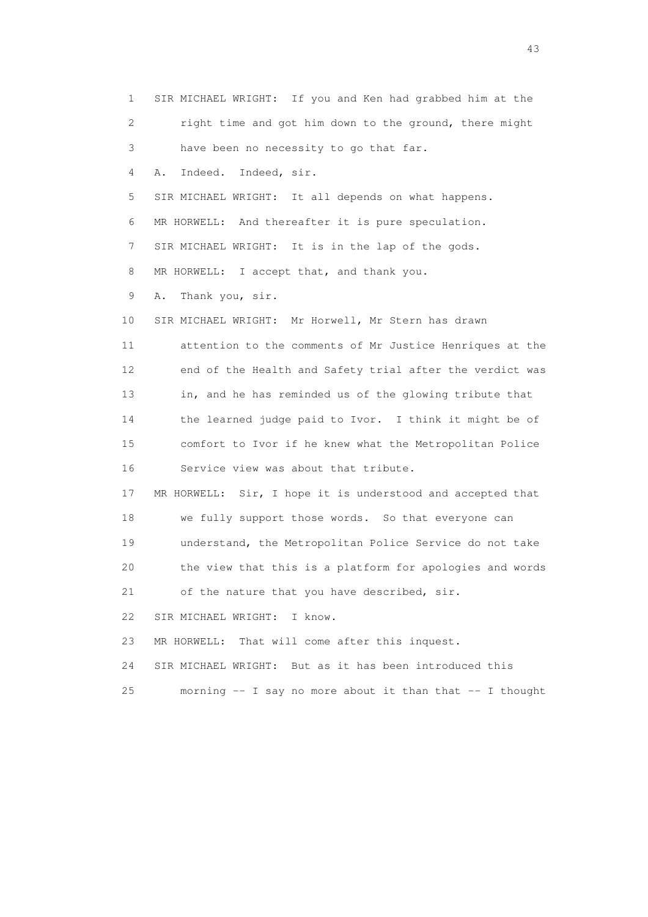1 SIR MICHAEL WRIGHT: If you and Ken had grabbed him at the
2 right time and got him down to the ground, there might
3 have been no necessity to go that far.
4 A. Indeed. Indeed, sir.
5 SIR MICHAEL WRIGHT: It all depends on what happens.
6 MR HORWELL: And thereafter it is pure speculation.
7 SIR MICHAEL WRIGHT: It is in the lap of the gods.
8 MR HORWELL: I accept that, and thank you.
9 A. Thank you, sir.
10 SIR MICHAEL WRIGHT: Mr Horwell, Mr Stern has drawn
11 attention to the comments of Mr Justice Henriques at the
12 end of the Health and Safety trial after the verdict was
13 in, and he has reminded us of the glowing tribute that
14 the learned judge paid to Ivor. I think it might be of
15 comfort to Ivor if he knew what the Metropolitan Police
16 Service view was about that tribute.
17 MR HORWELL: Sir, I hope it is understood and accepted that
18 we fully support those words. So that everyone can
19 understand, the Metropolitan Police Service do not take
20 the view that this is a platform for apologies and words
21 of the nature that you have described, sir.
22 SIR MICHAEL WRIGHT: I know.
23 MR HORWELL: That will come after this inquest.
24 SIR MICHAEL WRIGHT: But as it has been introduced this
25 morning -- I say no more about it than that -- I thought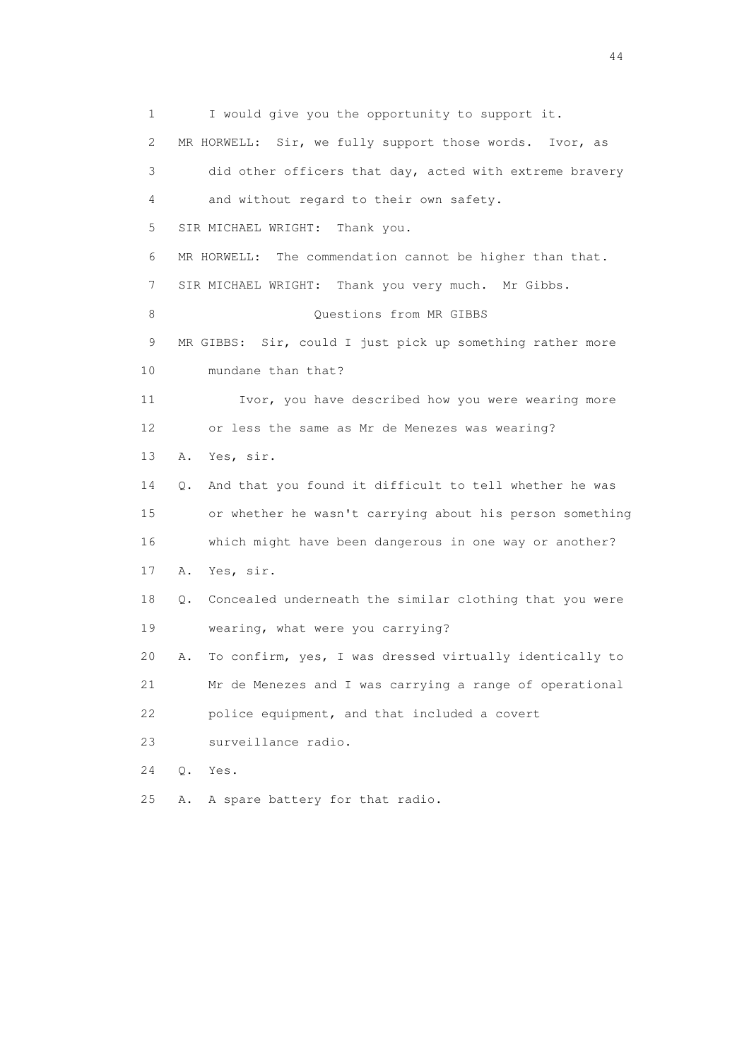1 I would give you the opportunity to support it.

2 MR HORWELL: Sir, we fully support those words. Ivor, as

3 did other officers that day, acted with extreme bravery

4 and without regard to their own safety.

5 SIR MICHAEL WRIGHT: Thank you.

6 MR HORWELL: The commendation cannot be higher than that.

7 SIR MICHAEL WRIGHT: Thank you very much. Mr Gibbs.

8 Questions from MR GIBBS

9 MR GIBBS: Sir, could I just pick up something rather more

10 mundane than that?

11 Ivor, you have described how you were wearing more

12 or less the same as Mr de Menezes was wearing?

13 A. Yes, sir.

14 Q. And that you found it difficult to tell whether he was

15 or whether he wasn't carrying about his person something

16 which might have been dangerous in one way or another?

17 A. Yes, sir.

18 Q. Concealed underneath the similar clothing that you were

19 wearing, what were you carrying?

20 A. To confirm, yes, I was dressed virtually identically to

21 Mr de Menezes and I was carrying a range of operational

22 police equipment, and that included a covert

23 surveillance radio.

24 Q. Yes.

25 A. A spare battery for that radio.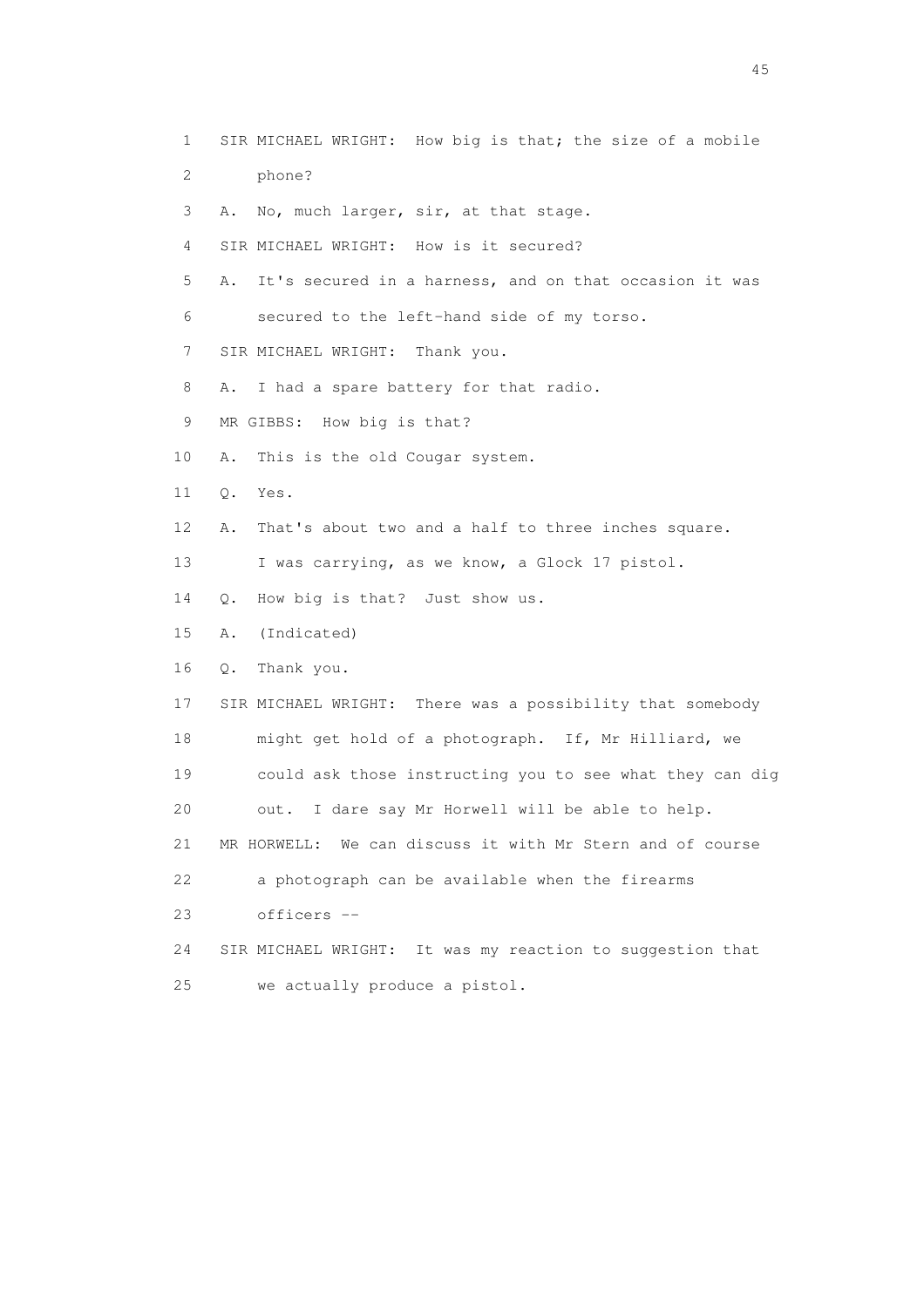1 SIR MICHAEL WRIGHT: How big is that; the size of a mobile
2 phone?
3 A. No, much larger, sir, at that stage.
4 SIR MICHAEL WRIGHT: How is it secured?
5 A. It's secured in a harness, and on that occasion it was
6 secured to the left-hand side of my torso.
7 SIR MICHAEL WRIGHT: Thank you.
8 A. I had a spare battery for that radio.
9 MR GIBBS: How big is that?
10 A. This is the old Cougar system.
11 Q. Yes.
12 A. That's about two and a half to three inches square.
13 I was carrying, as we know, a Glock 17 pistol.
14 Q. How big is that? Just show us.
15 A. (Indicated)
16 Q. Thank you.
17 SIR MICHAEL WRIGHT: There was a possibility that somebody
18 might get hold of a photograph. If, Mr Hilliard, we
19 could ask those instructing you to see what they can dig
20 out. I dare say Mr Horwell will be able to help.
21 MR HORWELL: We can discuss it with Mr Stern and of course
22 a photograph can be available when the firearms
23 officers --
24 SIR MICHAEL WRIGHT: It was my reaction to suggestion that
25 we actually produce a pistol.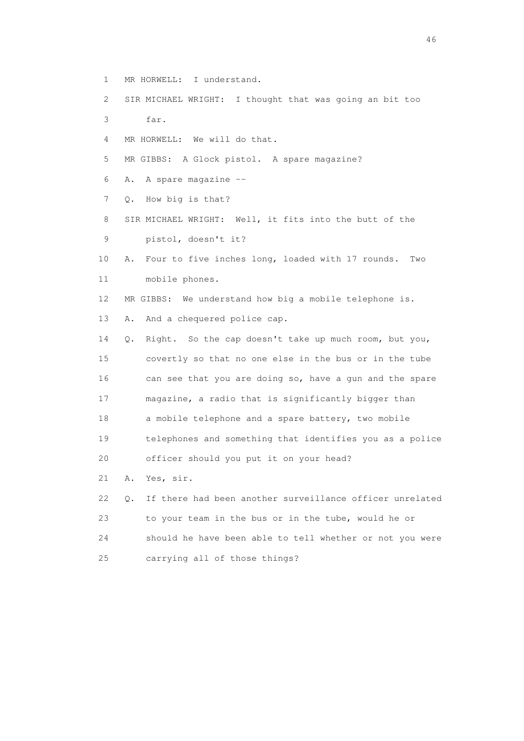1 MR HORWELL: I understand.

2 SIR MICHAEL WRIGHT: I thought that was going an bit too

3 far.

4 MR HORWELL: We will do that.

5 MR GIBBS: A Glock pistol. A spare magazine?

6 A. A spare magazine --

7 Q. How big is that?

8 SIR MICHAEL WRIGHT: Well, it fits into the butt of the

9 pistol, doesn't it?

10 A. Four to five inches long, loaded with 17 rounds. Two

11 mobile phones.

12 MR GIBBS: We understand how big a mobile telephone is.

13 A. And a chequered police cap.

14 Q. Right. So the cap doesn't take up much room, but you,

15 covertly so that no one else in the bus or in the tube

16 can see that you are doing so, have a gun and the spare

17 magazine, a radio that is significantly bigger than

18 a mobile telephone and a spare battery, two mobile

19 telephones and something that identifies you as a police

20 officer should you put it on your head?

21 A. Yes, sir.

22 Q. If there had been another surveillance officer unrelated

23 to your team in the bus or in the tube, would he or

24 should he have been able to tell whether or not you were

25 carrying all of those things?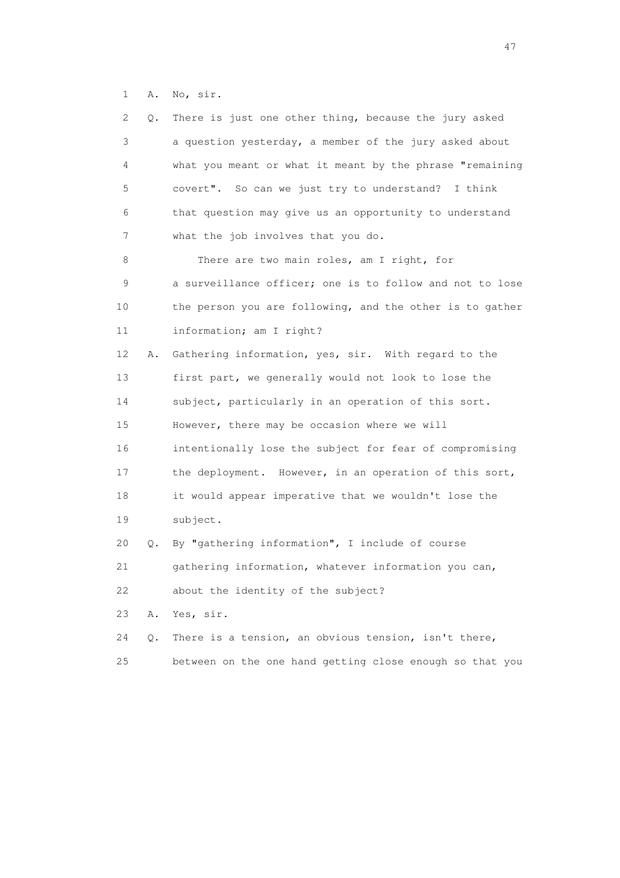1 A. No, sir.

2 Q. There is just one other thing, because the jury asked

3 a question yesterday, a member of the jury asked about

4 what you meant or what it meant by the phrase "remaining

5 covert". So can we just try to understand? I think

6 that question may give us an opportunity to understand

7 what the job involves that you do.

8 There are two main roles, am I right, for

9 a surveillance officer; one is to follow and not to lose

10 the person you are following, and the other is to gather

11 information; am I right?

12 A. Gathering information, yes, sir. With regard to the

13 first part, we generally would not look to lose the

14 subject, particularly in an operation of this sort.

15 However, there may be occasion where we will

16 intentionally lose the subject for fear of compromising

17 the deployment. However, in an operation of this sort,

18 it would appear imperative that we wouldn't lose the

19 subject.

20 Q. By "gathering information", I include of course

21 gathering information, whatever information you can,

22 about the identity of the subject?

23 A. Yes, sir.

24 Q. There is a tension, an obvious tension, isn't there,

25 between on the one hand getting close enough so that you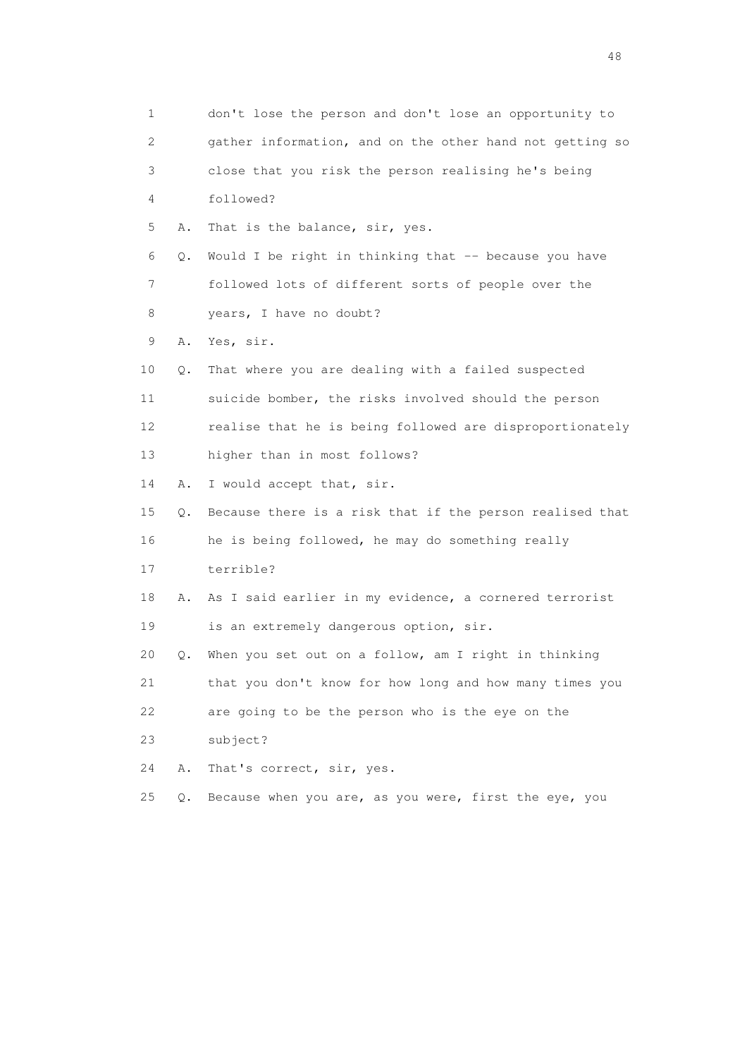1 don't lose the person and don't lose an opportunity to
2 gather information, and on the other hand not getting so
3 close that you risk the person realising he's being
4 followed?

5 A. That is the balance, sir, yes.

6 Q. Would I be right in thinking that -- because you have
7 followed lots of different sorts of people over the
8 years, I have no doubt?

9 A. Yes, sir.

10 Q. That where you are dealing with a failed suspected
11 suicide bomber, the risks involved should the person
12 realise that he is being followed are disproportionately
13 higher than in most follows?

14 A. I would accept that, sir.

15 Q. Because there is a risk that if the person realised that
16 he is being followed, he may do something really
17 terrible?

18 A. As I said earlier in my evidence, a cornered terrorist
19 is an extremely dangerous option, sir.

20 Q. When you set out on a follow, am I right in thinking
21 that you don't know for how long and how many times you
22 are going to be the person who is the eye on the
23 subject?

24 A. That's correct, sir, yes.

25 Q. Because when you are, as you were, first the eye, you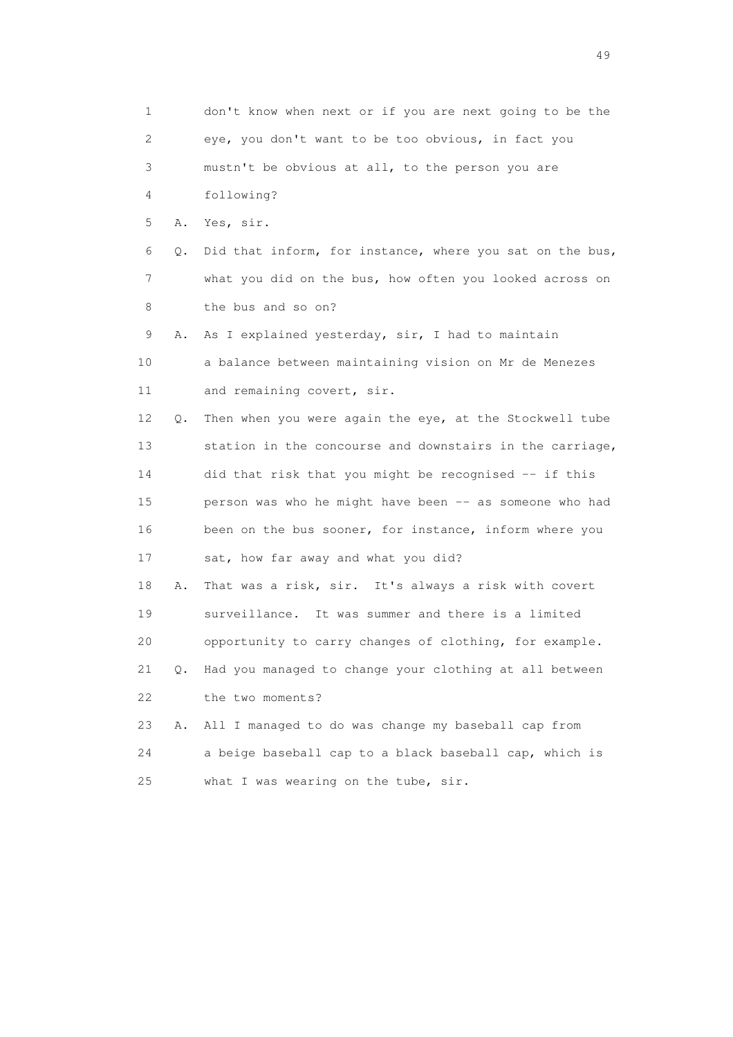1 don't know when next or if you are next going to be the
2 eye, you don't want to be too obvious, in fact you
3 mustn't be obvious at all, to the person you are
4 following?

5 A. Yes, sir.

6 Q. Did that inform, for instance, where you sat on the bus,
7 what you did on the bus, how often you looked across on
8 the bus and so on?

9 A. As I explained yesterday, sir, I had to maintain
10 a balance between maintaining vision on Mr de Menezes
11 and remaining covert, sir.

12 Q. Then when you were again the eye, at the Stockwell tube
13 station in the concourse and downstairs in the carriage,
14 did that risk that you might be recognised -- if this
15 person was who he might have been -- as someone who had
16 been on the bus sooner, for instance, inform where you
17 sat, how far away and what you did?

18 A. That was a risk, sir. It's always a risk with covert
19 surveillance. It was summer and there is a limited
20 opportunity to carry changes of clothing, for example.

21 Q. Had you managed to change your clothing at all between
22 the two moments?

23 A. All I managed to do was change my baseball cap from
24 a beige baseball cap to a black baseball cap, which is
25 what I was wearing on the tube, sir.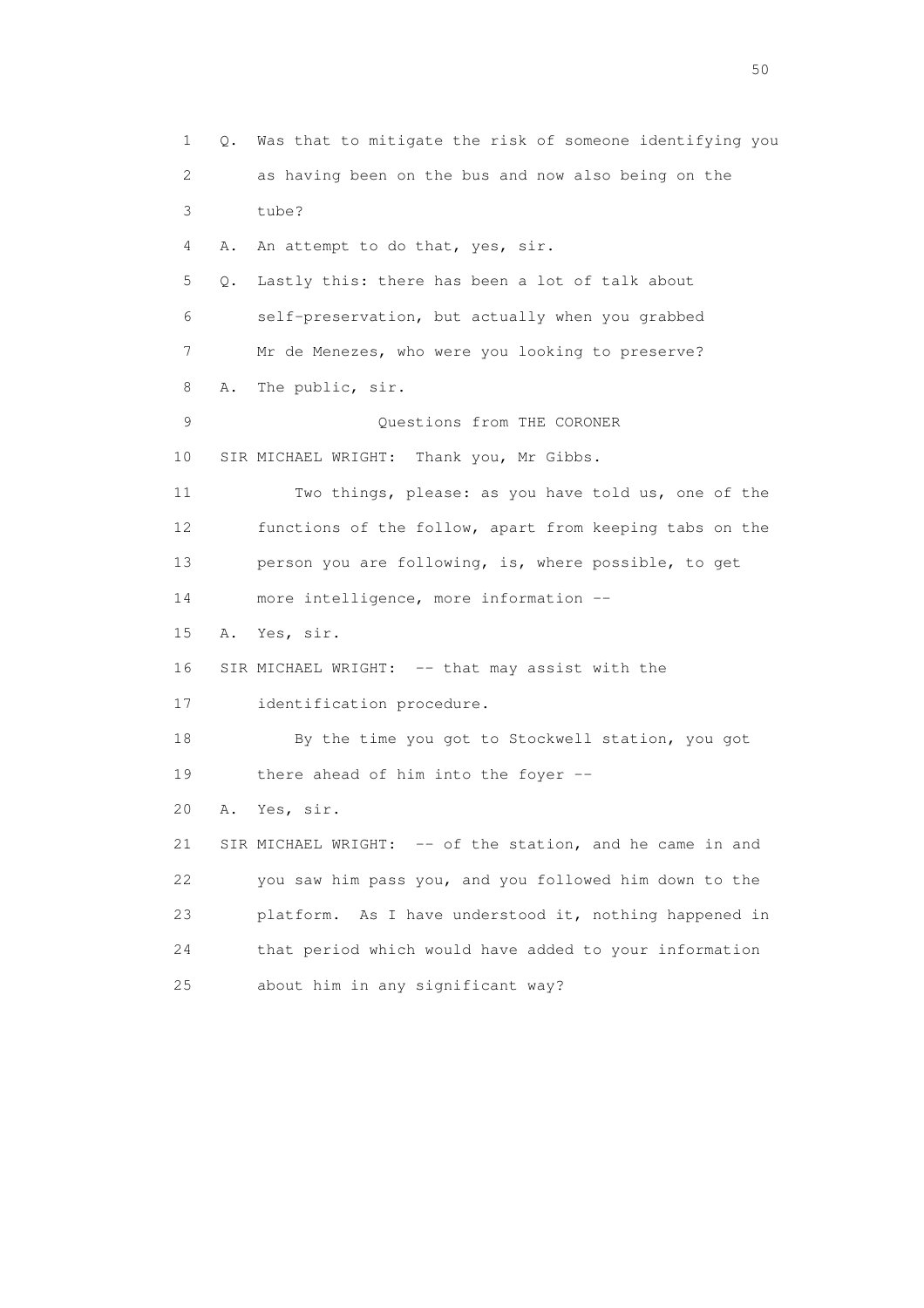1 Q. Was that to mitigate the risk of someone identifying you
2 as having been on the bus and now also being on the
3 tube?
4 A. An attempt to do that, yes, sir.
5 Q. Lastly this: there has been a lot of talk about
6 self-preservation, but actually when you grabbed
7 Mr de Menezes, who were you looking to preserve?
8 A. The public, sir.
9 Questions from THE CORONER
10 SIR MICHAEL WRIGHT: Thank you, Mr Gibbs.
11 Two things, please: as you have told us, one of the
12 functions of the follow, apart from keeping tabs on the
13 person you are following, is, where possible, to get
14 more intelligence, more information --
15 A. Yes, sir.
16 SIR MICHAEL WRIGHT: -- that may assist with the
17 identification procedure.
18 By the time you got to Stockwell station, you got
19 there ahead of him into the foyer --
20 A. Yes, sir.
21 SIR MICHAEL WRIGHT: -- of the station, and he came in and
22 you saw him pass you, and you followed him down to the
23 platform. As I have understood it, nothing happened in
24 that period which would have added to your information
25 about him in any significant way?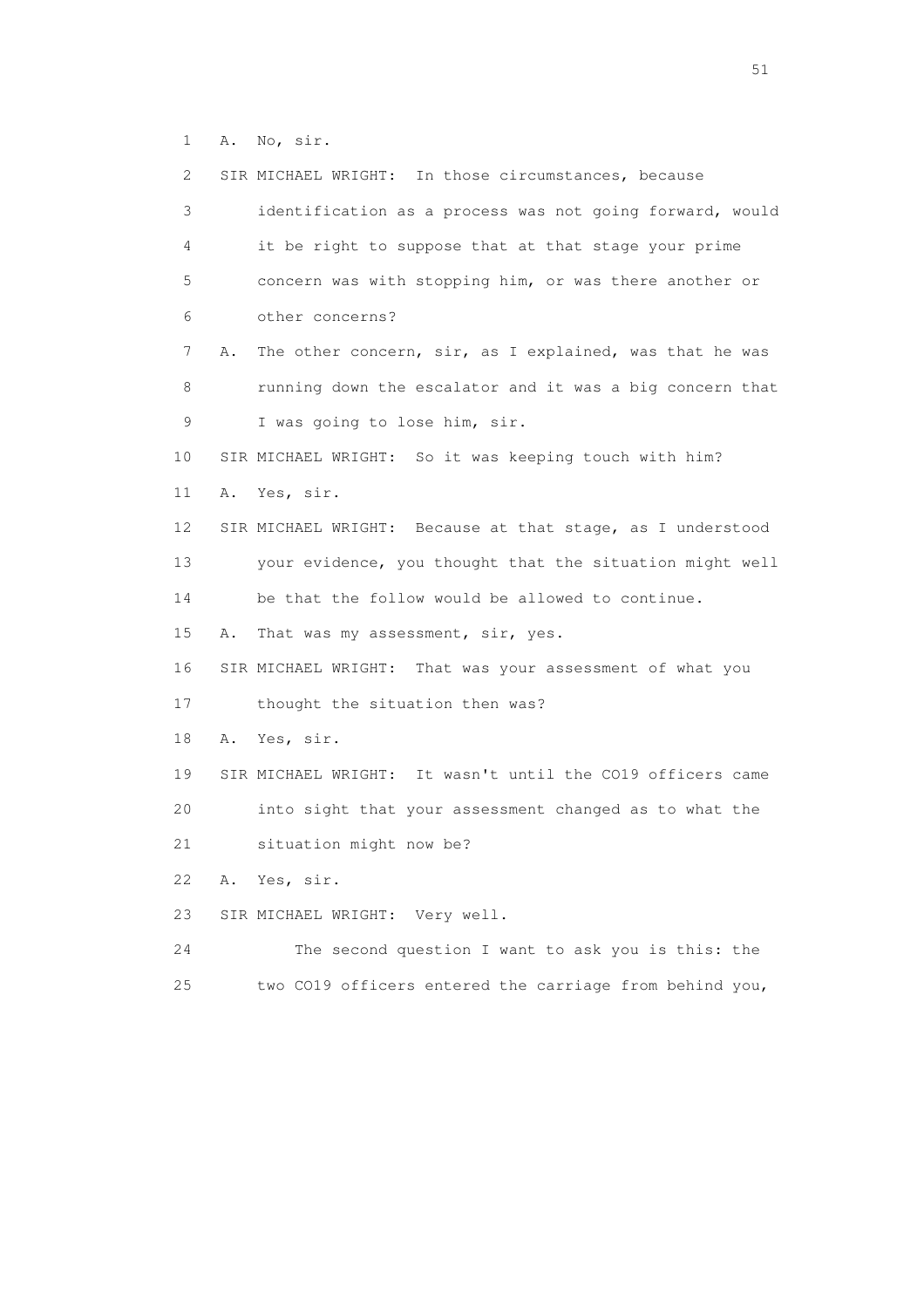1 A. No, sir.

2 SIR MICHAEL WRIGHT: In those circumstances, because

3 identification as a process was not going forward, would

4 it be right to suppose that at that stage your prime

5 concern was with stopping him, or was there another or

6 other concerns?

7 A. The other concern, sir, as I explained, was that he was

8 running down the escalator and it was a big concern that

9 I was going to lose him, sir.

10 SIR MICHAEL WRIGHT: So it was keeping touch with him?

11 A. Yes, sir.

12 SIR MICHAEL WRIGHT: Because at that stage, as I understood

13 your evidence, you thought that the situation might well

14 be that the follow would be allowed to continue.

15 A. That was my assessment, sir, yes.

16 SIR MICHAEL WRIGHT: That was your assessment of what you

17 thought the situation then was?

18 A. Yes, sir.

19 SIR MICHAEL WRIGHT: It wasn't until the CO19 officers came

20 into sight that your assessment changed as to what the

21 situation might now be?

22 A. Yes, sir.

23 SIR MICHAEL WRIGHT: Very well.

24 The second question I want to ask you is this: the

25 two CO19 officers entered the carriage from behind you,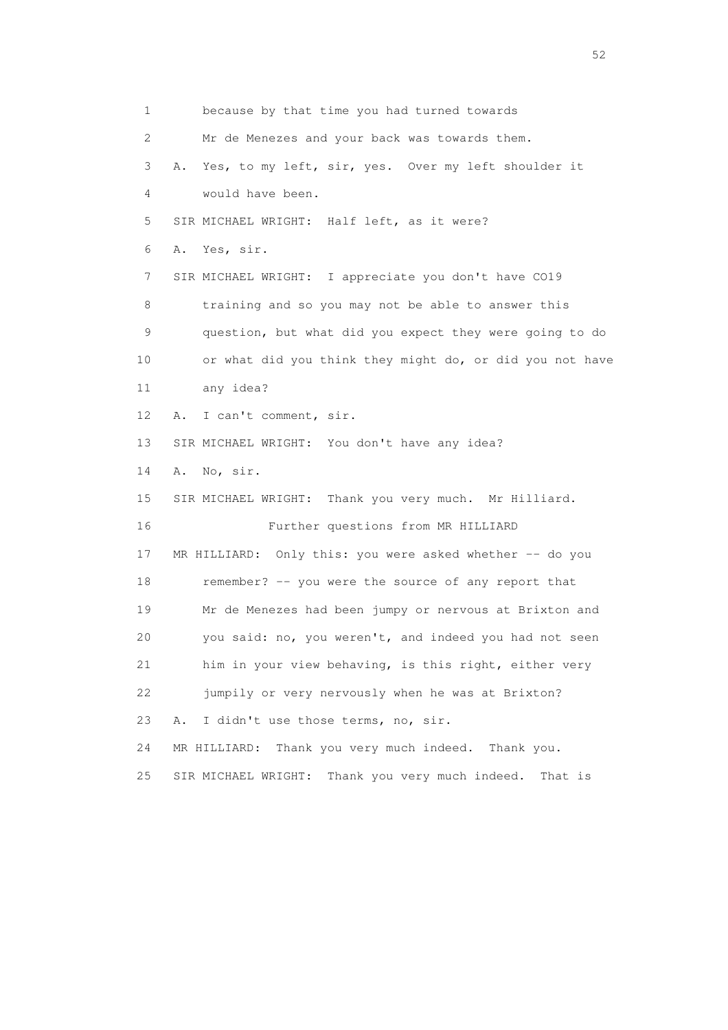1 because by that time you had turned towards

2 Mr de Menezes and your back was towards them.

3 A. Yes, to my left, sir, yes. Over my left shoulder it

4 would have been.

5 SIR MICHAEL WRIGHT: Half left, as it were?

6 A. Yes, sir.

7 SIR MICHAEL WRIGHT: I appreciate you don't have CO19

8 training and so you may not be able to answer this

9 question, but what did you expect they were going to do

10 or what did you think they might do, or did you not have

11 any idea?

12 A. I can't comment, sir.

13 SIR MICHAEL WRIGHT: You don't have any idea?

14 A. No, sir.

15 SIR MICHAEL WRIGHT: Thank you very much. Mr Hilliard.

16 Further questions from MR HILLIARD

17 MR HILLIARD: Only this: you were asked whether -- do you

18 remember? -- you were the source of any report that

19 Mr de Menezes had been jumpy or nervous at Brixton and

20 you said: no, you weren't, and indeed you had not seen

21 him in your view behaving, is this right, either very

22 jumpily or very nervously when he was at Brixton?

23 A. I didn't use those terms, no, sir.

24 MR HILLIARD: Thank you very much indeed. Thank you.

25 SIR MICHAEL WRIGHT: Thank you very much indeed. That is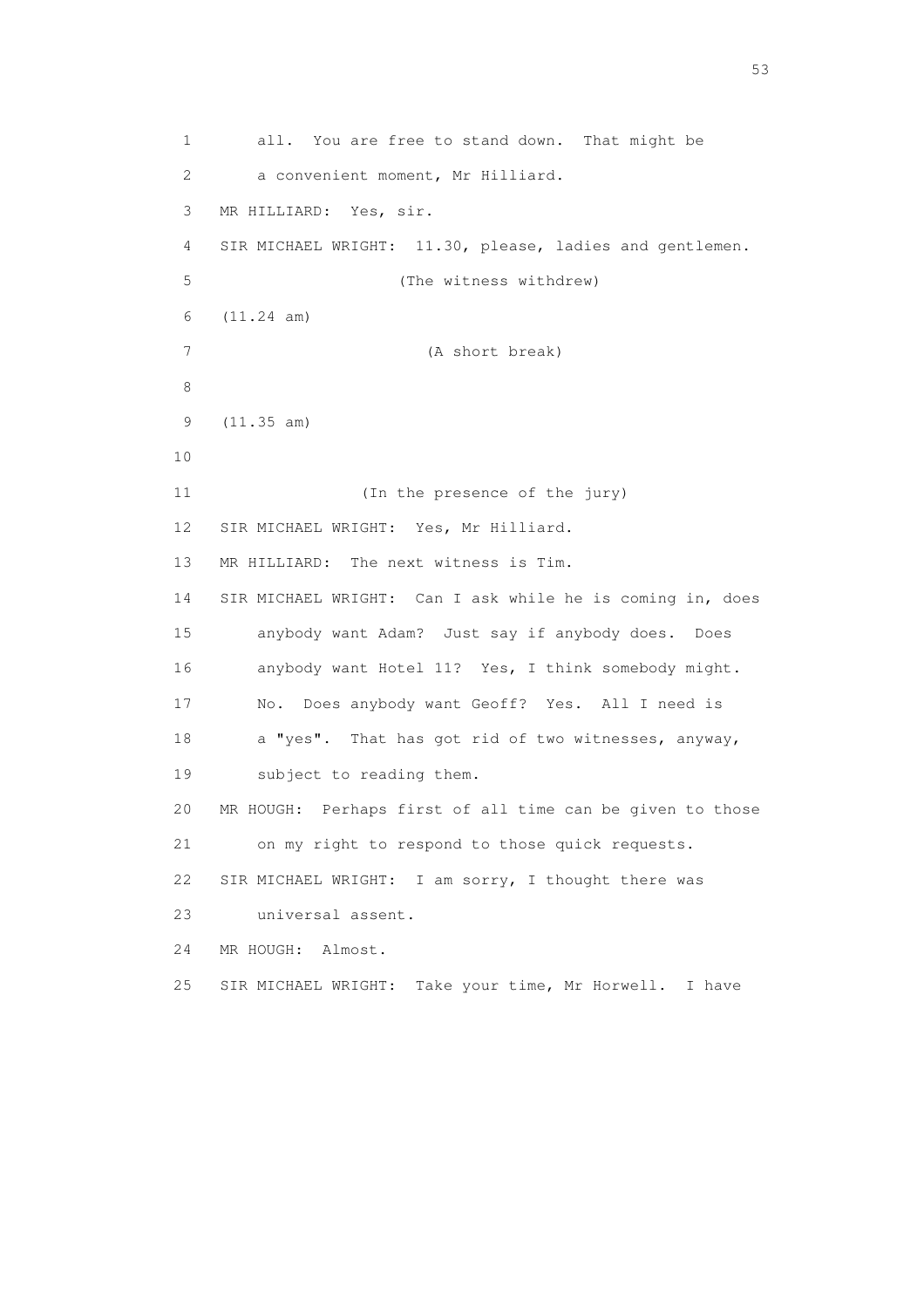1 all. You are free to stand down. That might be
2 a convenient moment, Mr Hilliard.
3 MR HILLIARD: Yes, sir.
4 SIR MICHAEL WRIGHT: 11.30, please, ladies and gentlemen.
5 (The witness withdrew)
6 (11.24 am)
7 (A short break)
8
9 (11.35 am)
10
11 (In the presence of the jury)
12 SIR MICHAEL WRIGHT: Yes, Mr Hilliard.
13 MR HILLIARD: The next witness is Tim.
14 SIR MICHAEL WRIGHT: Can I ask while he is coming in, does
15 anybody want Adam? Just say if anybody does. Does
16 anybody want Hotel 11? Yes, I think somebody might.
17 No. Does anybody want Geoff? Yes. All I need is
18 a "yes". That has got rid of two witnesses, anyway,
19 subject to reading them.
20 MR HOUGH: Perhaps first of all time can be given to those
21 on my right to respond to those quick requests.
22 SIR MICHAEL WRIGHT: I am sorry, I thought there was
23 universal assent.
24 MR HOUGH: Almost.
25 SIR MICHAEL WRIGHT: Take your time, Mr Horwell. I have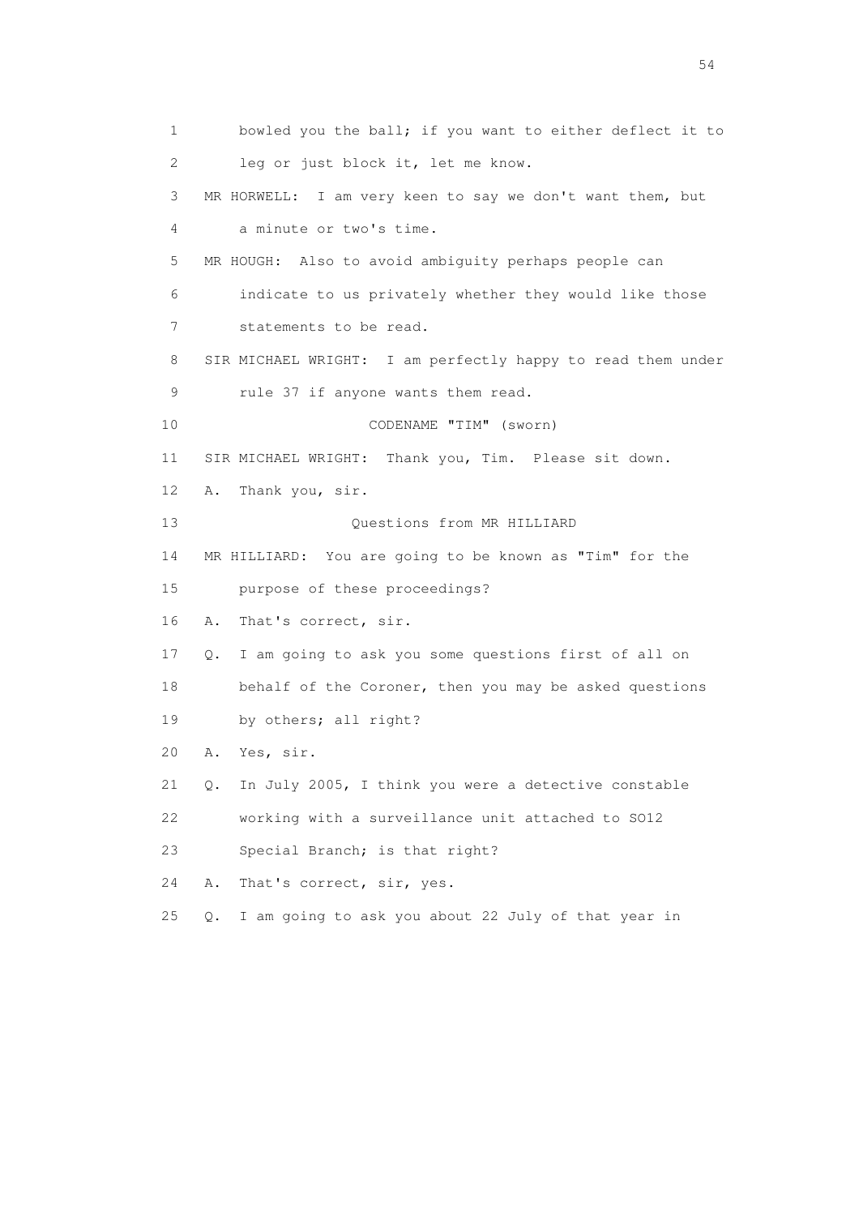1 bowled you the ball; if you want to either deflect it to
2 leg or just block it, let me know.
3 MR HORWELL: I am very keen to say we don't want them, but
4 a minute or two's time.
5 MR HOUGH: Also to avoid ambiguity perhaps people can
6 indicate to us privately whether they would like those
7 statements to be read.
8 SIR MICHAEL WRIGHT: I am perfectly happy to read them under
9 rule 37 if anyone wants them read.
10 CODENAME "TIM" (sworn)
11 SIR MICHAEL WRIGHT: Thank you, Tim. Please sit down.
12 A. Thank you, sir.
13 Questions from MR HILLIARD
14 MR HILLIARD: You are going to be known as "Tim" for the
15 purpose of these proceedings?
16 A. That's correct, sir.
17 Q. I am going to ask you some questions first of all on
18 behalf of the Coroner, then you may be asked questions
19 by others; all right?
20 A. Yes, sir.
21 Q. In July 2005, I think you were a detective constable
22 working with a surveillance unit attached to SO12
23 Special Branch; is that right?
24 A. That's correct, sir, yes.
25 Q. I am going to ask you about 22 July of that year in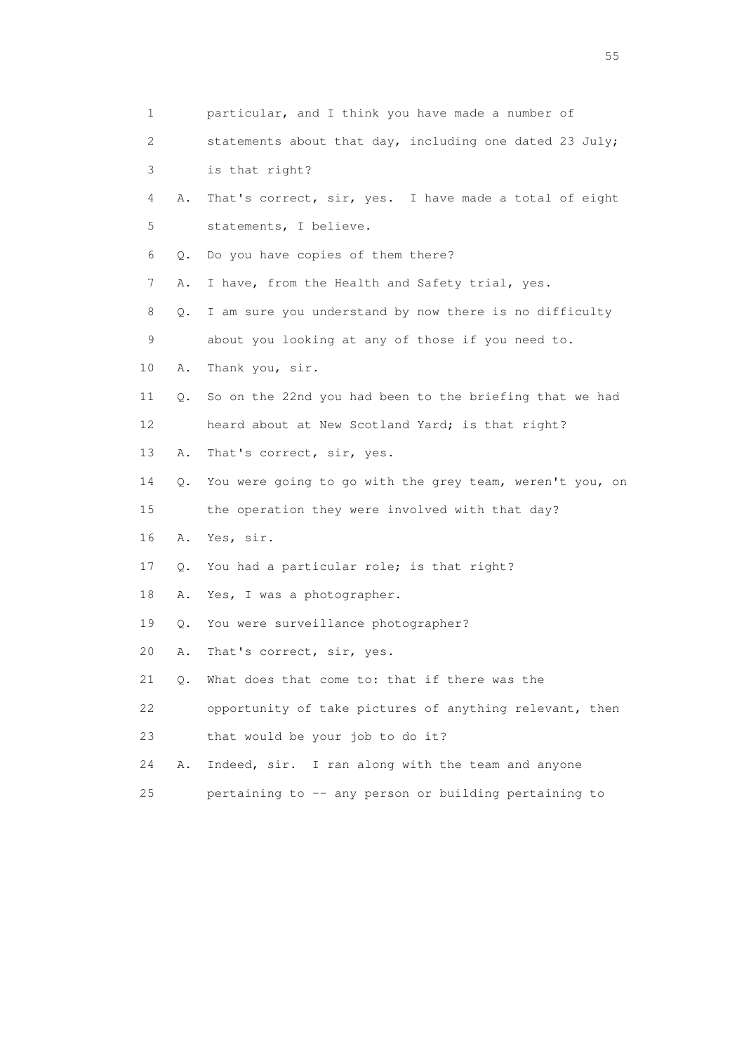1 particular, and I think you have made a number of

2 statements about that day, including one dated 23 July;

3 is that right?

4 A. That's correct, sir, yes. I have made a total of eight

5 statements, I believe.

6 Q. Do you have copies of them there?

7 A. I have, from the Health and Safety trial, yes.

8 Q. I am sure you understand by now there is no difficulty

9 about you looking at any of those if you need to.

10 A. Thank you, sir.

11 Q. So on the 22nd you had been to the briefing that we had

12 heard about at New Scotland Yard; is that right?

13 A. That's correct, sir, yes.

14 Q. You were going to go with the grey team, weren't you, on

15 the operation they were involved with that day?

16 A. Yes, sir.

17 Q. You had a particular role; is that right?

18 A. Yes, I was a photographer.

19 Q. You were surveillance photographer?

20 A. That's correct, sir, yes.

21 Q. What does that come to: that if there was the

22 opportunity of take pictures of anything relevant, then

23 that would be your job to do it?

24 A. Indeed, sir. I ran along with the team and anyone

25 pertaining to -- any person or building pertaining to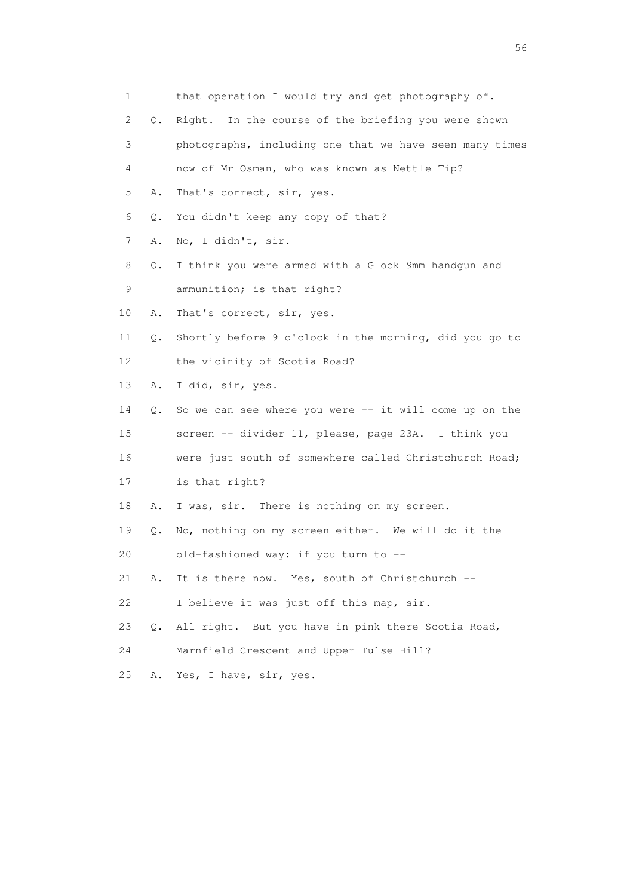1 that operation I would try and get photography of.

2 Q. Right. In the course of the briefing you were shown

3 photographs, including one that we have seen many times

4 now of Mr Osman, who was known as Nettle Tip?

5 A. That's correct, sir, yes.

6 Q. You didn't keep any copy of that?

7 A. No, I didn't, sir.

8 Q. I think you were armed with a Glock 9mm handgun and

9 ammunition; is that right?

10 A. That's correct, sir, yes.

11 Q. Shortly before 9 o'clock in the morning, did you go to

12 the vicinity of Scotia Road?

13 A. I did, sir, yes.

14 Q. So we can see where you were -- it will come up on the

15 screen -- divider 11, please, page 23A. I think you

16 were just south of somewhere called Christchurch Road;

17 is that right?

18 A. I was, sir. There is nothing on my screen.

19 Q. No, nothing on my screen either. We will do it the

20 old-fashioned way: if you turn to --

21 A. It is there now. Yes, south of Christchurch --

22 I believe it was just off this map, sir.

23 Q. All right. But you have in pink there Scotia Road,

24 Marnfield Crescent and Upper Tulse Hill?

25 A. Yes, I have, sir, yes.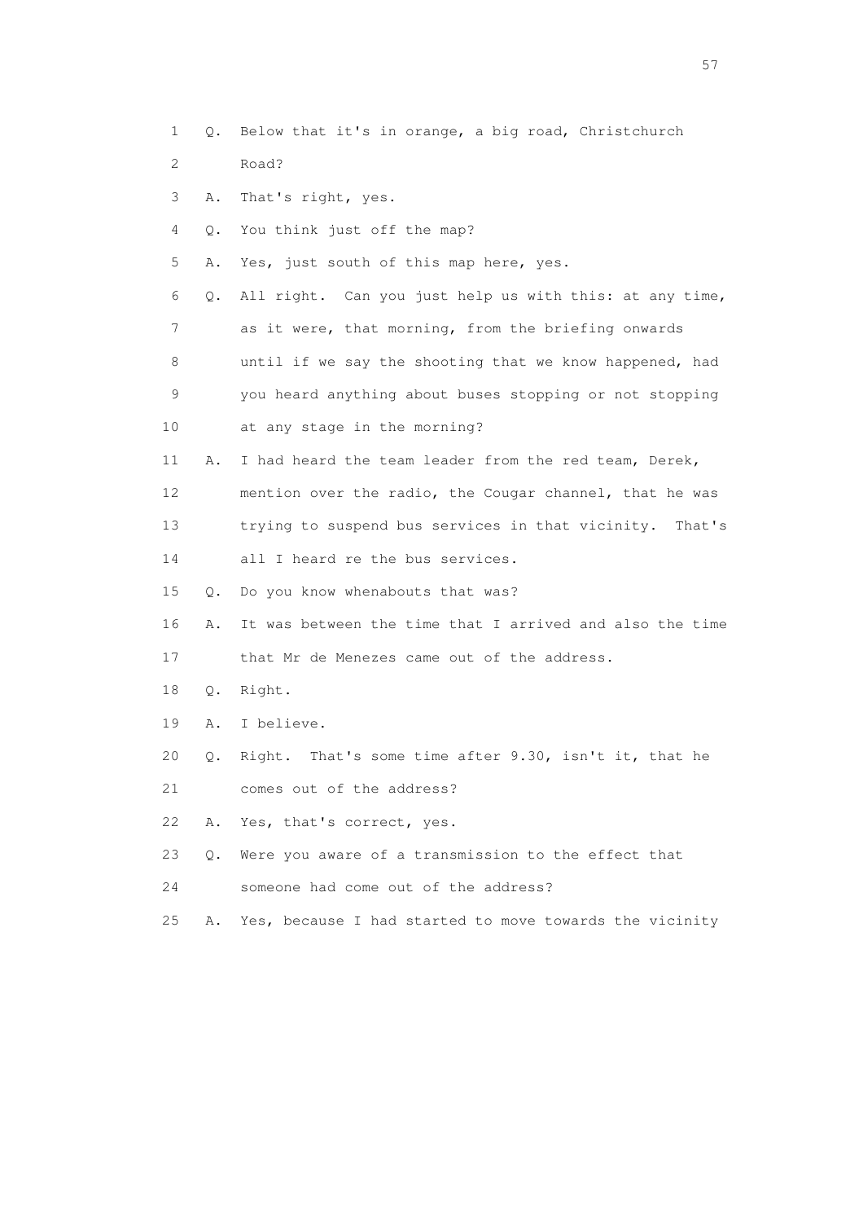1 Q. Below that it's in orange, a big road, Christchurch
2 Road?
3 A. That's right, yes.
4 Q. You think just off the map?
5 A. Yes, just south of this map here, yes.
6 Q. All right. Can you just help us with this: at any time,
7 as it were, that morning, from the briefing onwards
8 until if we say the shooting that we know happened, had
9 you heard anything about buses stopping or not stopping
10 at any stage in the morning?
11 A. I had heard the team leader from the red team, Derek,
12 mention over the radio, the Cougar channel, that he was
13 trying to suspend bus services in that vicinity. That's
14 all I heard re the bus services.
15 Q. Do you know whenabouts that was?
16 A. It was between the time that I arrived and also the time
17 that Mr de Menezes came out of the address.
18 Q. Right.
19 A. I believe.
20 Q. Right. That's some time after 9.30, isn't it, that he
21 comes out of the address?
22 A. Yes, that's correct, yes.
23 Q. Were you aware of a transmission to the effect that
24 someone had come out of the address?
25 A. Yes, because I had started to move towards the vicinity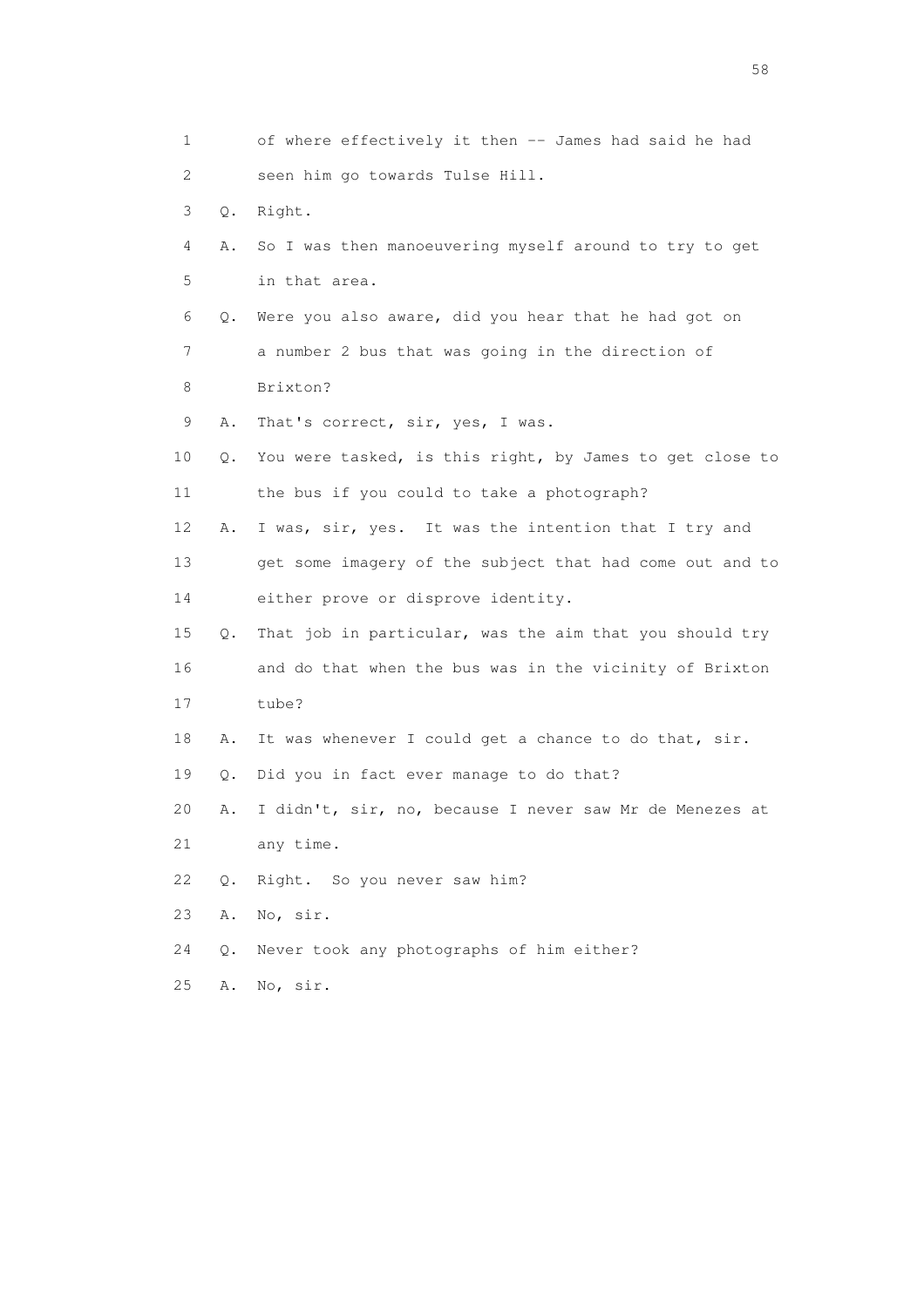1 of where effectively it then -- James had said he had
2 seen him go towards Tulse Hill.
3 Q. Right.
4 A. So I was then manoeuvering myself around to try to get
5 in that area.
6 Q. Were you also aware, did you hear that he had got on
7 a number 2 bus that was going in the direction of
8 Brixton?
9 A. That's correct, sir, yes, I was.
10 Q. You were tasked, is this right, by James to get close to
11 the bus if you could to take a photograph?
12 A. I was, sir, yes. It was the intention that I try and
13 get some imagery of the subject that had come out and to
14 either prove or disprove identity.
15 Q. That job in particular, was the aim that you should try
16 and do that when the bus was in the vicinity of Brixton
17 tube?
18 A. It was whenever I could get a chance to do that, sir.
19 Q. Did you in fact ever manage to do that?
20 A. I didn't, sir, no, because I never saw Mr de Menezes at
21 any time.
22 Q. Right. So you never saw him?
23 A. No, sir.
24 Q. Never took any photographs of him either?
25 A. No, sir.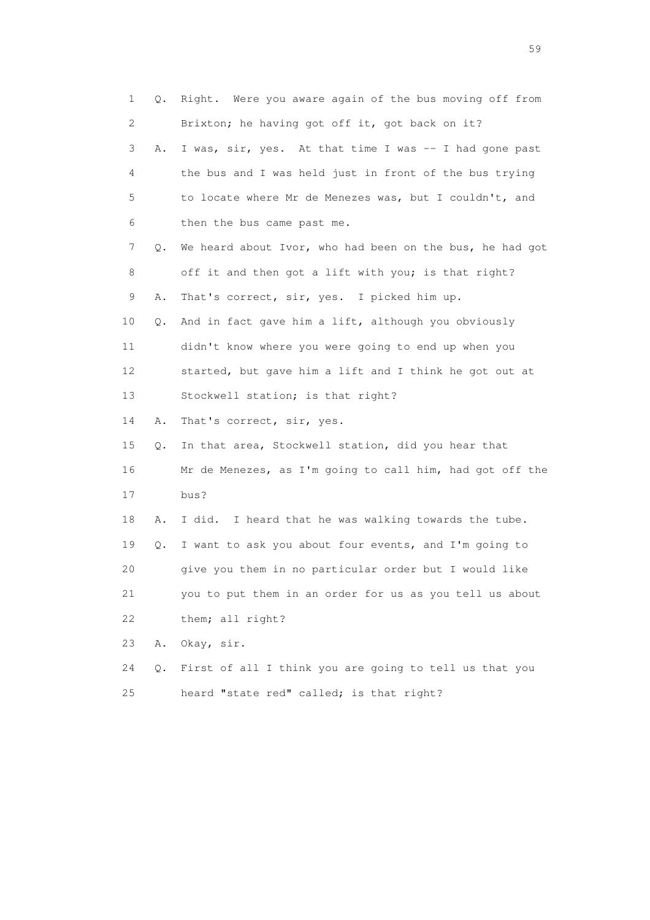1 Q. Right. Were you aware again of the bus moving off from
2 Brixton; he having got off it, got back on it?
3 A. I was, sir, yes. At that time I was -- I had gone past
4 the bus and I was held just in front of the bus trying
5 to locate where Mr de Menezes was, but I couldn't, and
6 then the bus came past me.
7 Q. We heard about Ivor, who had been on the bus, he had got
8 off it and then got a lift with you; is that right?
9 A. That's correct, sir, yes. I picked him up.
10 Q. And in fact gave him a lift, although you obviously
11 didn't know where you were going to end up when you
12 started, but gave him a lift and I think he got out at
13 Stockwell station; is that right?
14 A. That's correct, sir, yes.
15 Q. In that area, Stockwell station, did you hear that
16 Mr de Menezes, as I'm going to call him, had got off the
17 bus?
18 A. I did. I heard that he was walking towards the tube.
19 Q. I want to ask you about four events, and I'm going to
20 give you them in no particular order but I would like
21 you to put them in an order for us as you tell us about
22 them; all right?
23 A. Okay, sir.
24 Q. First of all I think you are going to tell us that you
25 heard "state red" called; is that right?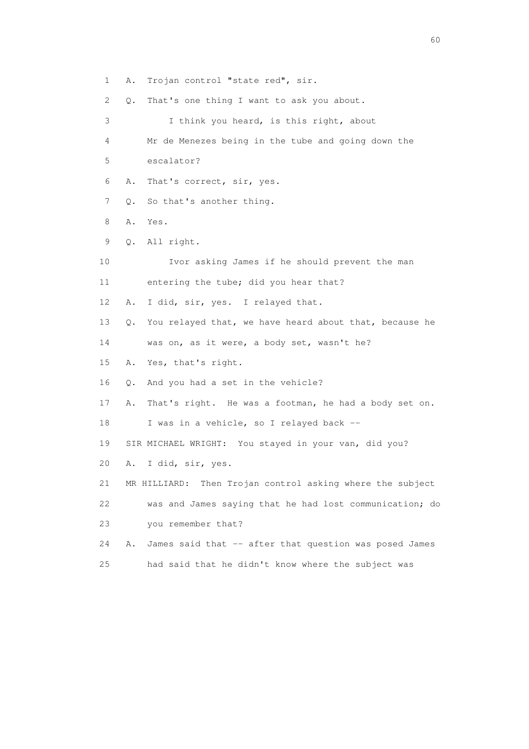1 A. Trojan control "state red", sir.

2 Q. That's one thing I want to ask you about.

3 I think you heard, is this right, about

4 Mr de Menezes being in the tube and going down the

5 escalator?

6 A. That's correct, sir, yes.

7 Q. So that's another thing.

8 A. Yes.

9 Q. All right.

10 Ivor asking James if he should prevent the man

11 entering the tube; did you hear that?

12 A. I did, sir, yes. I relayed that.

13 Q. You relayed that, we have heard about that, because he

14 was on, as it were, a body set, wasn't he?

15 A. Yes, that's right.

16 Q. And you had a set in the vehicle?

17 A. That's right. He was a footman, he had a body set on.

18 I was in a vehicle, so I relayed back --

19 SIR MICHAEL WRIGHT: You stayed in your van, did you?

20 A. I did, sir, yes.

21 MR HILLIARD: Then Trojan control asking where the subject

22 was and James saying that he had lost communication; do

23 you remember that?

24 A. James said that -- after that question was posed James

25 had said that he didn't know where the subject was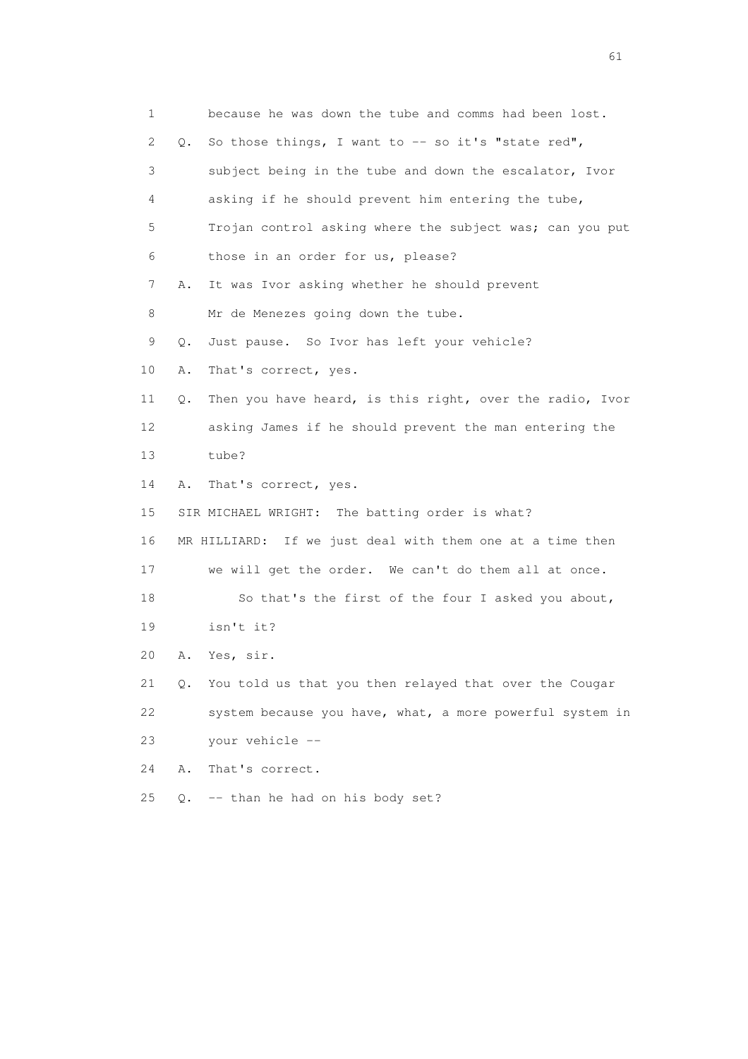1 because he was down the tube and comms had been lost.

2 Q. So those things, I want to -- so it's "state red",

3 subject being in the tube and down the escalator, Ivor

4 asking if he should prevent him entering the tube,

5 Trojan control asking where the subject was; can you put

6 those in an order for us, please?

7 A. It was Ivor asking whether he should prevent

8 Mr de Menezes going down the tube.

9 Q. Just pause. So Ivor has left your vehicle?

10 A. That's correct, yes.

11 Q. Then you have heard, is this right, over the radio, Ivor

12 asking James if he should prevent the man entering the

13 tube?

14 A. That's correct, yes.

15 SIR MICHAEL WRIGHT: The batting order is what?

16 MR HILLIARD: If we just deal with them one at a time then

17 we will get the order. We can't do them all at once.

18 So that's the first of the four I asked you about,

19 isn't it?

20 A. Yes, sir.

21 Q. You told us that you then relayed that over the Cougar

22 system because you have, what, a more powerful system in

23 your vehicle --

24 A. That's correct.

25 Q. -- than he had on his body set?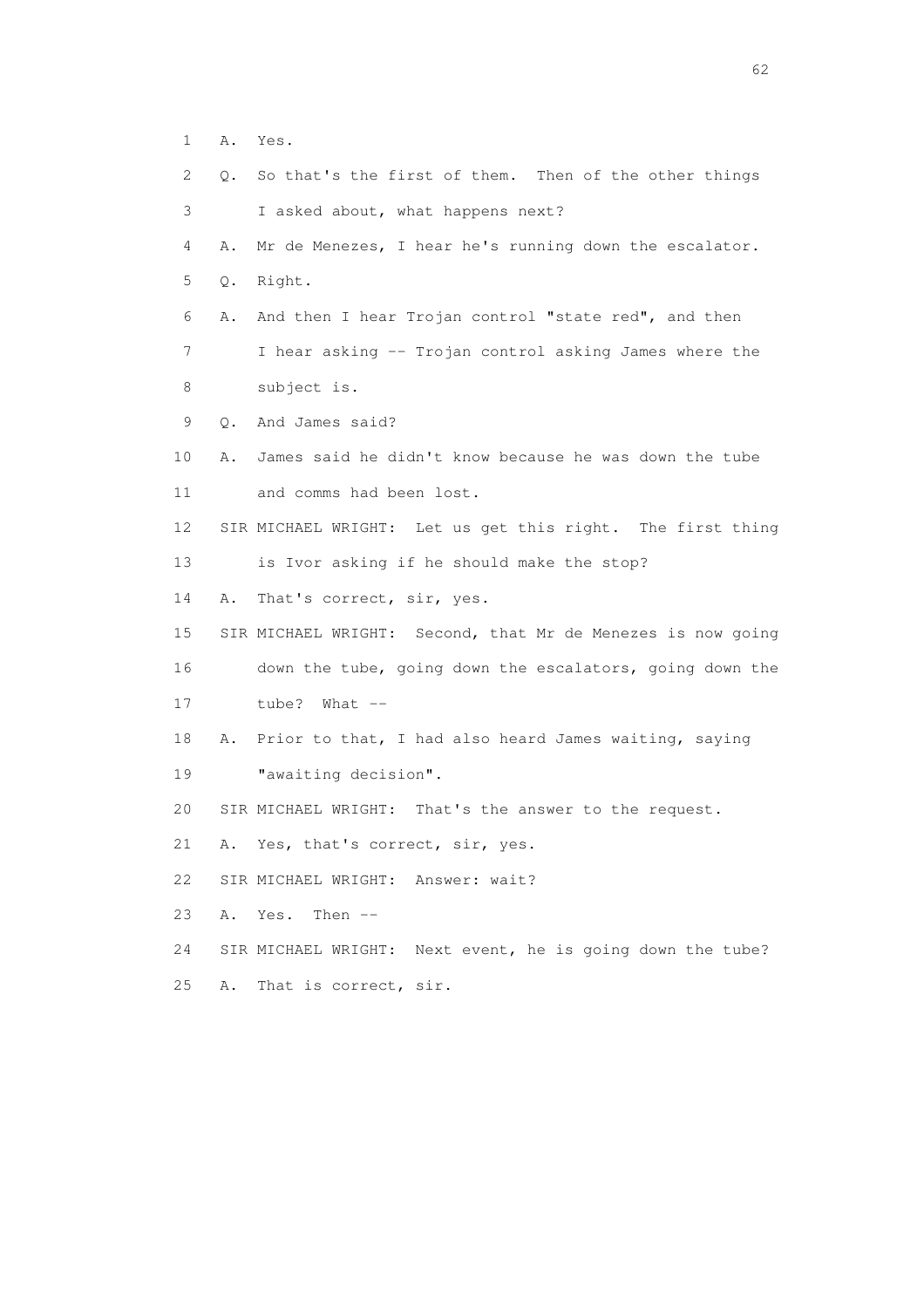1 A. Yes.

2 Q. So that's the first of them. Then of the other things

3 I asked about, what happens next?

4 A. Mr de Menezes, I hear he's running down the escalator.

5 Q. Right.

6 A. And then I hear Trojan control "state red", and then

7 I hear asking -- Trojan control asking James where the

8 subject is.

9 Q. And James said?

10 A. James said he didn't know because he was down the tube

11 and comms had been lost.

12 SIR MICHAEL WRIGHT: Let us get this right. The first thing

13 is Ivor asking if he should make the stop?

14 A. That's correct, sir, yes.

15 SIR MICHAEL WRIGHT: Second, that Mr de Menezes is now going

16 down the tube, going down the escalators, going down the

17 tube? What --

18 A. Prior to that, I had also heard James waiting, saying

19 "awaiting decision".

20 SIR MICHAEL WRIGHT: That's the answer to the request.

21 A. Yes, that's correct, sir, yes.

22 SIR MICHAEL WRIGHT: Answer: wait?

23 A. Yes. Then --

24 SIR MICHAEL WRIGHT: Next event, he is going down the tube?

25 A. That is correct, sir.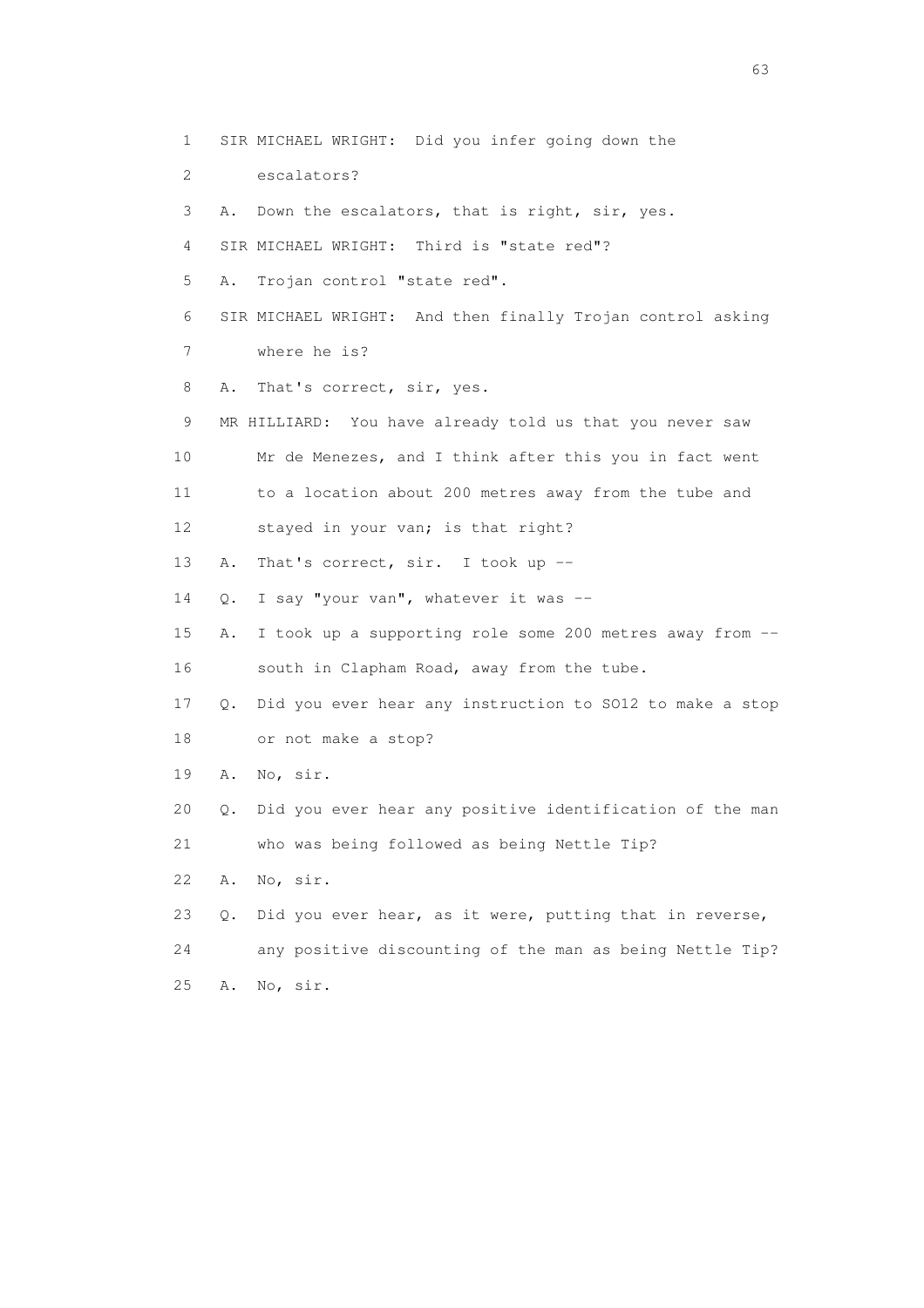1 SIR MICHAEL WRIGHT: Did you infer going down the

2 escalators?

3 A. Down the escalators, that is right, sir, yes.

4 SIR MICHAEL WRIGHT: Third is "state red"?

5 A. Trojan control "state red".

6 SIR MICHAEL WRIGHT: And then finally Trojan control asking

7 where he is?

8 A. That's correct, sir, yes.

9 MR HILLIARD: You have already told us that you never saw

10 Mr de Menezes, and I think after this you in fact went

11 to a location about 200 metres away from the tube and

12 stayed in your van; is that right?

13 A. That's correct, sir. I took up --

14 Q. I say "your van", whatever it was --

15 A. I took up a supporting role some 200 metres away from --

16 south in Clapham Road, away from the tube.

17 Q. Did you ever hear any instruction to SO12 to make a stop

18 or not make a stop?

19 A. No, sir.

20 Q. Did you ever hear any positive identification of the man

21 who was being followed as being Nettle Tip?

22 A. No, sir.

23 Q. Did you ever hear, as it were, putting that in reverse,

24 any positive discounting of the man as being Nettle Tip?

25 A. No, sir.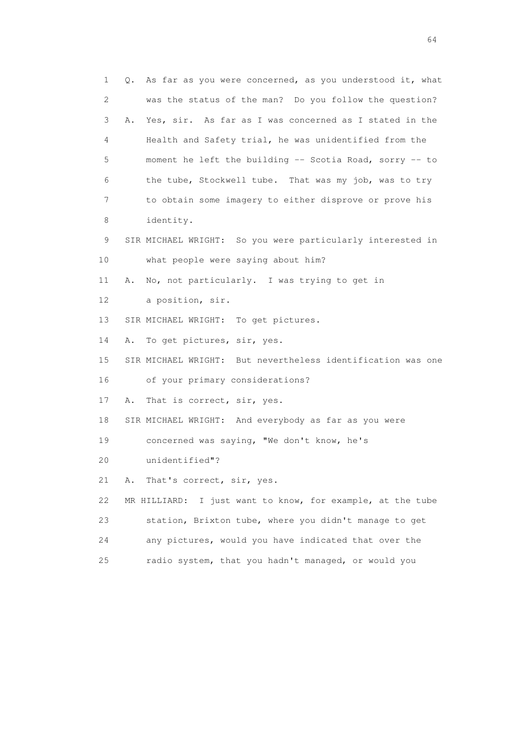1 Q. As far as you were concerned, as you understood it, what
2 was the status of the man? Do you follow the question?
3 A. Yes, sir. As far as I was concerned as I stated in the
4 Health and Safety trial, he was unidentified from the
5 moment he left the building -- Scotia Road, sorry -- to
6 the tube, Stockwell tube. That was my job, was to try
7 to obtain some imagery to either disprove or prove his
8 identity.
9 SIR MICHAEL WRIGHT: So you were particularly interested in
10 what people were saying about him?
11 A. No, not particularly. I was trying to get in
12 a position, sir.
13 SIR MICHAEL WRIGHT: To get pictures.
14 A. To get pictures, sir, yes.
15 SIR MICHAEL WRIGHT: But nevertheless identification was one
16 of your primary considerations?
17 A. That is correct, sir, yes.
18 SIR MICHAEL WRIGHT: And everybody as far as you were
19 concerned was saying, "We don't know, he's
20 unidentified"?
21 A. That's correct, sir, yes.
22 MR HILLIARD: I just want to know, for example, at the tube
23 station, Brixton tube, where you didn't manage to get
24 any pictures, would you have indicated that over the
25 radio system, that you hadn't managed, or would you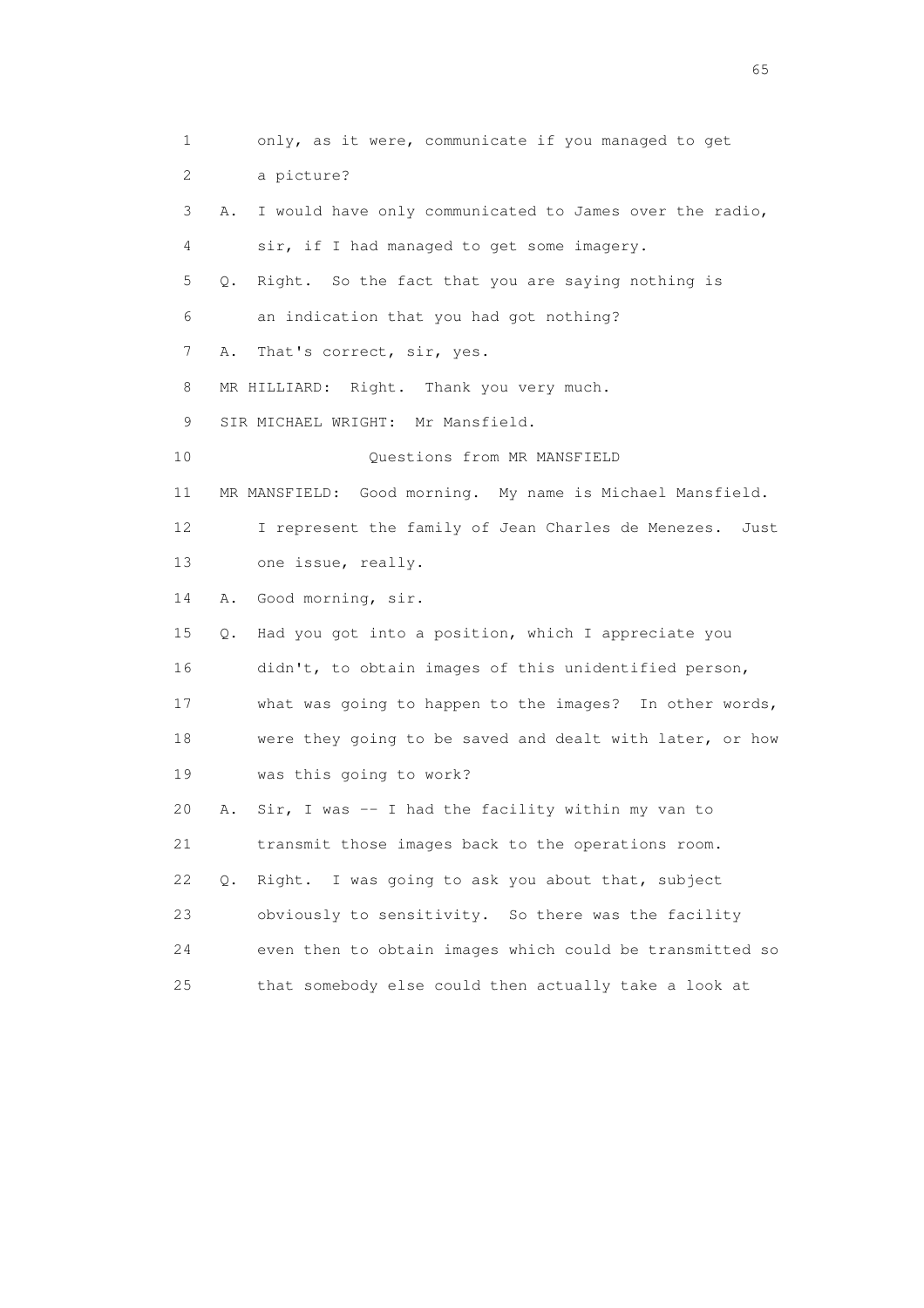1 only, as it were, communicate if you managed to get
2 a picture?
3 A. I would have only communicated to James over the radio,
4 sir, if I had managed to get some imagery.
5 Q. Right. So the fact that you are saying nothing is
6 an indication that you had got nothing?
7 A. That's correct, sir, yes.
8 MR HILLIARD: Right. Thank you very much.
9 SIR MICHAEL WRIGHT: Mr Mansfield.
10 Questions from MR MANSFIELD
11 MR MANSFIELD: Good morning. My name is Michael Mansfield.
12 I represent the family of Jean Charles de Menezes. Just
13 one issue, really.
14 A. Good morning, sir.
15 Q. Had you got into a position, which I appreciate you
16 didn't, to obtain images of this unidentified person,
17 what was going to happen to the images? In other words,
18 were they going to be saved and dealt with later, or how
19 was this going to work?
20 A. Sir, I was -- I had the facility within my van to
21 transmit those images back to the operations room.
22 Q. Right. I was going to ask you about that, subject
23 obviously to sensitivity. So there was the facility
24 even then to obtain images which could be transmitted so
25 that somebody else could then actually take a look at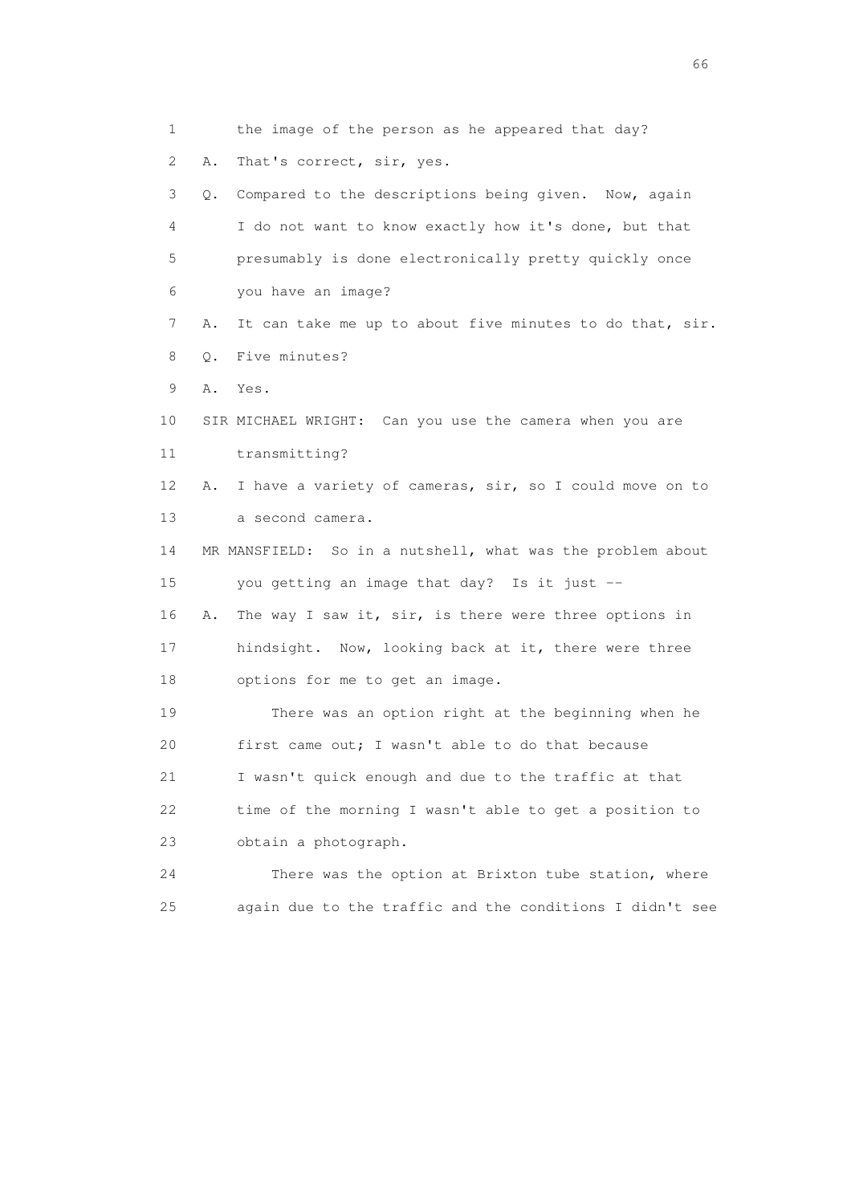1 the image of the person as he appeared that day?

2 A. That's correct, sir, yes.

3 Q. Compared to the descriptions being given. Now, again

4 I do not want to know exactly how it's done, but that

5 presumably is done electronically pretty quickly once

6 you have an image?

7 A. It can take me up to about five minutes to do that, sir.

8 Q. Five minutes?

9 A. Yes.

10 SIR MICHAEL WRIGHT: Can you use the camera when you are

11 transmitting?

12 A. I have a variety of cameras, sir, so I could move on to

13 a second camera.

14 MR MANSFIELD: So in a nutshell, what was the problem about

15 you getting an image that day? Is it just --

16 A. The way I saw it, sir, is there were three options in

17 hindsight. Now, looking back at it, there were three

18 options for me to get an image.

19 There was an option right at the beginning when he

20 first came out; I wasn't able to do that because

21 I wasn't quick enough and due to the traffic at that

22 time of the morning I wasn't able to get a position to

23 obtain a photograph.

24 There was the option at Brixton tube station, where

25 again due to the traffic and the conditions I didn't see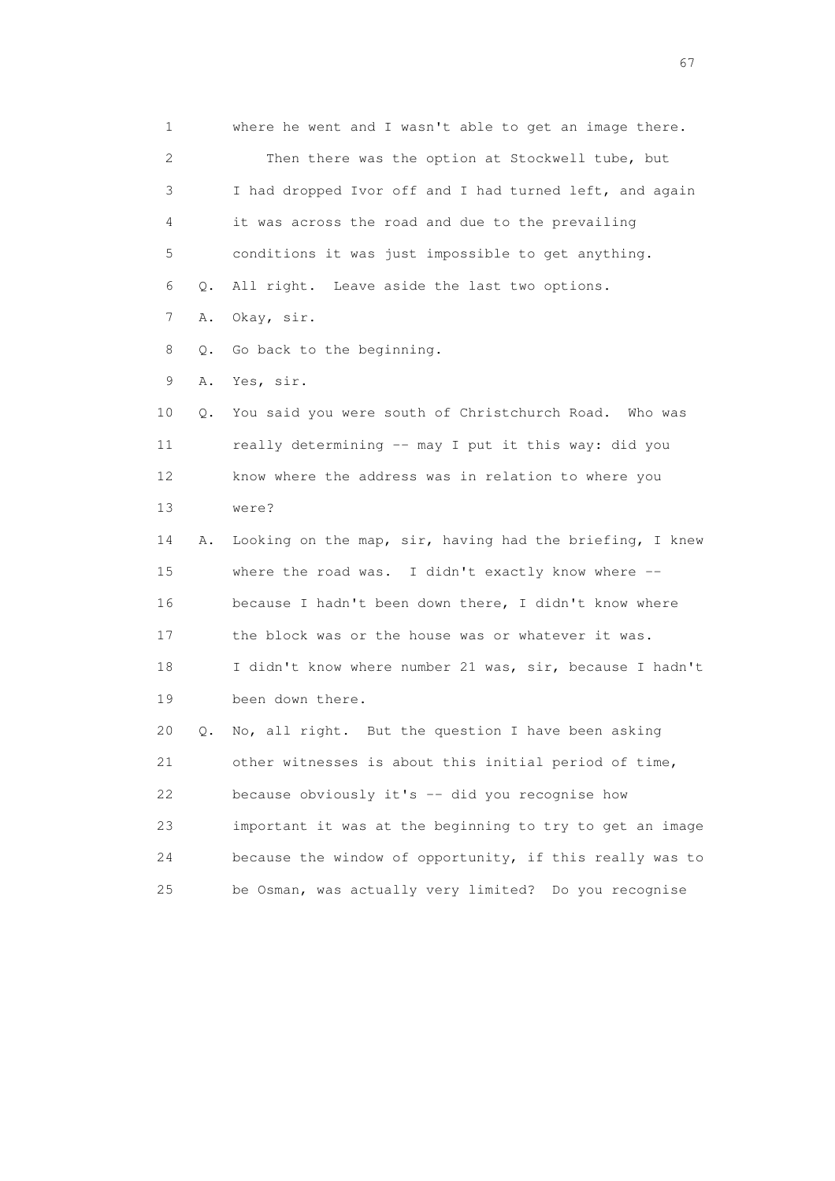1 where he went and I wasn't able to get an image there.

2 Then there was the option at Stockwell tube, but

3 I had dropped Ivor off and I had turned left, and again

4 it was across the road and due to the prevailing

5 conditions it was just impossible to get anything.

6 Q. All right. Leave aside the last two options.

7 A. Okay, sir.

8 Q. Go back to the beginning.

9 A. Yes, sir.

10 Q. You said you were south of Christchurch Road. Who was

11 really determining -- may I put it this way: did you

12 know where the address was in relation to where you

13 were?

14 A. Looking on the map, sir, having had the briefing, I knew

15 where the road was. I didn't exactly know where --

16 because I hadn't been down there, I didn't know where

17 the block was or the house was or whatever it was.

18 I didn't know where number 21 was, sir, because I hadn't

19 been down there.

20 Q. No, all right. But the question I have been asking

21 other witnesses is about this initial period of time,

22 because obviously it's -- did you recognise how

23 important it was at the beginning to try to get an image

24 because the window of opportunity, if this really was to

25 be Osman, was actually very limited? Do you recognise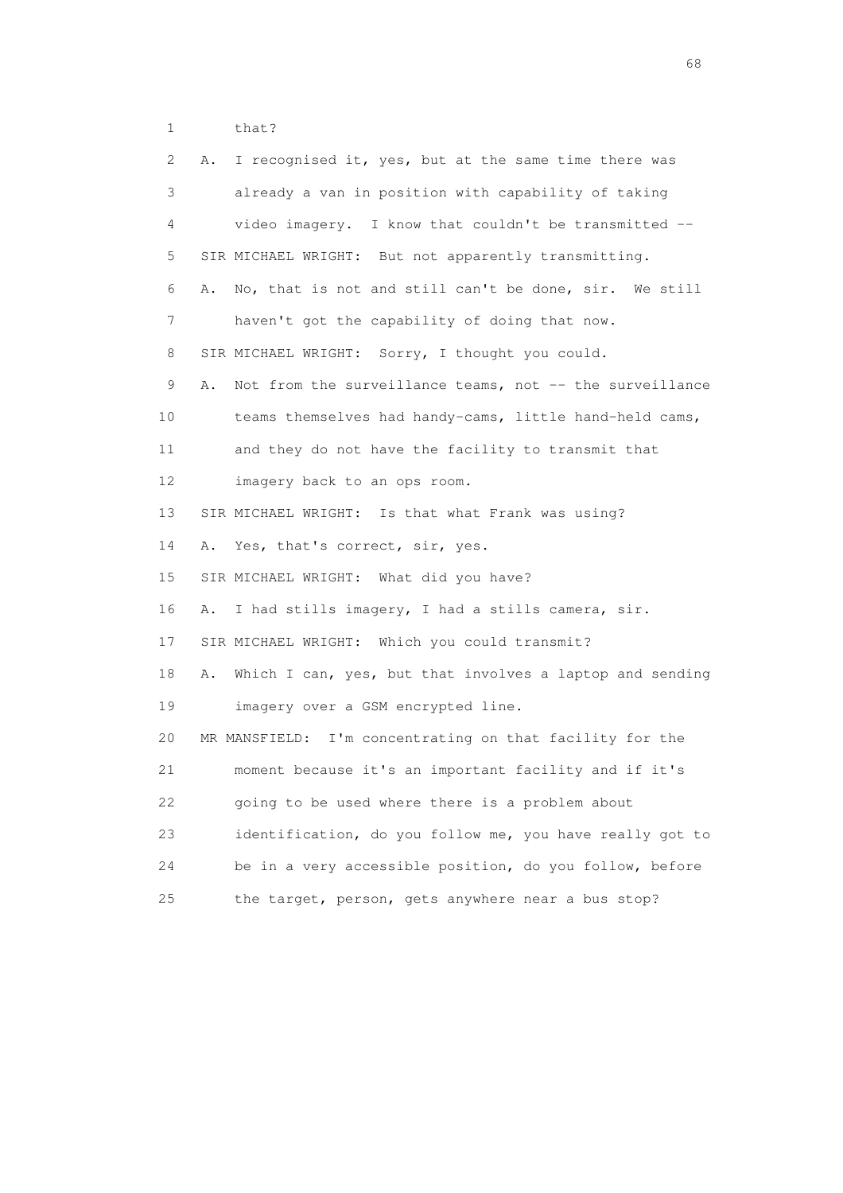1 that?

2 A. I recognised it, yes, but at the same time there was

3 already a van in position with capability of taking

4 video imagery. I know that couldn't be transmitted --

5 SIR MICHAEL WRIGHT: But not apparently transmitting.

6 A. No, that is not and still can't be done, sir. We still

7 haven't got the capability of doing that now.

8 SIR MICHAEL WRIGHT: Sorry, I thought you could.

9 A. Not from the surveillance teams, not -- the surveillance

10 teams themselves had handy-cams, little hand-held cams,

11 and they do not have the facility to transmit that

12 imagery back to an ops room.

13 SIR MICHAEL WRIGHT: Is that what Frank was using?

14 A. Yes, that's correct, sir, yes.

15 SIR MICHAEL WRIGHT: What did you have?

16 A. I had stills imagery, I had a stills camera, sir.

17 SIR MICHAEL WRIGHT: Which you could transmit?

18 A. Which I can, yes, but that involves a laptop and sending

19 imagery over a GSM encrypted line.

20 MR MANSFIELD: I'm concentrating on that facility for the

21 moment because it's an important facility and if it's

22 going to be used where there is a problem about

23 identification, do you follow me, you have really got to

24 be in a very accessible position, do you follow, before

25 the target, person, gets anywhere near a bus stop?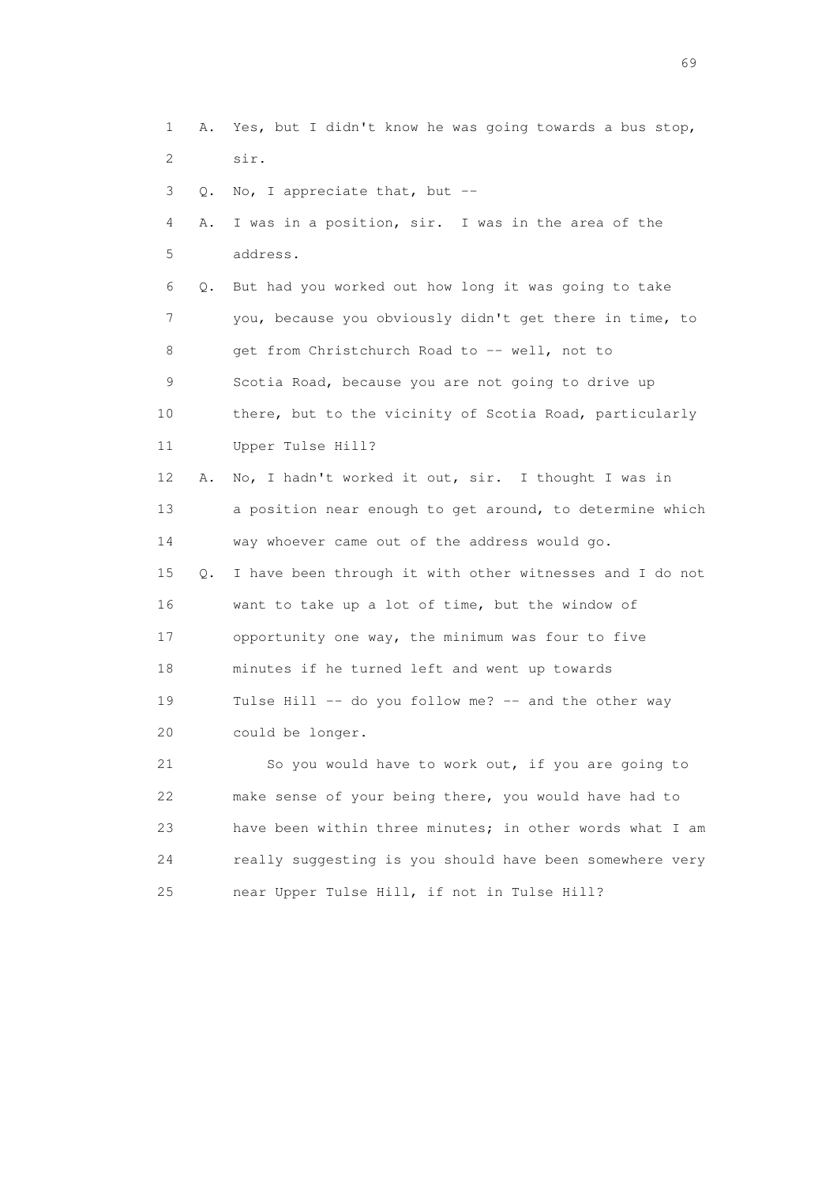1 A. Yes, but I didn't know he was going towards a bus stop,
2 sir.

3 Q. No, I appreciate that, but --

4 A. I was in a position, sir. I was in the area of the
5 address.

6 Q. But had you worked out how long it was going to take
7 you, because you obviously didn't get there in time, to
8 get from Christchurch Road to -- well, not to
9 Scotia Road, because you are not going to drive up
10 there, but to the vicinity of Scotia Road, particularly
11 Upper Tulse Hill?

12 A. No, I hadn't worked it out, sir. I thought I was in
13 a position near enough to get around, to determine which
14 way whoever came out of the address would go.

15 Q. I have been through it with other witnesses and I do not
16 want to take up a lot of time, but the window of
17 opportunity one way, the minimum was four to five
18 minutes if he turned left and went up towards
19 Tulse Hill -- do you follow me? -- and the other way
20 could be longer.

21 So you would have to work out, if you are going to
22 make sense of your being there, you would have had to
23 have been within three minutes; in other words what I am
24 really suggesting is you should have been somewhere very
25 near Upper Tulse Hill, if not in Tulse Hill?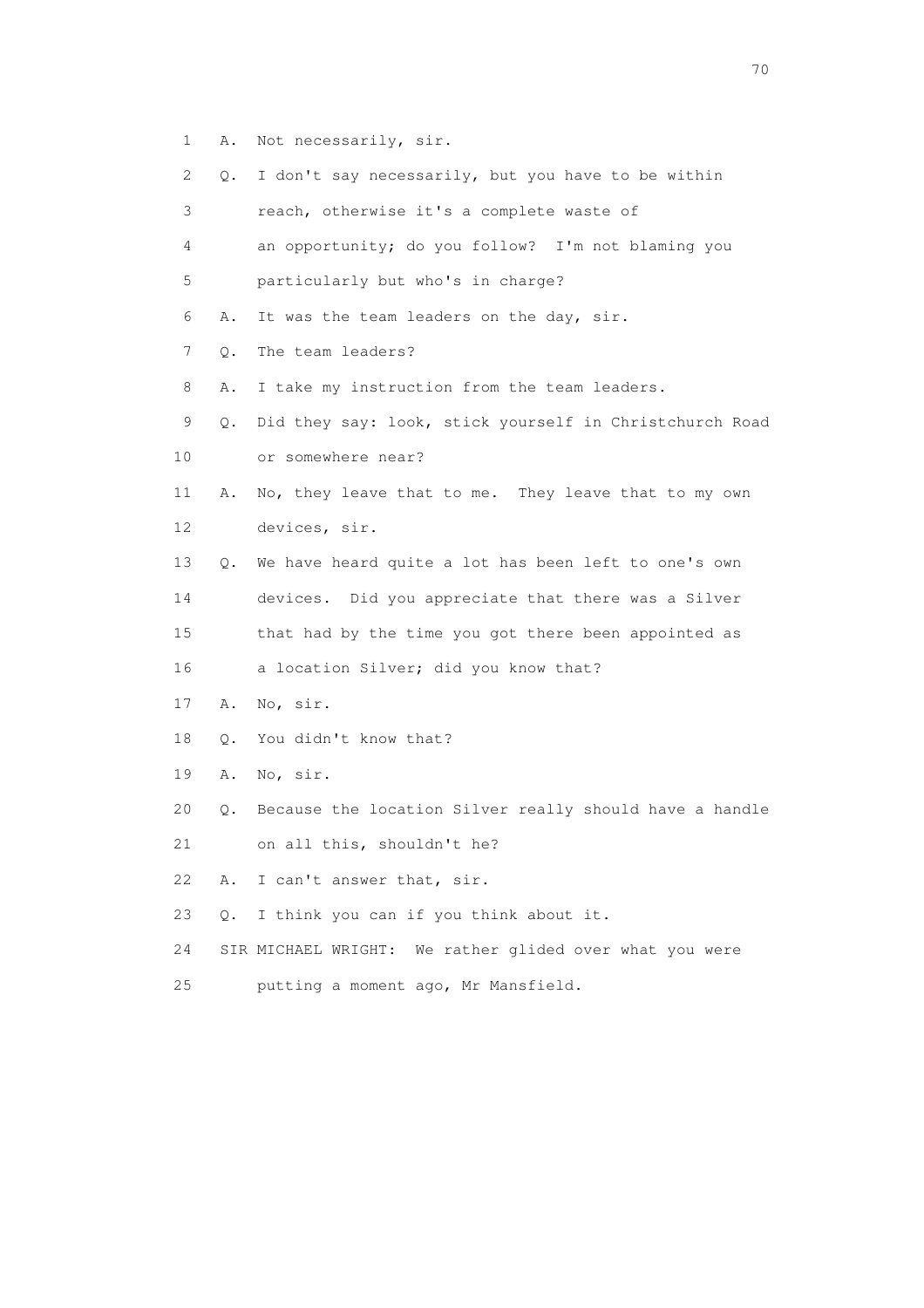1 A. Not necessarily, sir.

2 Q. I don't say necessarily, but you have to be within

3 reach, otherwise it's a complete waste of

4 an opportunity; do you follow? I'm not blaming you

5 particularly but who's in charge?

6 A. It was the team leaders on the day, sir.

7 Q. The team leaders?

8 A. I take my instruction from the team leaders.

9 Q. Did they say: look, stick yourself in Christchurch Road

10 or somewhere near?

11 A. No, they leave that to me. They leave that to my own

12 devices, sir.

13 Q. We have heard quite a lot has been left to one's own

14 devices. Did you appreciate that there was a Silver

15 that had by the time you got there been appointed as

16 a location Silver; did you know that?

17 A. No, sir.

18 Q. You didn't know that?

19 A. No, sir.

20 Q. Because the location Silver really should have a handle

21 on all this, shouldn't he?

22 A. I can't answer that, sir.

23 Q. I think you can if you think about it.

24 SIR MICHAEL WRIGHT: We rather glided over what you were

25 putting a moment ago, Mr Mansfield.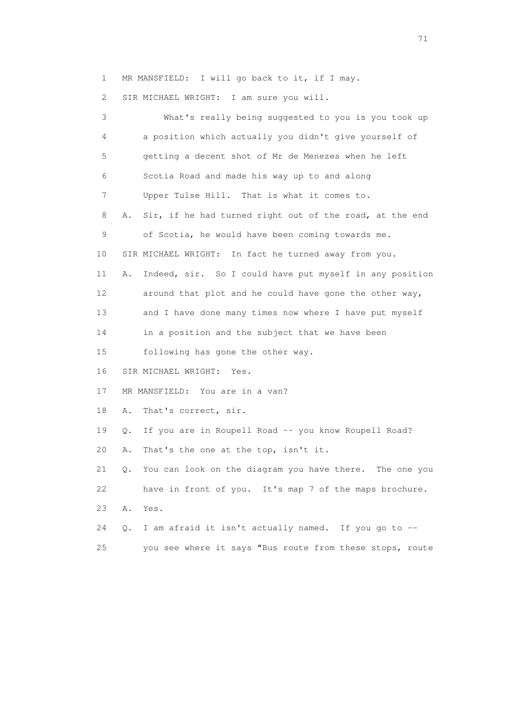1 MR MANSFIELD: I will go back to it, if I may.

2 SIR MICHAEL WRIGHT: I am sure you will.

3 What's really being suggested to you is you took up

4 a position which actually you didn't give yourself of

5 getting a decent shot of Mr de Menezes when he left

6 Scotia Road and made his way up to and along

7 Upper Tulse Hill. That is what it comes to.

8 A. Sir, if he had turned right out of the road, at the end

9 of Scotia, he would have been coming towards me.

10 SIR MICHAEL WRIGHT: In fact he turned away from you.

11 A. Indeed, sir. So I could have put myself in any position

12 around that plot and he could have gone the other way,

13 and I have done many times now where I have put myself

14 in a position and the subject that we have been

15 following has gone the other way.

16 SIR MICHAEL WRIGHT: Yes.

17 MR MANSFIELD: You are in a van?

18 A. That's correct, sir.

19 Q. If you are in Roupell Road -- you know Roupell Road?

20 A. That's the one at the top, isn't it.

21 Q. You can look on the diagram you have there. The one you

22 have in front of you. It's map 7 of the maps brochure.

23 A. Yes.

24 Q. I am afraid it isn't actually named. If you go to --

25 you see where it says "Bus route from these stops, route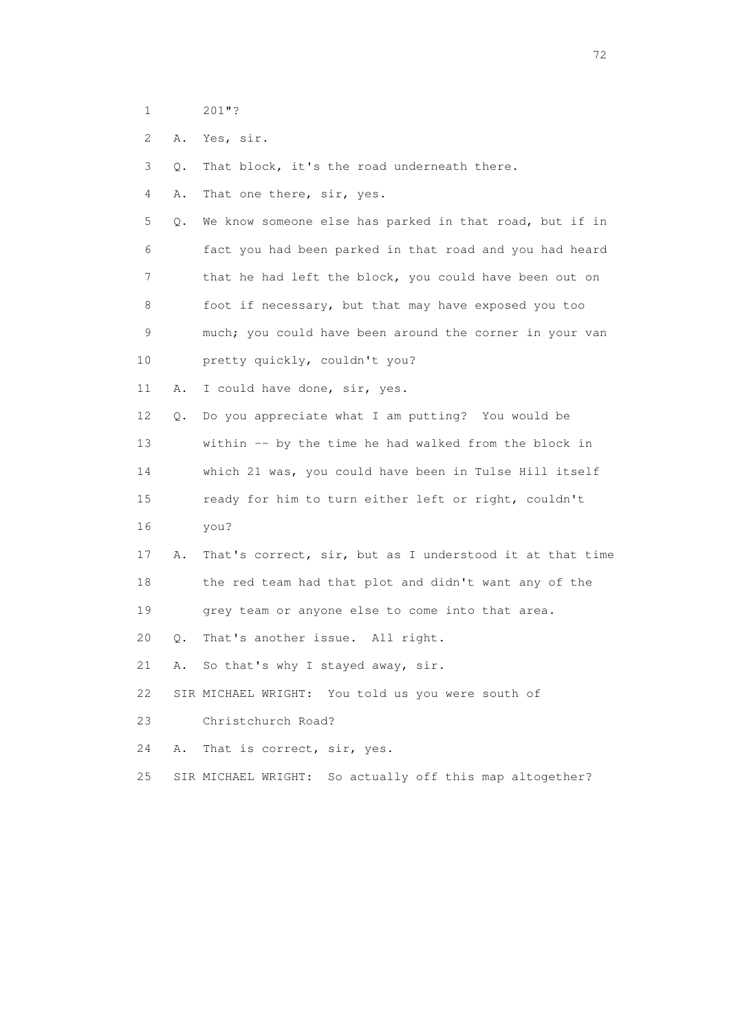1 201"?

2 A. Yes, sir.

3 Q. That block, it's the road underneath there.

4 A. That one there, sir, yes.

5 Q. We know someone else has parked in that road, but if in

6 fact you had been parked in that road and you had heard

7 that he had left the block, you could have been out on

8 foot if necessary, but that may have exposed you too

9 much; you could have been around the corner in your van

10 pretty quickly, couldn't you?

11 A. I could have done, sir, yes.

12 Q. Do you appreciate what I am putting? You would be

13 within -- by the time he had walked from the block in

14 which 21 was, you could have been in Tulse Hill itself

15 ready for him to turn either left or right, couldn't

16 you?

17 A. That's correct, sir, but as I understood it at that time

18 the red team had that plot and didn't want any of the

19 grey team or anyone else to come into that area.

20 Q. That's another issue. All right.

21 A. So that's why I stayed away, sir.

22 SIR MICHAEL WRIGHT: You told us you were south of

23 Christchurch Road?

24 A. That is correct, sir, yes.

25 SIR MICHAEL WRIGHT: So actually off this map altogether?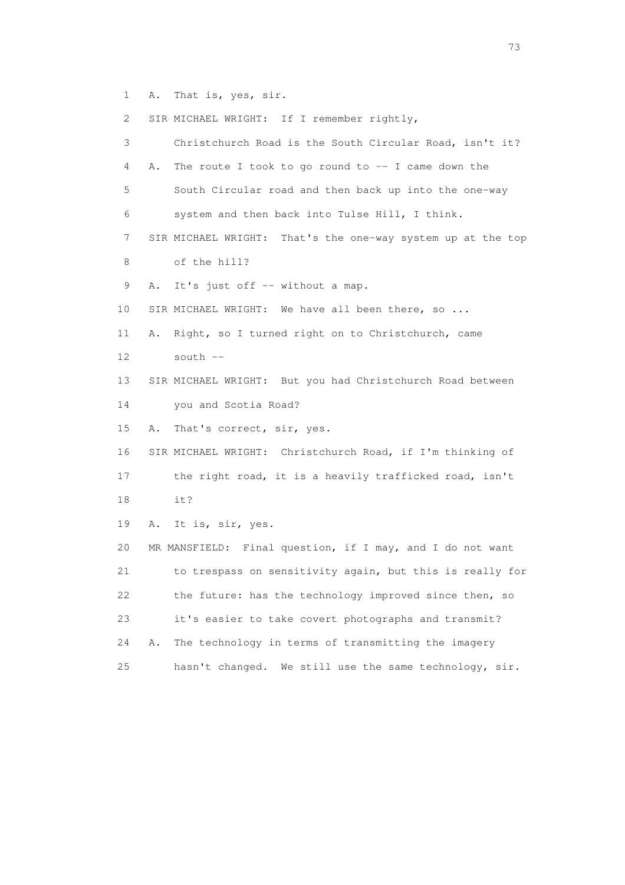1 A. That is, yes, sir.

2 SIR MICHAEL WRIGHT: If I remember rightly,

3 Christchurch Road is the South Circular Road, isn't it?

4 A. The route I took to go round to -- I came down the

5 South Circular road and then back up into the one-way

6 system and then back into Tulse Hill, I think.

7 SIR MICHAEL WRIGHT: That's the one-way system up at the top

8 of the hill?

9 A. It's just off -- without a map.

10 SIR MICHAEL WRIGHT: We have all been there, so ...

11 A. Right, so I turned right on to Christchurch, came

12 south --

13 SIR MICHAEL WRIGHT: But you had Christchurch Road between

14 you and Scotia Road?

15 A. That's correct, sir, yes.

16 SIR MICHAEL WRIGHT: Christchurch Road, if I'm thinking of

17 the right road, it is a heavily trafficked road, isn't

18 it?

19 A. It is, sir, yes.

20 MR MANSFIELD: Final question, if I may, and I do not want

21 to trespass on sensitivity again, but this is really for

22 the future: has the technology improved since then, so

23 it's easier to take covert photographs and transmit?

24 A. The technology in terms of transmitting the imagery

25 hasn't changed. We still use the same technology, sir.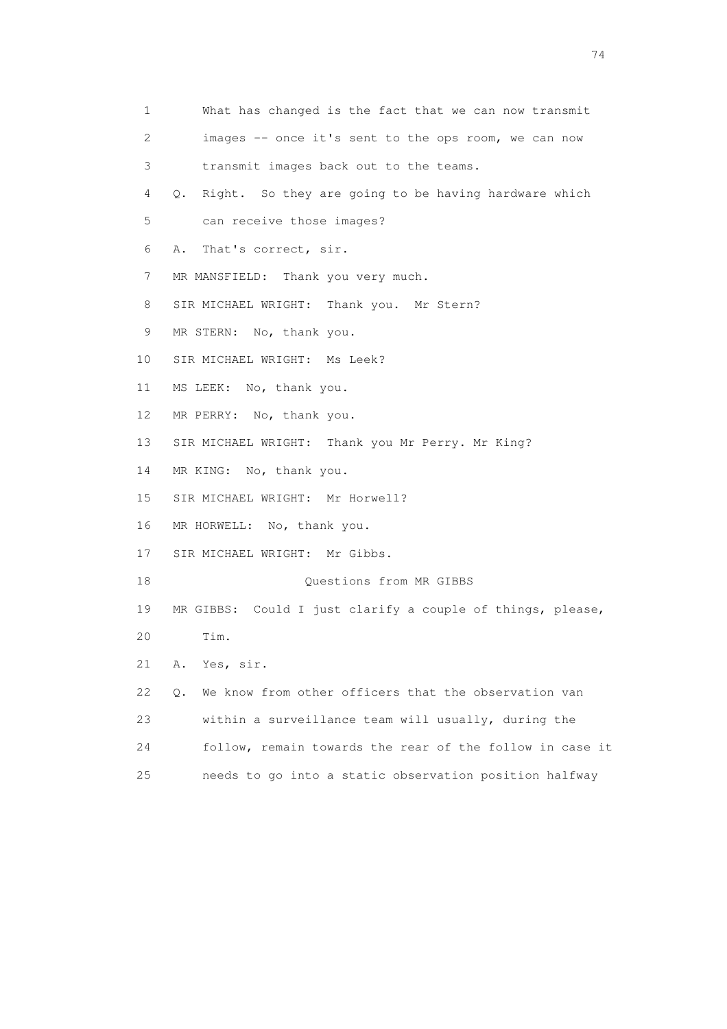What has changed is the fact that we can now transmit images -- once it's sent to the ops room, we can now transmit images back out to the teams.

Q. Right. So they are going to be having hardware which can receive those images?

A. That's correct, sir.

MR MANSFIELD: Thank you very much.

SIR MICHAEL WRIGHT: Thank you. Mr Stern?

MR STERN: No, thank you.

SIR MICHAEL WRIGHT: Ms Leek?

MS LEEK: No, thank you.

MR PERRY: No, thank you.

SIR MICHAEL WRIGHT: Thank you Mr Perry. Mr King?

MR KING: No, thank you.

SIR MICHAEL WRIGHT: Mr Horwell?

MR HORWELL: No, thank you.

SIR MICHAEL WRIGHT: Mr Gibbs.

## Questions from MR GIBBS

MR GIBBS: Could I just clarify a couple of things, please, Tim.

A. Yes, sir.

Q. We know from other officers that the observation van within a surveillance team will usually, during the follow, remain towards the rear of the follow in case it needs to go into a static observation position halfway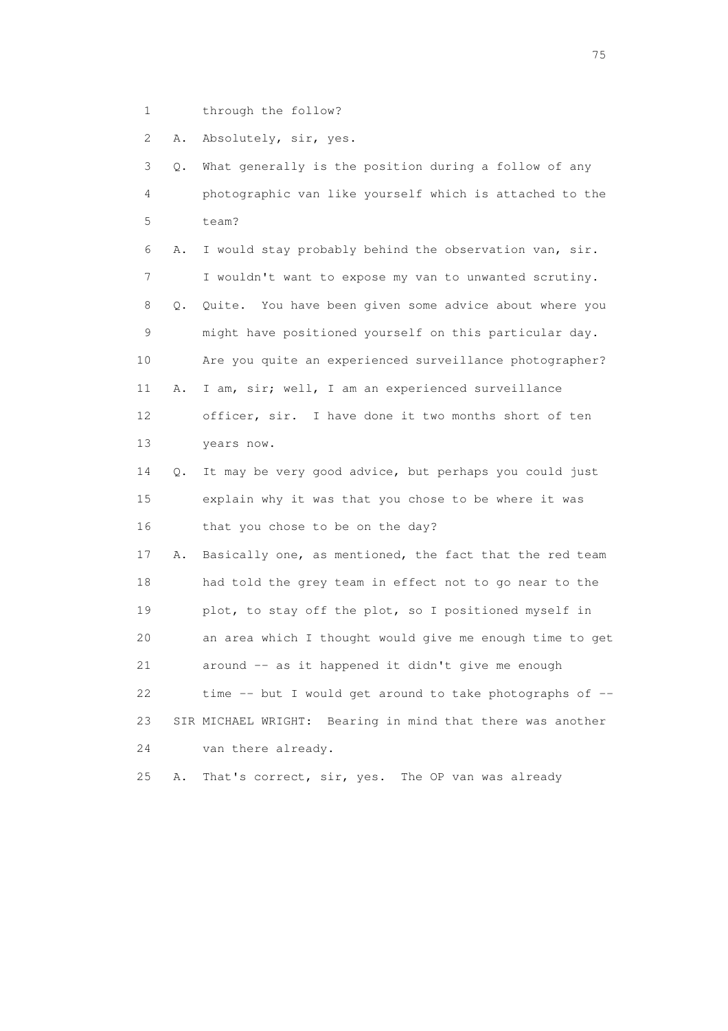1 through the follow?

2 A. Absolutely, sir, yes.

3 Q. What generally is the position during a follow of any

4 photographic van like yourself which is attached to the

5 team?

6 A. I would stay probably behind the observation van, sir.

7 I wouldn't want to expose my van to unwanted scrutiny.

8 Q. Quite. You have been given some advice about where you

9 might have positioned yourself on this particular day.

10 Are you quite an experienced surveillance photographer?

11 A. I am, sir; well, I am an experienced surveillance

12 officer, sir. I have done it two months short of ten

13 years now.

14 Q. It may be very good advice, but perhaps you could just

15 explain why it was that you chose to be where it was

16 that you chose to be on the day?

17 A. Basically one, as mentioned, the fact that the red team

18 had told the grey team in effect not to go near to the

19 plot, to stay off the plot, so I positioned myself in

20 an area which I thought would give me enough time to get

21 around -- as it happened it didn't give me enough

22 time -- but I would get around to take photographs of --

23 SIR MICHAEL WRIGHT: Bearing in mind that there was another

24 van there already.

25 A. That's correct, sir, yes. The OP van was already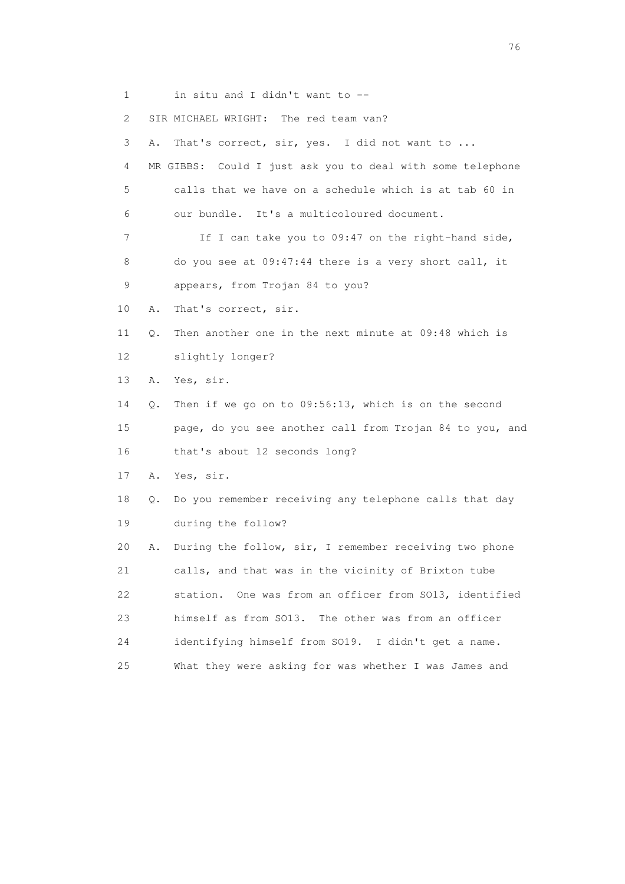1 in situ and I didn't want to --

2 SIR MICHAEL WRIGHT: The red team van?

3 A. That's correct, sir, yes. I did not want to ...

4 MR GIBBS: Could I just ask you to deal with some telephone

5 calls that we have on a schedule which is at tab 60 in

6 our bundle. It's a multicoloured document.

7 If I can take you to 09:47 on the right-hand side,

8 do you see at 09:47:44 there is a very short call, it

9 appears, from Trojan 84 to you?

10 A. That's correct, sir.

11 Q. Then another one in the next minute at 09:48 which is

12 slightly longer?

13 A. Yes, sir.

14 Q. Then if we go on to 09:56:13, which is on the second

15 page, do you see another call from Trojan 84 to you, and

16 that's about 12 seconds long?

17 A. Yes, sir.

18 Q. Do you remember receiving any telephone calls that day

19 during the follow?

20 A. During the follow, sir, I remember receiving two phone

21 calls, and that was in the vicinity of Brixton tube

22 station. One was from an officer from SO13, identified

23 himself as from SO13. The other was from an officer

24 identifying himself from SO19. I didn't get a name.

25 What they were asking for was whether I was James and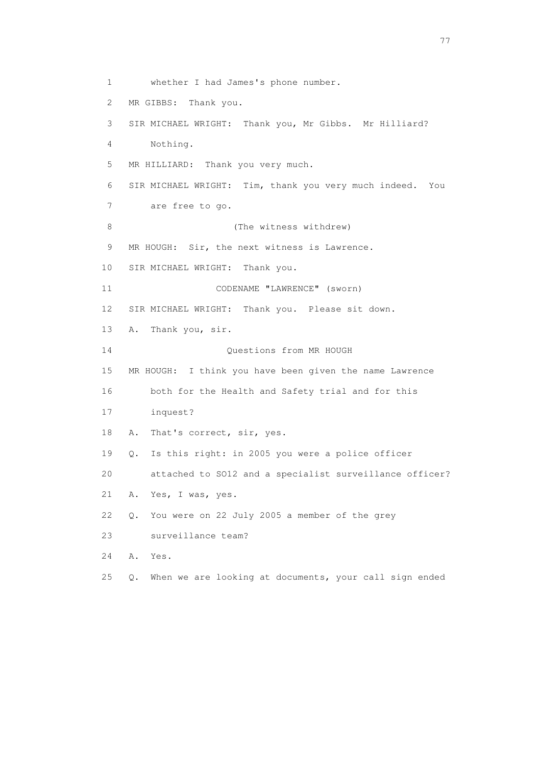1 whether I had James's phone number.

2 MR GIBBS: Thank you.

3 SIR MICHAEL WRIGHT: Thank you, Mr Gibbs. Mr Hilliard?

4 Nothing.

5 MR HILLIARD: Thank you very much.

6 SIR MICHAEL WRIGHT: Tim, thank you very much indeed. You

7 are free to go.

8 (The witness withdrew)

9 MR HOUGH: Sir, the next witness is Lawrence.

10 SIR MICHAEL WRIGHT: Thank you.

11 CODENAME "LAWRENCE" (sworn)

12 SIR MICHAEL WRIGHT: Thank you. Please sit down.

13 A. Thank you, sir.

14 Questions from MR HOUGH

15 MR HOUGH: I think you have been given the name Lawrence

16 both for the Health and Safety trial and for this

17 inquest?

18 A. That's correct, sir, yes.

19 Q. Is this right: in 2005 you were a police officer

20 attached to SO12 and a specialist surveillance officer?

21 A. Yes, I was, yes.

22 Q. You were on 22 July 2005 a member of the grey

23 surveillance team?

24 A. Yes.

25 Q. When we are looking at documents, your call sign ended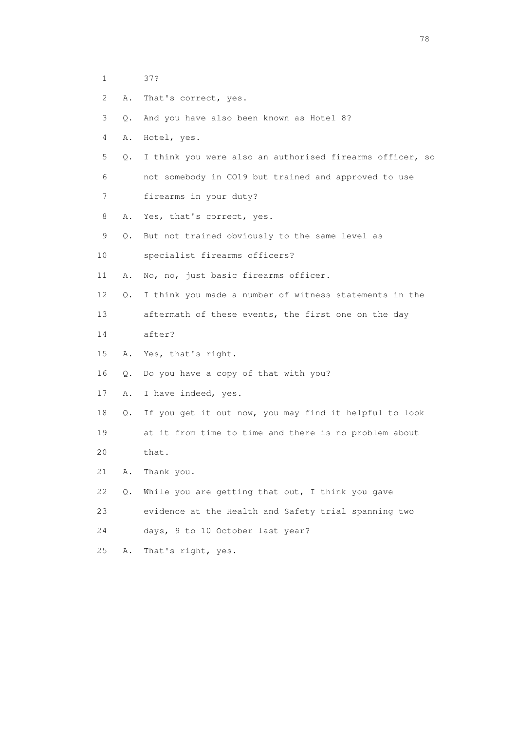1 37?

2 A. That's correct, yes.

3 Q. And you have also been known as Hotel 8?

4 A. Hotel, yes.

5 Q. I think you were also an authorised firearms officer, so

6 not somebody in CO19 but trained and approved to use

7 firearms in your duty?

8 A. Yes, that's correct, yes.

9 Q. But not trained obviously to the same level as

10 specialist firearms officers?

11 A. No, no, just basic firearms officer.

12 Q. I think you made a number of witness statements in the

13 aftermath of these events, the first one on the day

14 after?

15 A. Yes, that's right.

16 Q. Do you have a copy of that with you?

17 A. I have indeed, yes.

18 Q. If you get it out now, you may find it helpful to look

19 at it from time to time and there is no problem about

20 that.

21 A. Thank you.

22 Q. While you are getting that out, I think you gave

23 evidence at the Health and Safety trial spanning two

24 days, 9 to 10 October last year?

25 A. That's right, yes.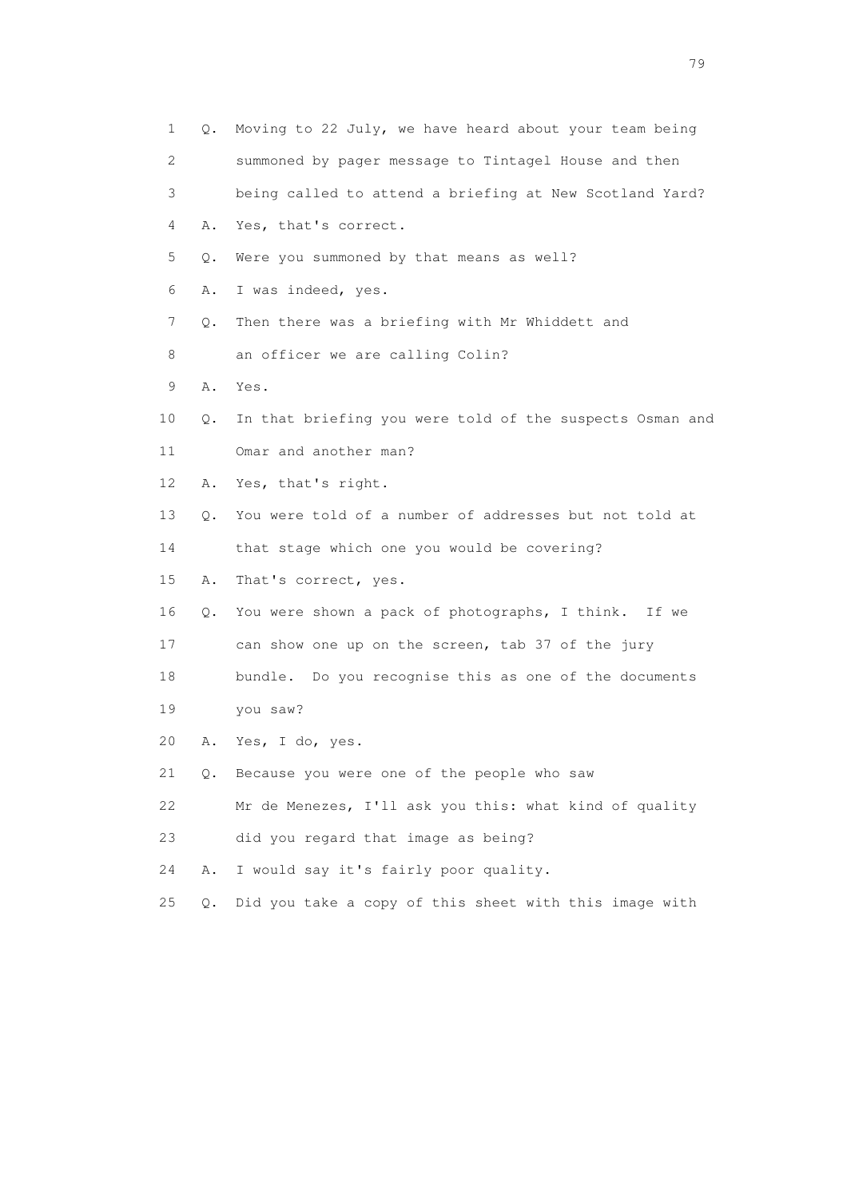1 Q. Moving to 22 July, we have heard about your team being
2 summoned by pager message to Tintagel House and then
3 being called to attend a briefing at New Scotland Yard?
4 A. Yes, that's correct.
5 Q. Were you summoned by that means as well?
6 A. I was indeed, yes.
7 Q. Then there was a briefing with Mr Whiddett and
8 an officer we are calling Colin?
9 A. Yes.
10 Q. In that briefing you were told of the suspects Osman and
11 Omar and another man?
12 A. Yes, that's right.
13 Q. You were told of a number of addresses but not told at
14 that stage which one you would be covering?
15 A. That's correct, yes.
16 Q. You were shown a pack of photographs, I think. If we
17 can show one up on the screen, tab 37 of the jury
18 bundle. Do you recognise this as one of the documents
19 you saw?
20 A. Yes, I do, yes.
21 Q. Because you were one of the people who saw
22 Mr de Menezes, I'll ask you this: what kind of quality
23 did you regard that image as being?
24 A. I would say it's fairly poor quality.
25 Q. Did you take a copy of this sheet with this image with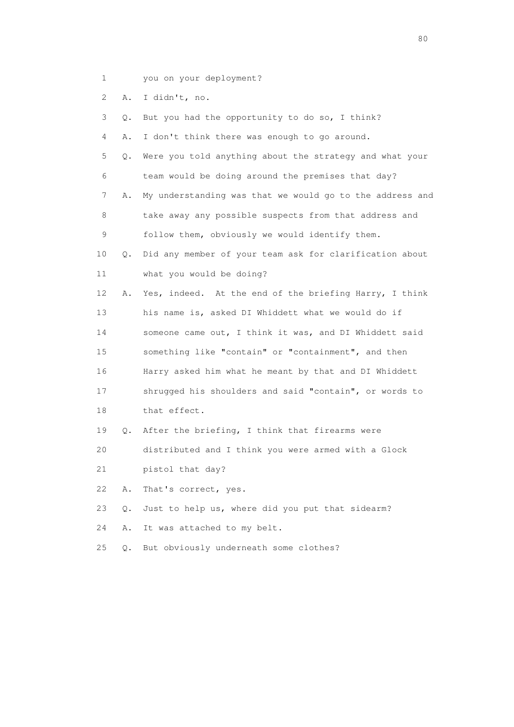1 you on your deployment?

2 A. I didn't, no.

3 Q. But you had the opportunity to do so, I think?

4 A. I don't think there was enough to go around.

5 Q. Were you told anything about the strategy and what your

6 team would be doing around the premises that day?

7 A. My understanding was that we would go to the address and

8 take away any possible suspects from that address and

9 follow them, obviously we would identify them.

10 Q. Did any member of your team ask for clarification about

11 what you would be doing?

12 A. Yes, indeed. At the end of the briefing Harry, I think

13 his name is, asked DI Whiddett what we would do if

14 someone came out, I think it was, and DI Whiddett said

15 something like "contain" or "containment", and then

16 Harry asked him what he meant by that and DI Whiddett

17 shrugged his shoulders and said "contain", or words to

18 that effect.

19 Q. After the briefing, I think that firearms were

20 distributed and I think you were armed with a Glock

21 pistol that day?

22 A. That's correct, yes.

23 Q. Just to help us, where did you put that sidearm?

24 A. It was attached to my belt.

25 Q. But obviously underneath some clothes?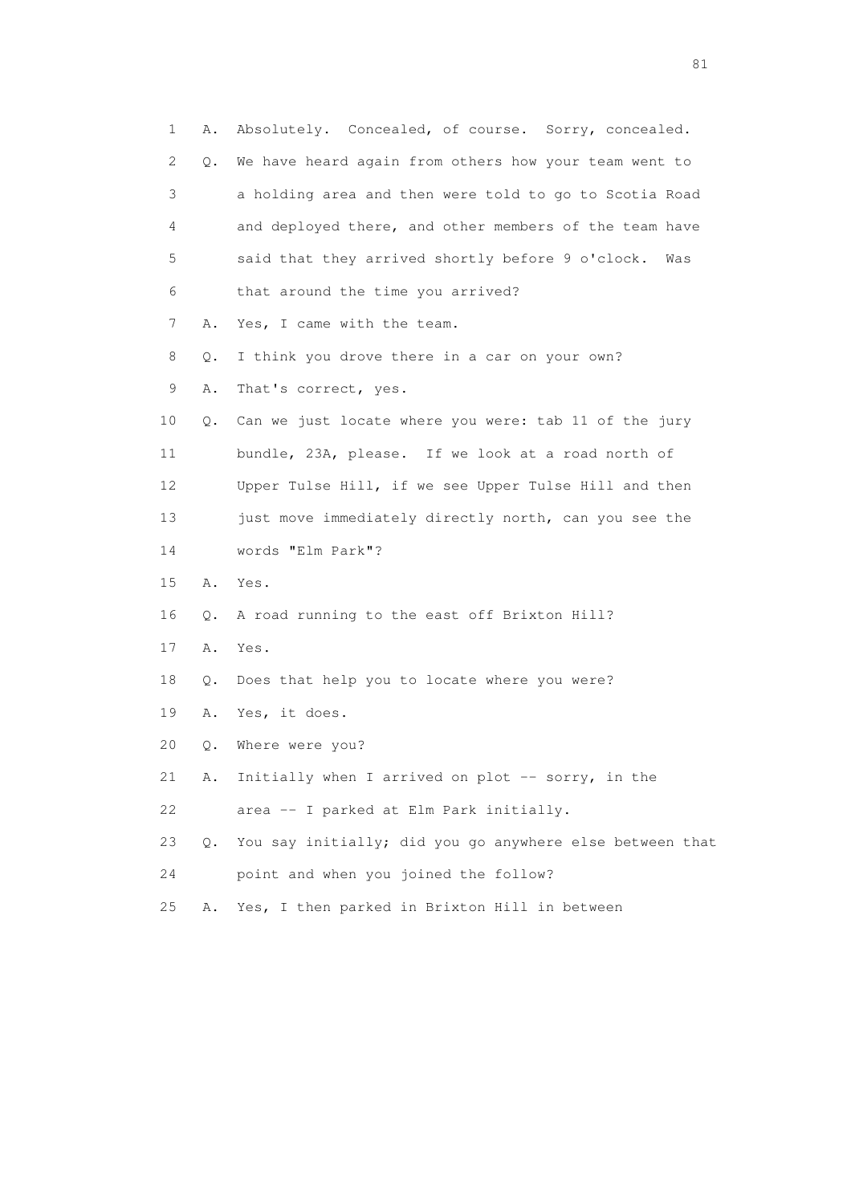1 A. Absolutely. Concealed, of course. Sorry, concealed.
2 Q. We have heard again from others how your team went to
3 a holding area and then were told to go to Scotia Road
4 and deployed there, and other members of the team have
5 said that they arrived shortly before 9 o'clock. Was
6 that around the time you arrived?
7 A. Yes, I came with the team.
8 Q. I think you drove there in a car on your own?
9 A. That's correct, yes.
10 Q. Can we just locate where you were: tab 11 of the jury
11 bundle, 23A, please. If we look at a road north of
12 Upper Tulse Hill, if we see Upper Tulse Hill and then
13 just move immediately directly north, can you see the
14 words "Elm Park"?
15 A. Yes.
16 Q. A road running to the east off Brixton Hill?
17 A. Yes.
18 Q. Does that help you to locate where you were?
19 A. Yes, it does.
20 Q. Where were you?
21 A. Initially when I arrived on plot -- sorry, in the
22 area -- I parked at Elm Park initially.
23 Q. You say initially; did you go anywhere else between that
24 point and when you joined the follow?
25 A. Yes, I then parked in Brixton Hill in between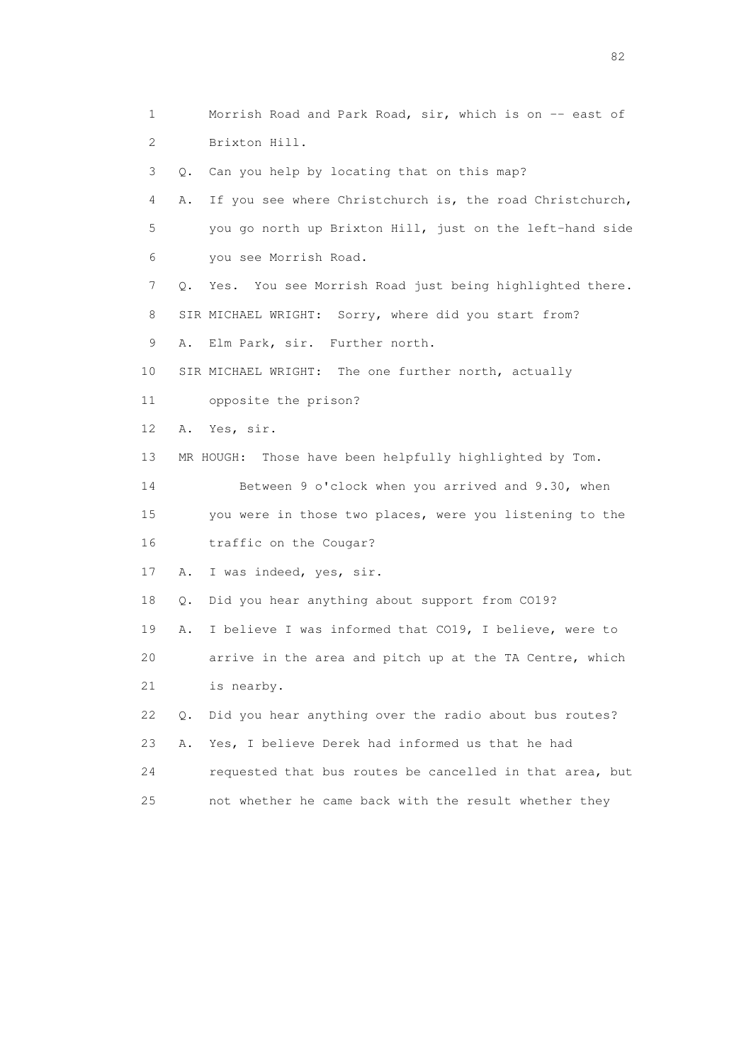1 Morrish Road and Park Road, sir, which is on -- east of
2 Brixton Hill.
3 Q. Can you help by locating that on this map?
4 A. If you see where Christchurch is, the road Christchurch,
5 you go north up Brixton Hill, just on the left-hand side
6 you see Morrish Road.
7 Q. Yes. You see Morrish Road just being highlighted there.
8 SIR MICHAEL WRIGHT: Sorry, where did you start from?
9 A. Elm Park, sir. Further north.
10 SIR MICHAEL WRIGHT: The one further north, actually
11 opposite the prison?
12 A. Yes, sir.
13 MR HOUGH: Those have been helpfully highlighted by Tom.
14 Between 9 o'clock when you arrived and 9.30, when
15 you were in those two places, were you listening to the
16 traffic on the Cougar?
17 A. I was indeed, yes, sir.
18 Q. Did you hear anything about support from CO19?
19 A. I believe I was informed that CO19, I believe, were to
20 arrive in the area and pitch up at the TA Centre, which
21 is nearby.
22 Q. Did you hear anything over the radio about bus routes?
23 A. Yes, I believe Derek had informed us that he had
24 requested that bus routes be cancelled in that area, but
25 not whether he came back with the result whether they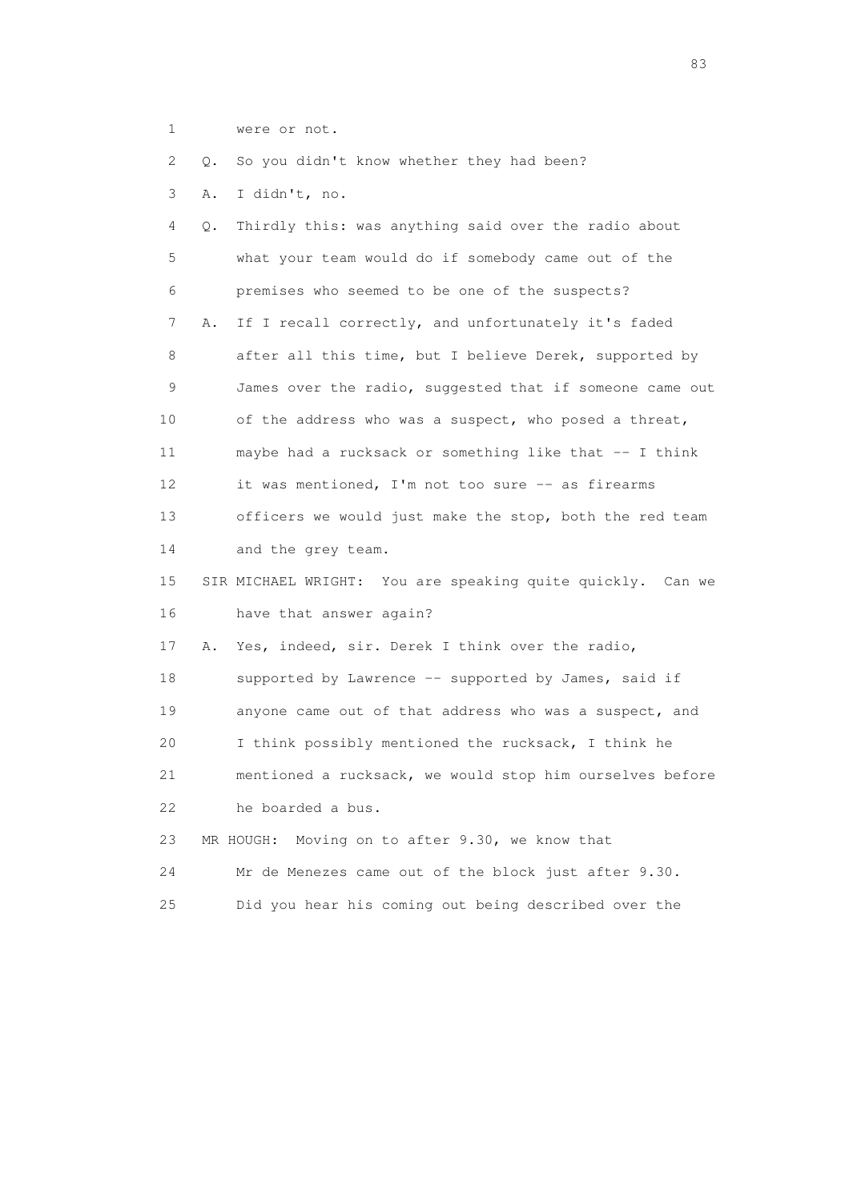1 were or not.

2 Q. So you didn't know whether they had been?

3 A. I didn't, no.

4 Q. Thirdly this: was anything said over the radio about

5 what your team would do if somebody came out of the

6 premises who seemed to be one of the suspects?

7 A. If I recall correctly, and unfortunately it's faded

8 after all this time, but I believe Derek, supported by

9 James over the radio, suggested that if someone came out

10 of the address who was a suspect, who posed a threat,

11 maybe had a rucksack or something like that -- I think

12 it was mentioned, I'm not too sure -- as firearms

13 officers we would just make the stop, both the red team

14 and the grey team.

15 SIR MICHAEL WRIGHT: You are speaking quite quickly. Can we

16 have that answer again?

17 A. Yes, indeed, sir. Derek I think over the radio,

18 supported by Lawrence -- supported by James, said if

19 anyone came out of that address who was a suspect, and

20 I think possibly mentioned the rucksack, I think he

21 mentioned a rucksack, we would stop him ourselves before

22 he boarded a bus.

23 MR HOUGH: Moving on to after 9.30, we know that

24 Mr de Menezes came out of the block just after 9.30.

25 Did you hear his coming out being described over the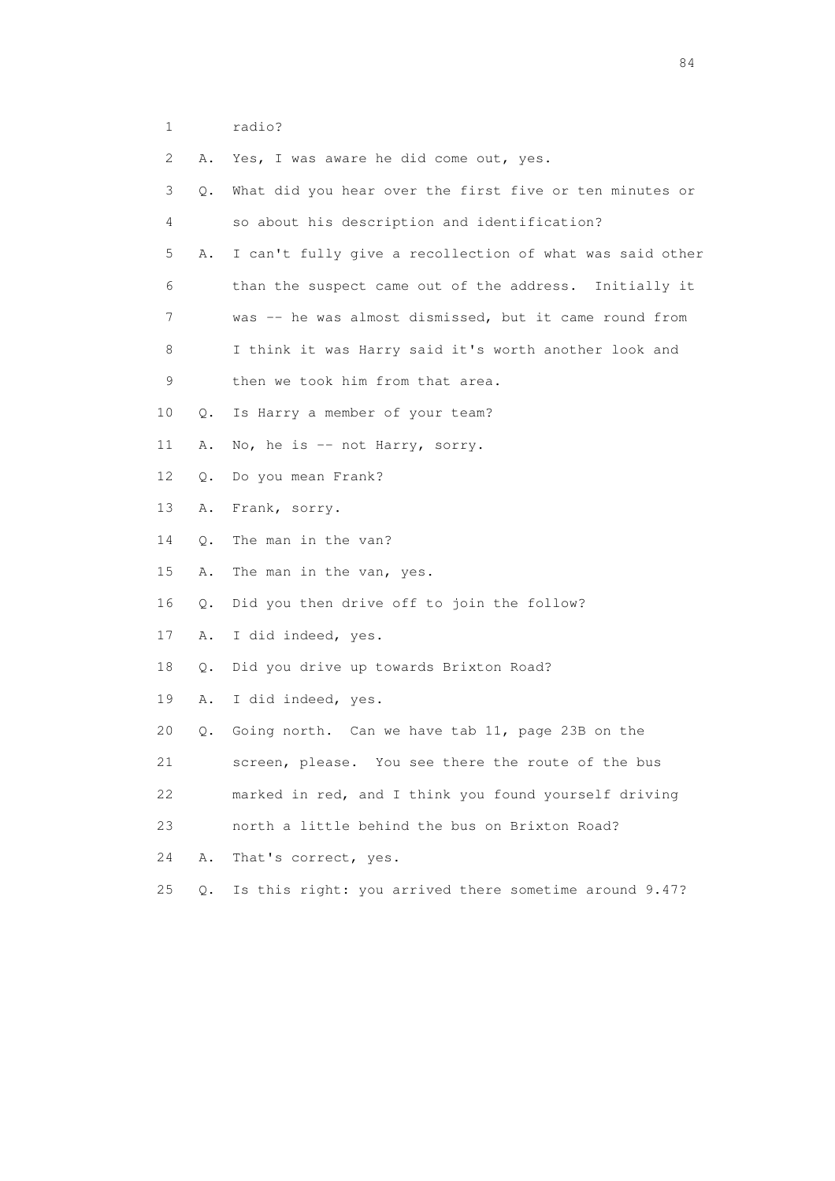1 radio?

2 A. Yes, I was aware he did come out, yes.

3 Q. What did you hear over the first five or ten minutes or

4 so about his description and identification?

5 A. I can't fully give a recollection of what was said other

6 than the suspect came out of the address. Initially it

7 was -- he was almost dismissed, but it came round from

8 I think it was Harry said it's worth another look and

9 then we took him from that area.

10 Q. Is Harry a member of your team?

11 A. No, he is -- not Harry, sorry.

12 Q. Do you mean Frank?

13 A. Frank, sorry.

14 Q. The man in the van?

15 A. The man in the van, yes.

16 Q. Did you then drive off to join the follow?

17 A. I did indeed, yes.

18 Q. Did you drive up towards Brixton Road?

19 A. I did indeed, yes.

20 Q. Going north. Can we have tab 11, page 23B on the

21 screen, please. You see there the route of the bus

22 marked in red, and I think you found yourself driving

23 north a little behind the bus on Brixton Road?

24 A. That's correct, yes.

25 Q. Is this right: you arrived there sometime around 9.47?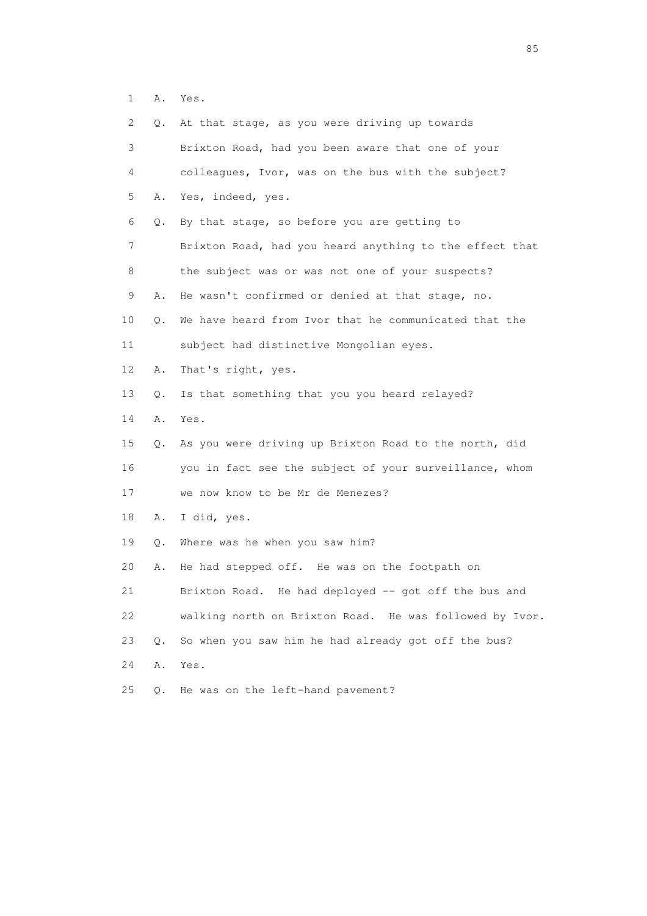1 A. Yes.

2 Q. At that stage, as you were driving up towards

3 Brixton Road, had you been aware that one of your

4 colleagues, Ivor, was on the bus with the subject?

5 A. Yes, indeed, yes.

6 Q. By that stage, so before you are getting to

7 Brixton Road, had you heard anything to the effect that

8 the subject was or was not one of your suspects?

9 A. He wasn't confirmed or denied at that stage, no.

10 Q. We have heard from Ivor that he communicated that the

11 subject had distinctive Mongolian eyes.

12 A. That's right, yes.

13 Q. Is that something that you you heard relayed?

14 A. Yes.

15 Q. As you were driving up Brixton Road to the north, did

16 you in fact see the subject of your surveillance, whom

17 we now know to be Mr de Menezes?

18 A. I did, yes.

19 Q. Where was he when you saw him?

20 A. He had stepped off. He was on the footpath on

21 Brixton Road. He had deployed -- got off the bus and

22 walking north on Brixton Road. He was followed by Ivor.

23 Q. So when you saw him he had already got off the bus?

24 A. Yes.

25 Q. He was on the left-hand pavement?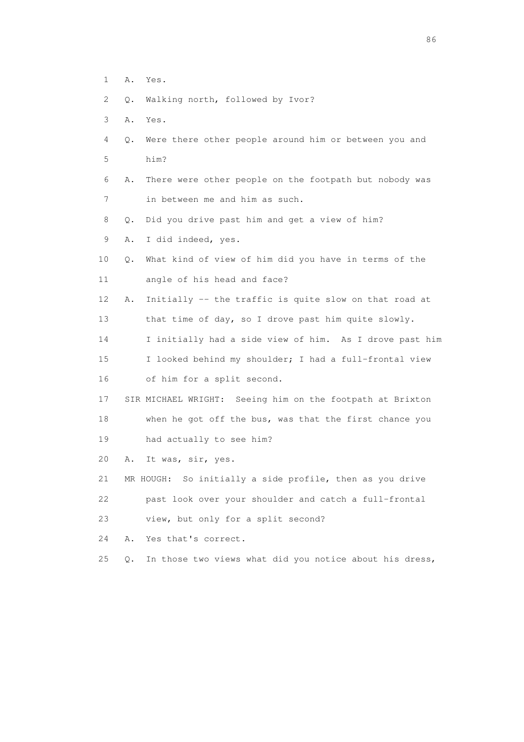1 A. Yes.

2 Q. Walking north, followed by Ivor?

3 A. Yes.

4 Q. Were there other people around him or between you and
5 him?

6 A. There were other people on the footpath but nobody was
7 in between me and him as such.

8 Q. Did you drive past him and get a view of him?

9 A. I did indeed, yes.

10 Q. What kind of view of him did you have in terms of the
11 angle of his head and face?

12 A. Initially -- the traffic is quite slow on that road at
13 that time of day, so I drove past him quite slowly.
14 I initially had a side view of him. As I drove past him
15 I looked behind my shoulder; I had a full-frontal view
16 of him for a split second.

17 SIR MICHAEL WRIGHT: Seeing him on the footpath at Brixton
18 when he got off the bus, was that the first chance you
19 had actually to see him?

20 A. It was, sir, yes.

21 MR HOUGH: So initially a side profile, then as you drive
22 past look over your shoulder and catch a full-frontal
23 view, but only for a split second?

24 A. Yes that's correct.

25 Q. In those two views what did you notice about his dress,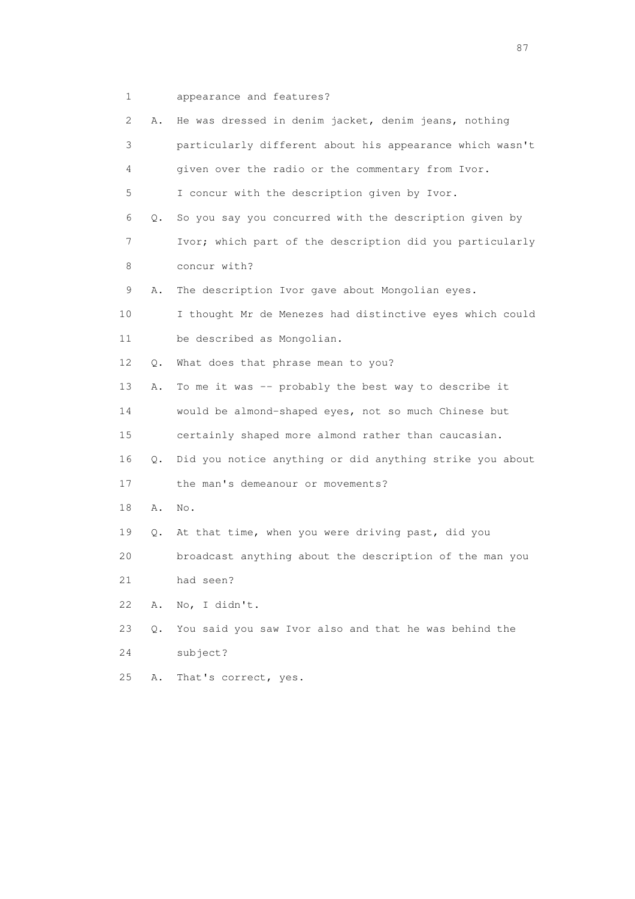1 appearance and features?

2 A. He was dressed in denim jacket, denim jeans, nothing

3 particularly different about his appearance which wasn't

4 given over the radio or the commentary from Ivor.

5 I concur with the description given by Ivor.

6 Q. So you say you concurred with the description given by

7 Ivor; which part of the description did you particularly

8 concur with?

9 A. The description Ivor gave about Mongolian eyes.

10 I thought Mr de Menezes had distinctive eyes which could

11 be described as Mongolian.

12 Q. What does that phrase mean to you?

13 A. To me it was -- probably the best way to describe it

14 would be almond-shaped eyes, not so much Chinese but

15 certainly shaped more almond rather than caucasian.

16 Q. Did you notice anything or did anything strike you about

17 the man's demeanour or movements?

18 A. No.

19 Q. At that time, when you were driving past, did you

20 broadcast anything about the description of the man you

21 had seen?

22 A. No, I didn't.

23 Q. You said you saw Ivor also and that he was behind the

24 subject?

25 A. That's correct, yes.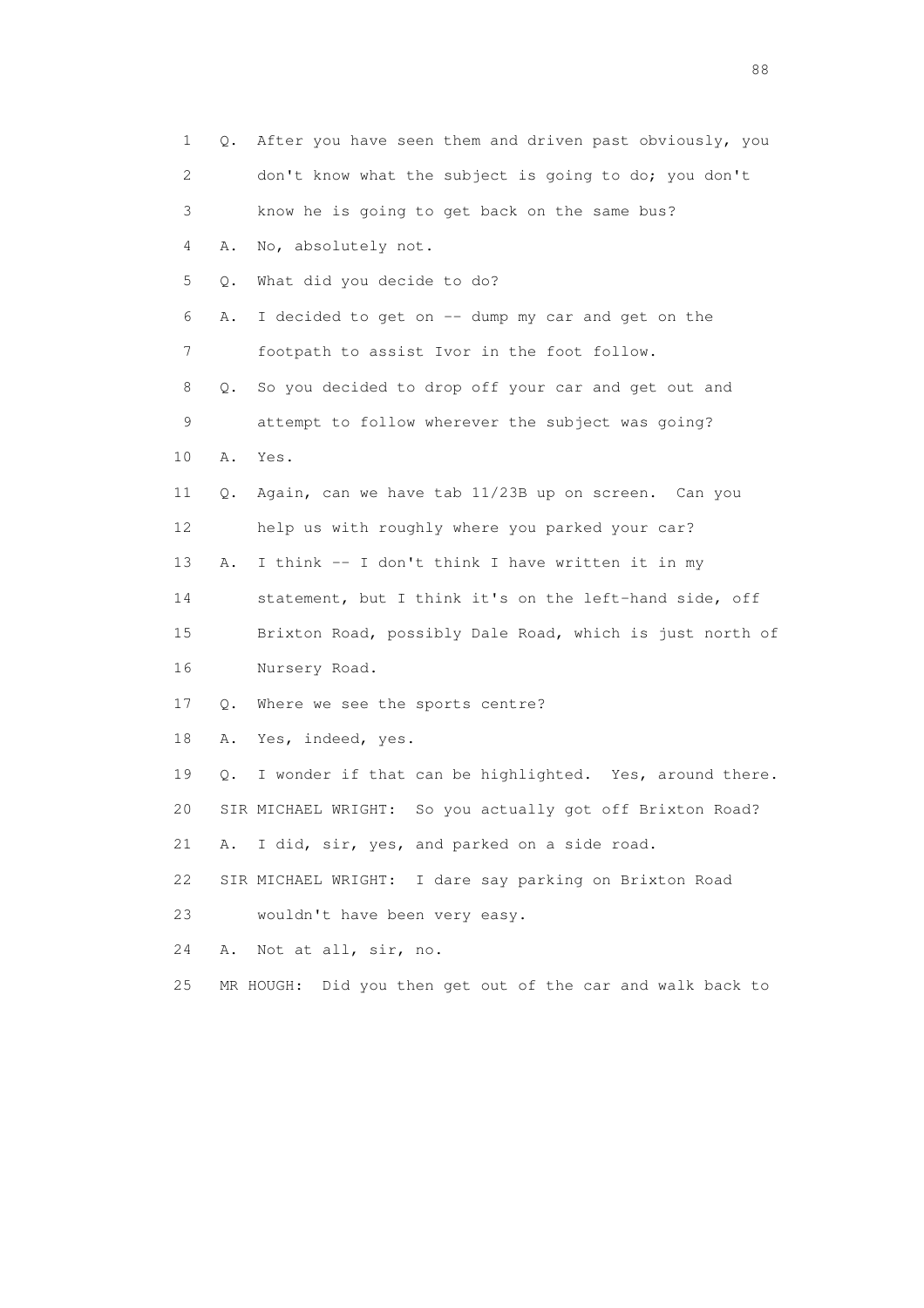1 Q. After you have seen them and driven past obviously, you
2 don't know what the subject is going to do; you don't
3 know he is going to get back on the same bus?
4 A. No, absolutely not.
5 Q. What did you decide to do?
6 A. I decided to get on -- dump my car and get on the
7 footpath to assist Ivor in the foot follow.
8 Q. So you decided to drop off your car and get out and
9 attempt to follow wherever the subject was going?
10 A. Yes.
11 Q. Again, can we have tab 11/23B up on screen. Can you
12 help us with roughly where you parked your car?
13 A. I think -- I don't think I have written it in my
14 statement, but I think it's on the left-hand side, off
15 Brixton Road, possibly Dale Road, which is just north of
16 Nursery Road.
17 Q. Where we see the sports centre?
18 A. Yes, indeed, yes.
19 Q. I wonder if that can be highlighted. Yes, around there.
20 SIR MICHAEL WRIGHT: So you actually got off Brixton Road?
21 A. I did, sir, yes, and parked on a side road.
22 SIR MICHAEL WRIGHT: I dare say parking on Brixton Road
23 wouldn't have been very easy.
24 A. Not at all, sir, no.
25 MR HOUGH: Did you then get out of the car and walk back to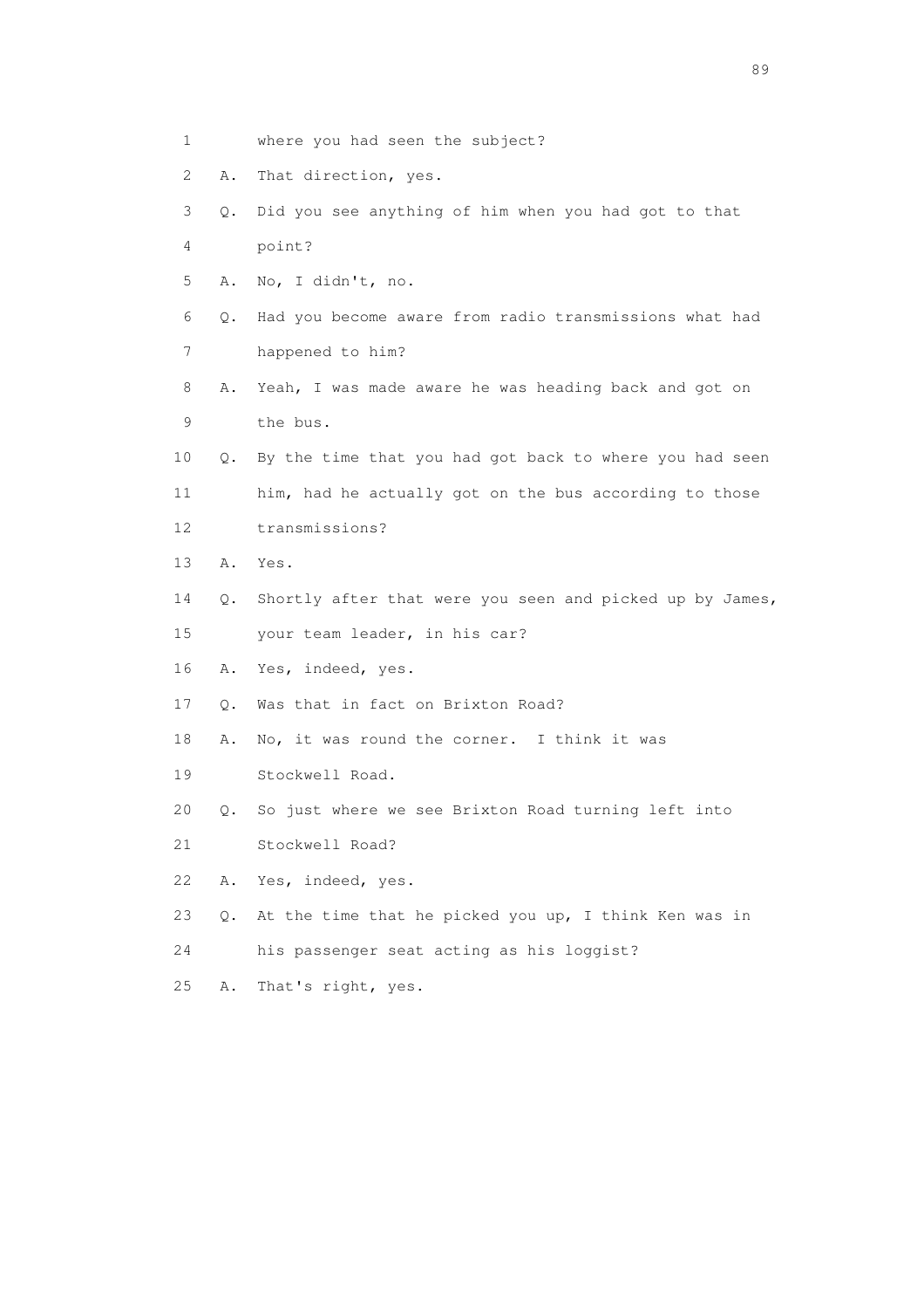1 where you had seen the subject?

2 A. That direction, yes.

3 Q. Did you see anything of him when you had got to that

4 point?

5 A. No, I didn't, no.

6 Q. Had you become aware from radio transmissions what had

7 happened to him?

8 A. Yeah, I was made aware he was heading back and got on

9 the bus.

10 Q. By the time that you had got back to where you had seen

11 him, had he actually got on the bus according to those

12 transmissions?

13 A. Yes.

14 Q. Shortly after that were you seen and picked up by James,

15 your team leader, in his car?

16 A. Yes, indeed, yes.

17 Q. Was that in fact on Brixton Road?

18 A. No, it was round the corner. I think it was

19 Stockwell Road.

20 Q. So just where we see Brixton Road turning left into

21 Stockwell Road?

22 A. Yes, indeed, yes.

23 Q. At the time that he picked you up, I think Ken was in

24 his passenger seat acting as his loggist?

25 A. That's right, yes.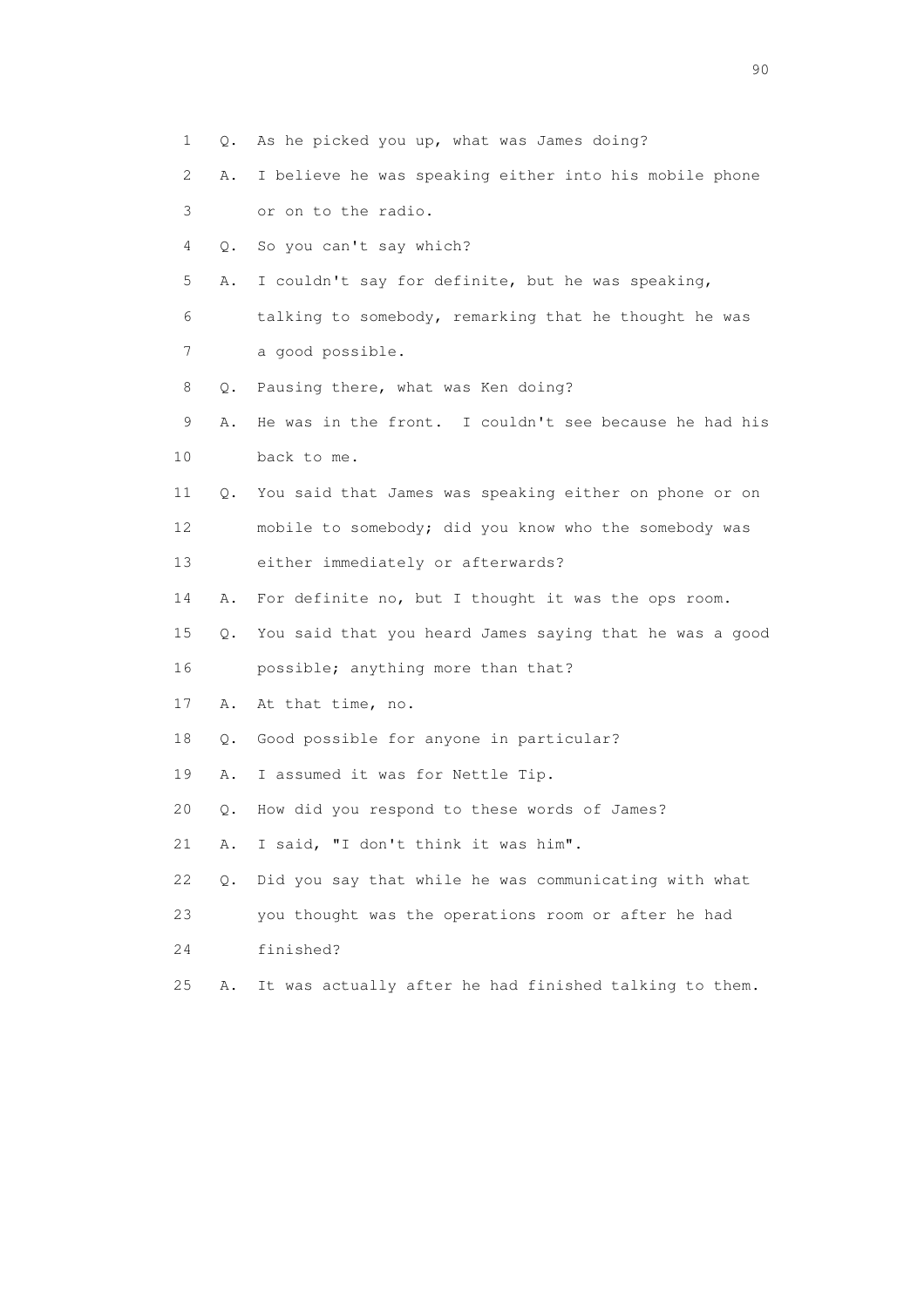1 Q. As he picked you up, what was James doing?

2 A. I believe he was speaking either into his mobile phone

3 or on to the radio.

4 Q. So you can't say which?

5 A. I couldn't say for definite, but he was speaking,

6 talking to somebody, remarking that he thought he was

7 a good possible.

8 Q. Pausing there, what was Ken doing?

9 A. He was in the front. I couldn't see because he had his

10 back to me.

11 Q. You said that James was speaking either on phone or on

12 mobile to somebody; did you know who the somebody was

13 either immediately or afterwards?

14 A. For definite no, but I thought it was the ops room.

15 Q. You said that you heard James saying that he was a good

16 possible; anything more than that?

17 A. At that time, no.

18 Q. Good possible for anyone in particular?

19 A. I assumed it was for Nettle Tip.

20 Q. How did you respond to these words of James?

21 A. I said, "I don't think it was him".

22 Q. Did you say that while he was communicating with what

23 you thought was the operations room or after he had

24 finished?

25 A. It was actually after he had finished talking to them.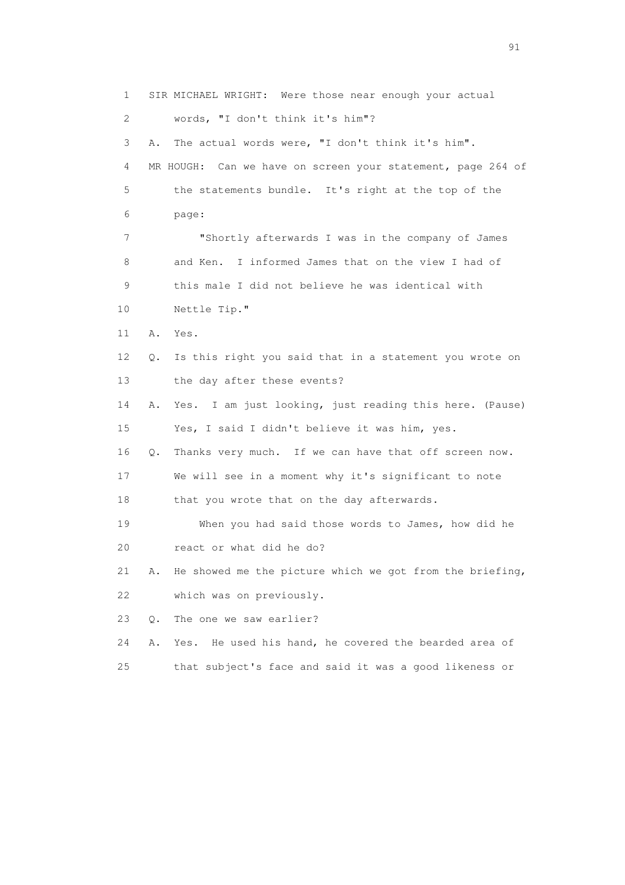1 SIR MICHAEL WRIGHT: Were those near enough your actual
2 words, "I don't think it's him"?
3 A. The actual words were, "I don't think it's him".
4 MR HOUGH: Can we have on screen your statement, page 264 of
5 the statements bundle. It's right at the top of the
6 page:
7 "Shortly afterwards I was in the company of James
8 and Ken. I informed James that on the view I had of
9 this male I did not believe he was identical with
10 Nettle Tip."
11 A. Yes.
12 Q. Is this right you said that in a statement you wrote on
13 the day after these events?
14 A. Yes. I am just looking, just reading this here. (Pause)
15 Yes, I said I didn't believe it was him, yes.
16 Q. Thanks very much. If we can have that off screen now.
17 We will see in a moment why it's significant to note
18 that you wrote that on the day afterwards.
19 When you had said those words to James, how did he
20 react or what did he do?
21 A. He showed me the picture which we got from the briefing,
22 which was on previously.
23 Q. The one we saw earlier?
24 A. Yes. He used his hand, he covered the bearded area of
25 that subject's face and said it was a good likeness or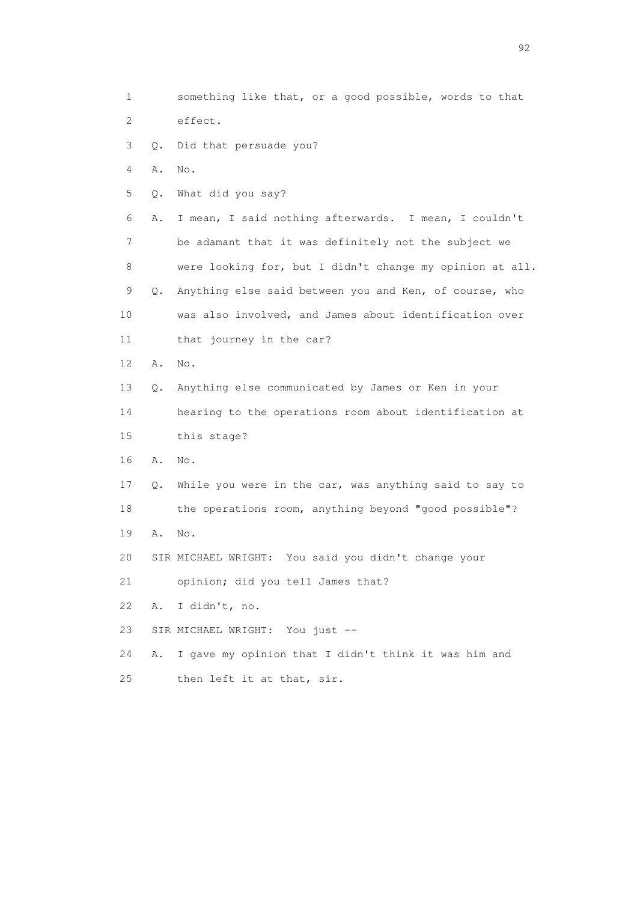1 something like that, or a good possible, words to that
2 effect.
3 Q. Did that persuade you?
4 A. No.
5 Q. What did you say?
6 A. I mean, I said nothing afterwards. I mean, I couldn't
7 be adamant that it was definitely not the subject we
8 were looking for, but I didn't change my opinion at all.
9 Q. Anything else said between you and Ken, of course, who
10 was also involved, and James about identification over
11 that journey in the car?
12 A. No.
13 Q. Anything else communicated by James or Ken in your
14 hearing to the operations room about identification at
15 this stage?
16 A. No.
17 Q. While you were in the car, was anything said to say to
18 the operations room, anything beyond "good possible"?
19 A. No.
20 SIR MICHAEL WRIGHT: You said you didn't change your
21 opinion; did you tell James that?
22 A. I didn't, no.
23 SIR MICHAEL WRIGHT: You just --
24 A. I gave my opinion that I didn't think it was him and
25 then left it at that, sir.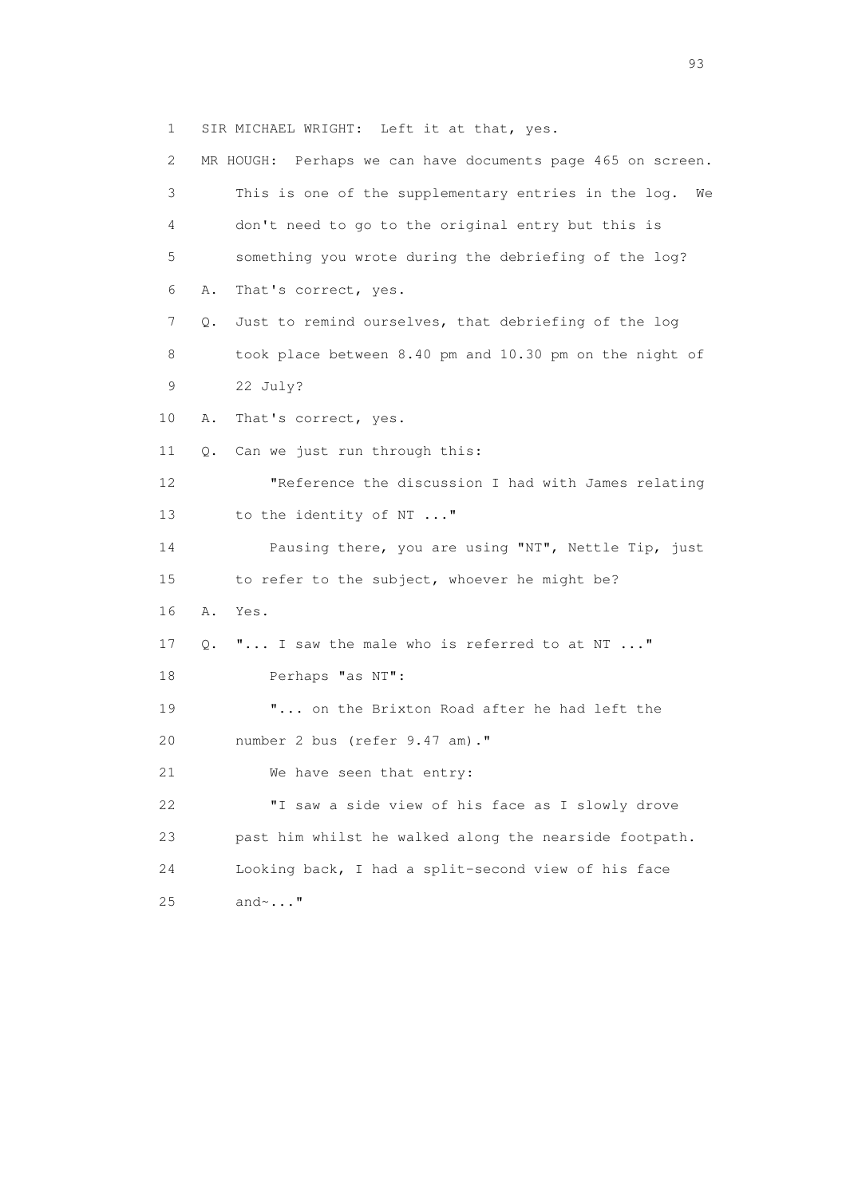1 SIR MICHAEL WRIGHT: Left it at that, yes.

2 MR HOUGH: Perhaps we can have documents page 465 on screen.

3 This is one of the supplementary entries in the log. We

4 don't need to go to the original entry but this is

5 something you wrote during the debriefing of the log?

6 A. That's correct, yes.

7 Q. Just to remind ourselves, that debriefing of the log

8 took place between 8.40 pm and 10.30 pm on the night of

9 22 July?

10 A. That's correct, yes.

11 Q. Can we just run through this:

12 "Reference the discussion I had with James relating

13 to the identity of NT ..."

14 Pausing there, you are using "NT", Nettle Tip, just

15 to refer to the subject, whoever he might be?

16 A. Yes.

17 Q. "... I saw the male who is referred to at NT ..."

18 Perhaps "as NT":

19 "... on the Brixton Road after he had left the

20 number 2 bus (refer 9.47 am)."

21 We have seen that entry:

22 "I saw a side view of his face as I slowly drove

23 past him whilst he walked along the nearside footpath.

24 Looking back, I had a split-second view of his face

25 and~..."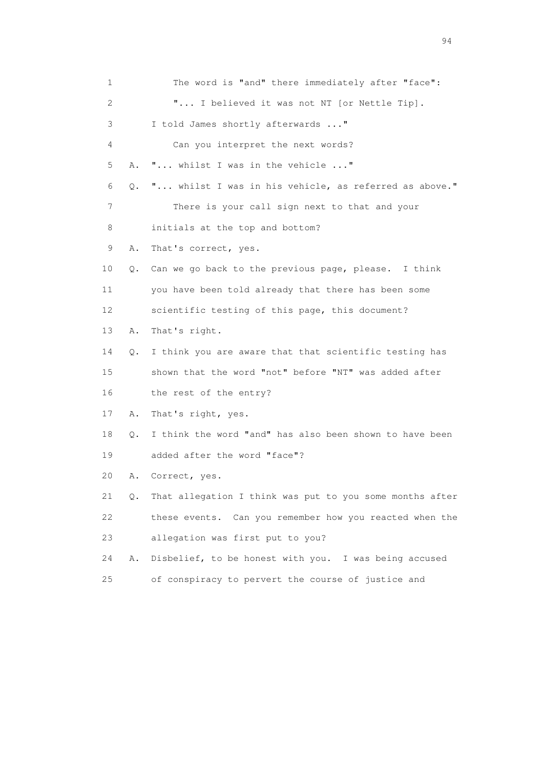1 The word is "and" there immediately after "face":

2 "... I believed it was not NT [or Nettle Tip].

3 I told James shortly afterwards ..."

4 Can you interpret the next words?

5 A. "... whilst I was in the vehicle ..."

6 Q. "... whilst I was in his vehicle, as referred as above."

7 There is your call sign next to that and your

8 initials at the top and bottom?

9 A. That's correct, yes.

10 Q. Can we go back to the previous page, please. I think

11 you have been told already that there has been some

12 scientific testing of this page, this document?

13 A. That's right.

14 Q. I think you are aware that that scientific testing has

15 shown that the word "not" before "NT" was added after

16 the rest of the entry?

17 A. That's right, yes.

18 Q. I think the word "and" has also been shown to have been

19 added after the word "face"?

20 A. Correct, yes.

21 Q. That allegation I think was put to you some months after

22 these events. Can you remember how you reacted when the

23 allegation was first put to you?

24 A. Disbelief, to be honest with you. I was being accused

25 of conspiracy to pervert the course of justice and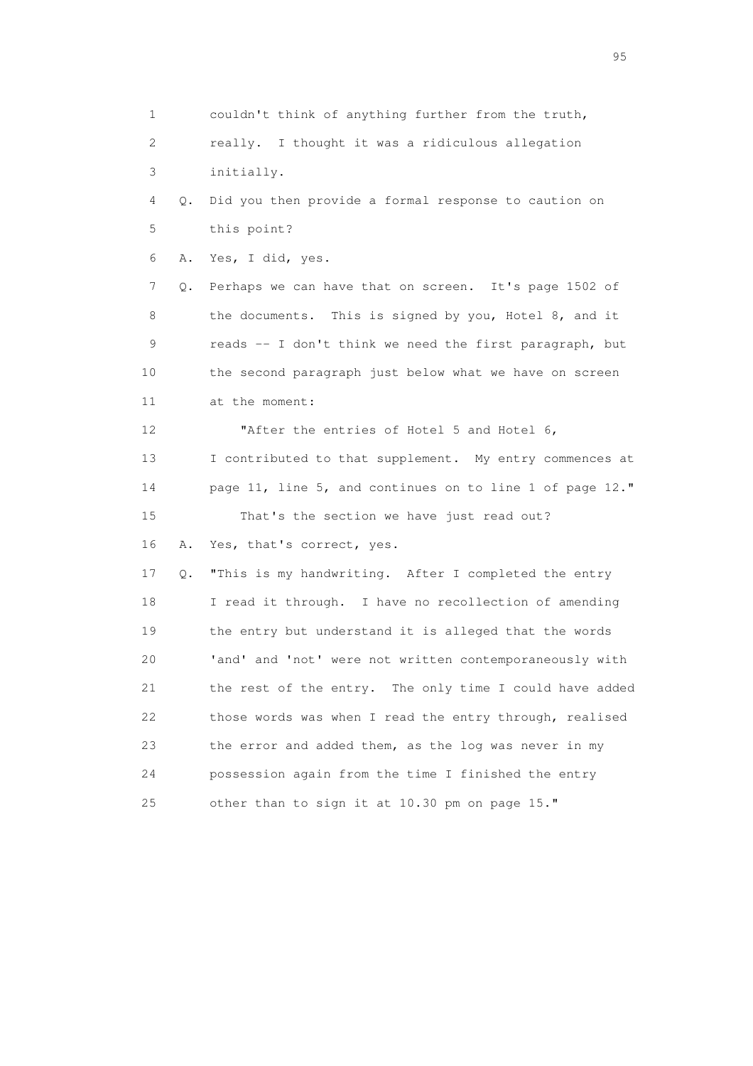1 couldn't think of anything further from the truth,
2 really. I thought it was a ridiculous allegation
3 initially.
4 Q. Did you then provide a formal response to caution on
5 this point?
6 A. Yes, I did, yes.
7 Q. Perhaps we can have that on screen. It's page 1502 of
8 the documents. This is signed by you, Hotel 8, and it
9 reads -- I don't think we need the first paragraph, but
10 the second paragraph just below what we have on screen
11 at the moment:
12 "After the entries of Hotel 5 and Hotel 6,
13 I contributed to that supplement. My entry commences at
14 page 11, line 5, and continues on to line 1 of page 12."
15 That's the section we have just read out?
16 A. Yes, that's correct, yes.
17 Q. "This is my handwriting. After I completed the entry
18 I read it through. I have no recollection of amending
19 the entry but understand it is alleged that the words
20 'and' and 'not' were not written contemporaneously with
21 the rest of the entry. The only time I could have added
22 those words was when I read the entry through, realised
23 the error and added them, as the log was never in my
24 possession again from the time I finished the entry
25 other than to sign it at 10.30 pm on page 15."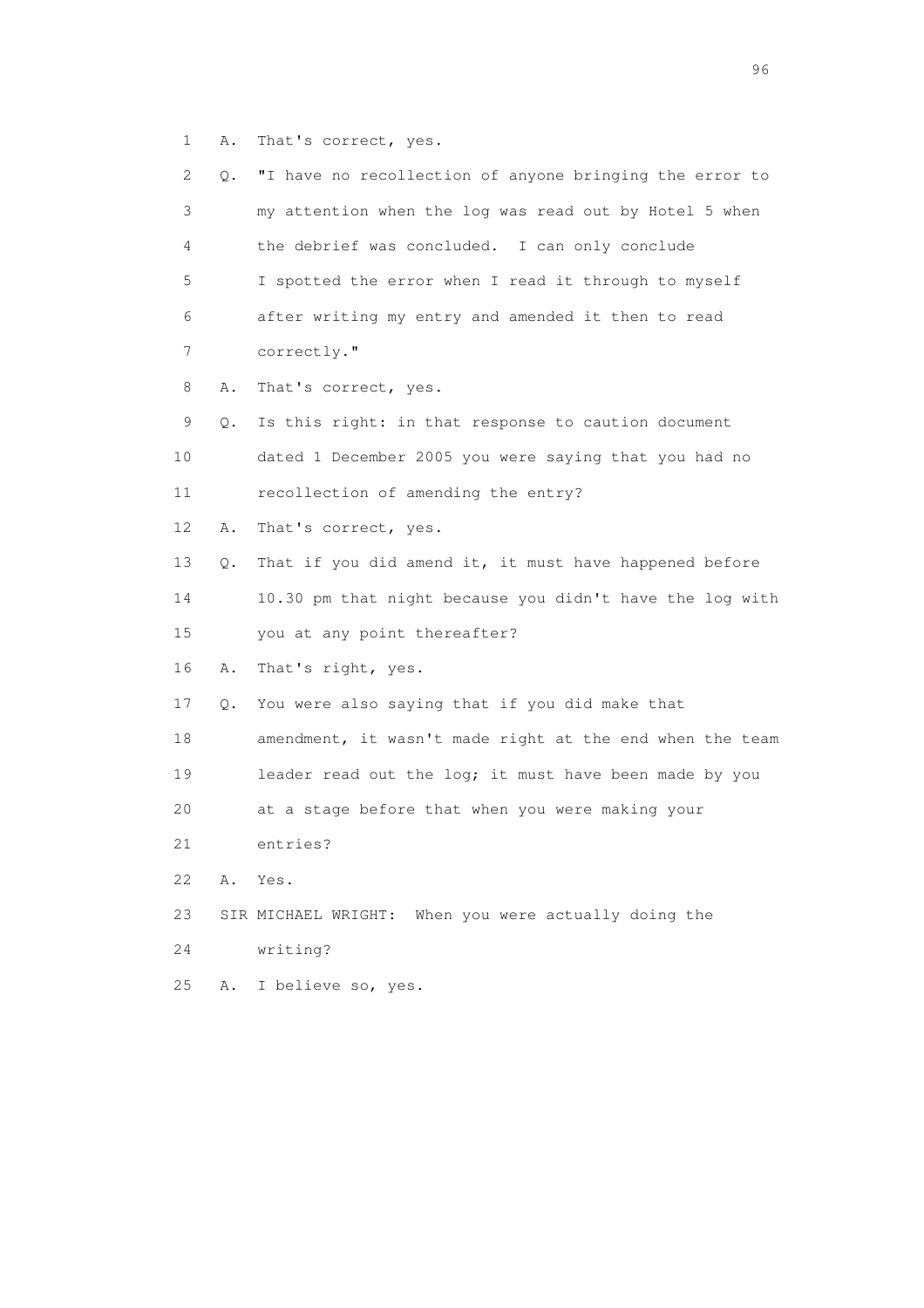1 A. That's correct, yes.

2 Q. "I have no recollection of anyone bringing the error to

3 my attention when the log was read out by Hotel 5 when

4 the debrief was concluded. I can only conclude

5 I spotted the error when I read it through to myself

6 after writing my entry and amended it then to read

7 correctly."

8 A. That's correct, yes.

9 Q. Is this right: in that response to caution document

10 dated 1 December 2005 you were saying that you had no

11 recollection of amending the entry?

12 A. That's correct, yes.

13 Q. That if you did amend it, it must have happened before

14 10.30 pm that night because you didn't have the log with

15 you at any point thereafter?

16 A. That's right, yes.

17 Q. You were also saying that if you did make that

18 amendment, it wasn't made right at the end when the team

19 leader read out the log; it must have been made by you

20 at a stage before that when you were making your

21 entries?

22 A. Yes.

23 SIR MICHAEL WRIGHT: When you were actually doing the

24 writing?

25 A. I believe so, yes.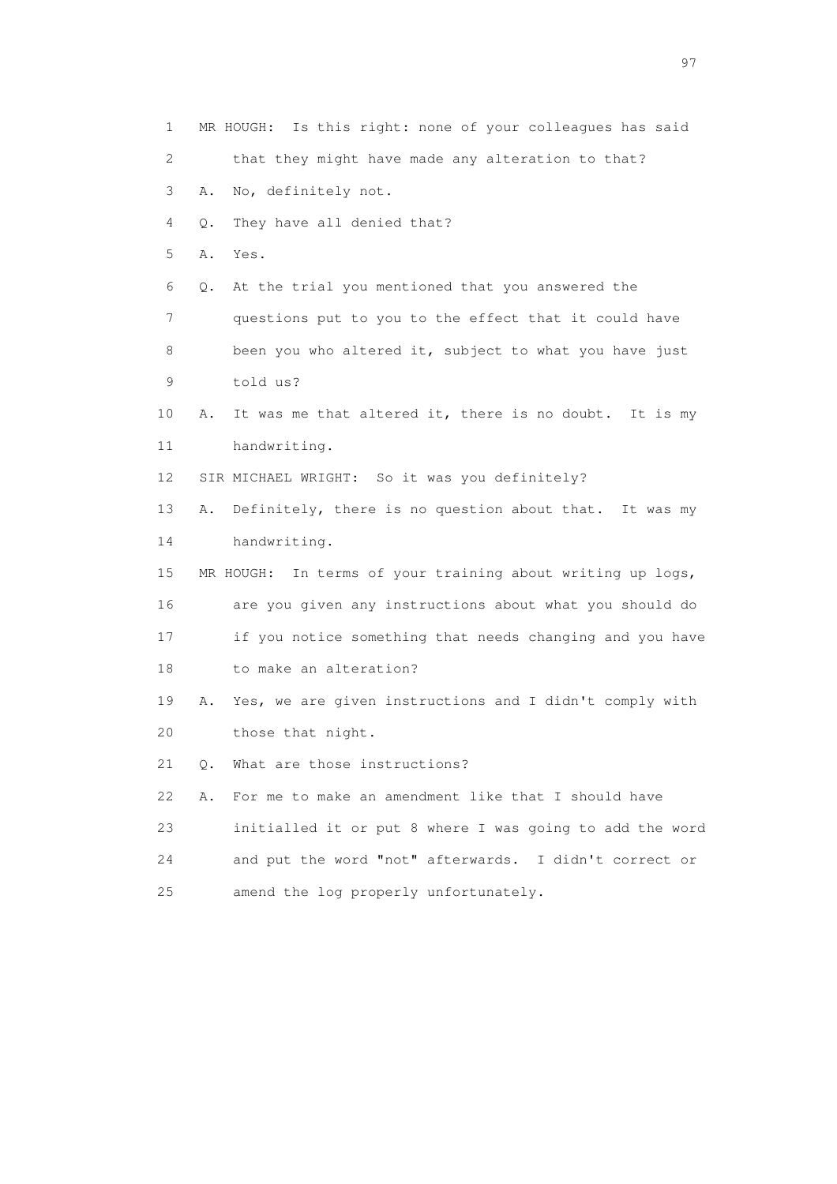1 MR HOUGH: Is this right: none of your colleagues has said
2 that they might have made any alteration to that?
3 A. No, definitely not.
4 Q. They have all denied that?
5 A. Yes.
6 Q. At the trial you mentioned that you answered the
7 questions put to you to the effect that it could have
8 been you who altered it, subject to what you have just
9 told us?
10 A. It was me that altered it, there is no doubt. It is my
11 handwriting.
12 SIR MICHAEL WRIGHT: So it was you definitely?
13 A. Definitely, there is no question about that. It was my
14 handwriting.
15 MR HOUGH: In terms of your training about writing up logs,
16 are you given any instructions about what you should do
17 if you notice something that needs changing and you have
18 to make an alteration?
19 A. Yes, we are given instructions and I didn't comply with
20 those that night.
21 Q. What are those instructions?
22 A. For me to make an amendment like that I should have
23 initialled it or put 8 where I was going to add the word
24 and put the word "not" afterwards. I didn't correct or
25 amend the log properly unfortunately.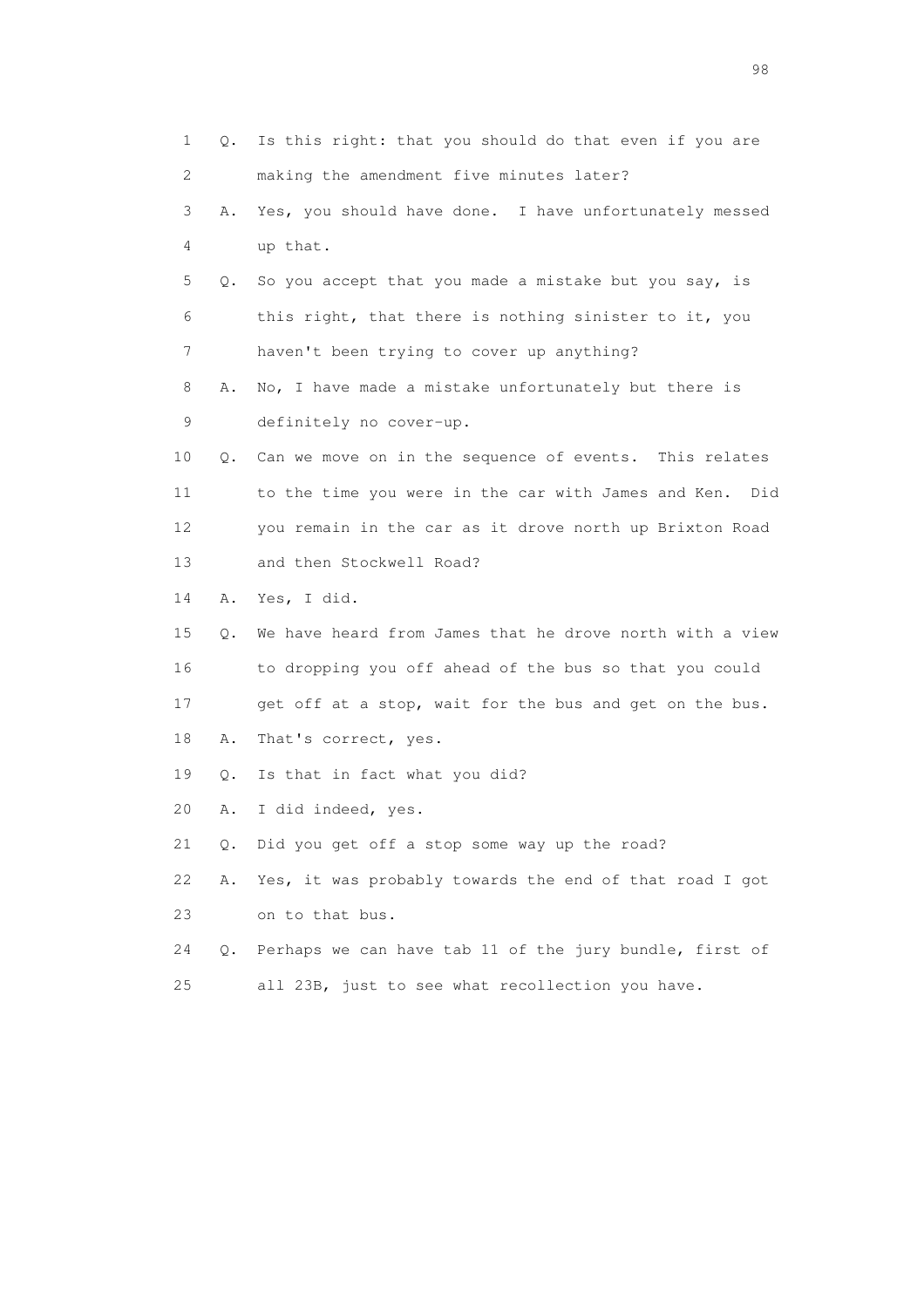1 Q. Is this right: that you should do that even if you are
2 making the amendment five minutes later?
3 A. Yes, you should have done. I have unfortunately messed
4 up that.
5 Q. So you accept that you made a mistake but you say, is
6 this right, that there is nothing sinister to it, you
7 haven't been trying to cover up anything?
8 A. No, I have made a mistake unfortunately but there is
9 definitely no cover-up.
10 Q. Can we move on in the sequence of events. This relates
11 to the time you were in the car with James and Ken. Did
12 you remain in the car as it drove north up Brixton Road
13 and then Stockwell Road?
14 A. Yes, I did.
15 Q. We have heard from James that he drove north with a view
16 to dropping you off ahead of the bus so that you could
17 get off at a stop, wait for the bus and get on the bus.
18 A. That's correct, yes.
19 Q. Is that in fact what you did?
20 A. I did indeed, yes.
21 Q. Did you get off a stop some way up the road?
22 A. Yes, it was probably towards the end of that road I got
23 on to that bus.
24 Q. Perhaps we can have tab 11 of the jury bundle, first of
25 all 23B, just to see what recollection you have.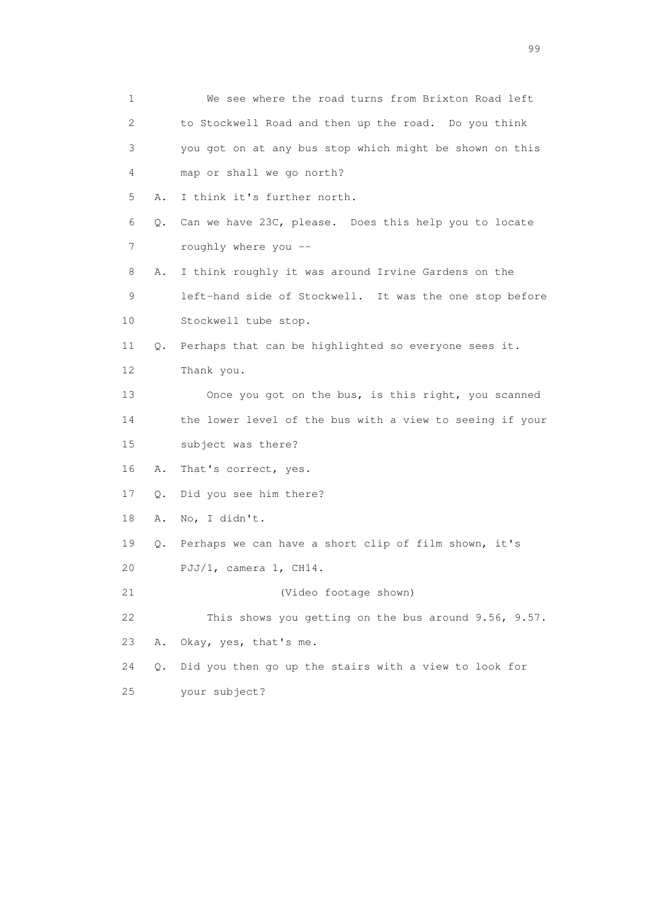1 We see where the road turns from Brixton Road left
2 to Stockwell Road and then up the road. Do you think
3 you got on at any bus stop which might be shown on this
4 map or shall we go north?

5 A. I think it's further north.

6 Q. Can we have 23C, please. Does this help you to locate
7 roughly where you --

8 A. I think roughly it was around Irvine Gardens on the
9 left-hand side of Stockwell. It was the one stop before
10 Stockwell tube stop.

11 Q. Perhaps that can be highlighted so everyone sees it.
12 Thank you.

13 Once you got on the bus, is this right, you scanned
14 the lower level of the bus with a view to seeing if your
15 subject was there?

16 A. That's correct, yes.

17 Q. Did you see him there?

18 A. No, I didn't.

19 Q. Perhaps we can have a short clip of film shown, it's
20 PJJ/1, camera 1, CH14.

21 (Video footage shown)

22 This shows you getting on the bus around 9.56, 9.57.

23 A. Okay, yes, that's me.

24 Q. Did you then go up the stairs with a view to look for
25 your subject?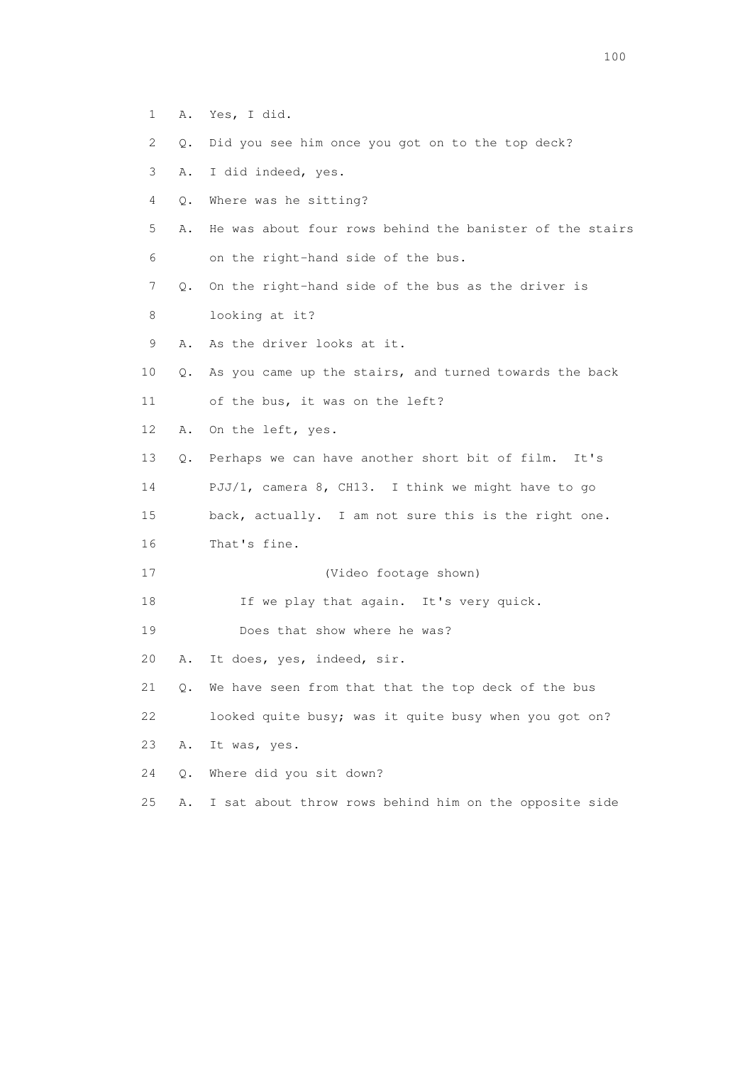1 A. Yes, I did.

2 Q. Did you see him once you got on to the top deck?

3 A. I did indeed, yes.

4 Q. Where was he sitting?

5 A. He was about four rows behind the banister of the stairs

6 on the right-hand side of the bus.

7 Q. On the right-hand side of the bus as the driver is

8 looking at it?

9 A. As the driver looks at it.

10 Q. As you came up the stairs, and turned towards the back

11 of the bus, it was on the left?

12 A. On the left, yes.

13 Q. Perhaps we can have another short bit of film. It's

14 PJJ/1, camera 8, CH13. I think we might have to go

15 back, actually. I am not sure this is the right one.

16 That's fine.

17 (Video footage shown)

18 If we play that again. It's very quick.

19 Does that show where he was?

20 A. It does, yes, indeed, sir.

21 Q. We have seen from that that the top deck of the bus

22 looked quite busy; was it quite busy when you got on?

23 A. It was, yes.

24 Q. Where did you sit down?

25 A. I sat about throw rows behind him on the opposite side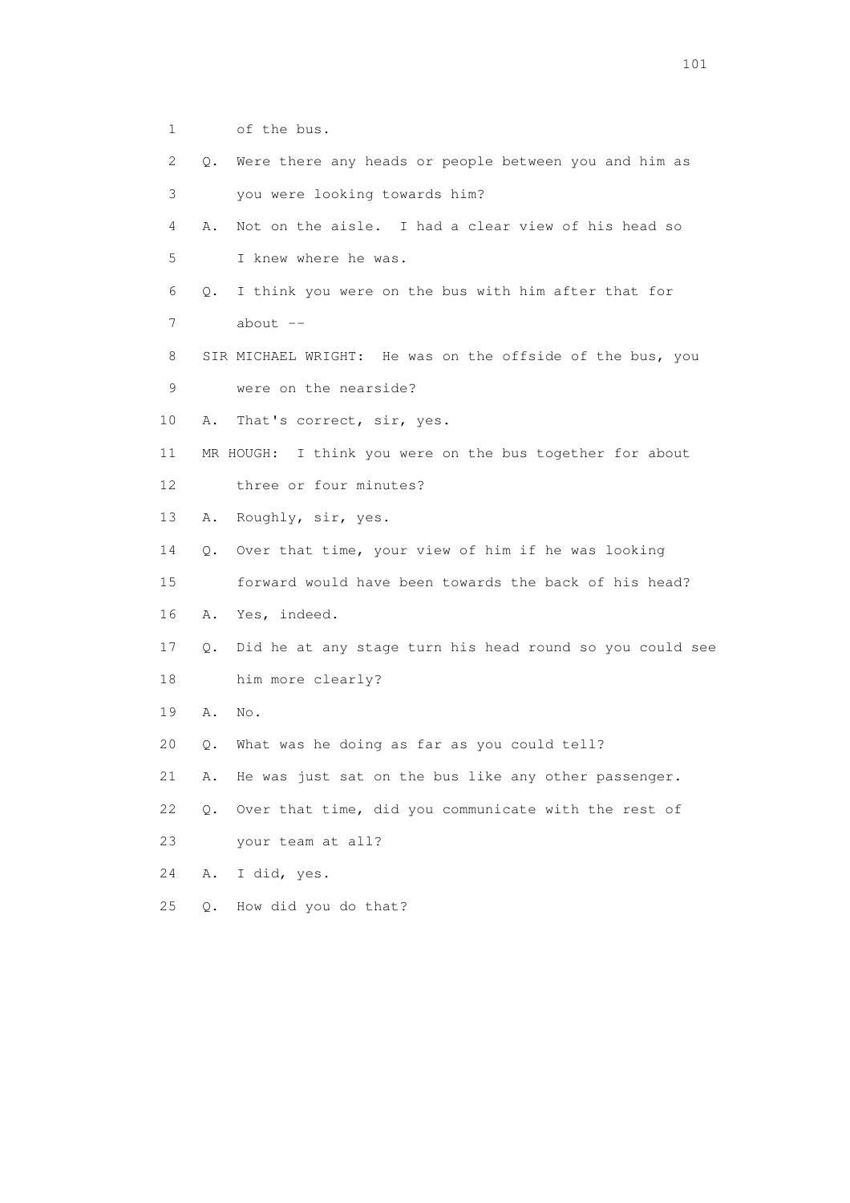1 of the bus.

2 Q. Were there any heads or people between you and him as

3 you were looking towards him?

4 A. Not on the aisle. I had a clear view of his head so

5 I knew where he was.

6 Q. I think you were on the bus with him after that for

7 about --

8 SIR MICHAEL WRIGHT: He was on the offside of the bus, you

9 were on the nearside?

10 A. That's correct, sir, yes.

11 MR HOUGH: I think you were on the bus together for about

12 three or four minutes?

13 A. Roughly, sir, yes.

14 Q. Over that time, your view of him if he was looking

15 forward would have been towards the back of his head?

16 A. Yes, indeed.

17 Q. Did he at any stage turn his head round so you could see

18 him more clearly?

19 A. No.

20 Q. What was he doing as far as you could tell?

21 A. He was just sat on the bus like any other passenger.

22 Q. Over that time, did you communicate with the rest of

23 your team at all?

24 A. I did, yes.

25 Q. How did you do that?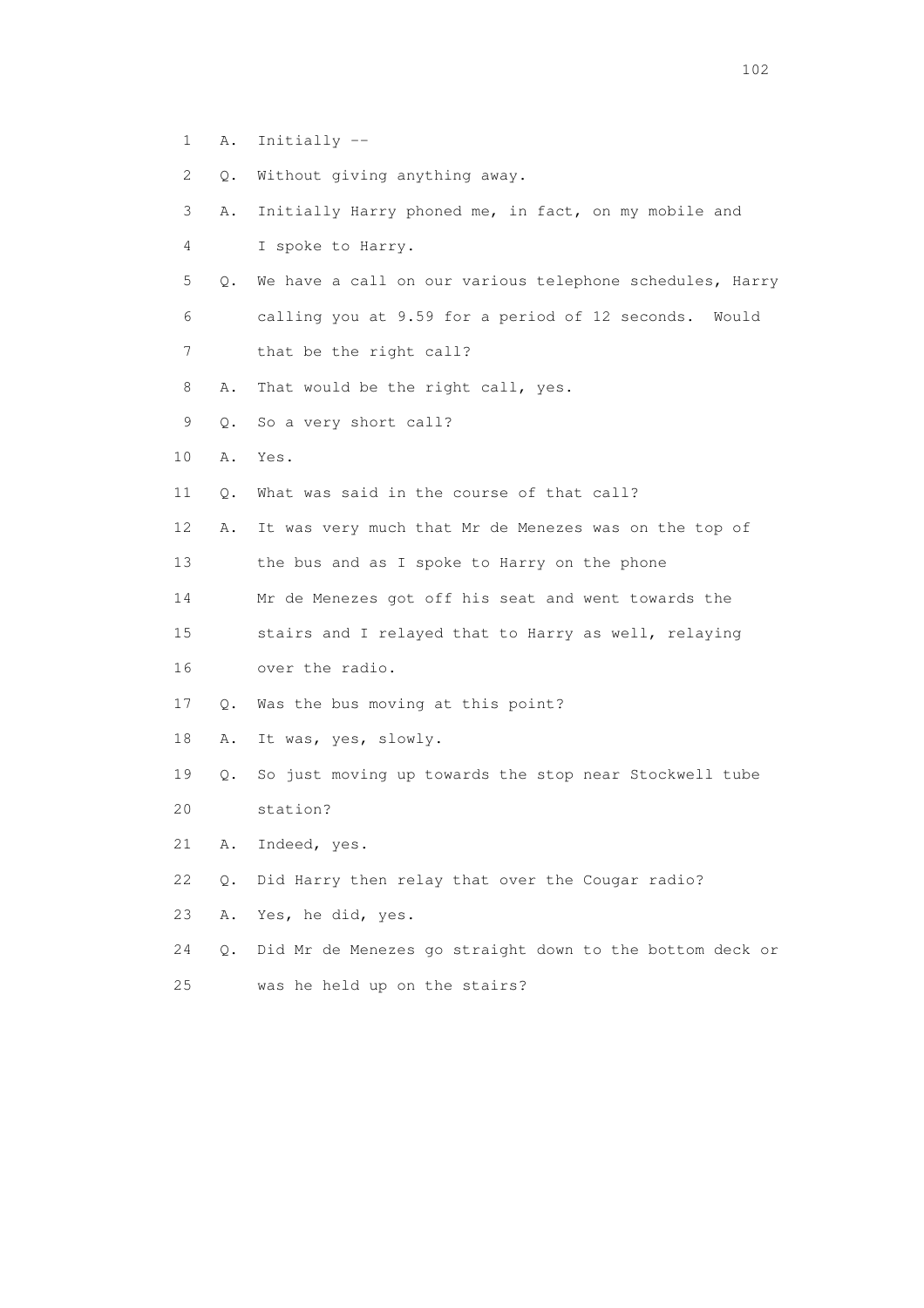1 A. Initially --

2 Q. Without giving anything away.

3 A. Initially Harry phoned me, in fact, on my mobile and

4 I spoke to Harry.

5 Q. We have a call on our various telephone schedules, Harry

6 calling you at 9.59 for a period of 12 seconds. Would

7 that be the right call?

8 A. That would be the right call, yes.

9 Q. So a very short call?

10 A. Yes.

11 Q. What was said in the course of that call?

12 A. It was very much that Mr de Menezes was on the top of

13 the bus and as I spoke to Harry on the phone

14 Mr de Menezes got off his seat and went towards the

15 stairs and I relayed that to Harry as well, relaying

16 over the radio.

17 Q. Was the bus moving at this point?

18 A. It was, yes, slowly.

19 Q. So just moving up towards the stop near Stockwell tube

20 station?

21 A. Indeed, yes.

22 Q. Did Harry then relay that over the Cougar radio?

23 A. Yes, he did, yes.

24 Q. Did Mr de Menezes go straight down to the bottom deck or

25 was he held up on the stairs?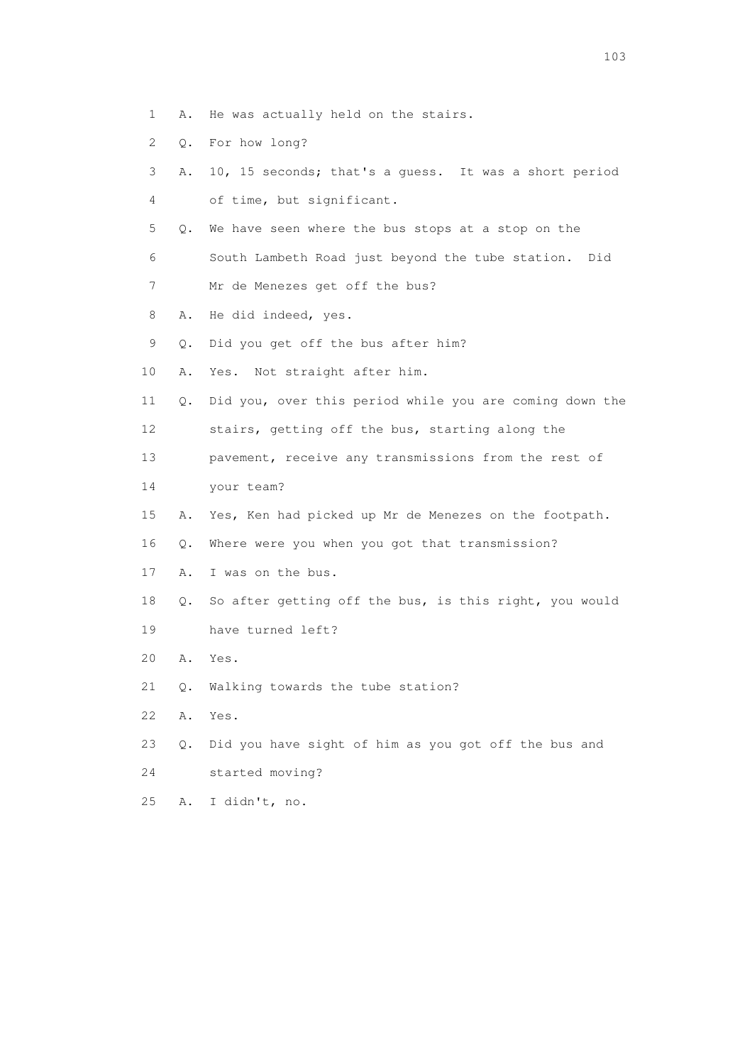1 A. He was actually held on the stairs.

2 Q. For how long?

3 A. 10, 15 seconds; that's a guess. It was a short period

4 of time, but significant.

5 Q. We have seen where the bus stops at a stop on the

6 South Lambeth Road just beyond the tube station. Did

7 Mr de Menezes get off the bus?

8 A. He did indeed, yes.

9 Q. Did you get off the bus after him?

10 A. Yes. Not straight after him.

11 Q. Did you, over this period while you are coming down the

12 stairs, getting off the bus, starting along the

13 pavement, receive any transmissions from the rest of

14 your team?

15 A. Yes, Ken had picked up Mr de Menezes on the footpath.

16 Q. Where were you when you got that transmission?

17 A. I was on the bus.

18 Q. So after getting off the bus, is this right, you would

19 have turned left?

20 A. Yes.

21 Q. Walking towards the tube station?

22 A. Yes.

23 Q. Did you have sight of him as you got off the bus and

24 started moving?

25 A. I didn't, no.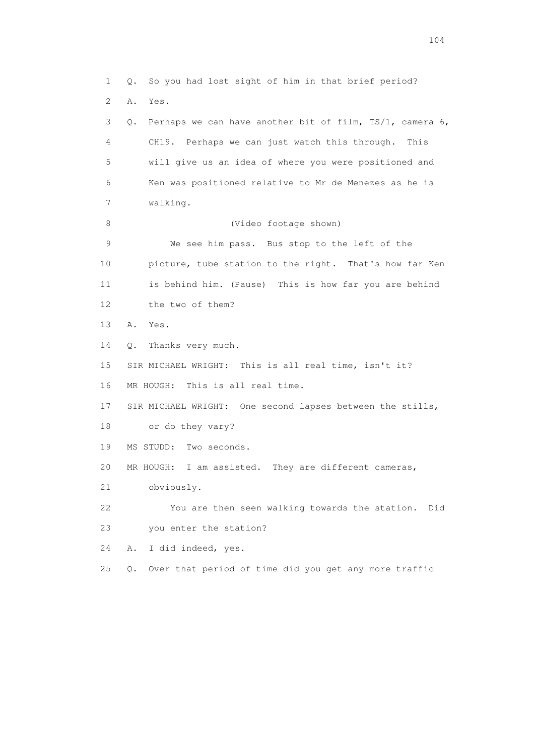1 Q. So you had lost sight of him in that brief period?

2 A. Yes.

3 Q. Perhaps we can have another bit of film, TS/1, camera 6,

4 CH19. Perhaps we can just watch this through. This

5 will give us an idea of where you were positioned and

6 Ken was positioned relative to Mr de Menezes as he is

7 walking.

8 (Video footage shown)

9 We see him pass. Bus stop to the left of the

10 picture, tube station to the right. That's how far Ken

11 is behind him. (Pause) This is how far you are behind

12 the two of them?

13 A. Yes.

14 Q. Thanks very much.

15 SIR MICHAEL WRIGHT: This is all real time, isn't it?

16 MR HOUGH: This is all real time.

17 SIR MICHAEL WRIGHT: One second lapses between the stills,

18 or do they vary?

19 MS STUDD: Two seconds.

20 MR HOUGH: I am assisted. They are different cameras,

21 obviously.

22 You are then seen walking towards the station. Did

23 you enter the station?

24 A. I did indeed, yes.

25 Q. Over that period of time did you get any more traffic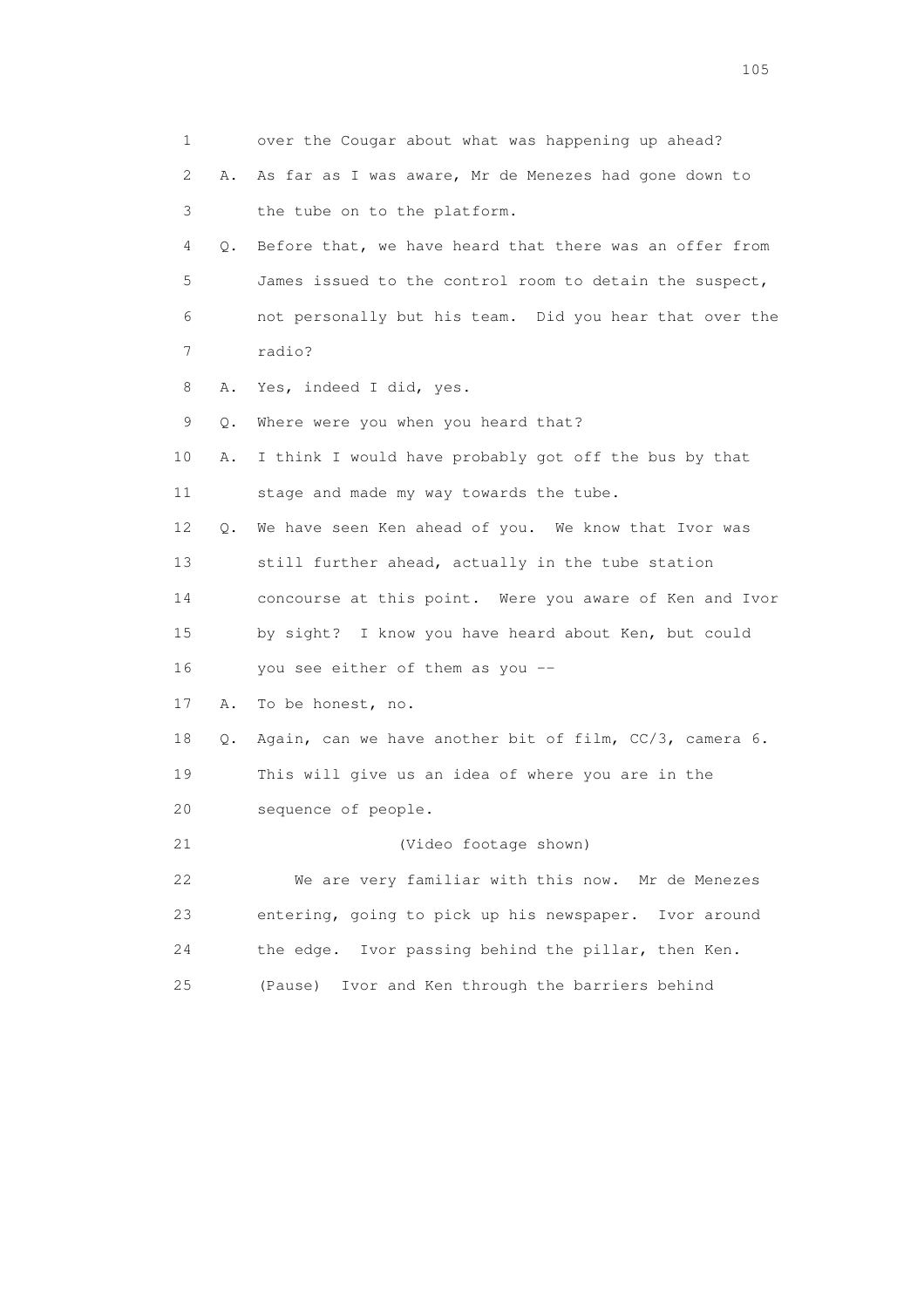1 over the Cougar about what was happening up ahead?

2 A. As far as I was aware, Mr de Menezes had gone down to

3 the tube on to the platform.

4 Q. Before that, we have heard that there was an offer from

5 James issued to the control room to detain the suspect,

6 not personally but his team. Did you hear that over the

7 radio?

8 A. Yes, indeed I did, yes.

9 Q. Where were you when you heard that?

10 A. I think I would have probably got off the bus by that

11 stage and made my way towards the tube.

12 Q. We have seen Ken ahead of you. We know that Ivor was

13 still further ahead, actually in the tube station

14 concourse at this point. Were you aware of Ken and Ivor

15 by sight? I know you have heard about Ken, but could

16 you see either of them as you --

17 A. To be honest, no.

18 Q. Again, can we have another bit of film, CC/3, camera 6.

19 This will give us an idea of where you are in the

20 sequence of people.

21 (Video footage shown)

22 We are very familiar with this now. Mr de Menezes

23 entering, going to pick up his newspaper. Ivor around

24 the edge. Ivor passing behind the pillar, then Ken.

25 (Pause) Ivor and Ken through the barriers behind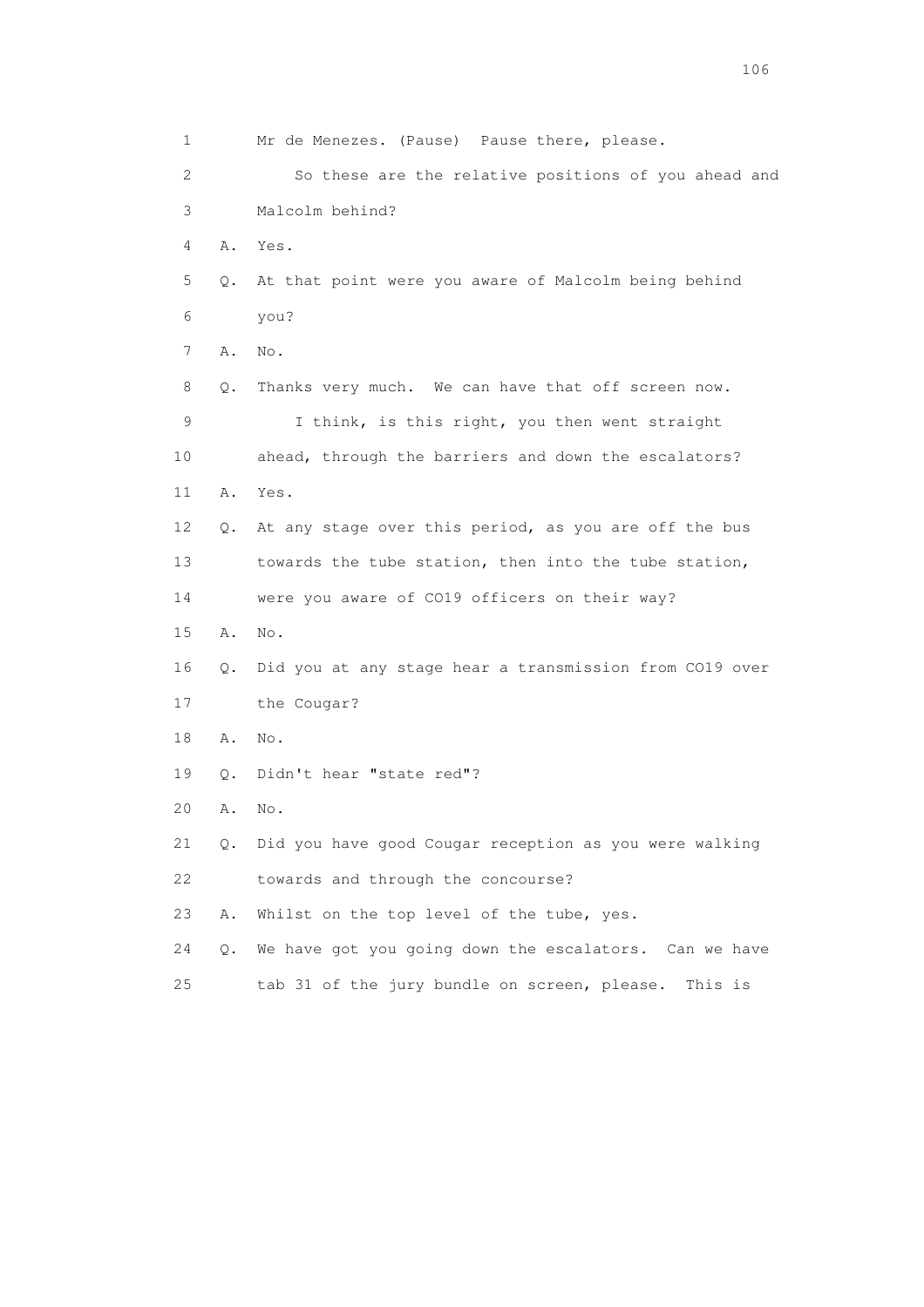1 Mr de Menezes. (Pause) Pause there, please.

2 So these are the relative positions of you ahead and

3 Malcolm behind?

4 A. Yes.

5 Q. At that point were you aware of Malcolm being behind

6 you?

7 A. No.

8 Q. Thanks very much. We can have that off screen now.

9 I think, is this right, you then went straight

10 ahead, through the barriers and down the escalators?

11 A. Yes.

12 Q. At any stage over this period, as you are off the bus

13 towards the tube station, then into the tube station,

14 were you aware of CO19 officers on their way?

15 A. No.

16 Q. Did you at any stage hear a transmission from CO19 over

17 the Cougar?

18 A. No.

19 Q. Didn't hear "state red"?

20 A. No.

21 Q. Did you have good Cougar reception as you were walking

22 towards and through the concourse?

23 A. Whilst on the top level of the tube, yes.

24 Q. We have got you going down the escalators. Can we have

25 tab 31 of the jury bundle on screen, please. This is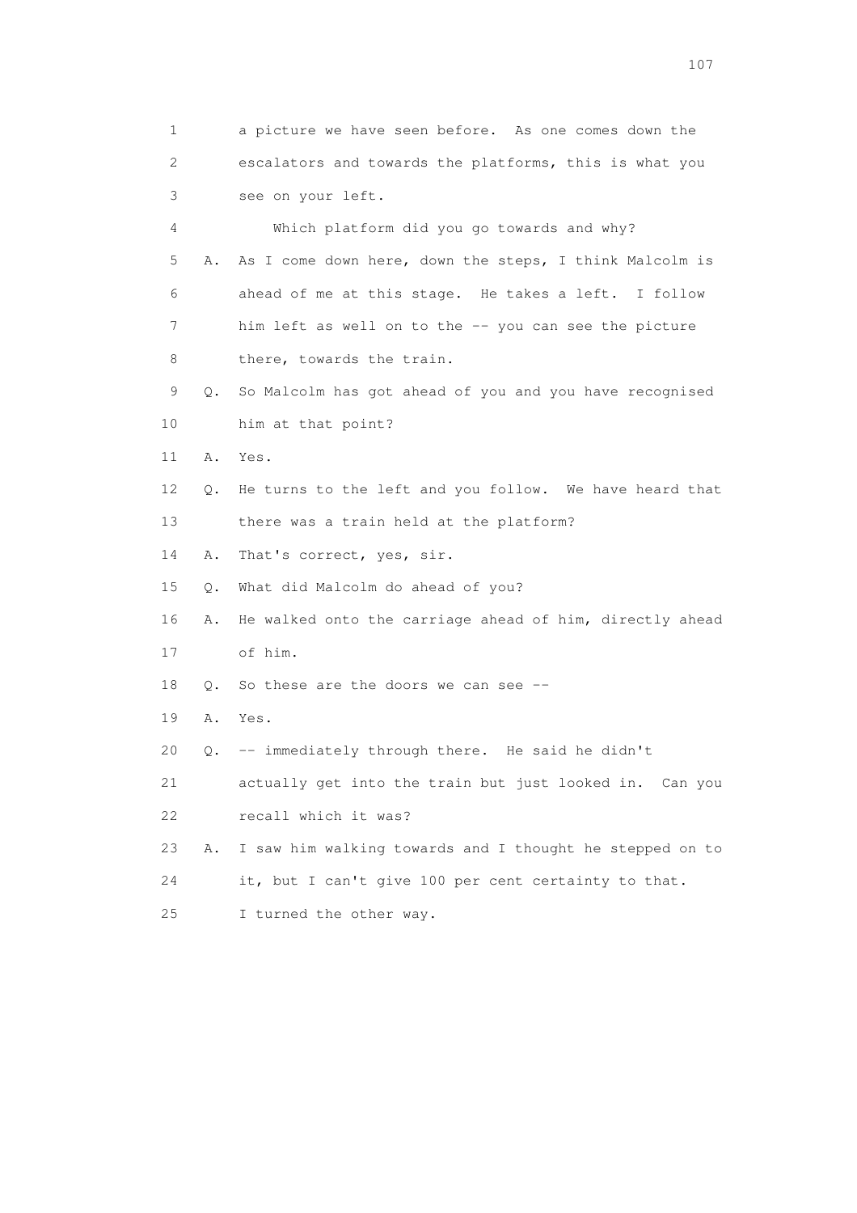1 a picture we have seen before. As one comes down the
2 escalators and towards the platforms, this is what you
3 see on your left.
4 Which platform did you go towards and why?
5 A. As I come down here, down the steps, I think Malcolm is
6 ahead of me at this stage. He takes a left. I follow
7 him left as well on to the -- you can see the picture
8 there, towards the train.
9 Q. So Malcolm has got ahead of you and you have recognised
10 him at that point?
11 A. Yes.
12 Q. He turns to the left and you follow. We have heard that
13 there was a train held at the platform?
14 A. That's correct, yes, sir.
15 Q. What did Malcolm do ahead of you?
16 A. He walked onto the carriage ahead of him, directly ahead
17 of him.
18 Q. So these are the doors we can see --
19 A. Yes.
20 Q. -- immediately through there. He said he didn't
21 actually get into the train but just looked in. Can you
22 recall which it was?
23 A. I saw him walking towards and I thought he stepped on to
24 it, but I can't give 100 per cent certainty to that.
25 I turned the other way.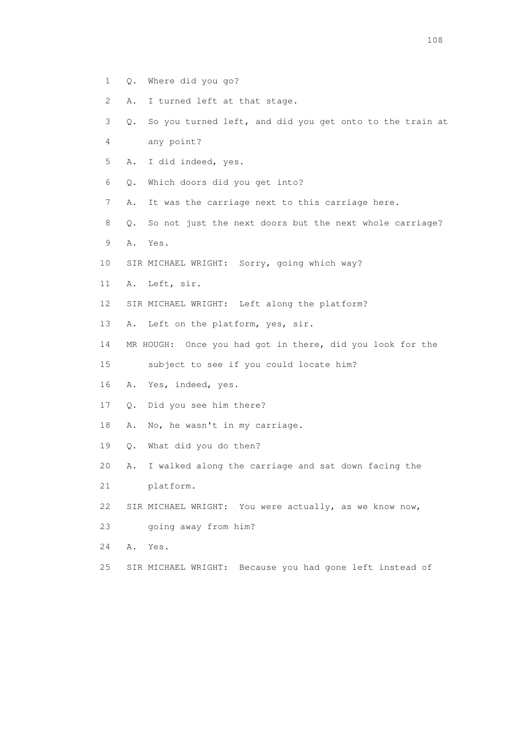1 Q. Where did you go?

2 A. I turned left at that stage.

3 Q. So you turned left, and did you get onto to the train at

4 any point?

5 A. I did indeed, yes.

6 Q. Which doors did you get into?

7 A. It was the carriage next to this carriage here.

8 Q. So not just the next doors but the next whole carriage?

9 A. Yes.

10 SIR MICHAEL WRIGHT: Sorry, going which way?

11 A. Left, sir.

12 SIR MICHAEL WRIGHT: Left along the platform?

13 A. Left on the platform, yes, sir.

14 MR HOUGH: Once you had got in there, did you look for the

15 subject to see if you could locate him?

16 A. Yes, indeed, yes.

17 Q. Did you see him there?

18 A. No, he wasn't in my carriage.

19 Q. What did you do then?

20 A. I walked along the carriage and sat down facing the

21 platform.

22 SIR MICHAEL WRIGHT: You were actually, as we know now,

23 going away from him?

24 A. Yes.

25 SIR MICHAEL WRIGHT: Because you had gone left instead of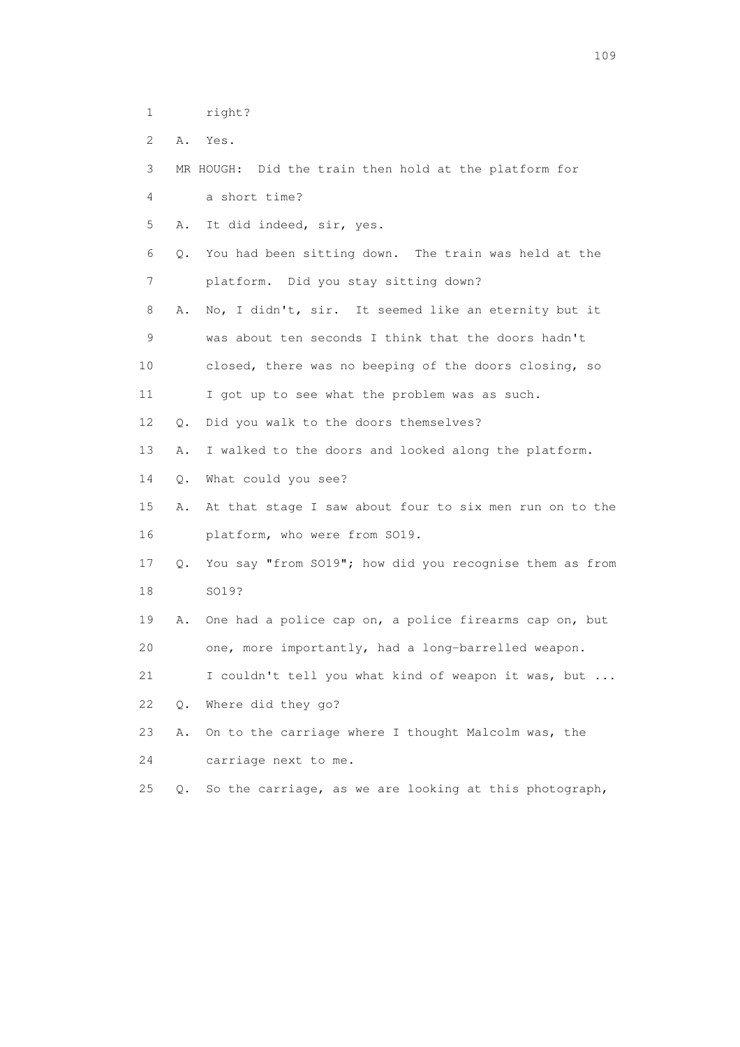1 right?

2 A. Yes.

3 MR HOUGH: Did the train then hold at the platform for

4 a short time?

5 A. It did indeed, sir, yes.

6 Q. You had been sitting down. The train was held at the

7 platform. Did you stay sitting down?

8 A. No, I didn't, sir. It seemed like an eternity but it

9 was about ten seconds I think that the doors hadn't

10 closed, there was no beeping of the doors closing, so

11 I got up to see what the problem was as such.

12 Q. Did you walk to the doors themselves?

13 A. I walked to the doors and looked along the platform.

14 Q. What could you see?

15 A. At that stage I saw about four to six men run on to the

16 platform, who were from SO19.

17 Q. You say "from SO19"; how did you recognise them as from

18 SO19?

19 A. One had a police cap on, a police firearms cap on, but

20 one, more importantly, had a long-barrelled weapon.

21 I couldn't tell you what kind of weapon it was, but ...

22 Q. Where did they go?

23 A. On to the carriage where I thought Malcolm was, the

24 carriage next to me.

25 Q. So the carriage, as we are looking at this photograph,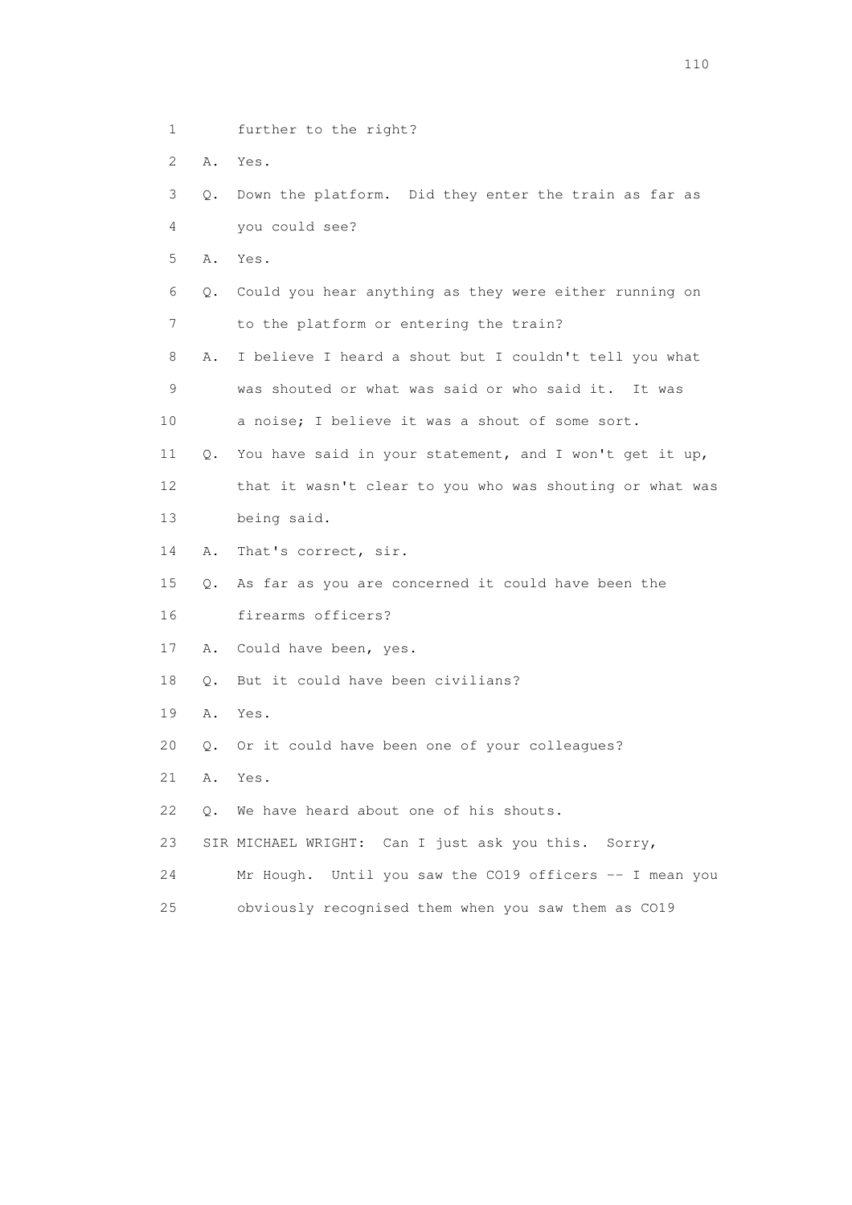1 further to the right?

2 A. Yes.

3 Q. Down the platform. Did they enter the train as far as

4 you could see?

5 A. Yes.

6 Q. Could you hear anything as they were either running on

7 to the platform or entering the train?

8 A. I believe I heard a shout but I couldn't tell you what

9 was shouted or what was said or who said it. It was

10 a noise; I believe it was a shout of some sort.

11 Q. You have said in your statement, and I won't get it up,

12 that it wasn't clear to you who was shouting or what was

13 being said.

14 A. That's correct, sir.

15 Q. As far as you are concerned it could have been the

16 firearms officers?

17 A. Could have been, yes.

18 Q. But it could have been civilians?

19 A. Yes.

20 Q. Or it could have been one of your colleagues?

21 A. Yes.

22 Q. We have heard about one of his shouts.

23 SIR MICHAEL WRIGHT: Can I just ask you this. Sorry,

24 Mr Hough. Until you saw the CO19 officers -- I mean you

25 obviously recognised them when you saw them as CO19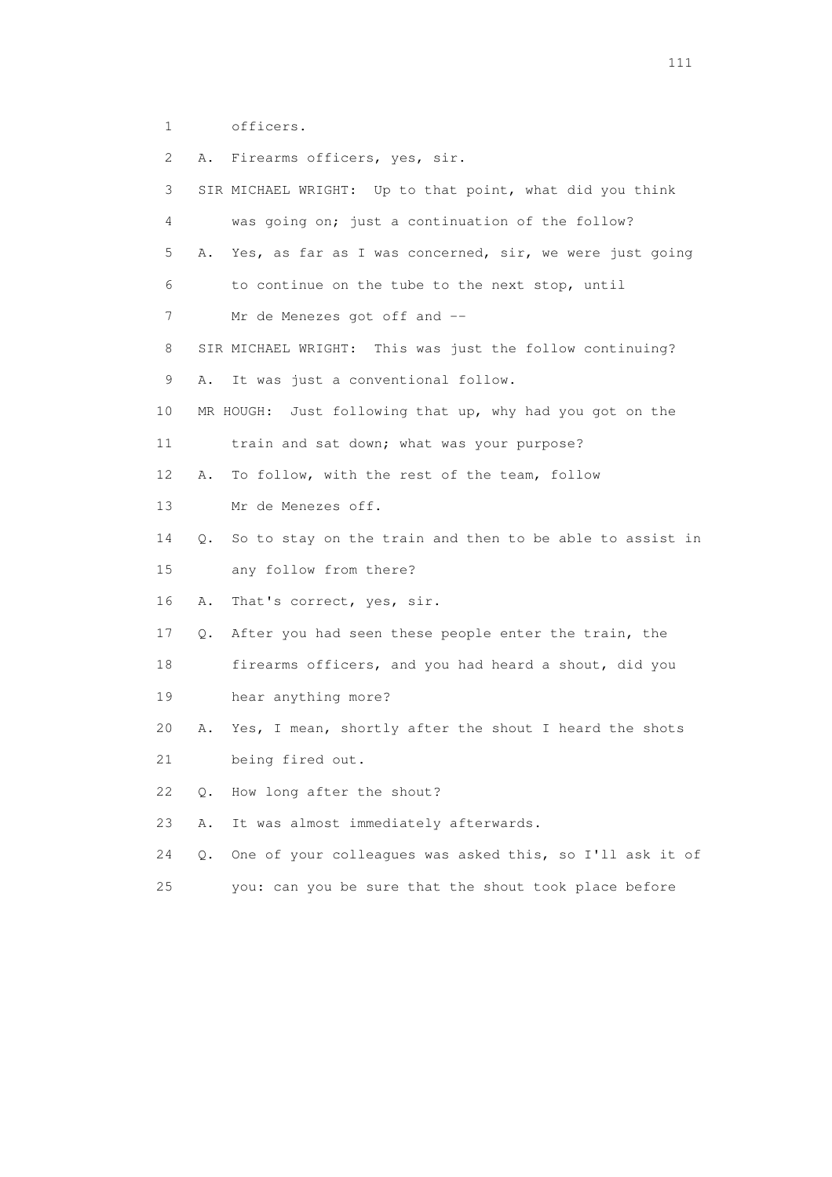1 officers.

2 A. Firearms officers, yes, sir.

3 SIR MICHAEL WRIGHT: Up to that point, what did you think

4 was going on; just a continuation of the follow?

5 A. Yes, as far as I was concerned, sir, we were just going

6 to continue on the tube to the next stop, until

7 Mr de Menezes got off and --

8 SIR MICHAEL WRIGHT: This was just the follow continuing?

9 A. It was just a conventional follow.

10 MR HOUGH: Just following that up, why had you got on the

11 train and sat down; what was your purpose?

12 A. To follow, with the rest of the team, follow

13 Mr de Menezes off.

14 Q. So to stay on the train and then to be able to assist in

15 any follow from there?

16 A. That's correct, yes, sir.

17 Q. After you had seen these people enter the train, the

18 firearms officers, and you had heard a shout, did you

19 hear anything more?

20 A. Yes, I mean, shortly after the shout I heard the shots

21 being fired out.

22 Q. How long after the shout?

23 A. It was almost immediately afterwards.

24 Q. One of your colleagues was asked this, so I'll ask it of

25 you: can you be sure that the shout took place before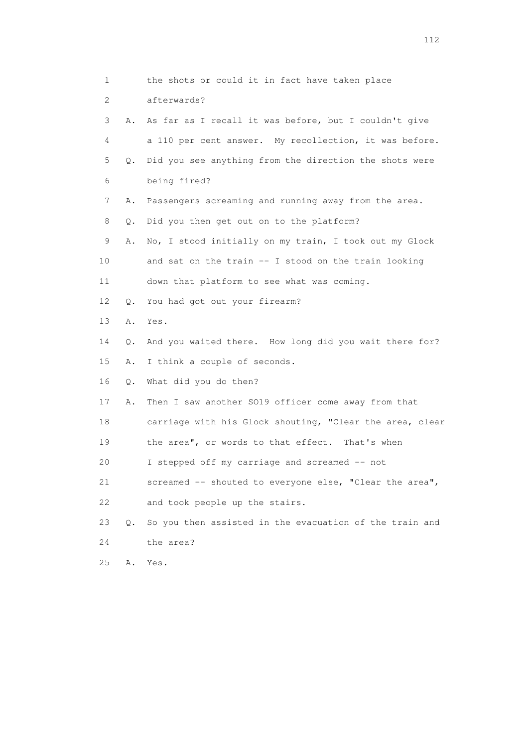1 the shots or could it in fact have taken place

2 afterwards?

3 A. As far as I recall it was before, but I couldn't give

4 a 110 per cent answer. My recollection, it was before.

5 Q. Did you see anything from the direction the shots were

6 being fired?

7 A. Passengers screaming and running away from the area.

8 Q. Did you then get out on to the platform?

9 A. No, I stood initially on my train, I took out my Glock

10 and sat on the train -- I stood on the train looking

11 down that platform to see what was coming.

12 Q. You had got out your firearm?

13 A. Yes.

14 Q. And you waited there. How long did you wait there for?

15 A. I think a couple of seconds.

16 Q. What did you do then?

17 A. Then I saw another SO19 officer come away from that

18 carriage with his Glock shouting, "Clear the area, clear

19 the area", or words to that effect. That's when

20 I stepped off my carriage and screamed -- not

21 screamed -- shouted to everyone else, "Clear the area",

22 and took people up the stairs.

23 Q. So you then assisted in the evacuation of the train and

24 the area?

25 A. Yes.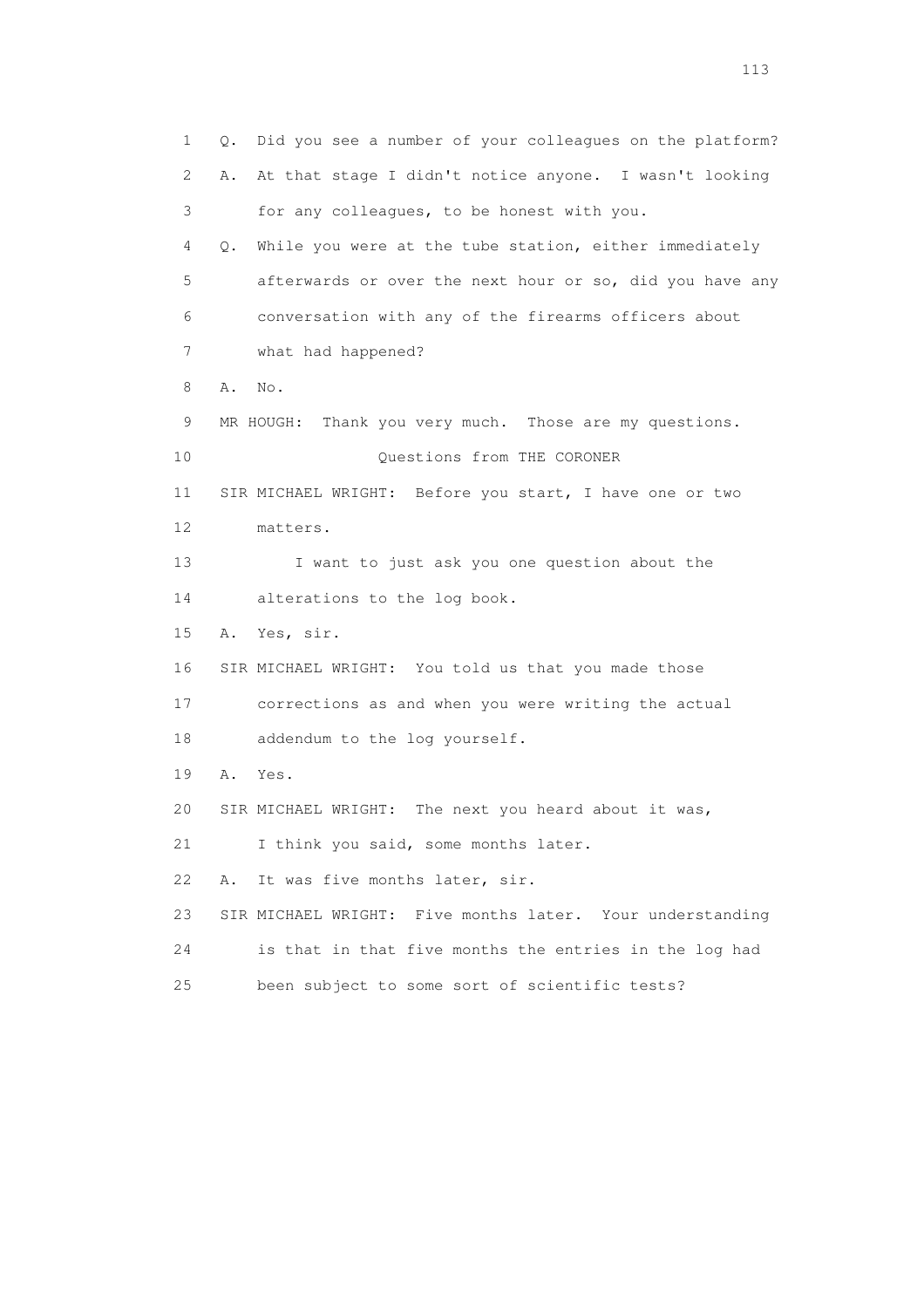1 Q. Did you see a number of your colleagues on the platform?
2 A. At that stage I didn't notice anyone. I wasn't looking
3 for any colleagues, to be honest with you.
4 Q. While you were at the tube station, either immediately
5 afterwards or over the next hour or so, did you have any
6 conversation with any of the firearms officers about
7 what had happened?
8 A. No.
9 MR HOUGH: Thank you very much. Those are my questions.
10 Questions from THE CORONER
11 SIR MICHAEL WRIGHT: Before you start, I have one or two
12 matters.
13 I want to just ask you one question about the
14 alterations to the log book.
15 A. Yes, sir.
16 SIR MICHAEL WRIGHT: You told us that you made those
17 corrections as and when you were writing the actual
18 addendum to the log yourself.
19 A. Yes.
20 SIR MICHAEL WRIGHT: The next you heard about it was,
21 I think you said, some months later.
22 A. It was five months later, sir.
23 SIR MICHAEL WRIGHT: Five months later. Your understanding
24 is that in that five months the entries in the log had
25 been subject to some sort of scientific tests?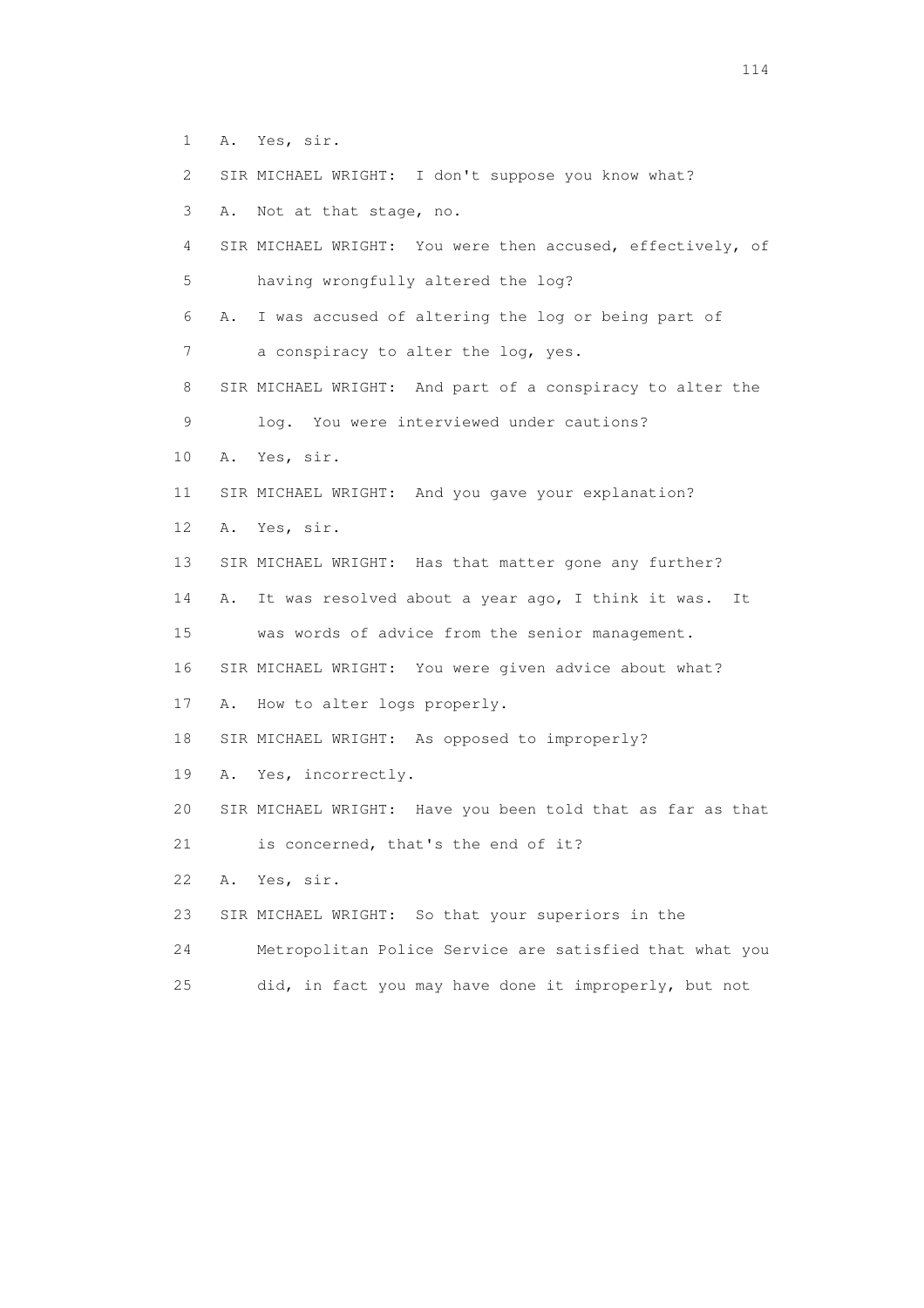1 A. Yes, sir.

2 SIR MICHAEL WRIGHT: I don't suppose you know what?

3 A. Not at that stage, no.

4 SIR MICHAEL WRIGHT: You were then accused, effectively, of

5 having wrongfully altered the log?

6 A. I was accused of altering the log or being part of

7 a conspiracy to alter the log, yes.

8 SIR MICHAEL WRIGHT: And part of a conspiracy to alter the

9 log. You were interviewed under cautions?

10 A. Yes, sir.

11 SIR MICHAEL WRIGHT: And you gave your explanation?

12 A. Yes, sir.

13 SIR MICHAEL WRIGHT: Has that matter gone any further?

14 A. It was resolved about a year ago, I think it was. It

15 was words of advice from the senior management.

16 SIR MICHAEL WRIGHT: You were given advice about what?

17 A. How to alter logs properly.

18 SIR MICHAEL WRIGHT: As opposed to improperly?

19 A. Yes, incorrectly.

20 SIR MICHAEL WRIGHT: Have you been told that as far as that

21 is concerned, that's the end of it?

22 A. Yes, sir.

23 SIR MICHAEL WRIGHT: So that your superiors in the

24 Metropolitan Police Service are satisfied that what you

25 did, in fact you may have done it improperly, but not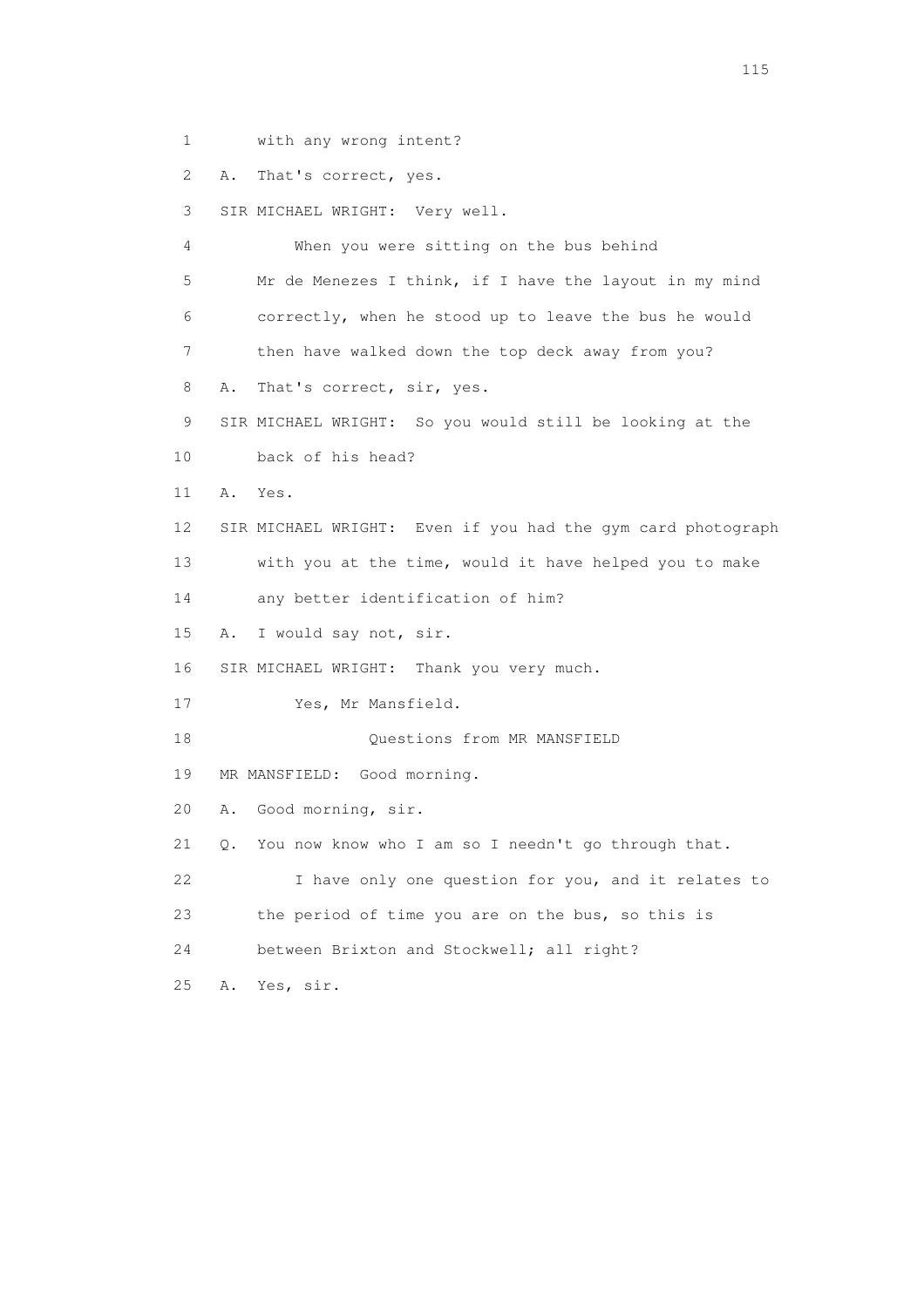1 with any wrong intent?

2 A. That's correct, yes.

3 SIR MICHAEL WRIGHT: Very well.

4 When you were sitting on the bus behind

5 Mr de Menezes I think, if I have the layout in my mind

6 correctly, when he stood up to leave the bus he would

7 then have walked down the top deck away from you?

8 A. That's correct, sir, yes.

9 SIR MICHAEL WRIGHT: So you would still be looking at the

10 back of his head?

11 A. Yes.

12 SIR MICHAEL WRIGHT: Even if you had the gym card photograph

13 with you at the time, would it have helped you to make

14 any better identification of him?

15 A. I would say not, sir.

16 SIR MICHAEL WRIGHT: Thank you very much.

17 Yes, Mr Mansfield.

18 Questions from MR MANSFIELD

19 MR MANSFIELD: Good morning.

20 A. Good morning, sir.

21 Q. You now know who I am so I needn't go through that.

22 I have only one question for you, and it relates to

23 the period of time you are on the bus, so this is

24 between Brixton and Stockwell; all right?

25 A. Yes, sir.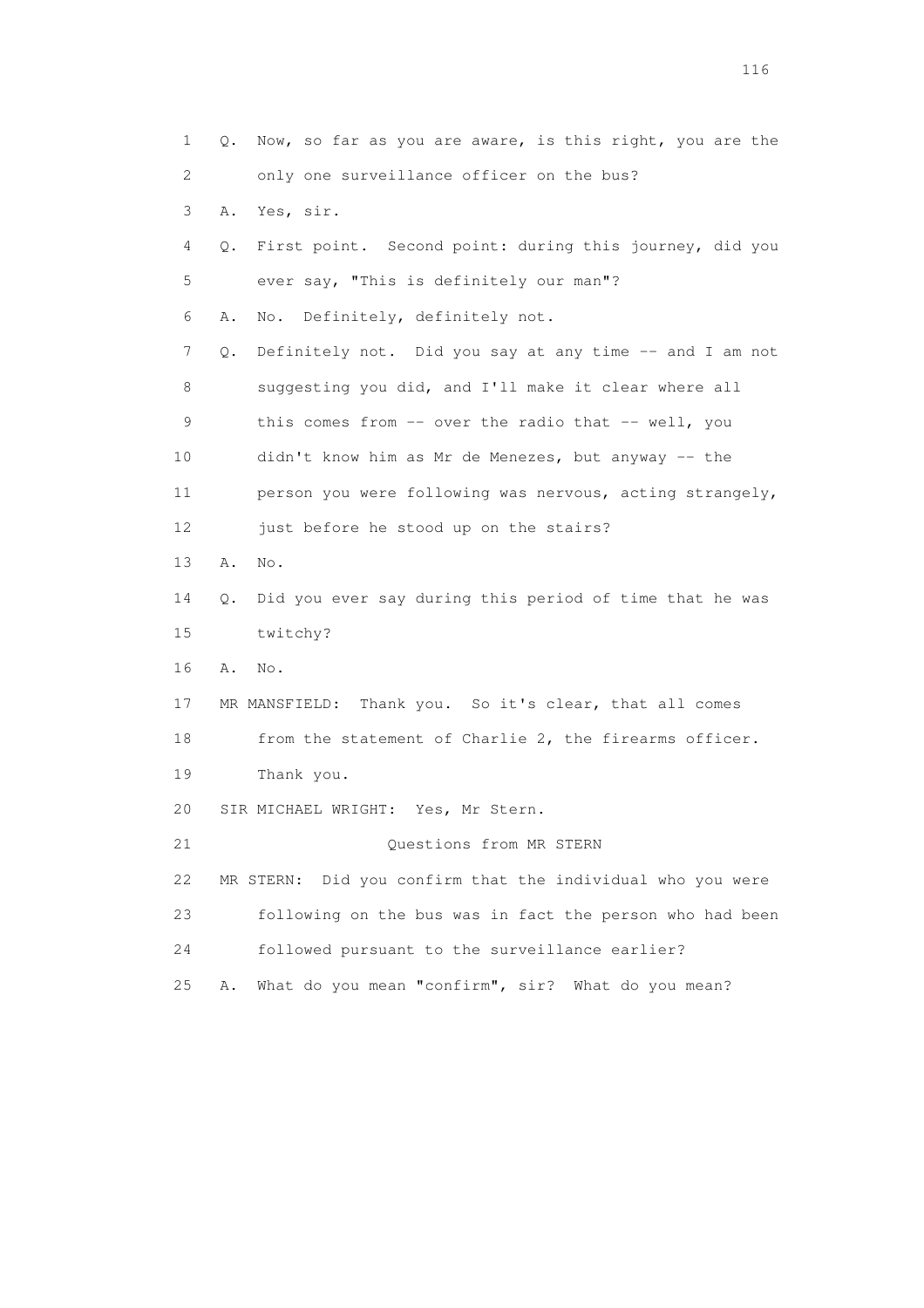1 Q. Now, so far as you are aware, is this right, you are the
2 only one surveillance officer on the bus?
3 A. Yes, sir.
4 Q. First point. Second point: during this journey, did you
5 ever say, "This is definitely our man"?
6 A. No. Definitely, definitely not.
7 Q. Definitely not. Did you say at any time -- and I am not
8 suggesting you did, and I'll make it clear where all
9 this comes from -- over the radio that -- well, you
10 didn't know him as Mr de Menezes, but anyway -- the
11 person you were following was nervous, acting strangely,
12 just before he stood up on the stairs?
13 A. No.
14 Q. Did you ever say during this period of time that he was
15 twitchy?
16 A. No.
17 MR MANSFIELD: Thank you. So it's clear, that all comes
18 from the statement of Charlie 2, the firearms officer.
19 Thank you.
20 SIR MICHAEL WRIGHT: Yes, Mr Stern.
21 Questions from MR STERN
22 MR STERN: Did you confirm that the individual who you were
23 following on the bus was in fact the person who had been
24 followed pursuant to the surveillance earlier?
25 A. What do you mean "confirm", sir? What do you mean?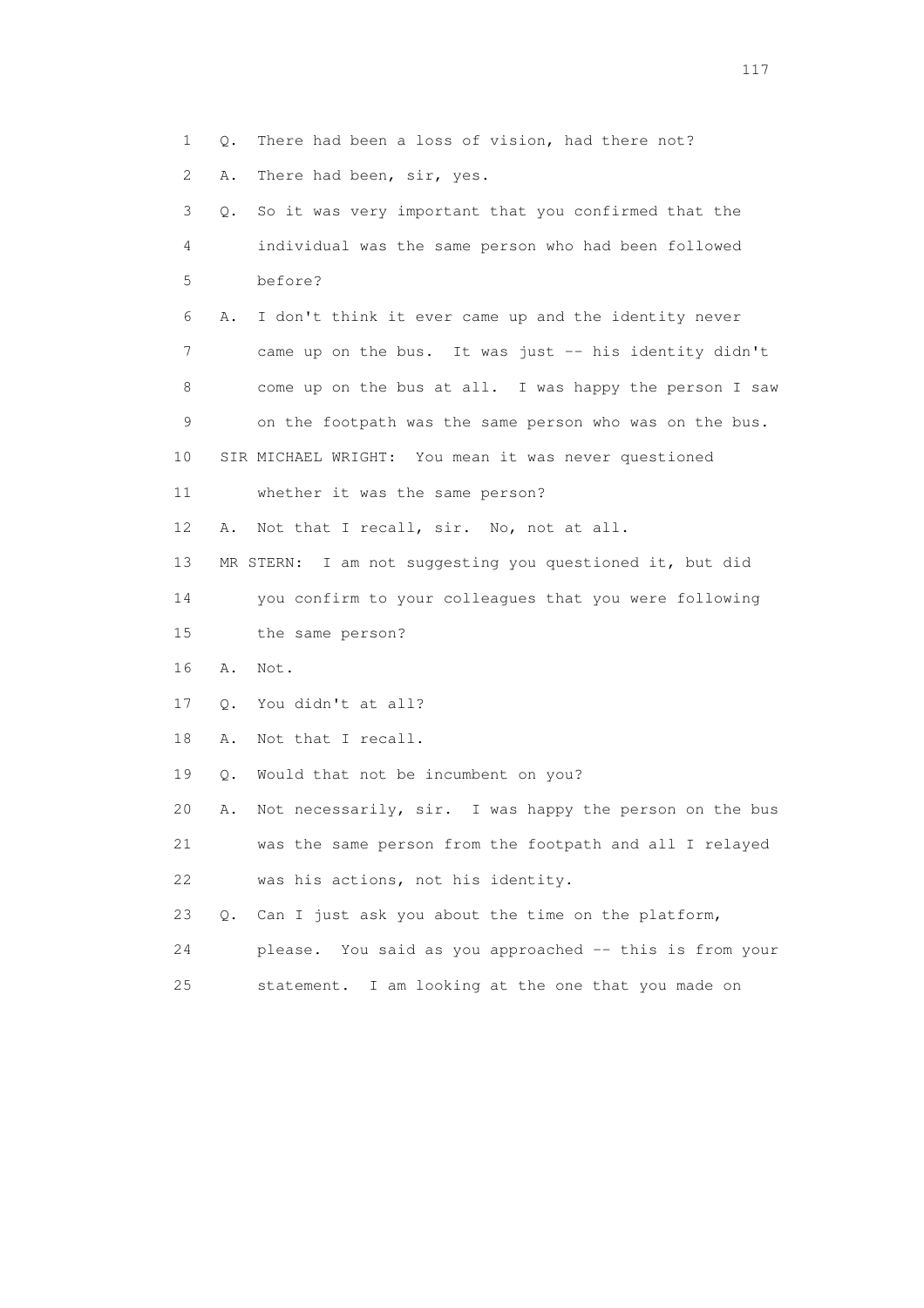1 Q. There had been a loss of vision, had there not?

2 A. There had been, sir, yes.

3 Q. So it was very important that you confirmed that the
4 individual was the same person who had been followed
5 before?

6 A. I don't think it ever came up and the identity never
7 came up on the bus. It was just -- his identity didn't
8 come up on the bus at all. I was happy the person I saw
9 on the footpath was the same person who was on the bus.

10 SIR MICHAEL WRIGHT: You mean it was never questioned
11 whether it was the same person?

12 A. Not that I recall, sir. No, not at all.

13 MR STERN: I am not suggesting you questioned it, but did
14 you confirm to your colleagues that you were following
15 the same person?

16 A. Not.

17 Q. You didn't at all?

18 A. Not that I recall.

19 Q. Would that not be incumbent on you?

20 A. Not necessarily, sir. I was happy the person on the bus
21 was the same person from the footpath and all I relayed
22 was his actions, not his identity.

23 Q. Can I just ask you about the time on the platform,
24 please. You said as you approached -- this is from your
25 statement. I am looking at the one that you made on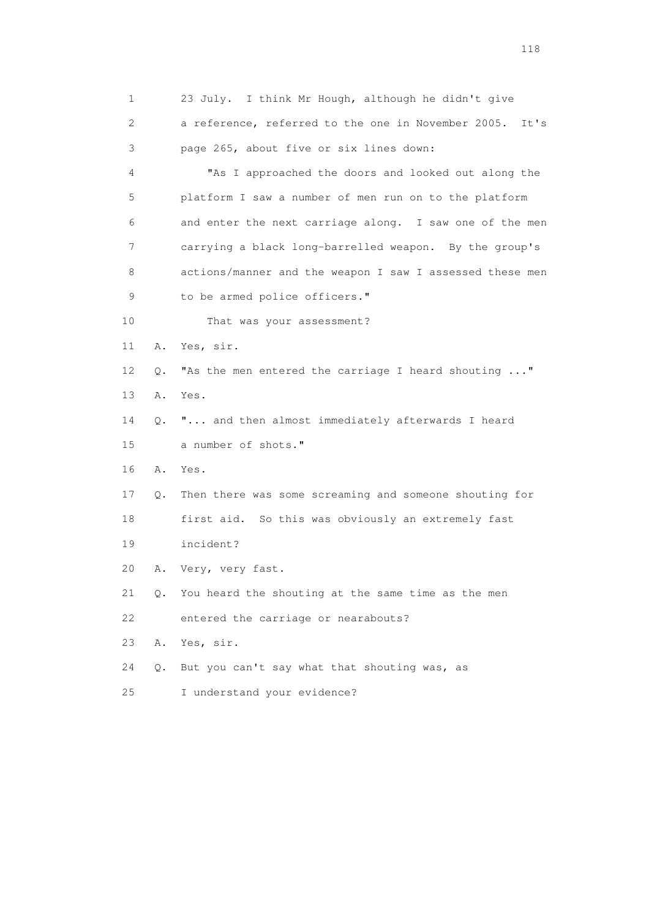1 23 July. I think Mr Hough, although he didn't give
2 a reference, referred to the one in November 2005. It's
3 page 265, about five or six lines down:
4 "As I approached the doors and looked out along the
5 platform I saw a number of men run on to the platform
6 and enter the next carriage along. I saw one of the men
7 carrying a black long-barrelled weapon. By the group's
8 actions/manner and the weapon I saw I assessed these men
9 to be armed police officers."
10 That was your assessment?
11 A. Yes, sir.
12 Q. "As the men entered the carriage I heard shouting ..."
13 A. Yes.
14 Q. "... and then almost immediately afterwards I heard
15 a number of shots."
16 A. Yes.
17 Q. Then there was some screaming and someone shouting for
18 first aid. So this was obviously an extremely fast
19 incident?
20 A. Very, very fast.
21 Q. You heard the shouting at the same time as the men
22 entered the carriage or nearabouts?
23 A. Yes, sir.
24 Q. But you can't say what that shouting was, as
25 I understand your evidence?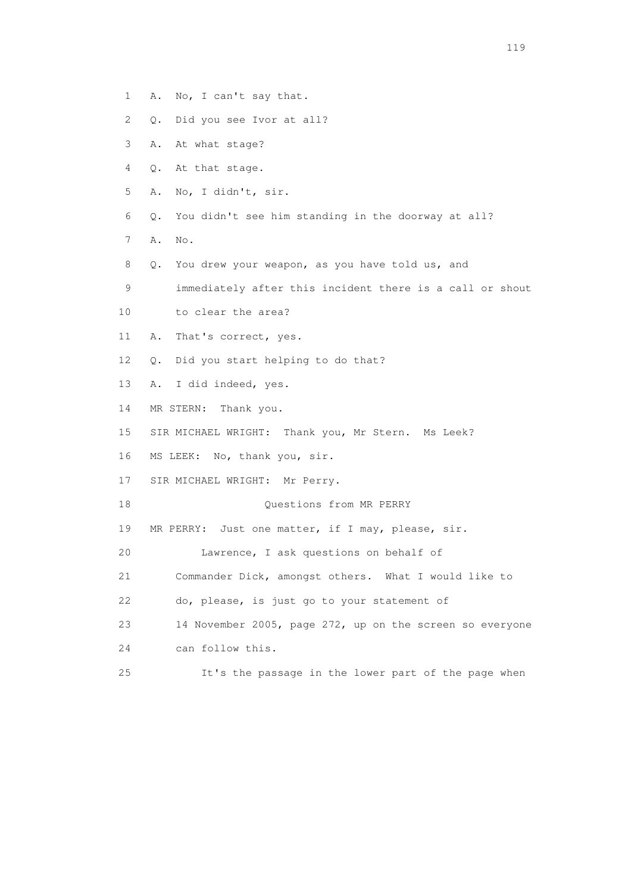1 A. No, I can't say that.

2 Q. Did you see Ivor at all?

3 A. At what stage?

4 Q. At that stage.

5 A. No, I didn't, sir.

6 Q. You didn't see him standing in the doorway at all?

7 A. No.

8 Q. You drew your weapon, as you have told us, and

9 immediately after this incident there is a call or shout

10 to clear the area?

11 A. That's correct, yes.

12 Q. Did you start helping to do that?

13 A. I did indeed, yes.

14 MR STERN: Thank you.

15 SIR MICHAEL WRIGHT: Thank you, Mr Stern. Ms Leek?

16 MS LEEK: No, thank you, sir.

17 SIR MICHAEL WRIGHT: Mr Perry.

18 Questions from MR PERRY

19 MR PERRY: Just one matter, if I may, please, sir.

20 Lawrence, I ask questions on behalf of

21 Commander Dick, amongst others. What I would like to

22 do, please, is just go to your statement of

23 14 November 2005, page 272, up on the screen so everyone

24 can follow this.

25 It's the passage in the lower part of the page when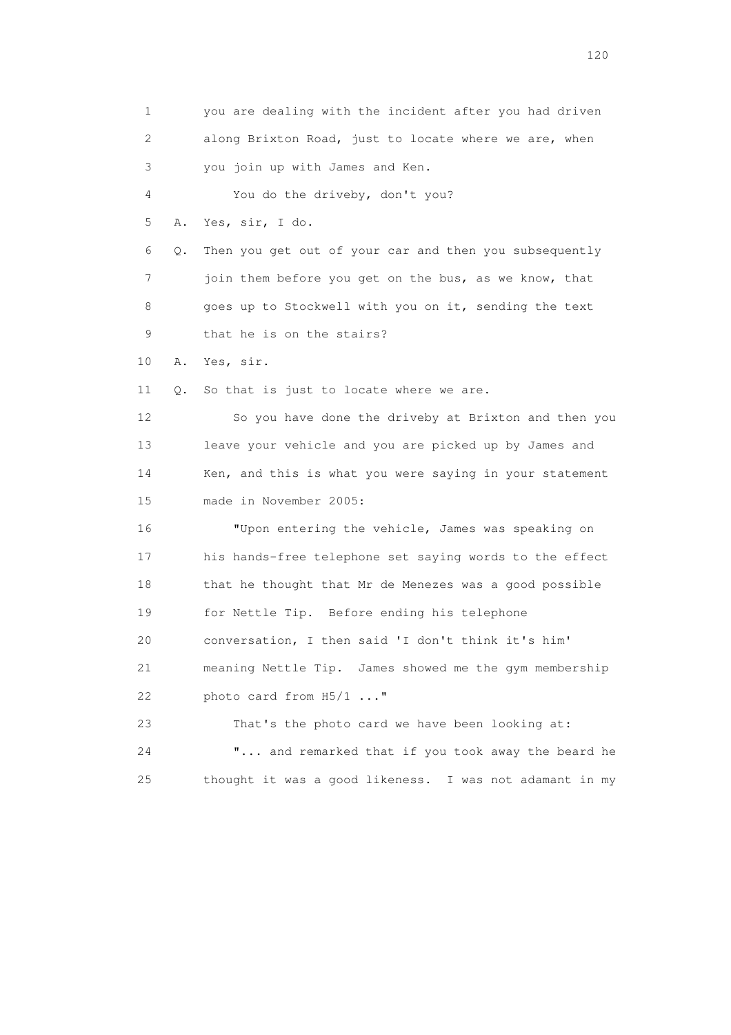1 you are dealing with the incident after you had driven
2 along Brixton Road, just to locate where we are, when
3 you join up with James and Ken.
4 You do the driveby, don't you?
5 A. Yes, sir, I do.
6 Q. Then you get out of your car and then you subsequently
7 join them before you get on the bus, as we know, that
8 goes up to Stockwell with you on it, sending the text
9 that he is on the stairs?
10 A. Yes, sir.
11 Q. So that is just to locate where we are.
12 So you have done the driveby at Brixton and then you
13 leave your vehicle and you are picked up by James and
14 Ken, and this is what you were saying in your statement
15 made in November 2005:
16 "Upon entering the vehicle, James was speaking on
17 his hands-free telephone set saying words to the effect
18 that he thought that Mr de Menezes was a good possible
19 for Nettle Tip. Before ending his telephone
20 conversation, I then said 'I don't think it's him'
21 meaning Nettle Tip. James showed me the gym membership
22 photo card from H5/1 ..."
23 That's the photo card we have been looking at:
24 "... and remarked that if you took away the beard he
25 thought it was a good likeness. I was not adamant in my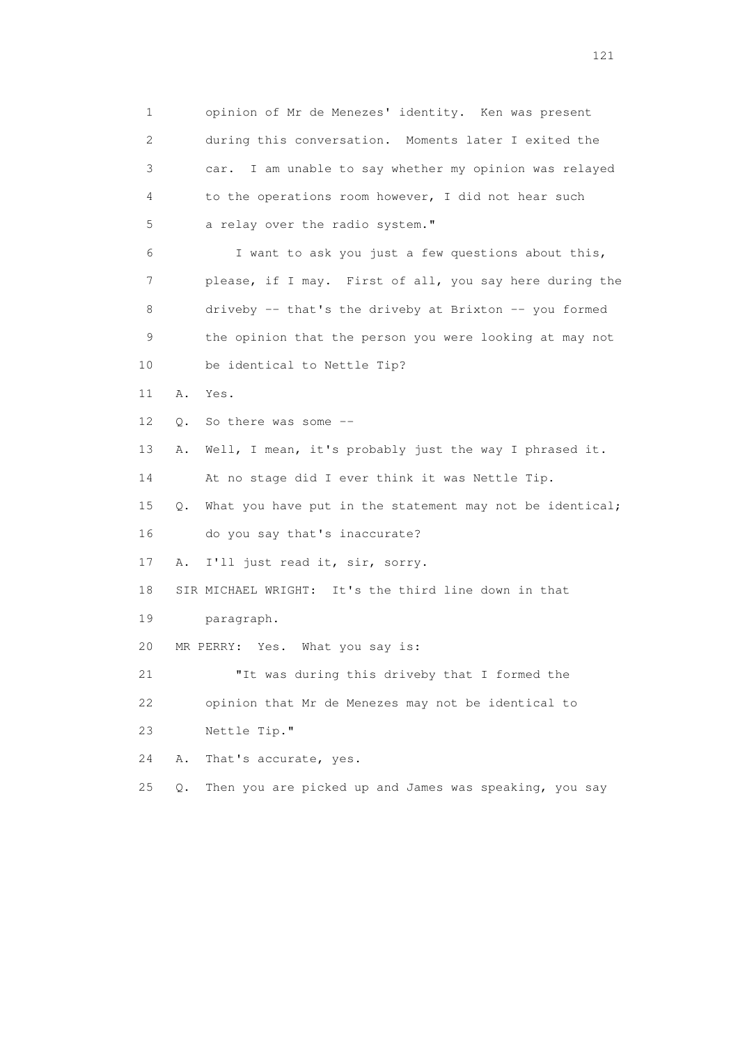opinion of Mr de Menezes' identity. Ken was present during this conversation. Moments later I exited the car. I am unable to say whether my opinion was relayed to the operations room however, I did not hear such a relay over the radio system."

I want to ask you just a few questions about this, please, if I may. First of all, you say here during the driveby -- that's the driveby at Brixton -- you formed the opinion that the person you were looking at may not be identical to Nettle Tip?

A. Yes.

Q. So there was some --

A. Well, I mean, it's probably just the way I phrased it. At no stage did I ever think it was Nettle Tip.

Q. What you have put in the statement may not be identical; do you say that's inaccurate?

A. I'll just read it, sir, sorry.

SIR MICHAEL WRIGHT: It's the third line down in that paragraph.

MR PERRY: Yes. What you say is:

"It was during this driveby that I formed the opinion that Mr de Menezes may not be identical to Nettle Tip."

A. That's accurate, yes.

Q. Then you are picked up and James was speaking, you say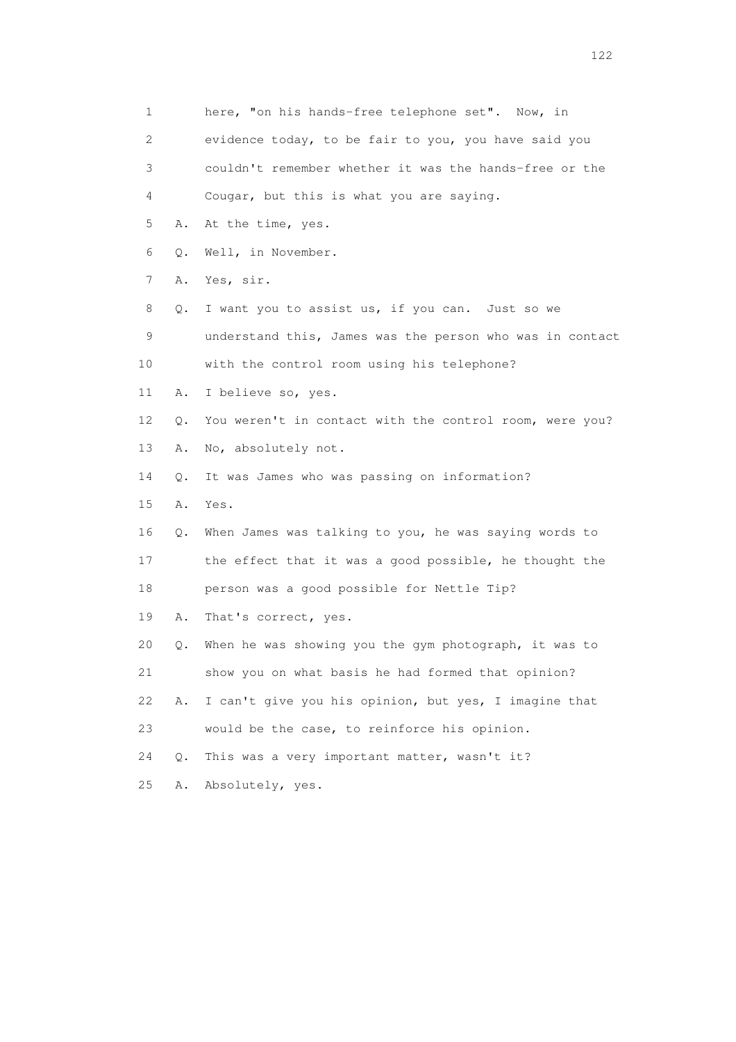1 here, "on his hands-free telephone set". Now, in
2 evidence today, to be fair to you, you have said you
3 couldn't remember whether it was the hands-free or the
4 Cougar, but this is what you are saying.
5 A. At the time, yes.
6 Q. Well, in November.
7 A. Yes, sir.
8 Q. I want you to assist us, if you can. Just so we
9 understand this, James was the person who was in contact
10 with the control room using his telephone?
11 A. I believe so, yes.
12 Q. You weren't in contact with the control room, were you?
13 A. No, absolutely not.
14 Q. It was James who was passing on information?
15 A. Yes.
16 Q. When James was talking to you, he was saying words to
17 the effect that it was a good possible, he thought the
18 person was a good possible for Nettle Tip?
19 A. That's correct, yes.
20 Q. When he was showing you the gym photograph, it was to
21 show you on what basis he had formed that opinion?
22 A. I can't give you his opinion, but yes, I imagine that
23 would be the case, to reinforce his opinion.
24 Q. This was a very important matter, wasn't it?
25 A. Absolutely, yes.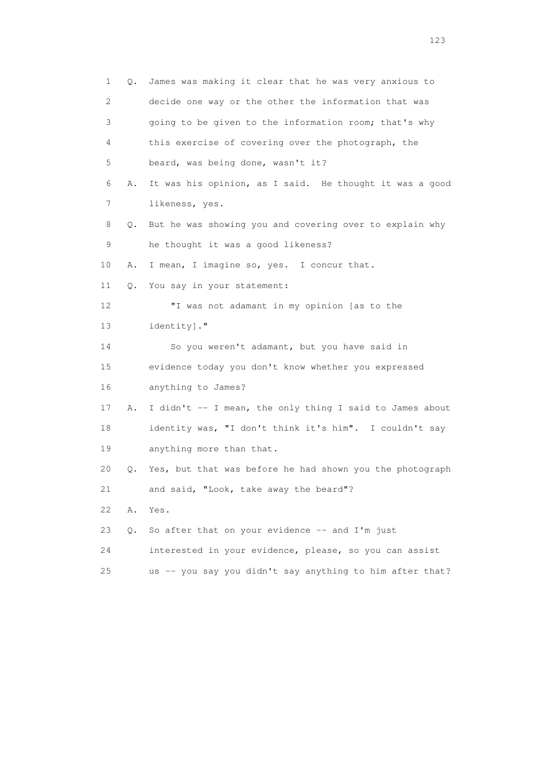1 Q. James was making it clear that he was very anxious to
2 decide one way or the other the information that was
3 going to be given to the information room; that's why
4 this exercise of covering over the photograph, the
5 beard, was being done, wasn't it?
6 A. It was his opinion, as I said. He thought it was a good
7 likeness, yes.
8 Q. But he was showing you and covering over to explain why
9 he thought it was a good likeness?
10 A. I mean, I imagine so, yes. I concur that.
11 Q. You say in your statement:
12 "I was not adamant in my opinion [as to the
13 identity]."
14 So you weren't adamant, but you have said in
15 evidence today you don't know whether you expressed
16 anything to James?
17 A. I didn't -- I mean, the only thing I said to James about
18 identity was, "I don't think it's him". I couldn't say
19 anything more than that.
20 Q. Yes, but that was before he had shown you the photograph
21 and said, "Look, take away the beard"?
22 A. Yes.
23 Q. So after that on your evidence -- and I'm just
24 interested in your evidence, please, so you can assist
25 us -- you say you didn't say anything to him after that?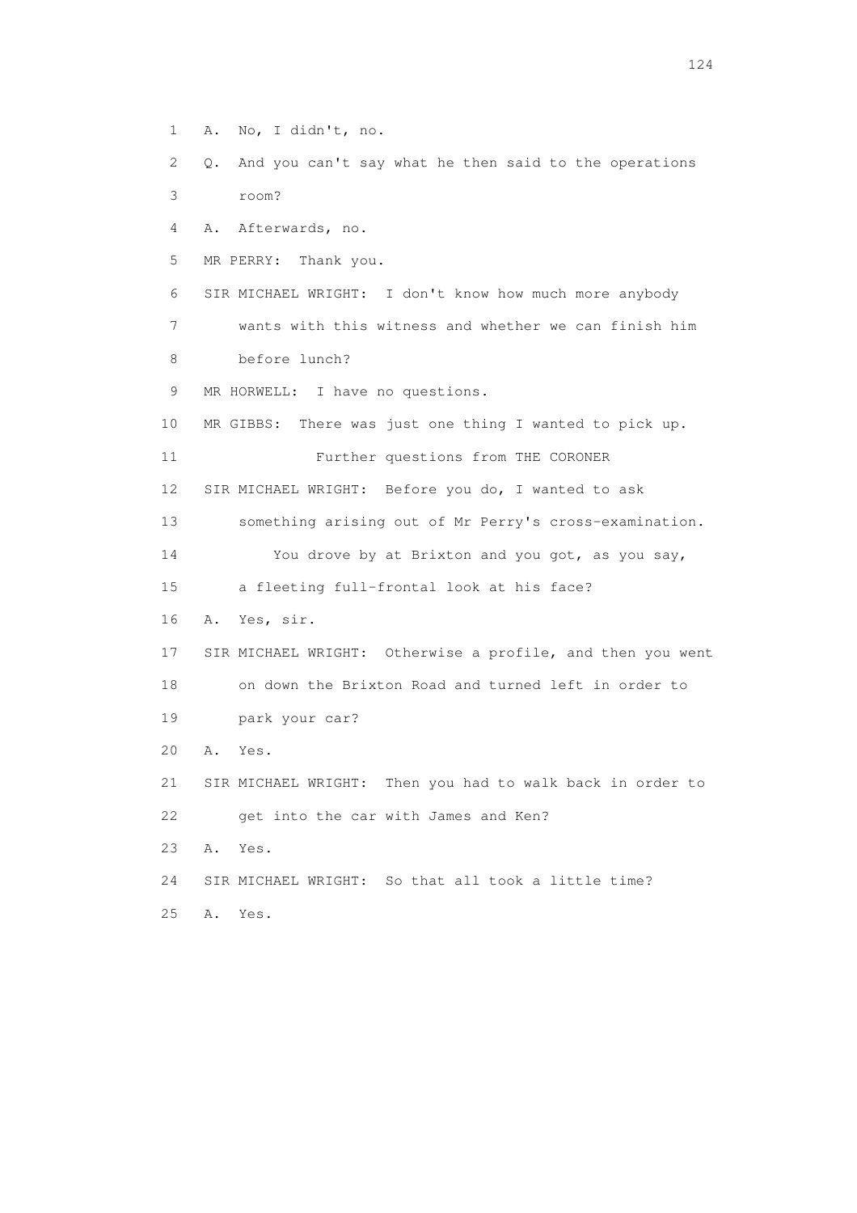1 A. No, I didn't, no.

2 Q. And you can't say what he then said to the operations

3 room?

4 A. Afterwards, no.

5 MR PERRY: Thank you.

6 SIR MICHAEL WRIGHT: I don't know how much more anybody

7 wants with this witness and whether we can finish him

8 before lunch?

9 MR HORWELL: I have no questions.

10 MR GIBBS: There was just one thing I wanted to pick up.

11 Further questions from THE CORONER

12 SIR MICHAEL WRIGHT: Before you do, I wanted to ask

13 something arising out of Mr Perry's cross-examination.

14 You drove by at Brixton and you got, as you say,

15 a fleeting full-frontal look at his face?

16 A. Yes, sir.

17 SIR MICHAEL WRIGHT: Otherwise a profile, and then you went

18 on down the Brixton Road and turned left in order to

19 park your car?

20 A. Yes.

21 SIR MICHAEL WRIGHT: Then you had to walk back in order to

22 get into the car with James and Ken?

23 A. Yes.

24 SIR MICHAEL WRIGHT: So that all took a little time?

25 A. Yes.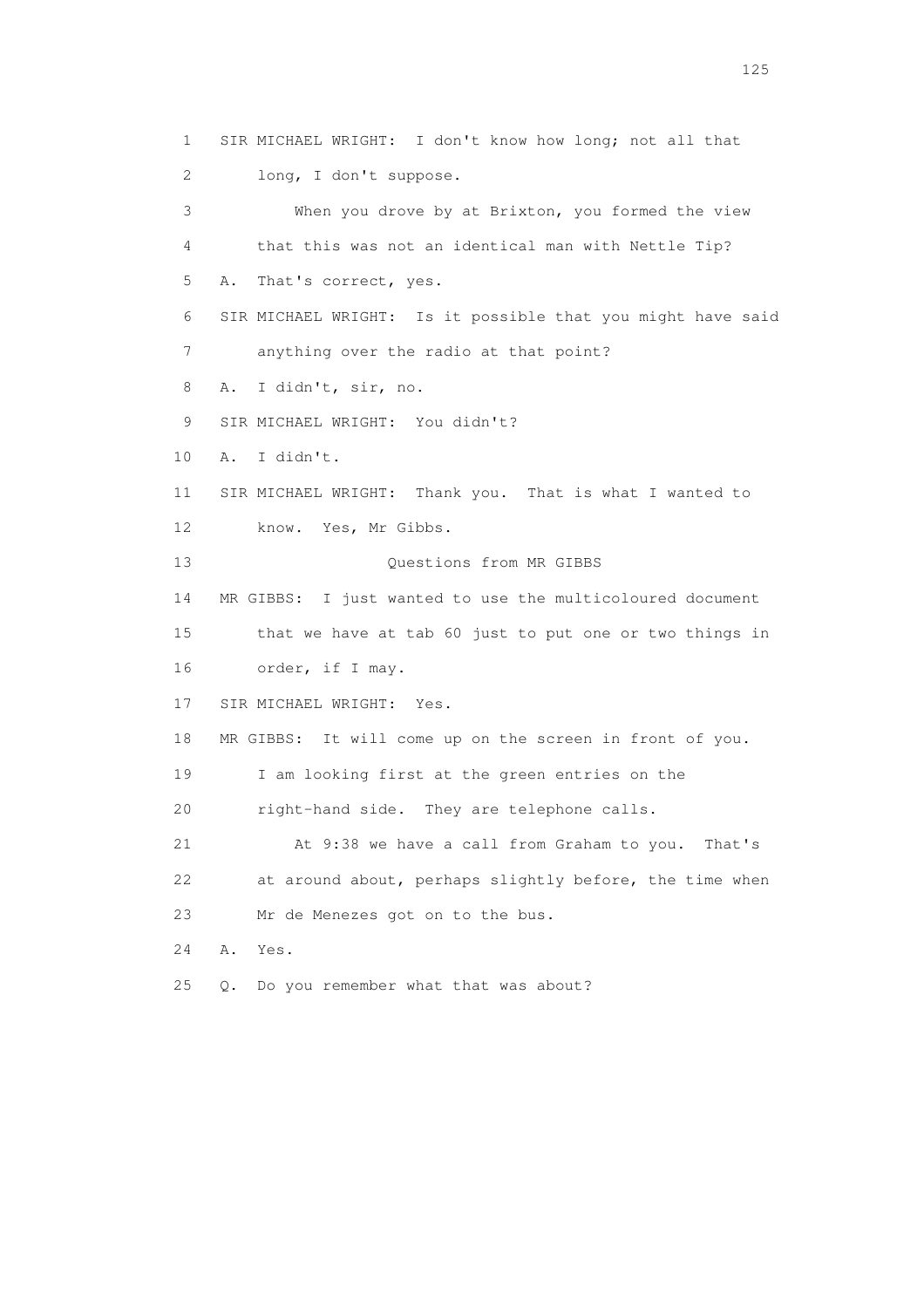1 SIR MICHAEL WRIGHT: I don't know how long; not all that
2 long, I don't suppose.
3 When you drove by at Brixton, you formed the view
4 that this was not an identical man with Nettle Tip?
5 A. That's correct, yes.
6 SIR MICHAEL WRIGHT: Is it possible that you might have said
7 anything over the radio at that point?
8 A. I didn't, sir, no.
9 SIR MICHAEL WRIGHT: You didn't?
10 A. I didn't.
11 SIR MICHAEL WRIGHT: Thank you. That is what I wanted to
12 know. Yes, Mr Gibbs.
13 Questions from MR GIBBS
14 MR GIBBS: I just wanted to use the multicoloured document
15 that we have at tab 60 just to put one or two things in
16 order, if I may.
17 SIR MICHAEL WRIGHT: Yes.
18 MR GIBBS: It will come up on the screen in front of you.
19 I am looking first at the green entries on the
20 right-hand side. They are telephone calls.
21 At 9:38 we have a call from Graham to you. That's
22 at around about, perhaps slightly before, the time when
23 Mr de Menezes got on to the bus.
24 A. Yes.
25 Q. Do you remember what that was about?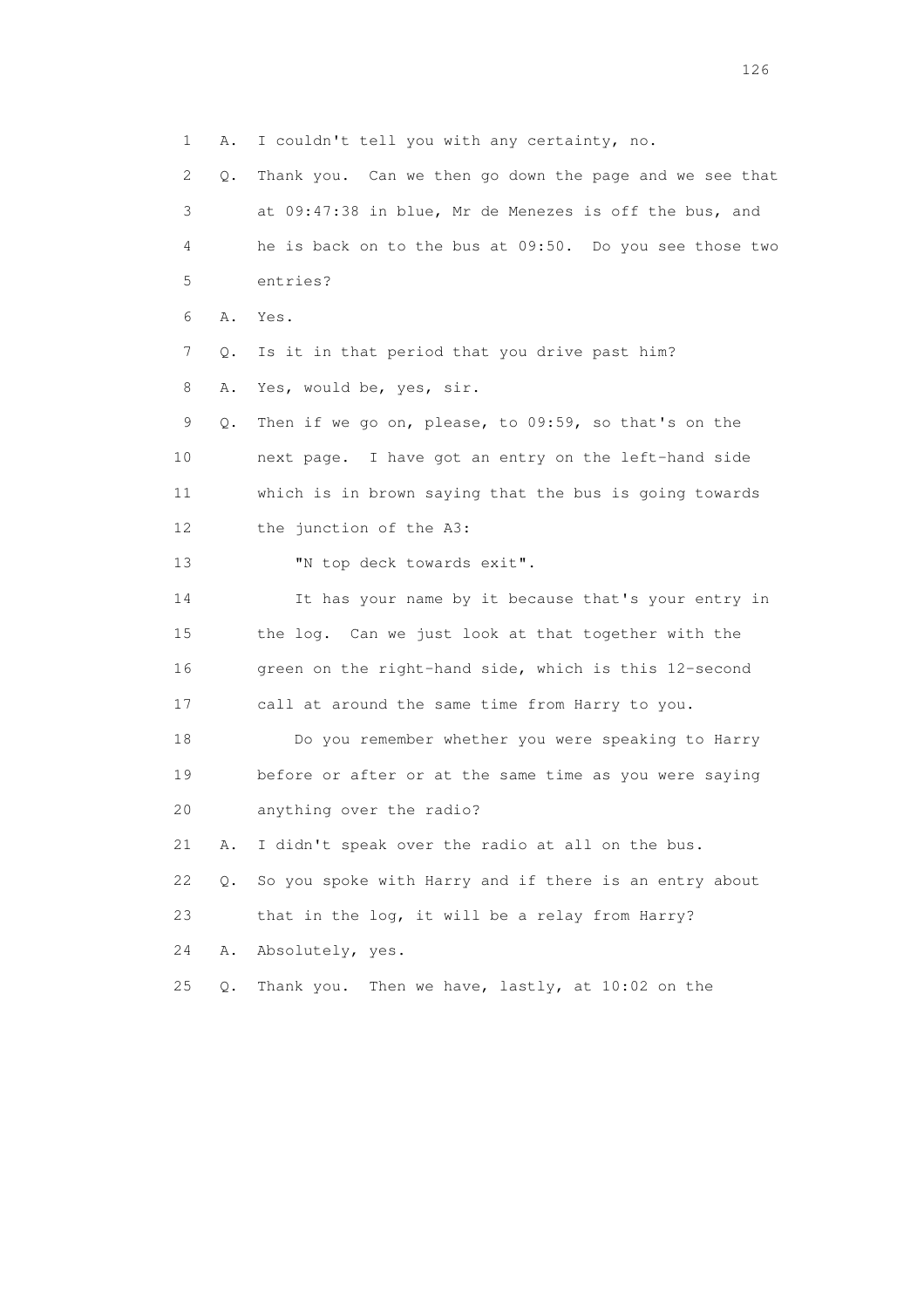1 A. I couldn't tell you with any certainty, no.

2 Q. Thank you. Can we then go down the page and we see that

3 at 09:47:38 in blue, Mr de Menezes is off the bus, and

4 he is back on to the bus at 09:50. Do you see those two

5 entries?

6 A. Yes.

7 Q. Is it in that period that you drive past him?

8 A. Yes, would be, yes, sir.

9 Q. Then if we go on, please, to 09:59, so that's on the

10 next page. I have got an entry on the left-hand side

11 which is in brown saying that the bus is going towards

12 the junction of the A3:

13 "N top deck towards exit".

14 It has your name by it because that's your entry in

15 the log. Can we just look at that together with the

16 green on the right-hand side, which is this 12-second

17 call at around the same time from Harry to you.

18 Do you remember whether you were speaking to Harry

19 before or after or at the same time as you were saying

20 anything over the radio?

21 A. I didn't speak over the radio at all on the bus.

22 Q. So you spoke with Harry and if there is an entry about

23 that in the log, it will be a relay from Harry?

24 A. Absolutely, yes.

25 Q. Thank you. Then we have, lastly, at 10:02 on the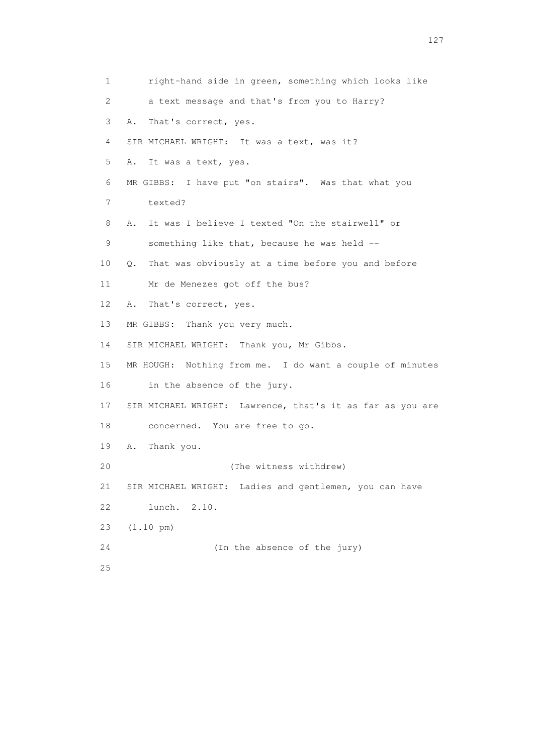1 right-hand side in green, something which looks like

2 a text message and that's from you to Harry?

3 A. That's correct, yes.

4 SIR MICHAEL WRIGHT: It was a text, was it?

5 A. It was a text, yes.

6 MR GIBBS: I have put "on stairs". Was that what you

7 texted?

8 A. It was I believe I texted "On the stairwell" or

9 something like that, because he was held --

10 Q. That was obviously at a time before you and before

11 Mr de Menezes got off the bus?

12 A. That's correct, yes.

13 MR GIBBS: Thank you very much.

14 SIR MICHAEL WRIGHT: Thank you, Mr Gibbs.

15 MR HOUGH: Nothing from me. I do want a couple of minutes

16 in the absence of the jury.

17 SIR MICHAEL WRIGHT: Lawrence, that's it as far as you are

18 concerned. You are free to go.

19 A. Thank you.

20 (The witness withdrew)

21 SIR MICHAEL WRIGHT: Ladies and gentlemen, you can have

22 lunch. 2.10.

23 (1.10 pm)

24 (In the absence of the jury)

25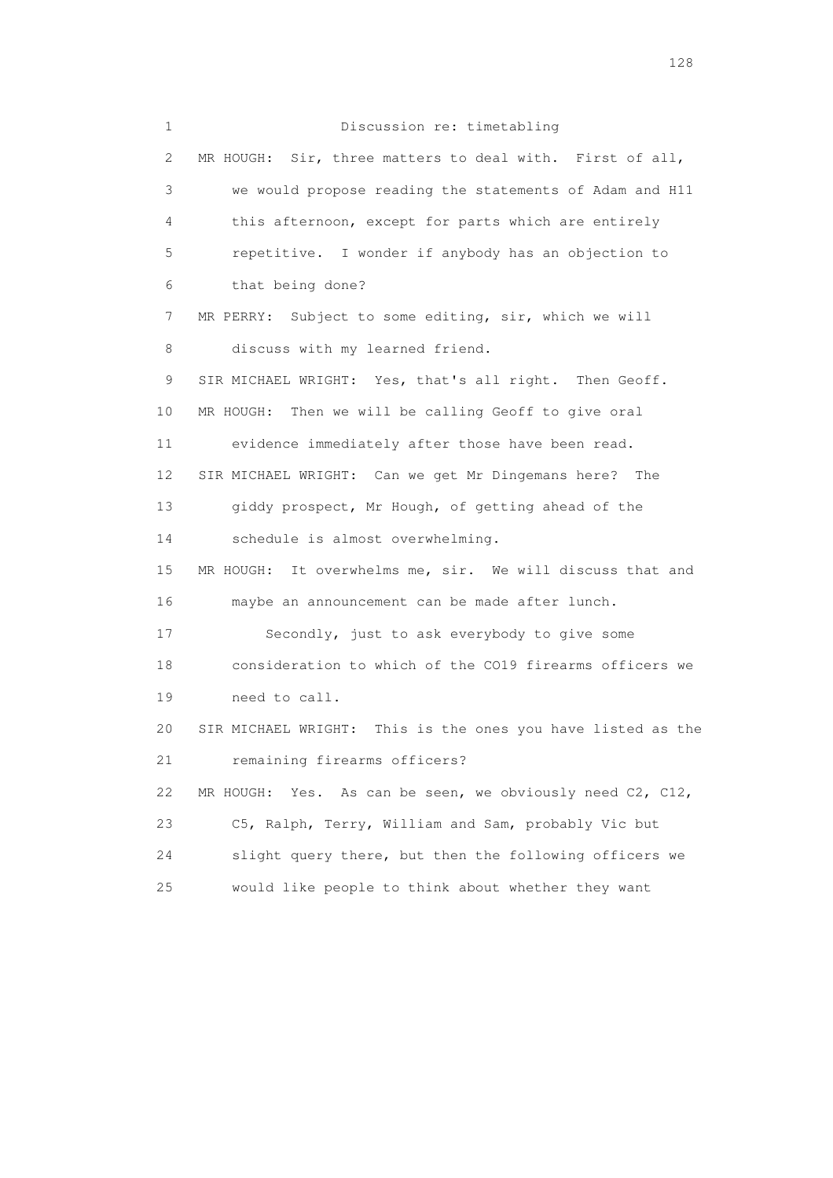Discussion re: timetabling

MR HOUGH: Sir, three matters to deal with. First of all, we would propose reading the statements of Adam and H11 this afternoon, except for parts which are entirely repetitive. I wonder if anybody has an objection to that being done?

MR PERRY: Subject to some editing, sir, which we will discuss with my learned friend.

SIR MICHAEL WRIGHT: Yes, that's all right. Then Geoff.

MR HOUGH: Then we will be calling Geoff to give oral evidence immediately after those have been read.

SIR MICHAEL WRIGHT: Can we get Mr Dingemans here? The giddy prospect, Mr Hough, of getting ahead of the schedule is almost overwhelming.

MR HOUGH: It overwhelms me, sir. We will discuss that and maybe an announcement can be made after lunch.

Secondly, just to ask everybody to give some consideration to which of the CO19 firearms officers we need to call.

SIR MICHAEL WRIGHT: This is the ones you have listed as the remaining firearms officers?

MR HOUGH: Yes. As can be seen, we obviously need C2, C12, C5, Ralph, Terry, William and Sam, probably Vic but slight query there, but then the following officers we would like people to think about whether they want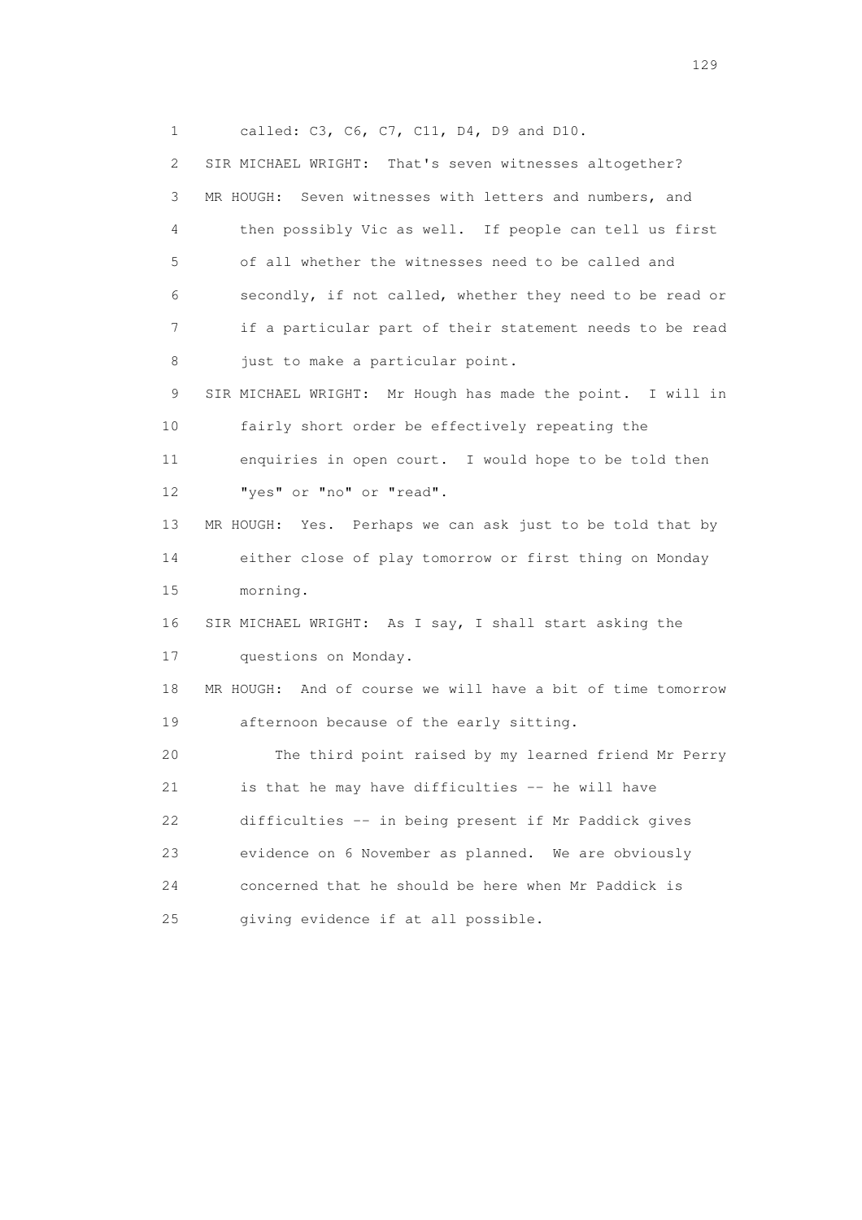1 called: C3, C6, C7, C11, D4, D9 and D10.

2 SIR MICHAEL WRIGHT: That's seven witnesses altogether?

3 MR HOUGH: Seven witnesses with letters and numbers, and

4 then possibly Vic as well. If people can tell us first

5 of all whether the witnesses need to be called and

6 secondly, if not called, whether they need to be read or

7 if a particular part of their statement needs to be read

8 just to make a particular point.

9 SIR MICHAEL WRIGHT: Mr Hough has made the point. I will in

10 fairly short order be effectively repeating the

11 enquiries in open court. I would hope to be told then

12 "yes" or "no" or "read".

13 MR HOUGH: Yes. Perhaps we can ask just to be told that by

14 either close of play tomorrow or first thing on Monday

15 morning.

16 SIR MICHAEL WRIGHT: As I say, I shall start asking the

17 questions on Monday.

18 MR HOUGH: And of course we will have a bit of time tomorrow

19 afternoon because of the early sitting.

20 The third point raised by my learned friend Mr Perry

21 is that he may have difficulties -- he will have

22 difficulties -- in being present if Mr Paddick gives

23 evidence on 6 November as planned. We are obviously

24 concerned that he should be here when Mr Paddick is

25 giving evidence if at all possible.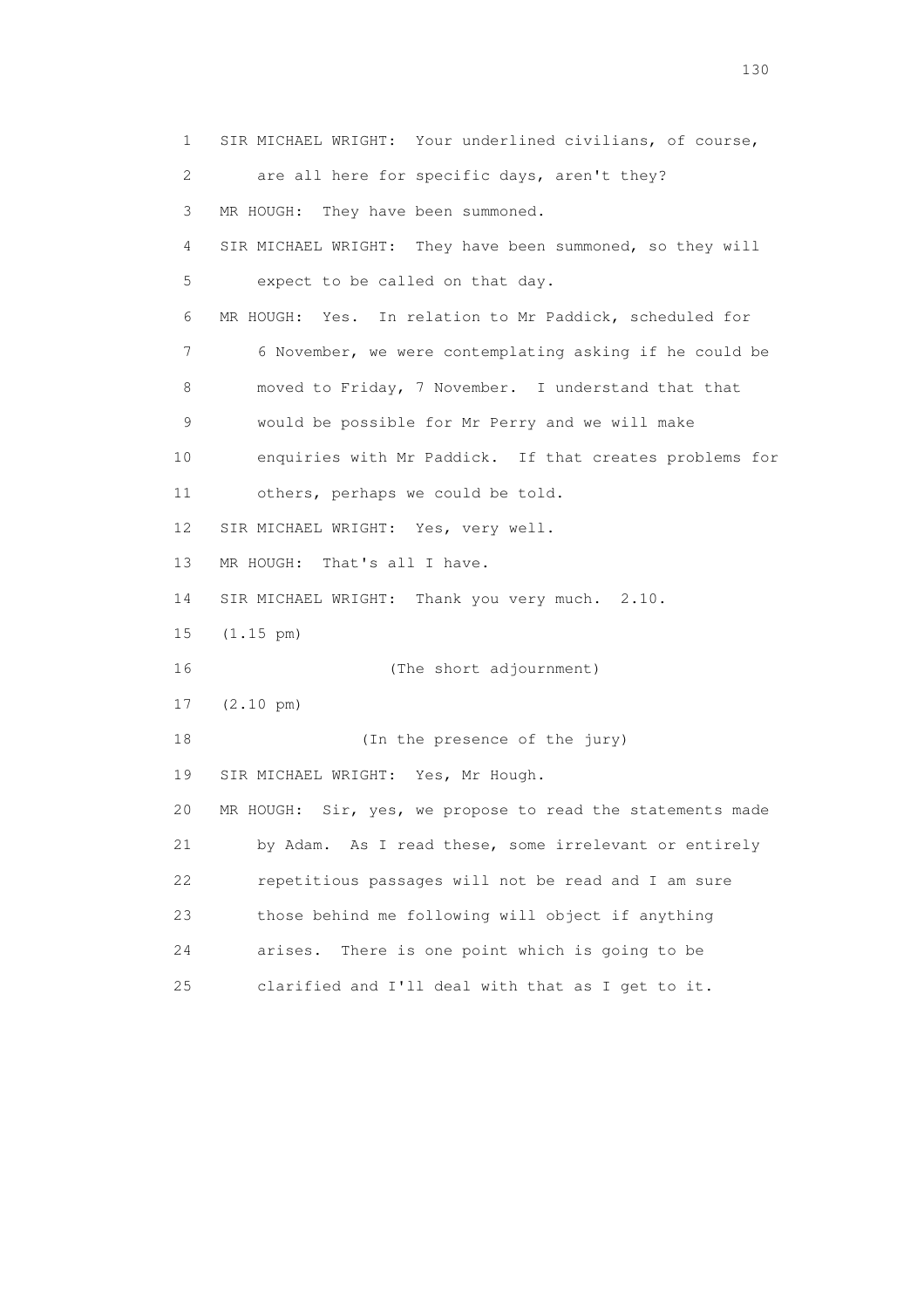1 SIR MICHAEL WRIGHT: Your underlined civilians, of course,

2 are all here for specific days, aren't they?

3 MR HOUGH: They have been summoned.

4 SIR MICHAEL WRIGHT: They have been summoned, so they will

5 expect to be called on that day.

6 MR HOUGH: Yes. In relation to Mr Paddick, scheduled for

7 6 November, we were contemplating asking if he could be

8 moved to Friday, 7 November. I understand that that

9 would be possible for Mr Perry and we will make

10 enquiries with Mr Paddick. If that creates problems for

11 others, perhaps we could be told.

12 SIR MICHAEL WRIGHT: Yes, very well.

13 MR HOUGH: That's all I have.

14 SIR MICHAEL WRIGHT: Thank you very much. 2.10.

15 (1.15 pm)

16 (The short adjournment)

17 (2.10 pm)

18 (In the presence of the jury)

19 SIR MICHAEL WRIGHT: Yes, Mr Hough.

20 MR HOUGH: Sir, yes, we propose to read the statements made

21 by Adam. As I read these, some irrelevant or entirely

22 repetitious passages will not be read and I am sure

23 those behind me following will object if anything

24 arises. There is one point which is going to be

25 clarified and I'll deal with that as I get to it.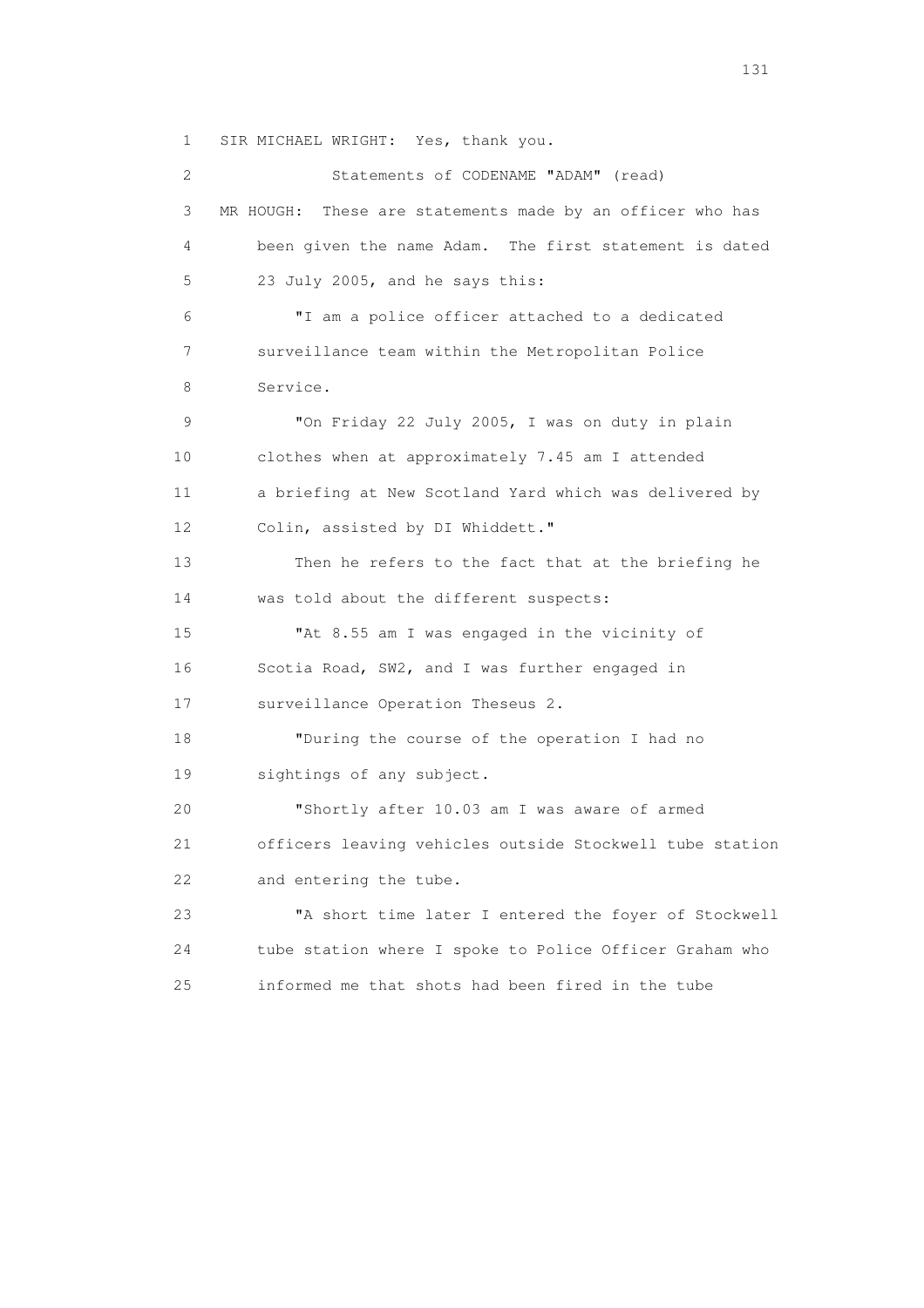1 SIR MICHAEL WRIGHT: Yes, thank you.

2 Statements of CODENAME "ADAM" (read)

3 MR HOUGH: These are statements made by an officer who has
4 been given the name Adam. The first statement is dated
5 23 July 2005, and he says this:

6 "I am a police officer attached to a dedicated
7 surveillance team within the Metropolitan Police
8 Service.

9 "On Friday 22 July 2005, I was on duty in plain
10 clothes when at approximately 7.45 am I attended
11 a briefing at New Scotland Yard which was delivered by
12 Colin, assisted by DI Whiddett."

13 Then he refers to the fact that at the briefing he
14 was told about the different suspects:

15 "At 8.55 am I was engaged in the vicinity of
16 Scotia Road, SW2, and I was further engaged in
17 surveillance Operation Theseus 2.

18 "During the course of the operation I had no
19 sightings of any subject.

20 "Shortly after 10.03 am I was aware of armed
21 officers leaving vehicles outside Stockwell tube station
22 and entering the tube.

23 "A short time later I entered the foyer of Stockwell
24 tube station where I spoke to Police Officer Graham who
25 informed me that shots had been fired in the tube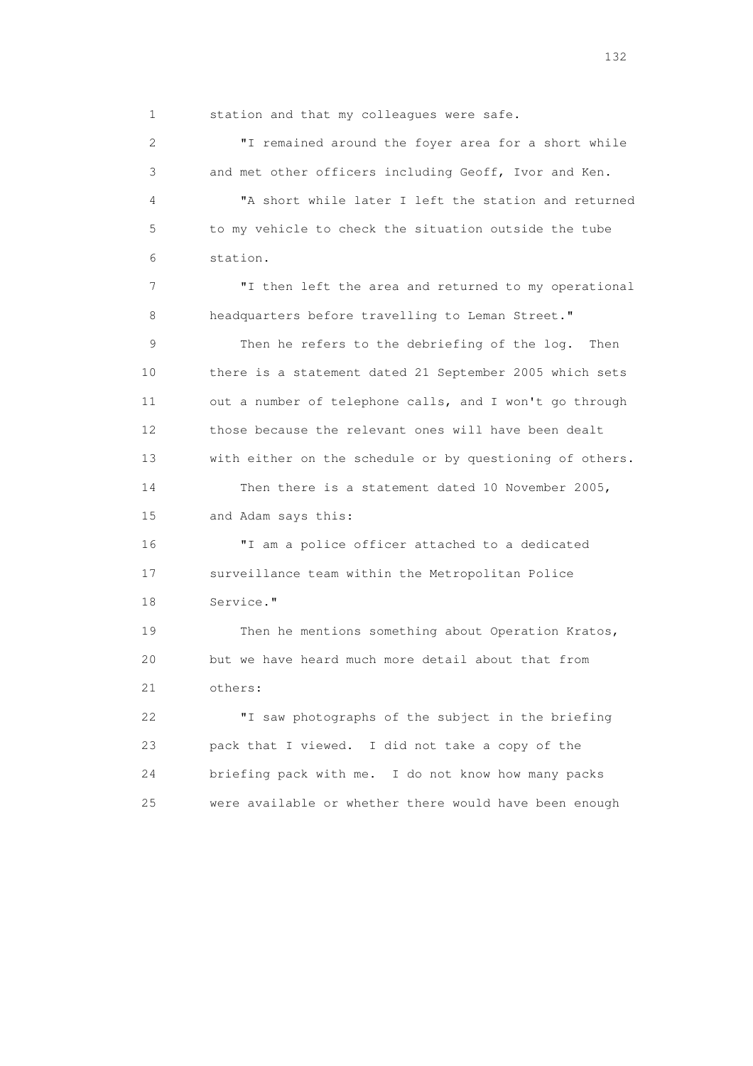station and that my colleagues were safe.

"I remained around the foyer area for a short while and met other officers including Geoff, Ivor and Ken.

"A short while later I left the station and returned to my vehicle to check the situation outside the tube station.

"I then left the area and returned to my operational headquarters before travelling to Leman Street."

Then he refers to the debriefing of the log. Then there is a statement dated 21 September 2005 which sets out a number of telephone calls, and I won't go through those because the relevant ones will have been dealt with either on the schedule or by questioning of others.

Then there is a statement dated 10 November 2005, and Adam says this:

"I am a police officer attached to a dedicated surveillance team within the Metropolitan Police Service."

Then he mentions something about Operation Kratos, but we have heard much more detail about that from others:

"I saw photographs of the subject in the briefing pack that I viewed. I did not take a copy of the briefing pack with me. I do not know how many packs were available or whether there would have been enough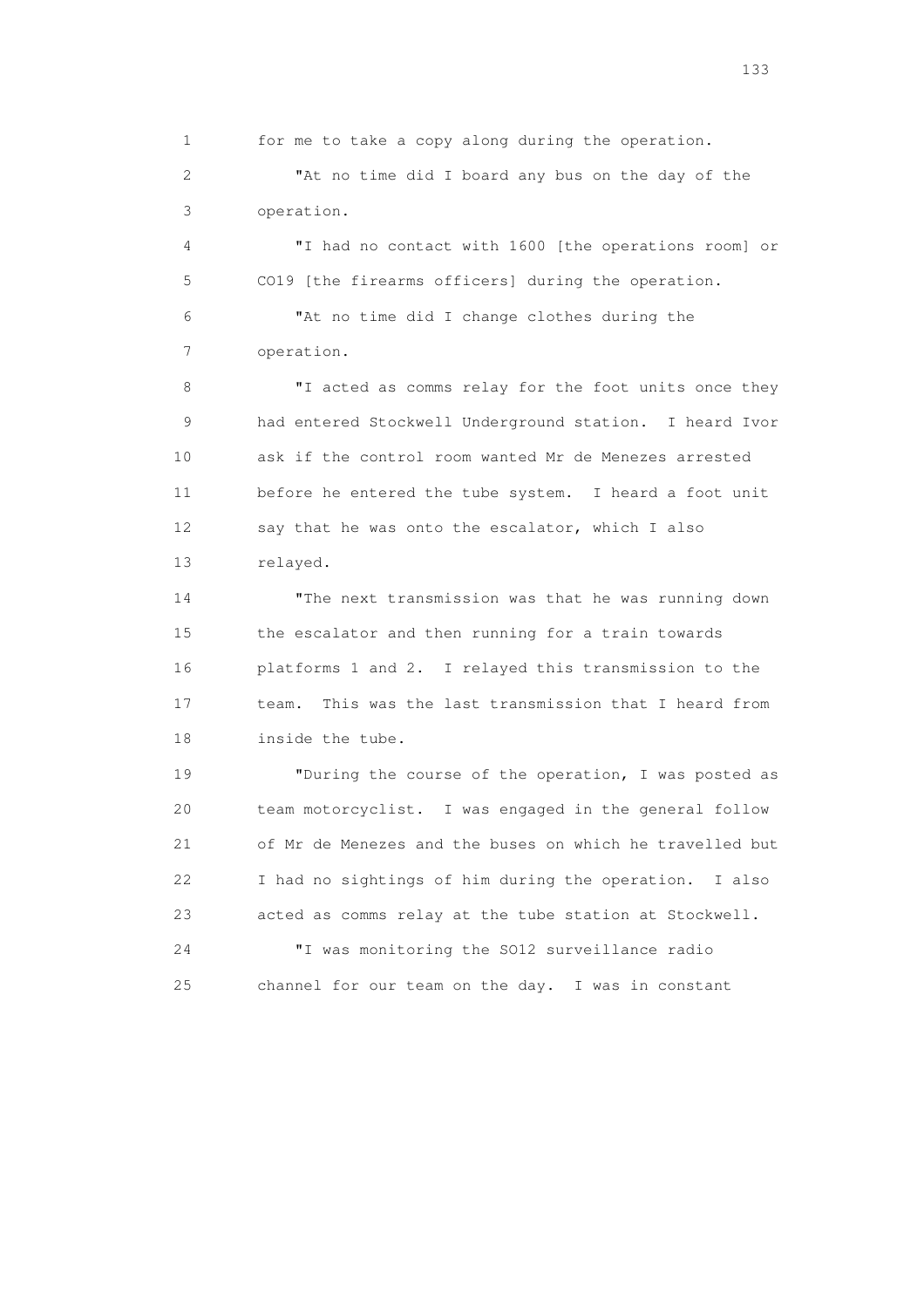for me to take a copy along during the operation.

"At no time did I board any bus on the day of the operation.

"I had no contact with 1600 [the operations room] or CO19 [the firearms officers] during the operation.

"At no time did I change clothes during the operation.

"I acted as comms relay for the foot units once they had entered Stockwell Underground station. I heard Ivor ask if the control room wanted Mr de Menezes arrested before he entered the tube system. I heard a foot unit say that he was onto the escalator, which I also relayed.

"The next transmission was that he was running down the escalator and then running for a train towards platforms 1 and 2. I relayed this transmission to the team. This was the last transmission that I heard from inside the tube.

"During the course of the operation, I was posted as team motorcyclist. I was engaged in the general follow of Mr de Menezes and the buses on which he travelled but I had no sightings of him during the operation. I also acted as comms relay at the tube station at Stockwell.

"I was monitoring the SO12 surveillance radio channel for our team on the day. I was in constant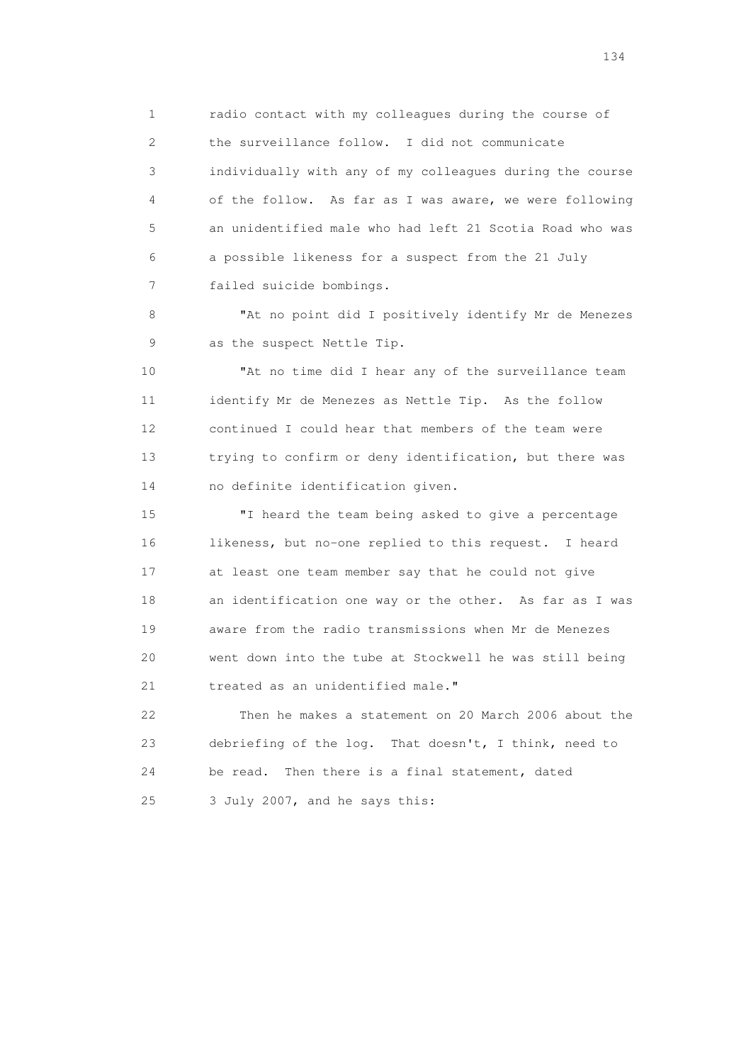radio contact with my colleagues during the course of the surveillance follow. I did not communicate individually with any of my colleagues during the course of the follow. As far as I was aware, we were following an unidentified male who had left 21 Scotia Road who was a possible likeness for a suspect from the 21 July failed suicide bombings.

"At no point did I positively identify Mr de Menezes as the suspect Nettle Tip.

"At no time did I hear any of the surveillance team identify Mr de Menezes as Nettle Tip. As the follow continued I could hear that members of the team were trying to confirm or deny identification, but there was no definite identification given.

"I heard the team being asked to give a percentage likeness, but no-one replied to this request. I heard at least one team member say that he could not give an identification one way or the other. As far as I was aware from the radio transmissions when Mr de Menezes went down into the tube at Stockwell he was still being treated as an unidentified male."

Then he makes a statement on 20 March 2006 about the debriefing of the log. That doesn't, I think, need to be read. Then there is a final statement, dated 3 July 2007, and he says this: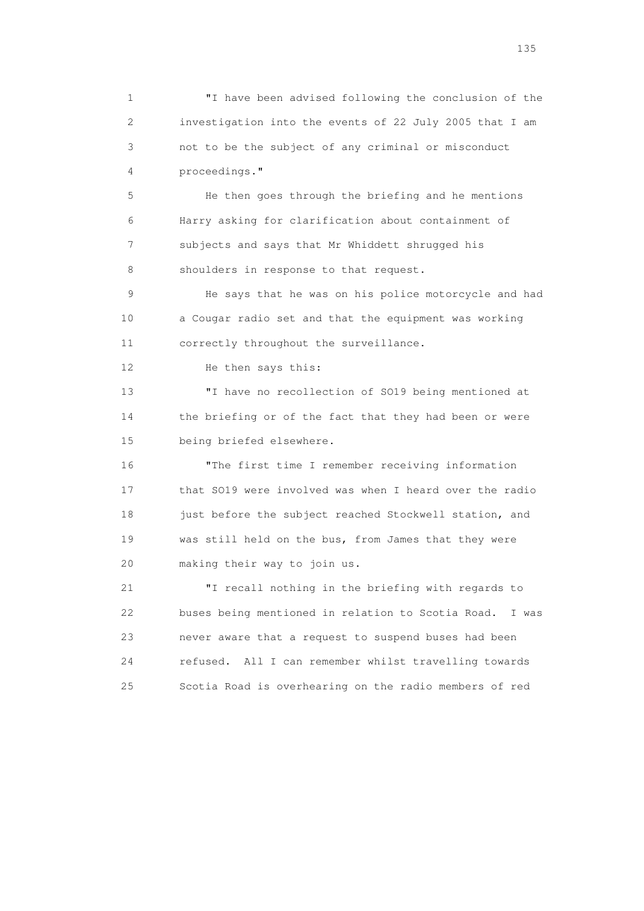"I have been advised following the conclusion of the investigation into the events of 22 July 2005 that I am not to be the subject of any criminal or misconduct proceedings."

He then goes through the briefing and he mentions Harry asking for clarification about containment of subjects and says that Mr Whiddett shrugged his shoulders in response to that request.

He says that he was on his police motorcycle and had a Cougar radio set and that the equipment was working correctly throughout the surveillance.

He then says this:

"I have no recollection of SO19 being mentioned at the briefing or of the fact that they had been or were being briefed elsewhere.

"The first time I remember receiving information that SO19 were involved was when I heard over the radio just before the subject reached Stockwell station, and was still held on the bus, from James that they were making their way to join us.

"I recall nothing in the briefing with regards to buses being mentioned in relation to Scotia Road. I was never aware that a request to suspend buses had been refused. All I can remember whilst travelling towards Scotia Road is overhearing on the radio members of red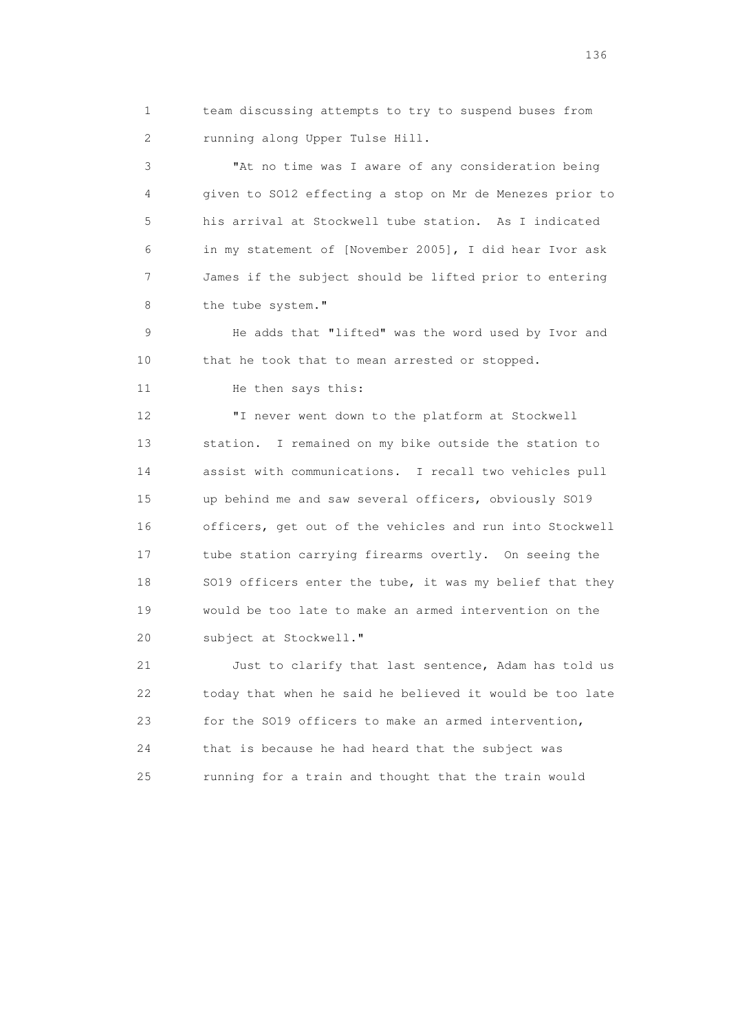team discussing attempts to try to suspend buses from running along Upper Tulse Hill.

"At no time was I aware of any consideration being given to SO12 effecting a stop on Mr de Menezes prior to his arrival at Stockwell tube station. As I indicated in my statement of [November 2005], I did hear Ivor ask James if the subject should be lifted prior to entering the tube system."

He adds that "lifted" was the word used by Ivor and that he took that to mean arrested or stopped.

He then says this:

"I never went down to the platform at Stockwell station. I remained on my bike outside the station to assist with communications. I recall two vehicles pull up behind me and saw several officers, obviously SO19 officers, get out of the vehicles and run into Stockwell tube station carrying firearms overtly. On seeing the SO19 officers enter the tube, it was my belief that they would be too late to make an armed intervention on the subject at Stockwell."

Just to clarify that last sentence, Adam has told us today that when he said he believed it would be too late for the SO19 officers to make an armed intervention, that is because he had heard that the subject was running for a train and thought that the train would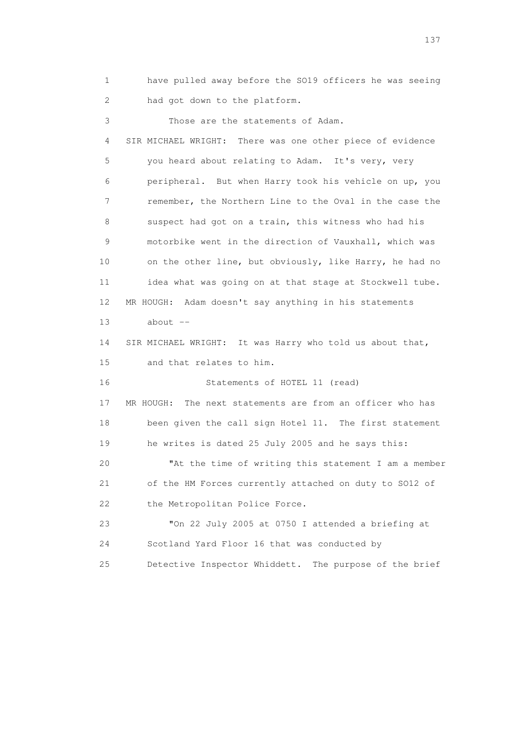have pulled away before the SO19 officers he was seeing had got down to the platform.

Those are the statements of Adam.

SIR MICHAEL WRIGHT: There was one other piece of evidence you heard about relating to Adam. It's very, very peripheral. But when Harry took his vehicle on up, you remember, the Northern Line to the Oval in the case the suspect had got on a train, this witness who had his motorbike went in the direction of Vauxhall, which was on the other line, but obviously, like Harry, he had no idea what was going on at that stage at Stockwell tube.

MR HOUGH: Adam doesn't say anything in his statements about --

SIR MICHAEL WRIGHT: It was Harry who told us about that, and that relates to him.

Statements of HOTEL 11 (read)

MR HOUGH: The next statements are from an officer who has been given the call sign Hotel 11. The first statement he writes is dated 25 July 2005 and he says this:

"At the time of writing this statement I am a member of the HM Forces currently attached on duty to SO12 of the Metropolitan Police Force.

"On 22 July 2005 at 0750 I attended a briefing at Scotland Yard Floor 16 that was conducted by Detective Inspector Whiddett. The purpose of the brief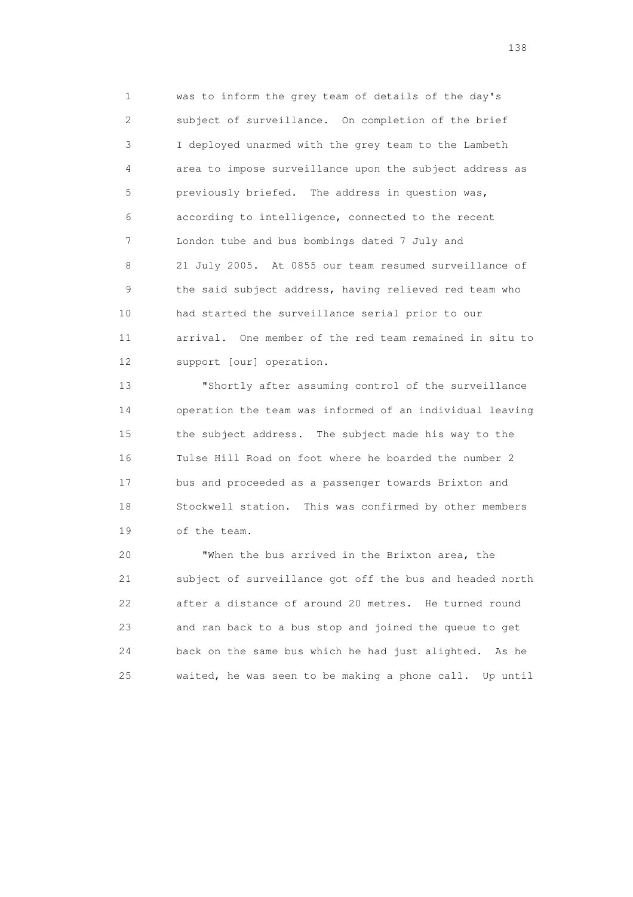was to inform the grey team of details of the day's subject of surveillance. On completion of the brief I deployed unarmed with the grey team to the Lambeth area to impose surveillance upon the subject address as previously briefed. The address in question was, according to intelligence, connected to the recent London tube and bus bombings dated 7 July and 21 July 2005. At 0855 our team resumed surveillance of the said subject address, having relieved red team who had started the surveillance serial prior to our arrival. One member of the red team remained in situ to support [our] operation.

"Shortly after assuming control of the surveillance operation the team was informed of an individual leaving the subject address. The subject made his way to the Tulse Hill Road on foot where he boarded the number 2 bus and proceeded as a passenger towards Brixton and Stockwell station. This was confirmed by other members of the team.

"When the bus arrived in the Brixton area, the subject of surveillance got off the bus and headed north after a distance of around 20 metres. He turned round and ran back to a bus stop and joined the queue to get back on the same bus which he had just alighted. As he waited, he was seen to be making a phone call. Up until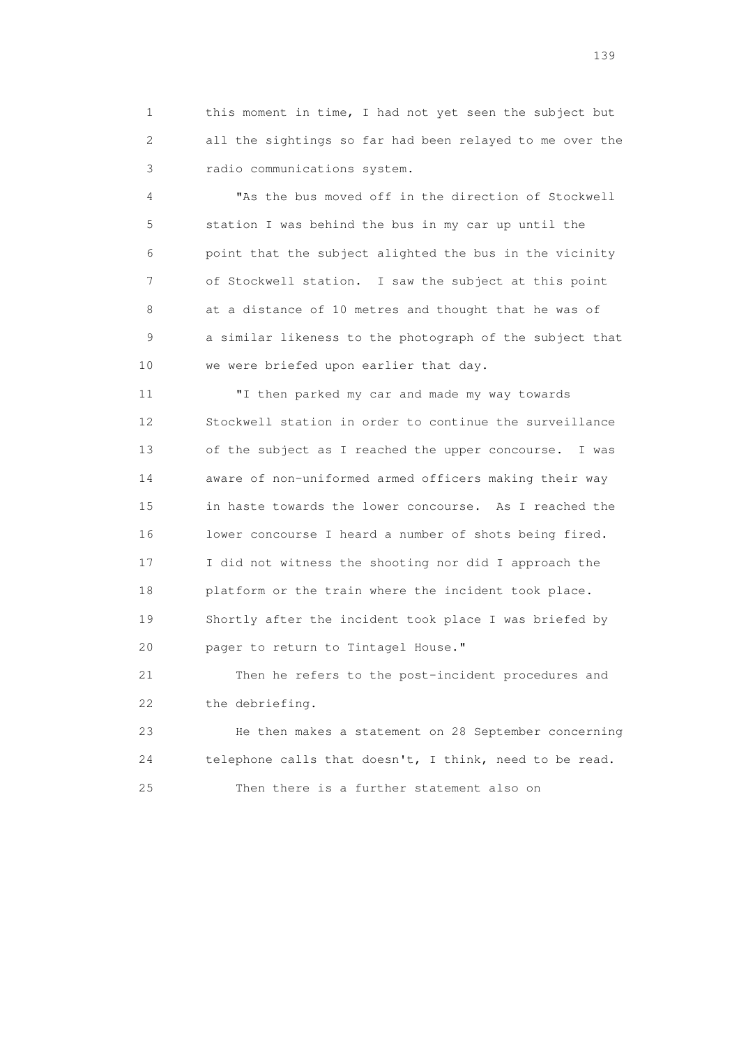this moment in time, I had not yet seen the subject but all the sightings so far had been relayed to me over the radio communications system.

"As the bus moved off in the direction of Stockwell station I was behind the bus in my car up until the point that the subject alighted the bus in the vicinity of Stockwell station. I saw the subject at this point at a distance of 10 metres and thought that he was of a similar likeness to the photograph of the subject that we were briefed upon earlier that day.

"I then parked my car and made my way towards Stockwell station in order to continue the surveillance of the subject as I reached the upper concourse. I was aware of non-uniformed armed officers making their way in haste towards the lower concourse. As I reached the lower concourse I heard a number of shots being fired. I did not witness the shooting nor did I approach the platform or the train where the incident took place. Shortly after the incident took place I was briefed by pager to return to Tintagel House."

Then he refers to the post-incident procedures and the debriefing.

He then makes a statement on 28 September concerning telephone calls that doesn't, I think, need to be read.

Then there is a further statement also on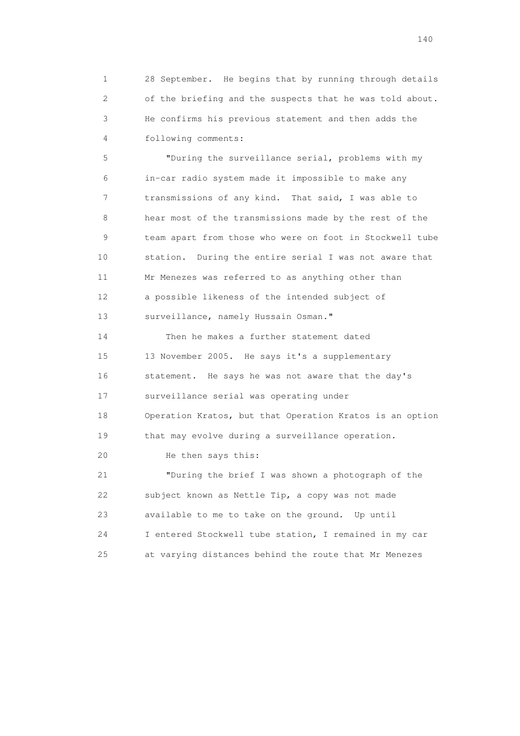28 September. He begins that by running through details of the briefing and the suspects that he was told about. He confirms his previous statement and then adds the following comments:

"During the surveillance serial, problems with my in-car radio system made it impossible to make any transmissions of any kind. That said, I was able to hear most of the transmissions made by the rest of the team apart from those who were on foot in Stockwell tube station. During the entire serial I was not aware that Mr Menezes was referred to as anything other than a possible likeness of the intended subject of surveillance, namely Hussain Osman."

Then he makes a further statement dated 13 November 2005. He says it's a supplementary statement. He says he was not aware that the day's surveillance serial was operating under Operation Kratos, but that Operation Kratos is an option that may evolve during a surveillance operation.

He then says this:

"During the brief I was shown a photograph of the subject known as Nettle Tip, a copy was not made available to me to take on the ground. Up until I entered Stockwell tube station, I remained in my car at varying distances behind the route that Mr Menezes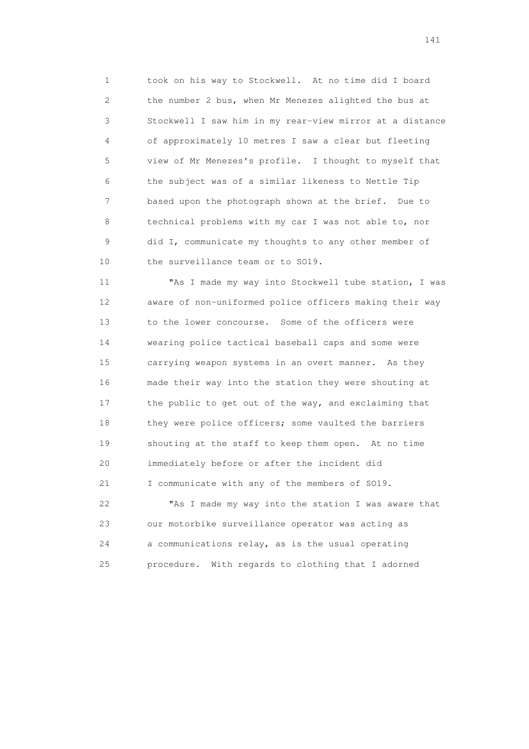took on his way to Stockwell. At no time did I board the number 2 bus, when Mr Menezes alighted the bus at Stockwell I saw him in my rear-view mirror at a distance of approximately 10 metres I saw a clear but fleeting view of Mr Menezes's profile. I thought to myself that the subject was of a similar likeness to Nettle Tip based upon the photograph shown at the brief. Due to technical problems with my car I was not able to, nor did I, communicate my thoughts to any other member of the surveillance team or to SO19.

"As I made my way into Stockwell tube station, I was aware of non-uniformed police officers making their way to the lower concourse. Some of the officers were wearing police tactical baseball caps and some were carrying weapon systems in an overt manner. As they made their way into the station they were shouting at the public to get out of the way, and exclaiming that they were police officers; some vaulted the barriers shouting at the staff to keep them open. At no time immediately before or after the incident did I communicate with any of the members of SO19.

"As I made my way into the station I was aware that our motorbike surveillance operator was acting as a communications relay, as is the usual operating procedure. With regards to clothing that I adorned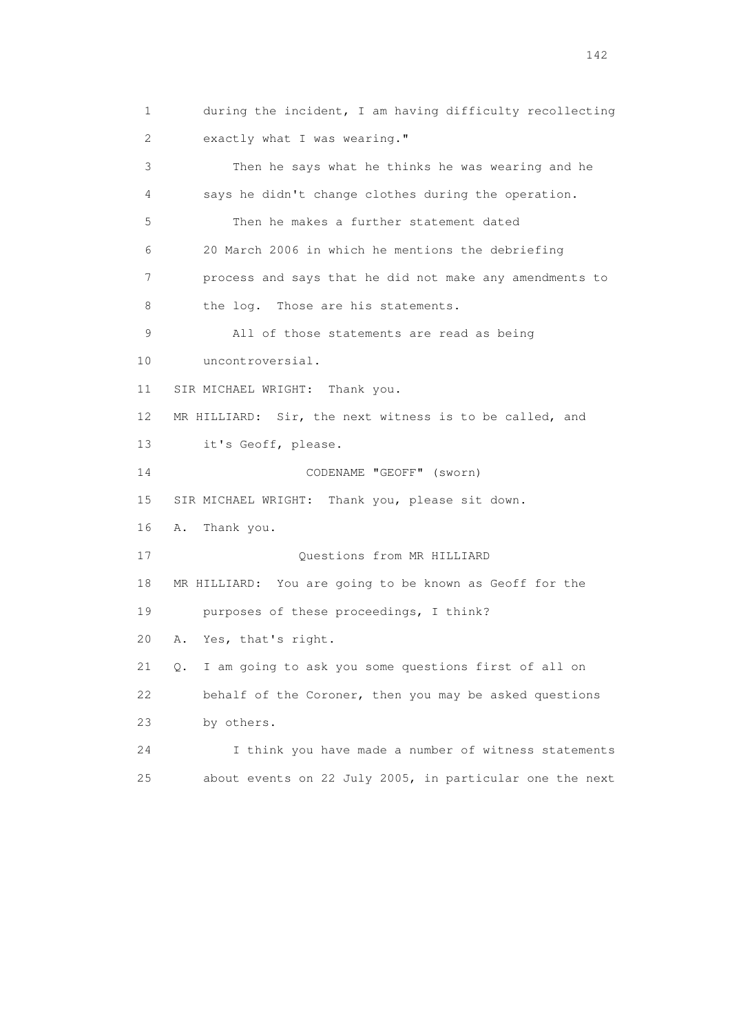1 during the incident, I am having difficulty recollecting
2 exactly what I was wearing."
3 Then he says what he thinks he was wearing and he
4 says he didn't change clothes during the operation.
5 Then he makes a further statement dated
6 20 March 2006 in which he mentions the debriefing
7 process and says that he did not make any amendments to
8 the log. Those are his statements.
9 All of those statements are read as being
10 uncontroversial.
11 SIR MICHAEL WRIGHT: Thank you.
12 MR HILLIARD: Sir, the next witness is to be called, and
13 it's Geoff, please.
14 CODENAME "GEOFF" (sworn)
15 SIR MICHAEL WRIGHT: Thank you, please sit down.
16 A. Thank you.
17 Questions from MR HILLIARD
18 MR HILLIARD: You are going to be known as Geoff for the
19 purposes of these proceedings, I think?
20 A. Yes, that's right.
21 Q. I am going to ask you some questions first of all on
22 behalf of the Coroner, then you may be asked questions
23 by others.
24 I think you have made a number of witness statements
25 about events on 22 July 2005, in particular one the next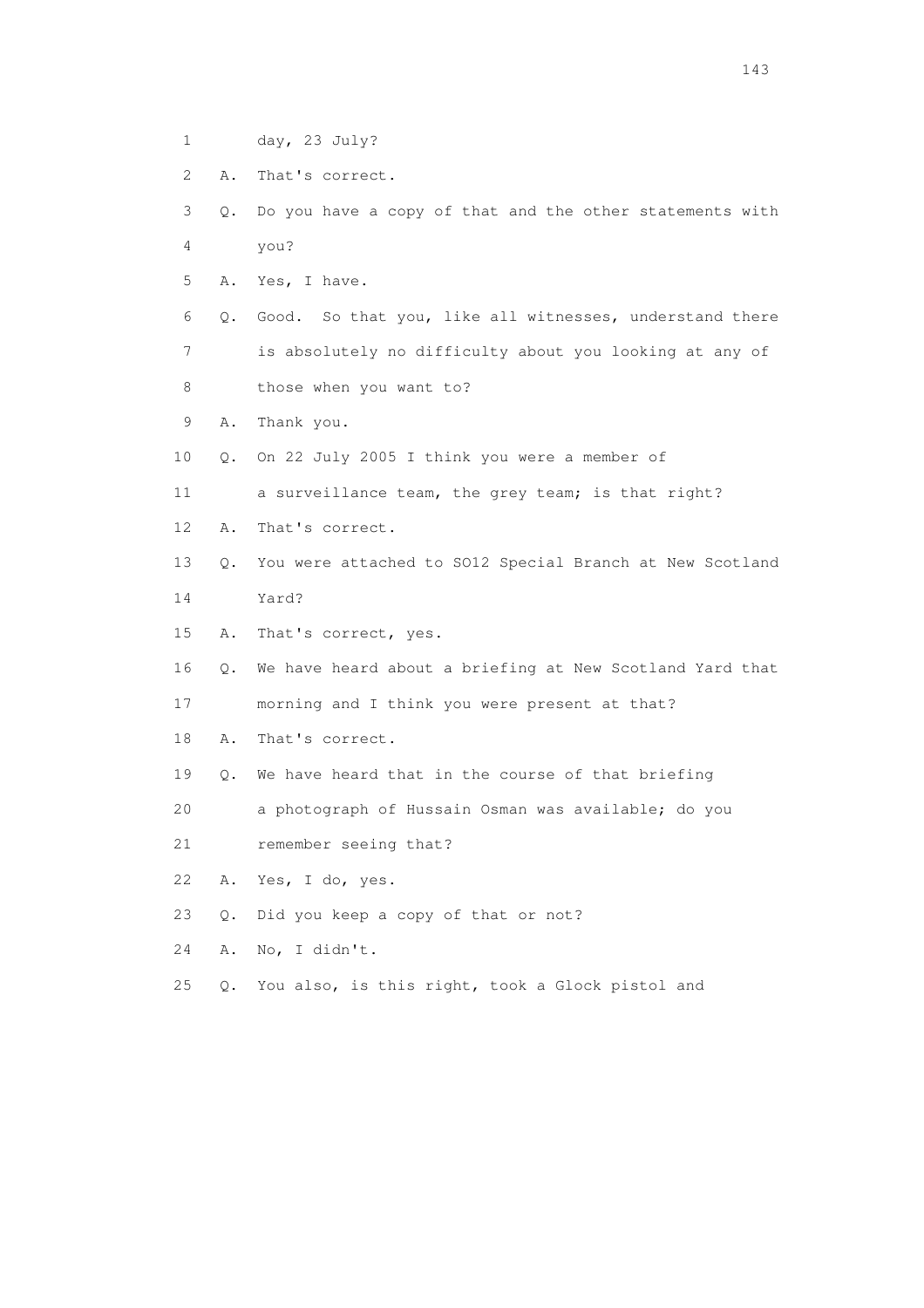1 day, 23 July?

2 A. That's correct.

3 Q. Do you have a copy of that and the other statements with

4 you?

5 A. Yes, I have.

6 Q. Good. So that you, like all witnesses, understand there

7 is absolutely no difficulty about you looking at any of

8 those when you want to?

9 A. Thank you.

10 Q. On 22 July 2005 I think you were a member of

11 a surveillance team, the grey team; is that right?

12 A. That's correct.

13 Q. You were attached to SO12 Special Branch at New Scotland

14 Yard?

15 A. That's correct, yes.

16 Q. We have heard about a briefing at New Scotland Yard that

17 morning and I think you were present at that?

18 A. That's correct.

19 Q. We have heard that in the course of that briefing

20 a photograph of Hussain Osman was available; do you

21 remember seeing that?

22 A. Yes, I do, yes.

23 Q. Did you keep a copy of that or not?

24 A. No, I didn't.

25 Q. You also, is this right, took a Glock pistol and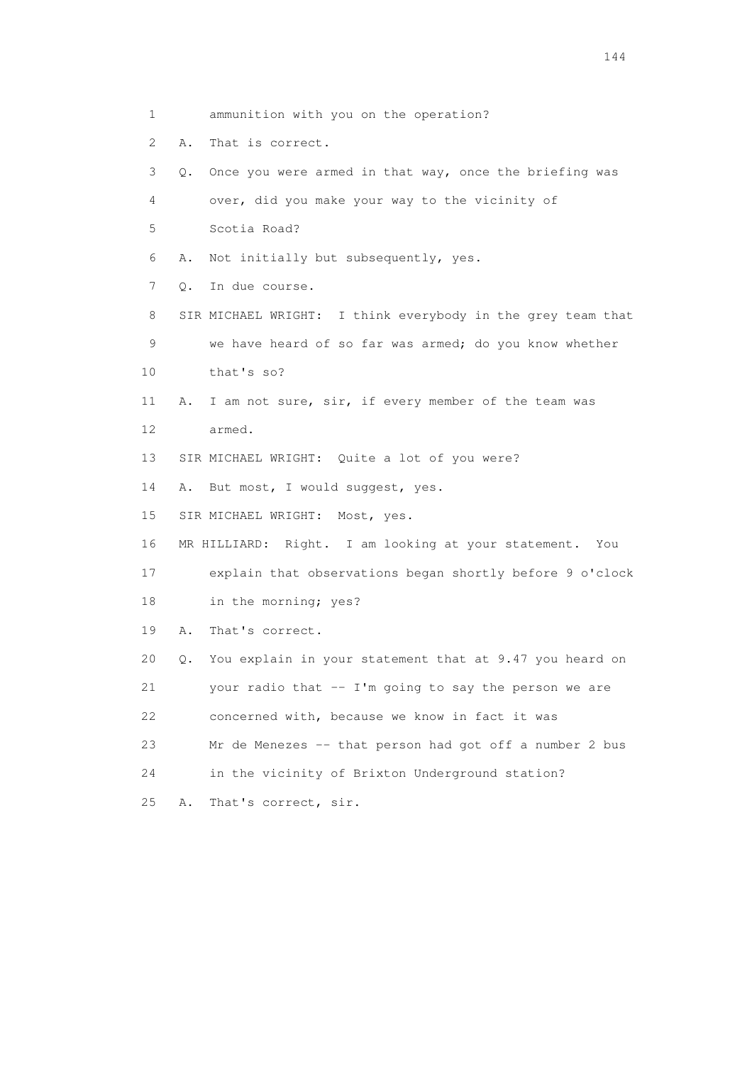1 ammunition with you on the operation?

2 A. That is correct.

3 Q. Once you were armed in that way, once the briefing was

4 over, did you make your way to the vicinity of

5 Scotia Road?

6 A. Not initially but subsequently, yes.

7 Q. In due course.

8 SIR MICHAEL WRIGHT: I think everybody in the grey team that

9 we have heard of so far was armed; do you know whether

10 that's so?

11 A. I am not sure, sir, if every member of the team was

12 armed.

13 SIR MICHAEL WRIGHT: Quite a lot of you were?

14 A. But most, I would suggest, yes.

15 SIR MICHAEL WRIGHT: Most, yes.

16 MR HILLIARD: Right. I am looking at your statement. You

17 explain that observations began shortly before 9 o'clock

18 in the morning; yes?

19 A. That's correct.

20 Q. You explain in your statement that at 9.47 you heard on

21 your radio that -- I'm going to say the person we are

22 concerned with, because we know in fact it was

23 Mr de Menezes -- that person had got off a number 2 bus

24 in the vicinity of Brixton Underground station?

25 A. That's correct, sir.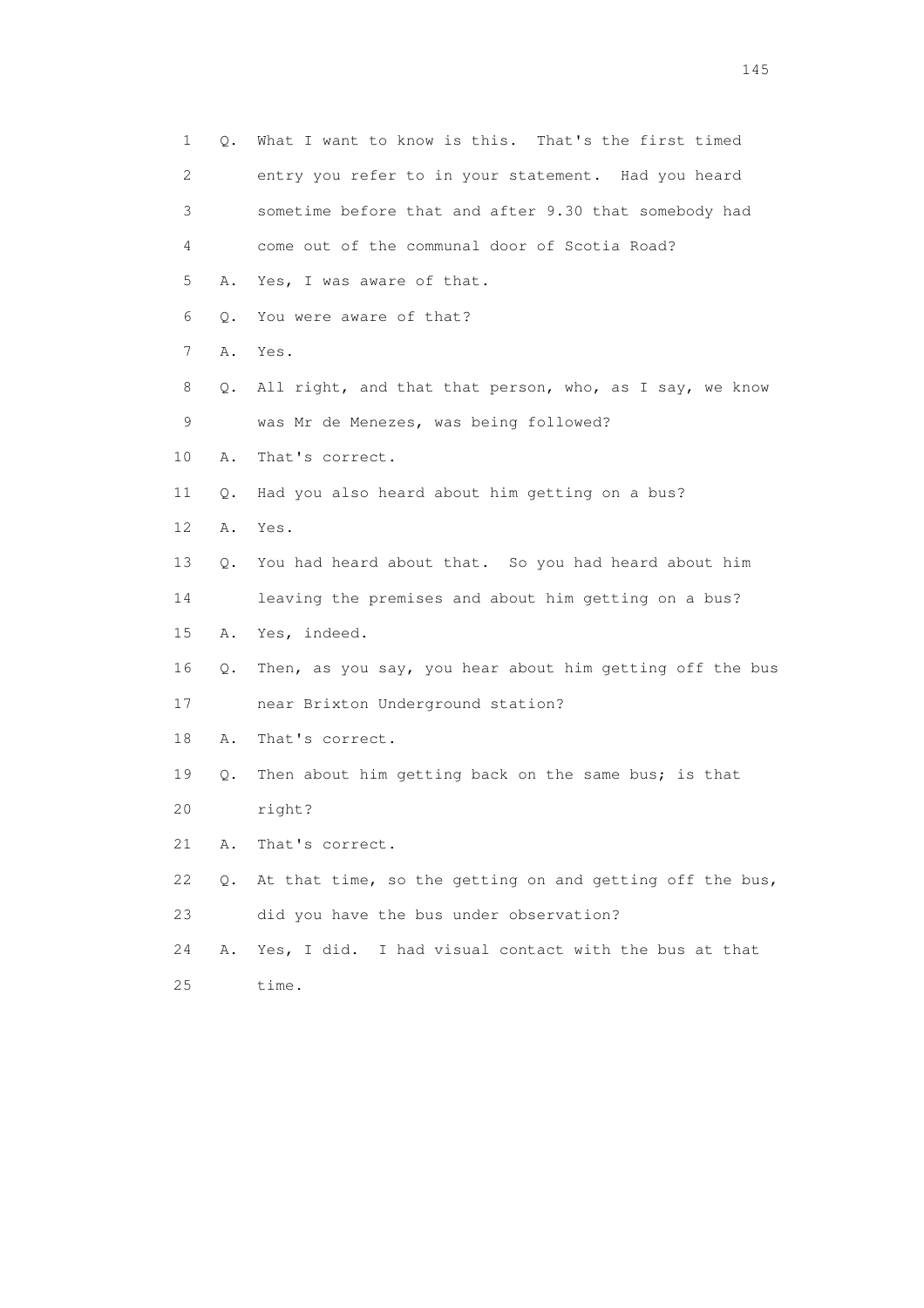1 Q. What I want to know is this. That's the first timed
2 entry you refer to in your statement. Had you heard
3 sometime before that and after 9.30 that somebody had
4 come out of the communal door of Scotia Road?
5 A. Yes, I was aware of that.
6 Q. You were aware of that?
7 A. Yes.
8 Q. All right, and that that person, who, as I say, we know
9 was Mr de Menezes, was being followed?
10 A. That's correct.
11 Q. Had you also heard about him getting on a bus?
12 A. Yes.
13 Q. You had heard about that. So you had heard about him
14 leaving the premises and about him getting on a bus?
15 A. Yes, indeed.
16 Q. Then, as you say, you hear about him getting off the bus
17 near Brixton Underground station?
18 A. That's correct.
19 Q. Then about him getting back on the same bus; is that
20 right?
21 A. That's correct.
22 Q. At that time, so the getting on and getting off the bus,
23 did you have the bus under observation?
24 A. Yes, I did. I had visual contact with the bus at that
25 time.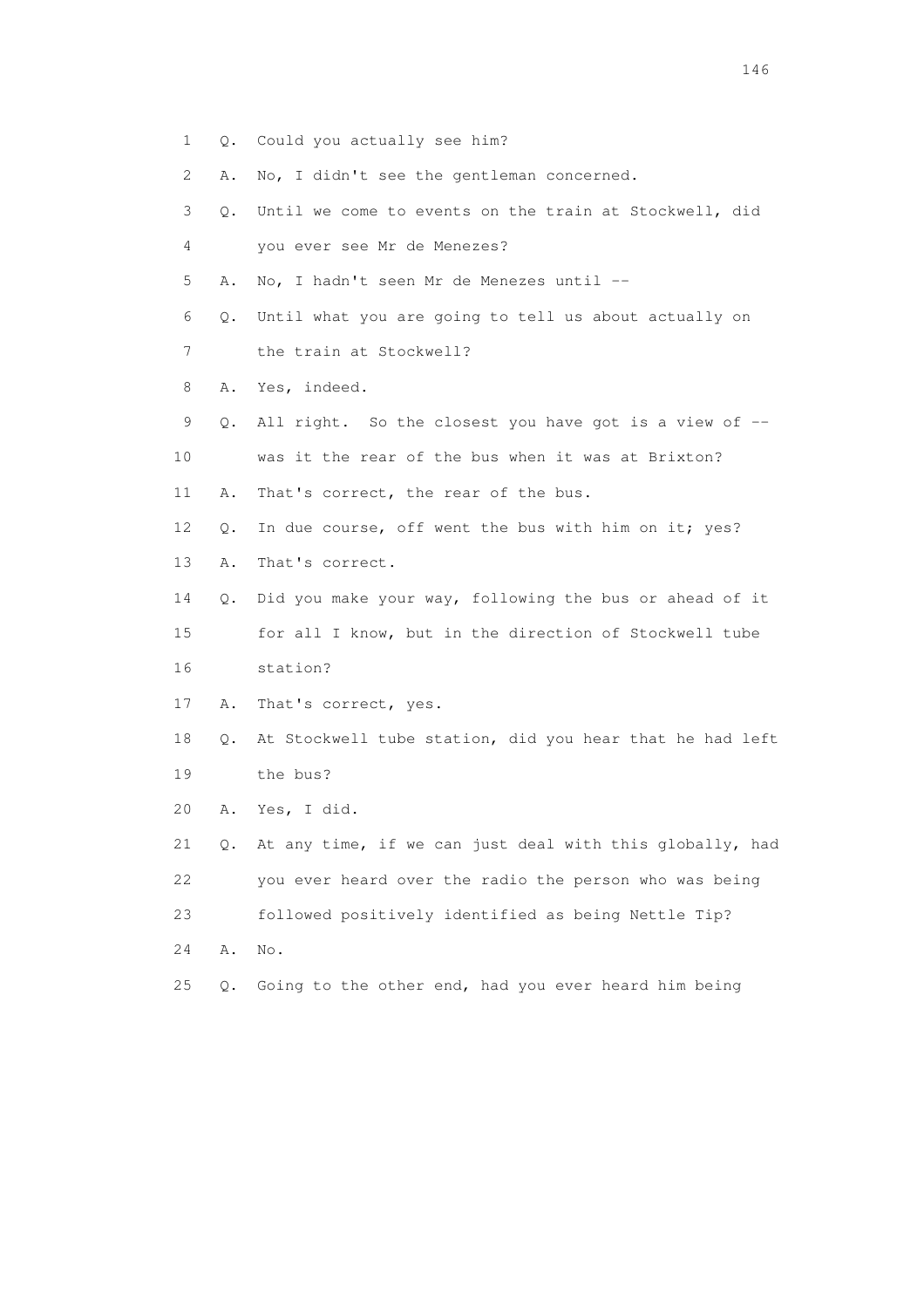1 Q. Could you actually see him?

2 A. No, I didn't see the gentleman concerned.

3 Q. Until we come to events on the train at Stockwell, did

4 you ever see Mr de Menezes?

5 A. No, I hadn't seen Mr de Menezes until --

6 Q. Until what you are going to tell us about actually on

7 the train at Stockwell?

8 A. Yes, indeed.

9 Q. All right. So the closest you have got is a view of --

10 was it the rear of the bus when it was at Brixton?

11 A. That's correct, the rear of the bus.

12 Q. In due course, off went the bus with him on it; yes?

13 A. That's correct.

14 Q. Did you make your way, following the bus or ahead of it

15 for all I know, but in the direction of Stockwell tube

16 station?

17 A. That's correct, yes.

18 Q. At Stockwell tube station, did you hear that he had left

19 the bus?

20 A. Yes, I did.

21 Q. At any time, if we can just deal with this globally, had

22 you ever heard over the radio the person who was being

23 followed positively identified as being Nettle Tip?

24 A. No.

25 Q. Going to the other end, had you ever heard him being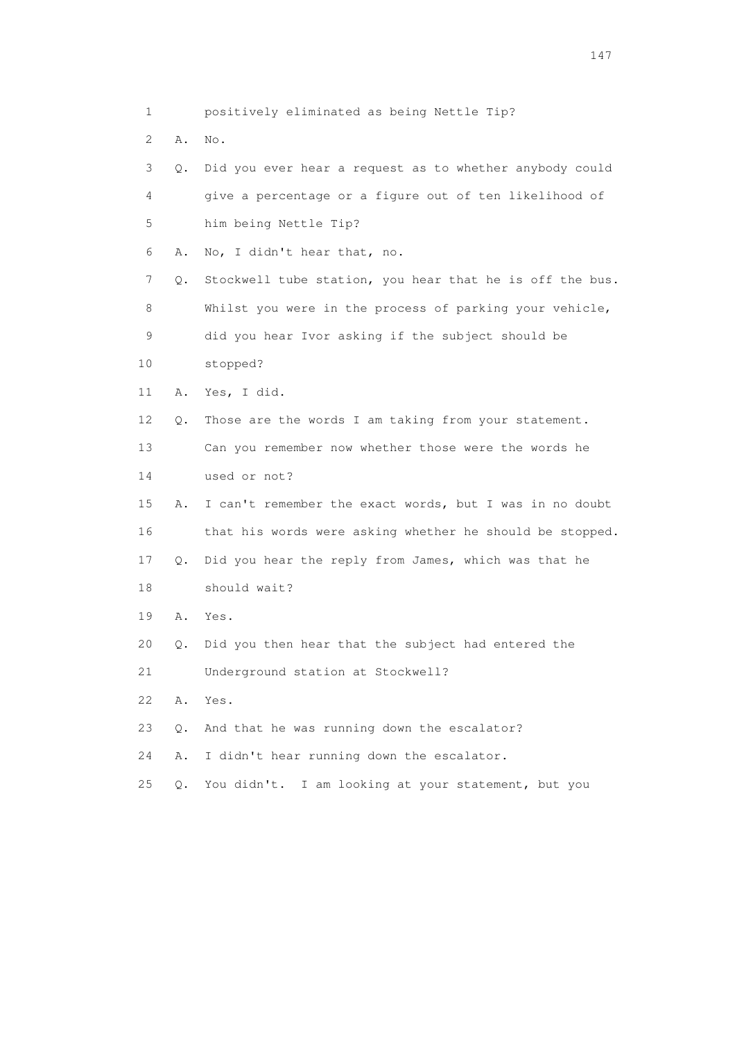1 positively eliminated as being Nettle Tip?

2 A. No.

3 Q. Did you ever hear a request as to whether anybody could

4 give a percentage or a figure out of ten likelihood of

5 him being Nettle Tip?

6 A. No, I didn't hear that, no.

7 Q. Stockwell tube station, you hear that he is off the bus.

8 Whilst you were in the process of parking your vehicle,

9 did you hear Ivor asking if the subject should be

10 stopped?

11 A. Yes, I did.

12 Q. Those are the words I am taking from your statement.

13 Can you remember now whether those were the words he

14 used or not?

15 A. I can't remember the exact words, but I was in no doubt

16 that his words were asking whether he should be stopped.

17 Q. Did you hear the reply from James, which was that he

18 should wait?

19 A. Yes.

20 Q. Did you then hear that the subject had entered the

21 Underground station at Stockwell?

22 A. Yes.

23 Q. And that he was running down the escalator?

24 A. I didn't hear running down the escalator.

25 Q. You didn't. I am looking at your statement, but you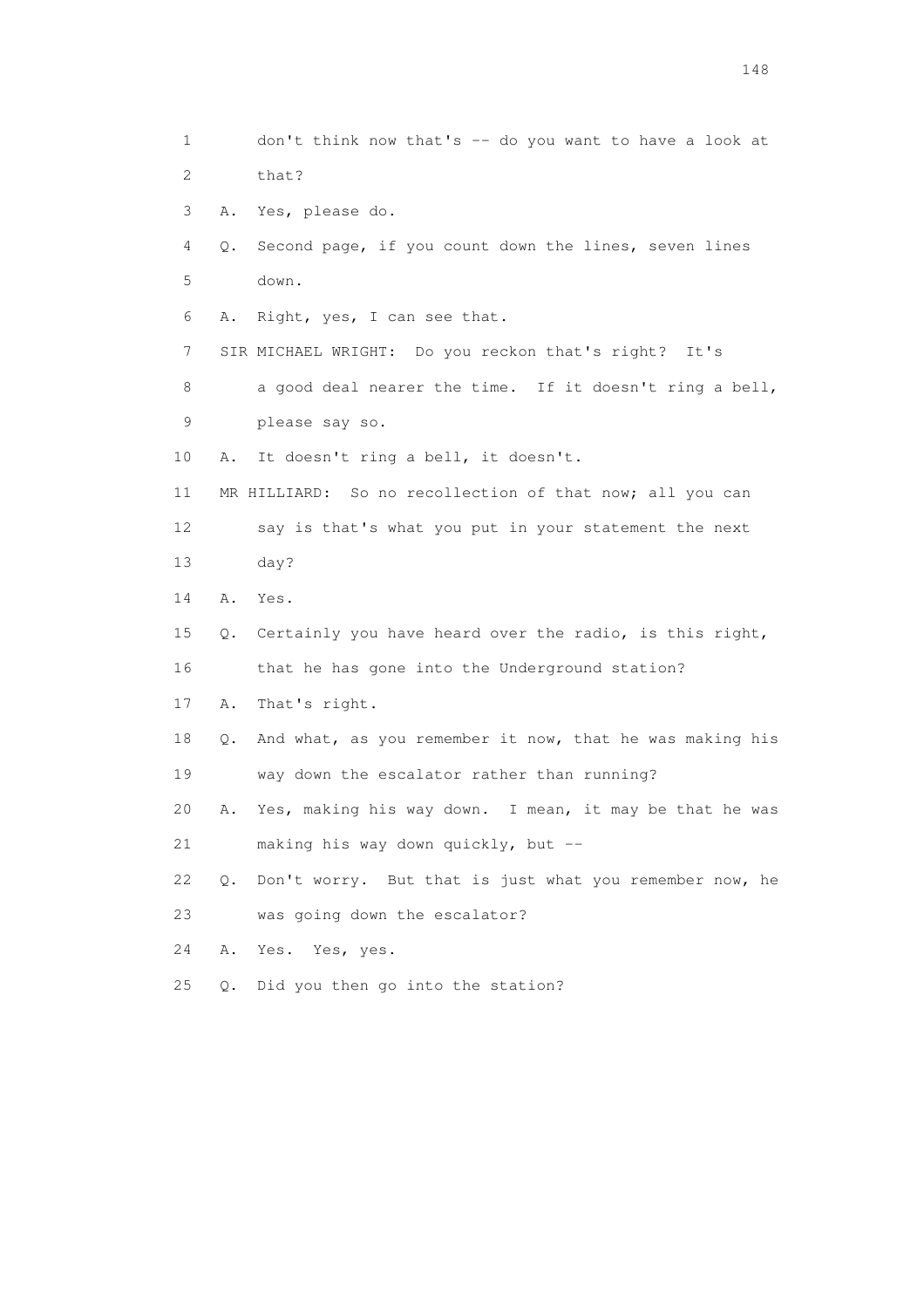1 don't think now that's -- do you want to have a look at
2 that?
3 A. Yes, please do.
4 Q. Second page, if you count down the lines, seven lines
5 down.
6 A. Right, yes, I can see that.
7 SIR MICHAEL WRIGHT: Do you reckon that's right? It's
8 a good deal nearer the time. If it doesn't ring a bell,
9 please say so.
10 A. It doesn't ring a bell, it doesn't.
11 MR HILLIARD: So no recollection of that now; all you can
12 say is that's what you put in your statement the next
13 day?
14 A. Yes.
15 Q. Certainly you have heard over the radio, is this right,
16 that he has gone into the Underground station?
17 A. That's right.
18 Q. And what, as you remember it now, that he was making his
19 way down the escalator rather than running?
20 A. Yes, making his way down. I mean, it may be that he was
21 making his way down quickly, but --
22 Q. Don't worry. But that is just what you remember now, he
23 was going down the escalator?
24 A. Yes. Yes, yes.
25 Q. Did you then go into the station?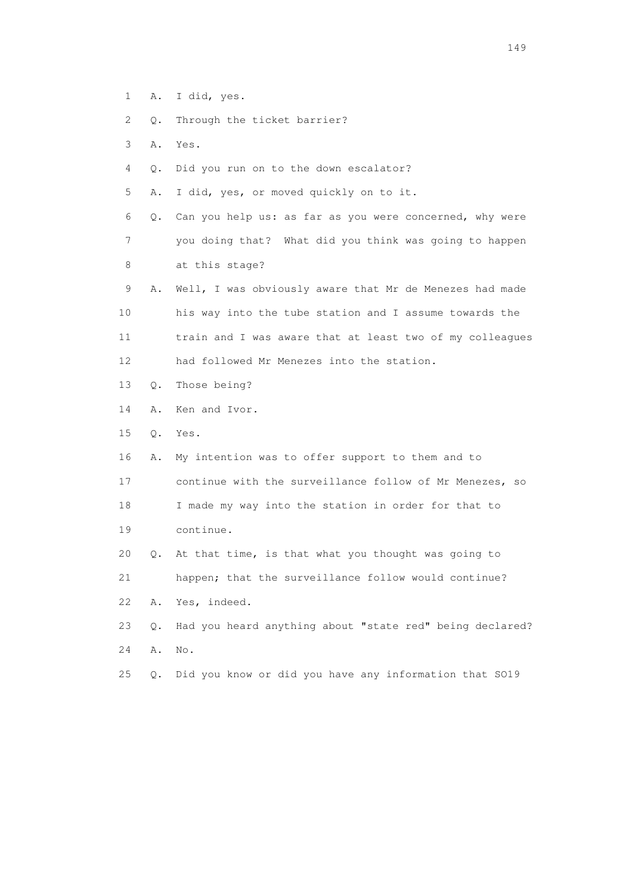1 A. I did, yes.

2 Q. Through the ticket barrier?

3 A. Yes.

4 Q. Did you run on to the down escalator?

5 A. I did, yes, or moved quickly on to it.

6 Q. Can you help us: as far as you were concerned, why were

7 you doing that? What did you think was going to happen

8 at this stage?

9 A. Well, I was obviously aware that Mr de Menezes had made

10 his way into the tube station and I assume towards the

11 train and I was aware that at least two of my colleagues

12 had followed Mr Menezes into the station.

13 Q. Those being?

14 A. Ken and Ivor.

15 Q. Yes.

16 A. My intention was to offer support to them and to

17 continue with the surveillance follow of Mr Menezes, so

18 I made my way into the station in order for that to

19 continue.

20 Q. At that time, is that what you thought was going to

21 happen; that the surveillance follow would continue?

22 A. Yes, indeed.

23 Q. Had you heard anything about "state red" being declared?

24 A. No.

25 Q. Did you know or did you have any information that SO19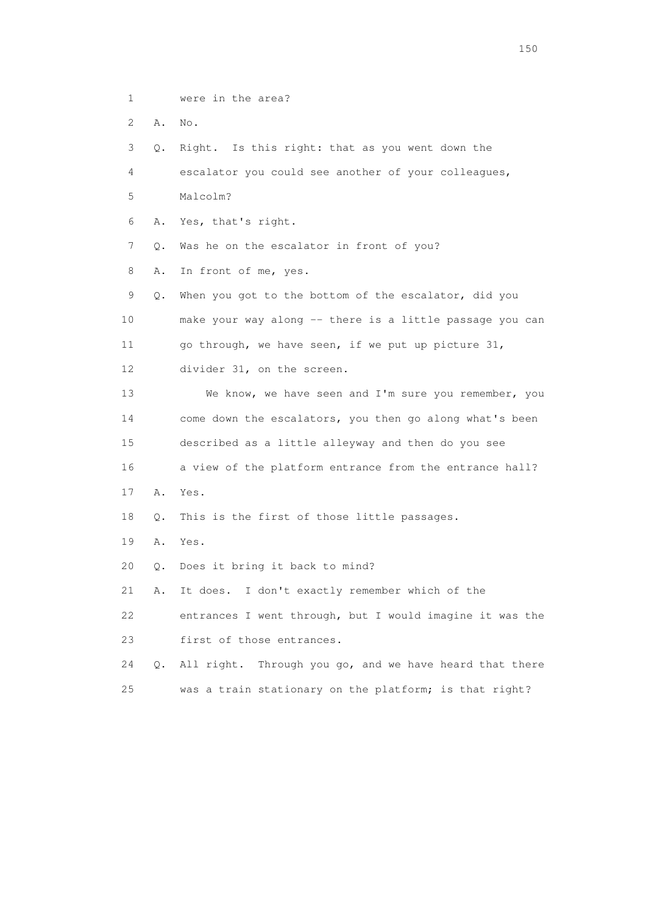1 were in the area?

2 A. No.

3 Q. Right. Is this right: that as you went down the

4 escalator you could see another of your colleagues,

5 Malcolm?

6 A. Yes, that's right.

7 Q. Was he on the escalator in front of you?

8 A. In front of me, yes.

9 Q. When you got to the bottom of the escalator, did you

10 make your way along -- there is a little passage you can

11 go through, we have seen, if we put up picture 31,

12 divider 31, on the screen.

13 We know, we have seen and I'm sure you remember, you

14 come down the escalators, you then go along what's been

15 described as a little alleyway and then do you see

16 a view of the platform entrance from the entrance hall?

17 A. Yes.

18 Q. This is the first of those little passages.

19 A. Yes.

20 Q. Does it bring it back to mind?

21 A. It does. I don't exactly remember which of the

22 entrances I went through, but I would imagine it was the

23 first of those entrances.

24 Q. All right. Through you go, and we have heard that there

25 was a train stationary on the platform; is that right?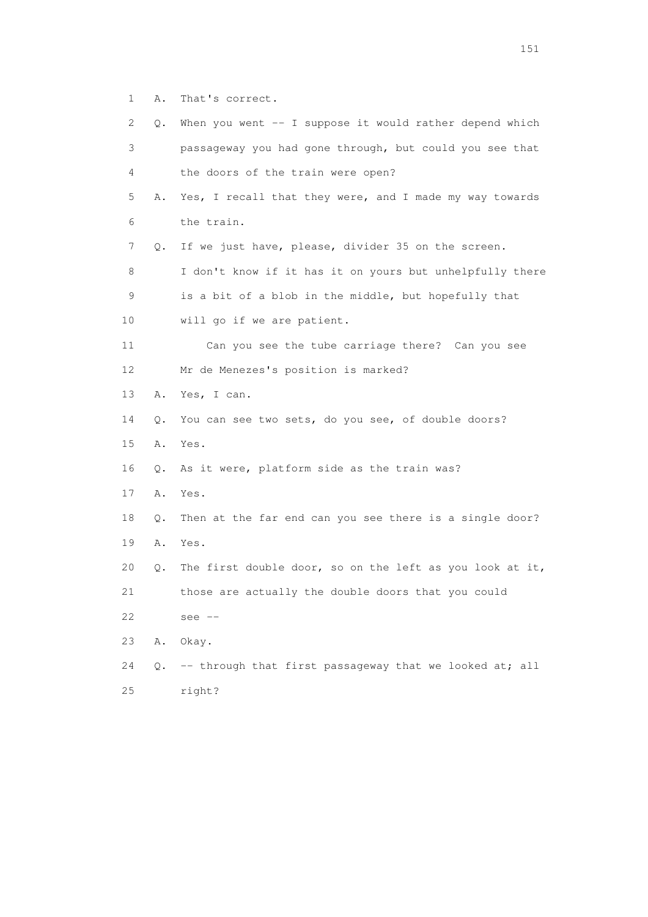1 A. That's correct.

2 Q. When you went -- I suppose it would rather depend which

3 passageway you had gone through, but could you see that

4 the doors of the train were open?

5 A. Yes, I recall that they were, and I made my way towards

6 the train.

7 Q. If we just have, please, divider 35 on the screen.

8 I don't know if it has it on yours but unhelpfully there

9 is a bit of a blob in the middle, but hopefully that

10 will go if we are patient.

11 Can you see the tube carriage there? Can you see

12 Mr de Menezes's position is marked?

13 A. Yes, I can.

14 Q. You can see two sets, do you see, of double doors?

15 A. Yes.

16 Q. As it were, platform side as the train was?

17 A. Yes.

18 Q. Then at the far end can you see there is a single door?

19 A. Yes.

20 Q. The first double door, so on the left as you look at it,

21 those are actually the double doors that you could

22 see --

23 A. Okay.

24 Q. -- through that first passageway that we looked at; all

25 right?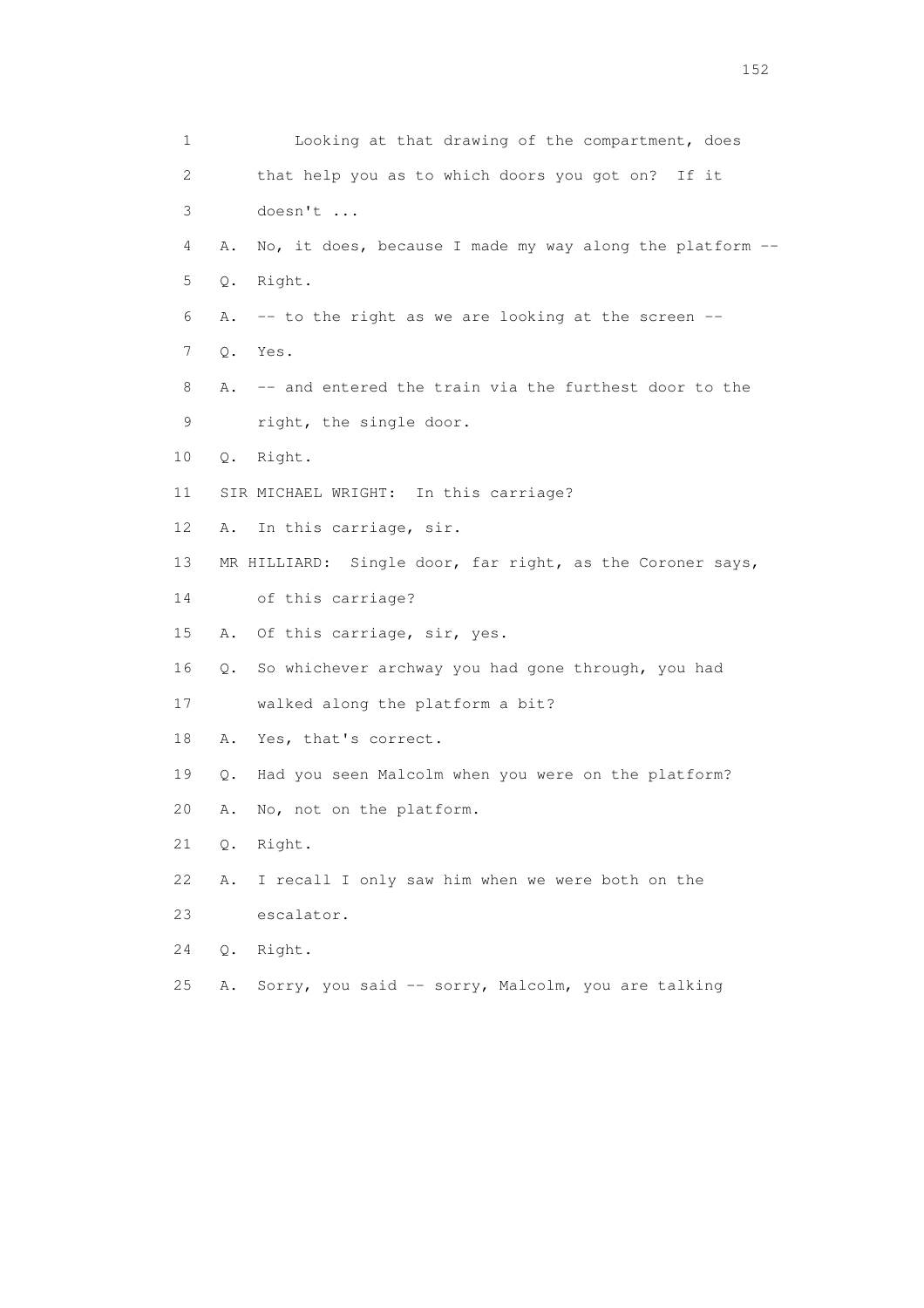1 Looking at that drawing of the compartment, does
2 that help you as to which doors you got on? If it
3 doesn't ...
4 A. No, it does, because I made my way along the platform --
5 Q. Right.
6 A. -- to the right as we are looking at the screen --
7 Q. Yes.
8 A. -- and entered the train via the furthest door to the
9 right, the single door.
10 Q. Right.
11 SIR MICHAEL WRIGHT: In this carriage?
12 A. In this carriage, sir.
13 MR HILLIARD: Single door, far right, as the Coroner says,
14 of this carriage?
15 A. Of this carriage, sir, yes.
16 Q. So whichever archway you had gone through, you had
17 walked along the platform a bit?
18 A. Yes, that's correct.
19 Q. Had you seen Malcolm when you were on the platform?
20 A. No, not on the platform.
21 Q. Right.
22 A. I recall I only saw him when we were both on the
23 escalator.
24 Q. Right.
25 A. Sorry, you said -- sorry, Malcolm, you are talking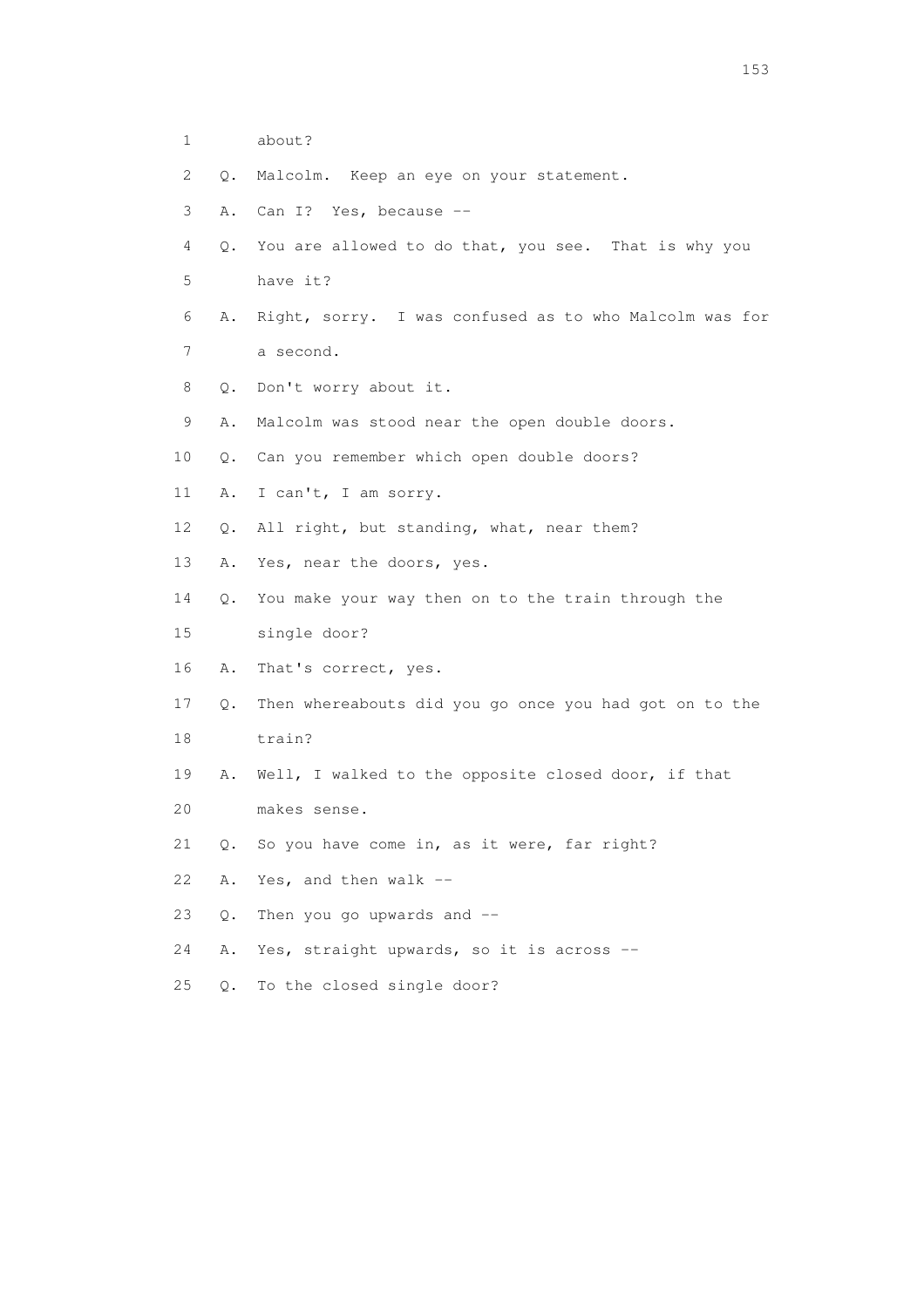1 about?

2 Q. Malcolm. Keep an eye on your statement.

3 A. Can I? Yes, because --

4 Q. You are allowed to do that, you see. That is why you

5 have it?

6 A. Right, sorry. I was confused as to who Malcolm was for

7 a second.

8 Q. Don't worry about it.

9 A. Malcolm was stood near the open double doors.

10 Q. Can you remember which open double doors?

11 A. I can't, I am sorry.

12 Q. All right, but standing, what, near them?

13 A. Yes, near the doors, yes.

14 Q. You make your way then on to the train through the

15 single door?

16 A. That's correct, yes.

17 Q. Then whereabouts did you go once you had got on to the

18 train?

19 A. Well, I walked to the opposite closed door, if that

20 makes sense.

21 Q. So you have come in, as it were, far right?

22 A. Yes, and then walk --

23 Q. Then you go upwards and --

24 A. Yes, straight upwards, so it is across --

25 Q. To the closed single door?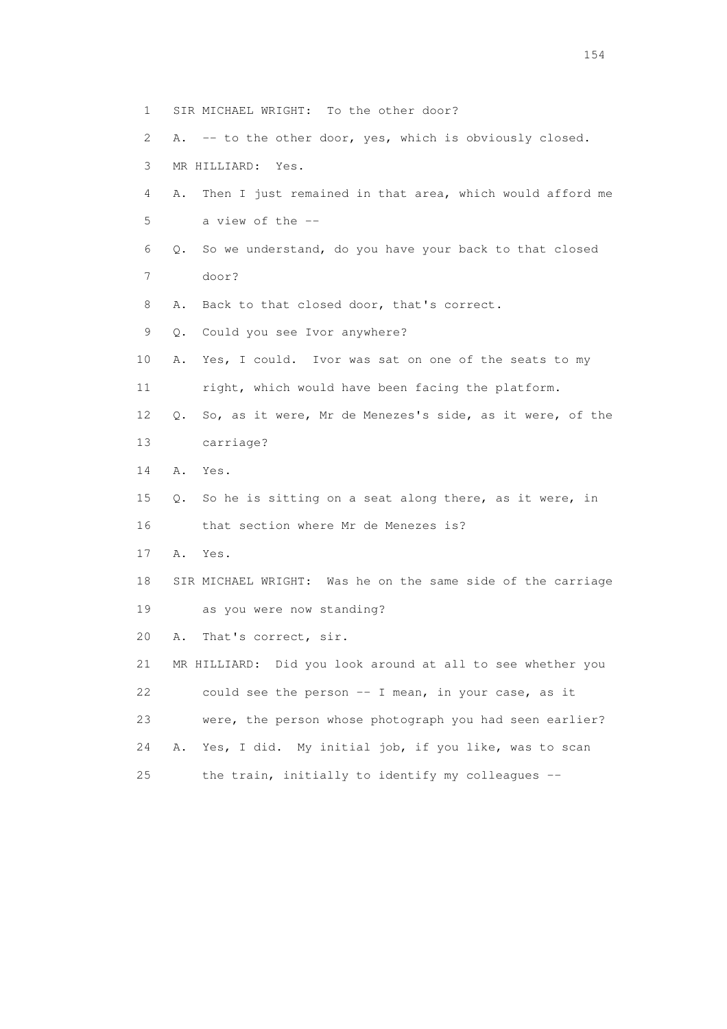1 SIR MICHAEL WRIGHT: To the other door?

2 A. -- to the other door, yes, which is obviously closed.

3 MR HILLIARD: Yes.

4 A. Then I just remained in that area, which would afford me

5 a view of the --

6 Q. So we understand, do you have your back to that closed

7 door?

8 A. Back to that closed door, that's correct.

9 Q. Could you see Ivor anywhere?

10 A. Yes, I could. Ivor was sat on one of the seats to my

11 right, which would have been facing the platform.

12 Q. So, as it were, Mr de Menezes's side, as it were, of the

13 carriage?

14 A. Yes.

15 Q. So he is sitting on a seat along there, as it were, in

16 that section where Mr de Menezes is?

17 A. Yes.

18 SIR MICHAEL WRIGHT: Was he on the same side of the carriage

19 as you were now standing?

20 A. That's correct, sir.

21 MR HILLIARD: Did you look around at all to see whether you

22 could see the person -- I mean, in your case, as it

23 were, the person whose photograph you had seen earlier?

24 A. Yes, I did. My initial job, if you like, was to scan

25 the train, initially to identify my colleagues --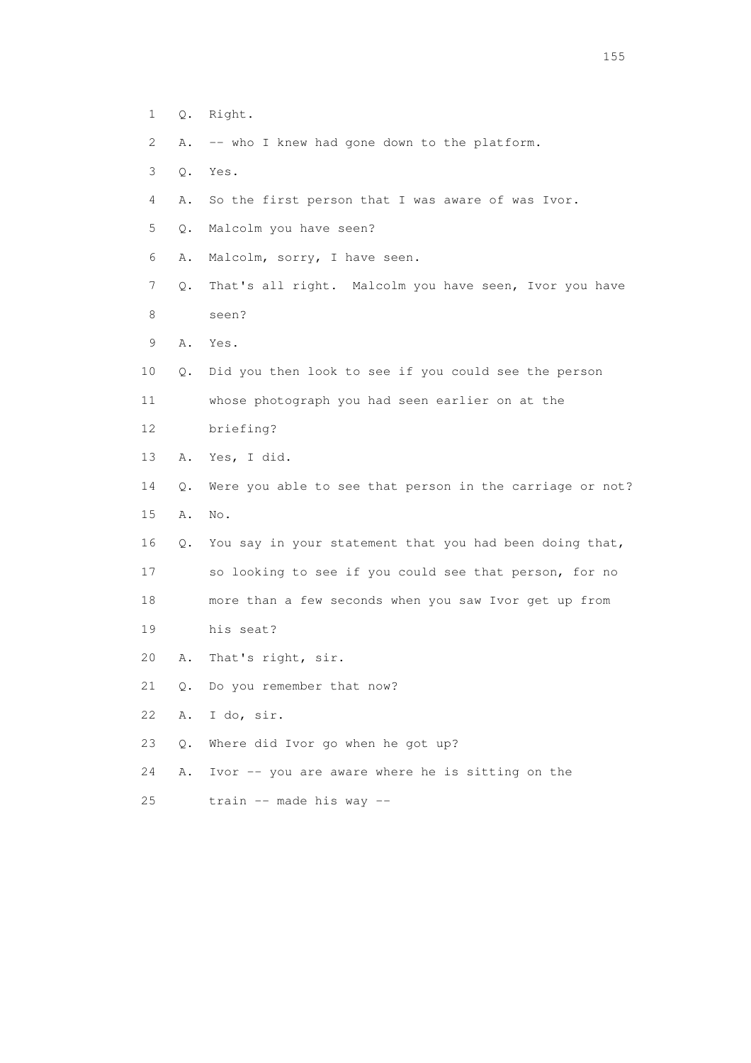1 Q. Right.

2 A. -- who I knew had gone down to the platform.

3 Q. Yes.

4 A. So the first person that I was aware of was Ivor.

5 Q. Malcolm you have seen?

6 A. Malcolm, sorry, I have seen.

7 Q. That's all right. Malcolm you have seen, Ivor you have

8 seen?

9 A. Yes.

10 Q. Did you then look to see if you could see the person

11 whose photograph you had seen earlier on at the

12 briefing?

13 A. Yes, I did.

14 Q. Were you able to see that person in the carriage or not?

15 A. No.

16 Q. You say in your statement that you had been doing that,

17 so looking to see if you could see that person, for no

18 more than a few seconds when you saw Ivor get up from

19 his seat?

20 A. That's right, sir.

21 Q. Do you remember that now?

22 A. I do, sir.

23 Q. Where did Ivor go when he got up?

24 A. Ivor -- you are aware where he is sitting on the

25 train -- made his way --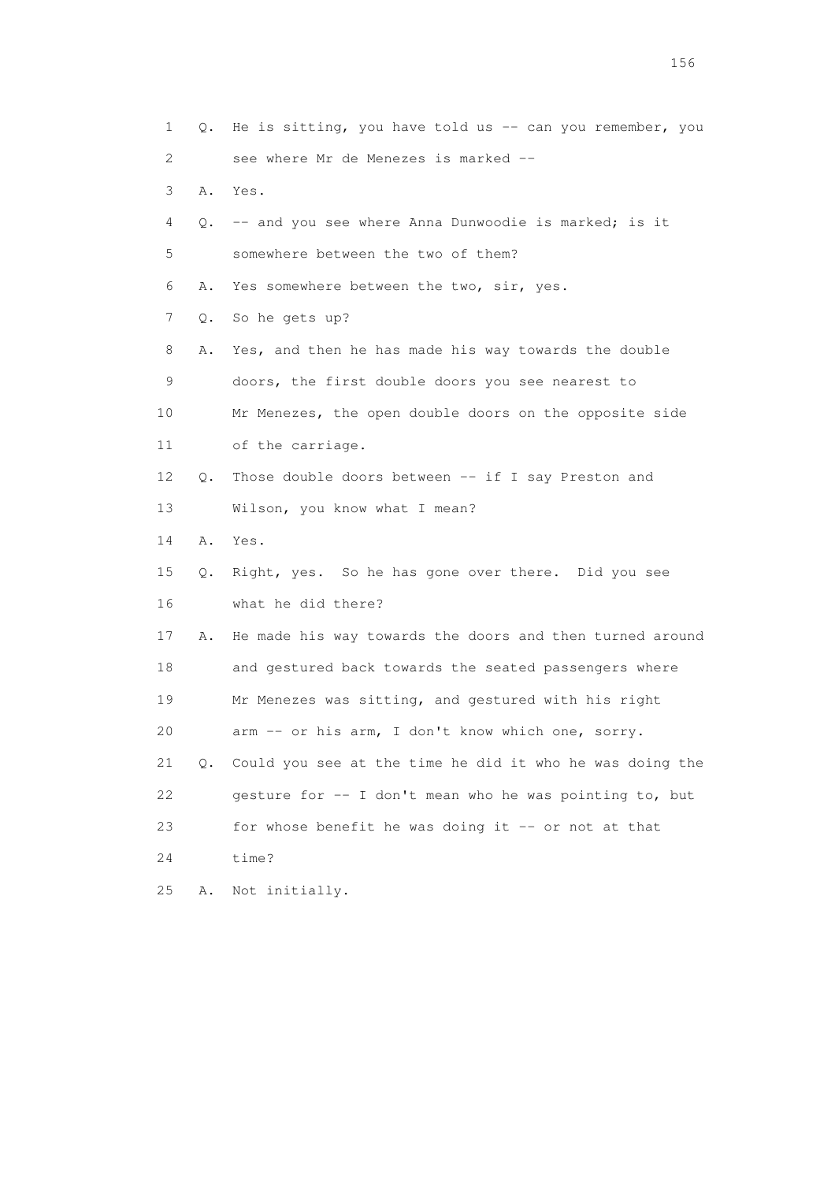1 Q. He is sitting, you have told us -- can you remember, you
2 see where Mr de Menezes is marked --
3 A. Yes.
4 Q. -- and you see where Anna Dunwoodie is marked; is it
5 somewhere between the two of them?
6 A. Yes somewhere between the two, sir, yes.
7 Q. So he gets up?
8 A. Yes, and then he has made his way towards the double
9 doors, the first double doors you see nearest to
10 Mr Menezes, the open double doors on the opposite side
11 of the carriage.
12 Q. Those double doors between -- if I say Preston and
13 Wilson, you know what I mean?
14 A. Yes.
15 Q. Right, yes. So he has gone over there. Did you see
16 what he did there?
17 A. He made his way towards the doors and then turned around
18 and gestured back towards the seated passengers where
19 Mr Menezes was sitting, and gestured with his right
20 arm -- or his arm, I don't know which one, sorry.
21 Q. Could you see at the time he did it who he was doing the
22 gesture for -- I don't mean who he was pointing to, but
23 for whose benefit he was doing it -- or not at that
24 time?
25 A. Not initially.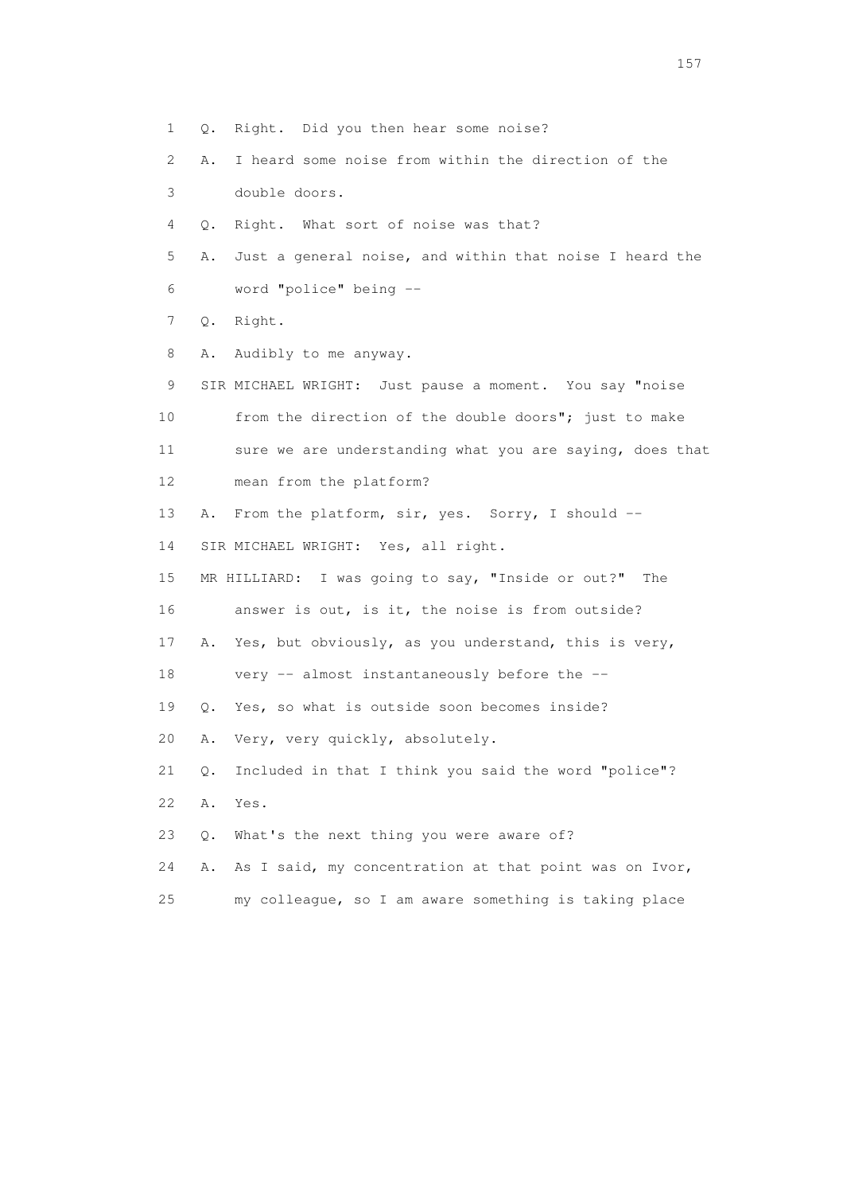1 Q. Right. Did you then hear some noise?

2 A. I heard some noise from within the direction of the

3 double doors.

4 Q. Right. What sort of noise was that?

5 A. Just a general noise, and within that noise I heard the

6 word "police" being --

7 Q. Right.

8 A. Audibly to me anyway.

9 SIR MICHAEL WRIGHT: Just pause a moment. You say "noise

10 from the direction of the double doors"; just to make

11 sure we are understanding what you are saying, does that

12 mean from the platform?

13 A. From the platform, sir, yes. Sorry, I should --

14 SIR MICHAEL WRIGHT: Yes, all right.

15 MR HILLIARD: I was going to say, "Inside or out?" The

16 answer is out, is it, the noise is from outside?

17 A. Yes, but obviously, as you understand, this is very,

18 very -- almost instantaneously before the --

19 Q. Yes, so what is outside soon becomes inside?

20 A. Very, very quickly, absolutely.

21 Q. Included in that I think you said the word "police"?

22 A. Yes.

23 Q. What's the next thing you were aware of?

24 A. As I said, my concentration at that point was on Ivor,

25 my colleague, so I am aware something is taking place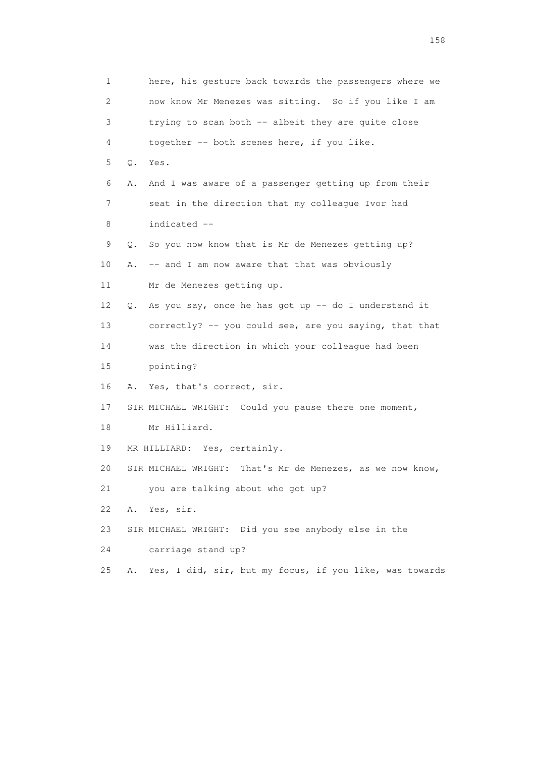1 here, his gesture back towards the passengers where we
2 now know Mr Menezes was sitting. So if you like I am
3 trying to scan both -- albeit they are quite close
4 together -- both scenes here, if you like.

5 Q. Yes.

6 A. And I was aware of a passenger getting up from their
7 seat in the direction that my colleague Ivor had
8 indicated --

9 Q. So you now know that is Mr de Menezes getting up?

10 A. -- and I am now aware that that was obviously
11 Mr de Menezes getting up.

12 Q. As you say, once he has got up -- do I understand it
13 correctly? -- you could see, are you saying, that that
14 was the direction in which your colleague had been
15 pointing?

16 A. Yes, that's correct, sir.

17 SIR MICHAEL WRIGHT: Could you pause there one moment,
18 Mr Hilliard.

19 MR HILLIARD: Yes, certainly.

20 SIR MICHAEL WRIGHT: That's Mr de Menezes, as we now know,
21 you are talking about who got up?

22 A. Yes, sir.

23 SIR MICHAEL WRIGHT: Did you see anybody else in the
24 carriage stand up?

25 A. Yes, I did, sir, but my focus, if you like, was towards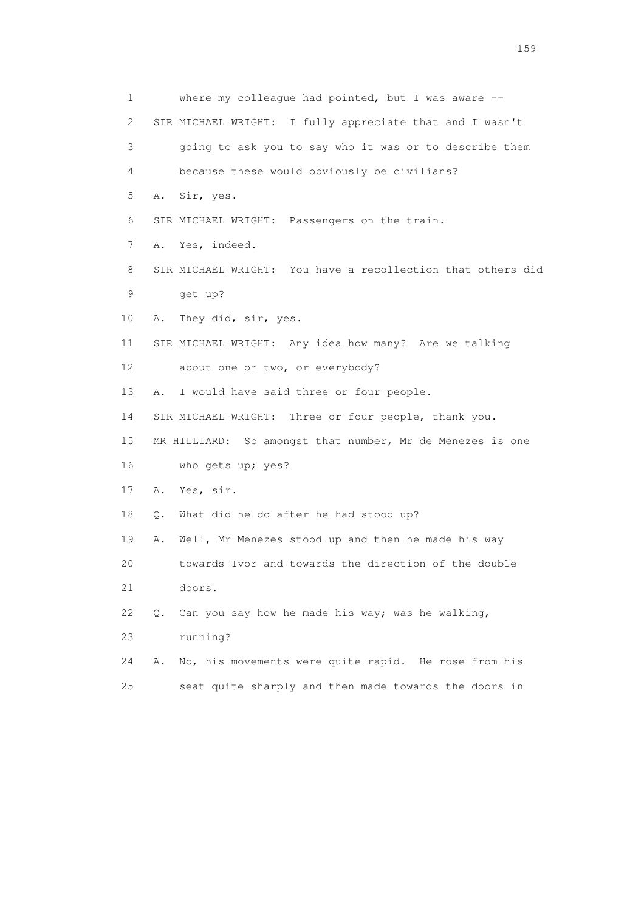1 where my colleague had pointed, but I was aware --

2 SIR MICHAEL WRIGHT: I fully appreciate that and I wasn't

3 going to ask you to say who it was or to describe them

4 because these would obviously be civilians?

5 A. Sir, yes.

6 SIR MICHAEL WRIGHT: Passengers on the train.

7 A. Yes, indeed.

8 SIR MICHAEL WRIGHT: You have a recollection that others did

9 get up?

10 A. They did, sir, yes.

11 SIR MICHAEL WRIGHT: Any idea how many? Are we talking

12 about one or two, or everybody?

13 A. I would have said three or four people.

14 SIR MICHAEL WRIGHT: Three or four people, thank you.

15 MR HILLIARD: So amongst that number, Mr de Menezes is one

16 who gets up; yes?

17 A. Yes, sir.

18 Q. What did he do after he had stood up?

19 A. Well, Mr Menezes stood up and then he made his way

20 towards Ivor and towards the direction of the double

21 doors.

22 Q. Can you say how he made his way; was he walking,

23 running?

24 A. No, his movements were quite rapid. He rose from his

25 seat quite sharply and then made towards the doors in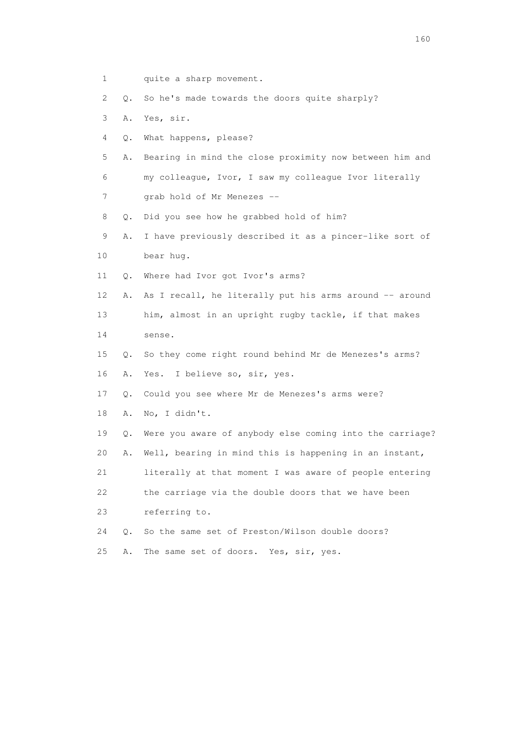1 quite a sharp movement.

2 Q. So he's made towards the doors quite sharply?

3 A. Yes, sir.

4 Q. What happens, please?

5 A. Bearing in mind the close proximity now between him and

6 my colleague, Ivor, I saw my colleague Ivor literally

7 grab hold of Mr Menezes --

8 Q. Did you see how he grabbed hold of him?

9 A. I have previously described it as a pincer-like sort of

10 bear hug.

11 Q. Where had Ivor got Ivor's arms?

12 A. As I recall, he literally put his arms around -- around

13 him, almost in an upright rugby tackle, if that makes

14 sense.

15 Q. So they come right round behind Mr de Menezes's arms?

16 A. Yes. I believe so, sir, yes.

17 Q. Could you see where Mr de Menezes's arms were?

18 A. No, I didn't.

19 Q. Were you aware of anybody else coming into the carriage?

20 A. Well, bearing in mind this is happening in an instant,

21 literally at that moment I was aware of people entering

22 the carriage via the double doors that we have been

23 referring to.

24 Q. So the same set of Preston/Wilson double doors?

25 A. The same set of doors. Yes, sir, yes.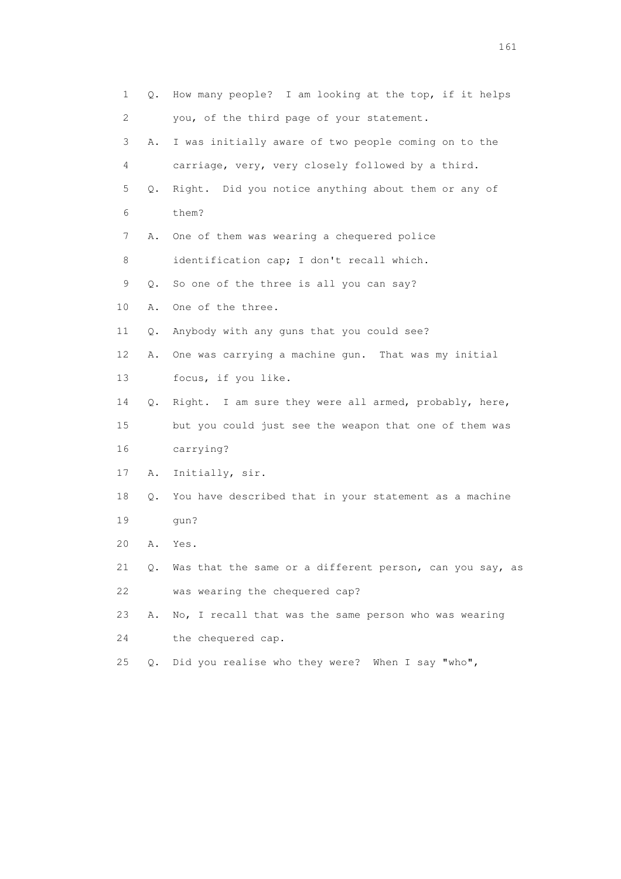1 Q. How many people? I am looking at the top, if it helps
2 you, of the third page of your statement.
3 A. I was initially aware of two people coming on to the
4 carriage, very, very closely followed by a third.
5 Q. Right. Did you notice anything about them or any of
6 them?
7 A. One of them was wearing a chequered police
8 identification cap; I don't recall which.
9 Q. So one of the three is all you can say?
10 A. One of the three.
11 Q. Anybody with any guns that you could see?
12 A. One was carrying a machine gun. That was my initial
13 focus, if you like.
14 Q. Right. I am sure they were all armed, probably, here,
15 but you could just see the weapon that one of them was
16 carrying?
17 A. Initially, sir.
18 Q. You have described that in your statement as a machine
19 gun?
20 A. Yes.
21 Q. Was that the same or a different person, can you say, as
22 was wearing the chequered cap?
23 A. No, I recall that was the same person who was wearing
24 the chequered cap.
25 Q. Did you realise who they were? When I say "who",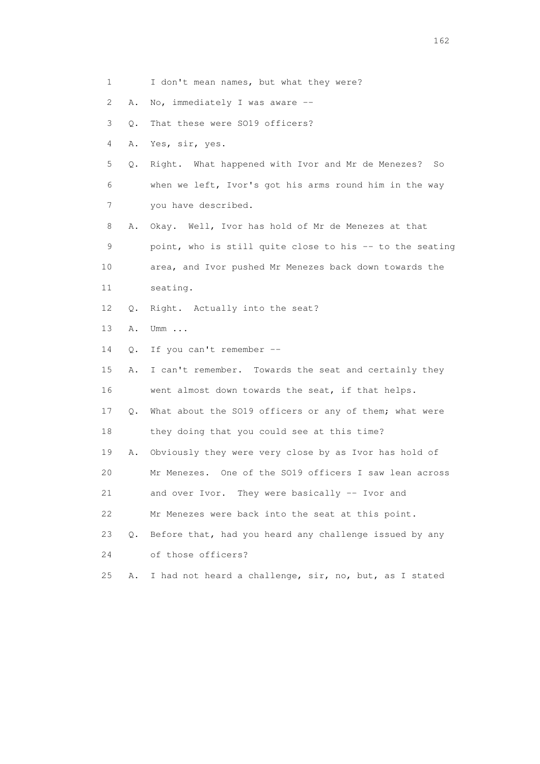1 I don't mean names, but what they were?

2 A. No, immediately I was aware --

3 Q. That these were SO19 officers?

4 A. Yes, sir, yes.

5 Q. Right. What happened with Ivor and Mr de Menezes? So

6 when we left, Ivor's got his arms round him in the way

7 you have described.

8 A. Okay. Well, Ivor has hold of Mr de Menezes at that

9 point, who is still quite close to his -- to the seating

10 area, and Ivor pushed Mr Menezes back down towards the

11 seating.

12 Q. Right. Actually into the seat?

13 A. Umm ...

14 Q. If you can't remember --

15 A. I can't remember. Towards the seat and certainly they

16 went almost down towards the seat, if that helps.

17 Q. What about the SO19 officers or any of them; what were

18 they doing that you could see at this time?

19 A. Obviously they were very close by as Ivor has hold of

20 Mr Menezes. One of the SO19 officers I saw lean across

21 and over Ivor. They were basically -- Ivor and

22 Mr Menezes were back into the seat at this point.

23 Q. Before that, had you heard any challenge issued by any

24 of those officers?

25 A. I had not heard a challenge, sir, no, but, as I stated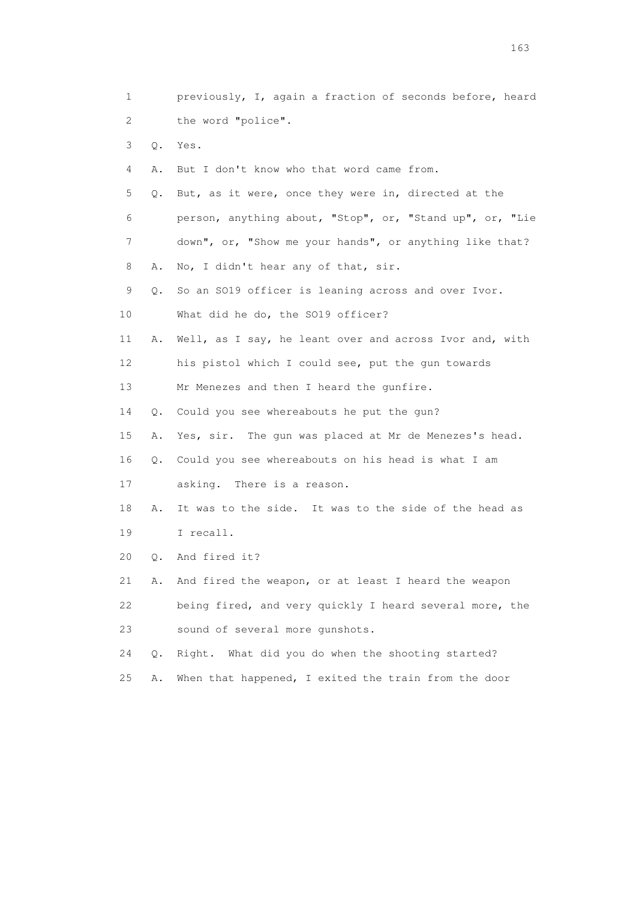1 previously, I, again a fraction of seconds before, heard
2 the word "police".
3 Q. Yes.
4 A. But I don't know who that word came from.
5 Q. But, as it were, once they were in, directed at the
6 person, anything about, "Stop", or, "Stand up", or, "Lie
7 down", or, "Show me your hands", or anything like that?
8 A. No, I didn't hear any of that, sir.
9 Q. So an SO19 officer is leaning across and over Ivor.
10 What did he do, the SO19 officer?
11 A. Well, as I say, he leant over and across Ivor and, with
12 his pistol which I could see, put the gun towards
13 Mr Menezes and then I heard the gunfire.
14 Q. Could you see whereabouts he put the gun?
15 A. Yes, sir. The gun was placed at Mr de Menezes's head.
16 Q. Could you see whereabouts on his head is what I am
17 asking. There is a reason.
18 A. It was to the side. It was to the side of the head as
19 I recall.
20 Q. And fired it?
21 A. And fired the weapon, or at least I heard the weapon
22 being fired, and very quickly I heard several more, the
23 sound of several more gunshots.
24 Q. Right. What did you do when the shooting started?
25 A. When that happened, I exited the train from the door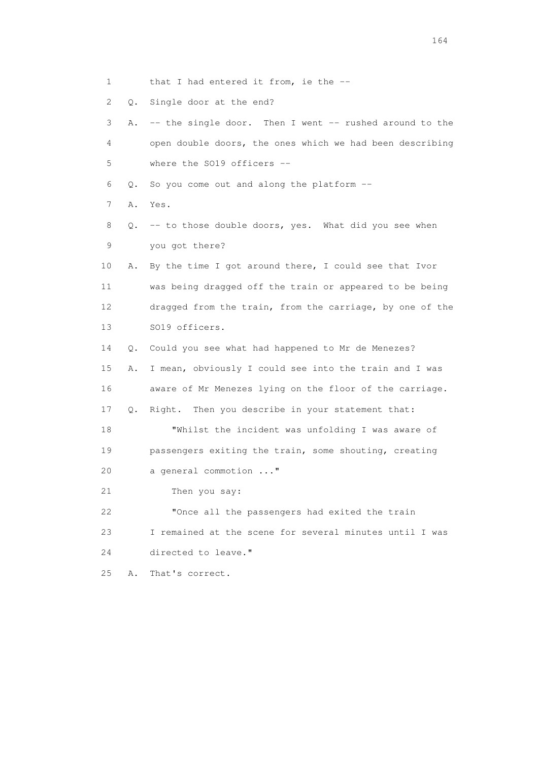1 that I had entered it from, ie the --

2 Q. Single door at the end?

3 A. -- the single door. Then I went -- rushed around to the

4 open double doors, the ones which we had been describing

5 where the SO19 officers --

6 Q. So you come out and along the platform --

7 A. Yes.

8 Q. -- to those double doors, yes. What did you see when

9 you got there?

10 A. By the time I got around there, I could see that Ivor

11 was being dragged off the train or appeared to be being

12 dragged from the train, from the carriage, by one of the

13 SO19 officers.

14 Q. Could you see what had happened to Mr de Menezes?

15 A. I mean, obviously I could see into the train and I was

16 aware of Mr Menezes lying on the floor of the carriage.

17 Q. Right. Then you describe in your statement that:

18 "Whilst the incident was unfolding I was aware of

19 passengers exiting the train, some shouting, creating

20 a general commotion ..."

21 Then you say:

22 "Once all the passengers had exited the train

23 I remained at the scene for several minutes until I was

24 directed to leave."

25 A. That's correct.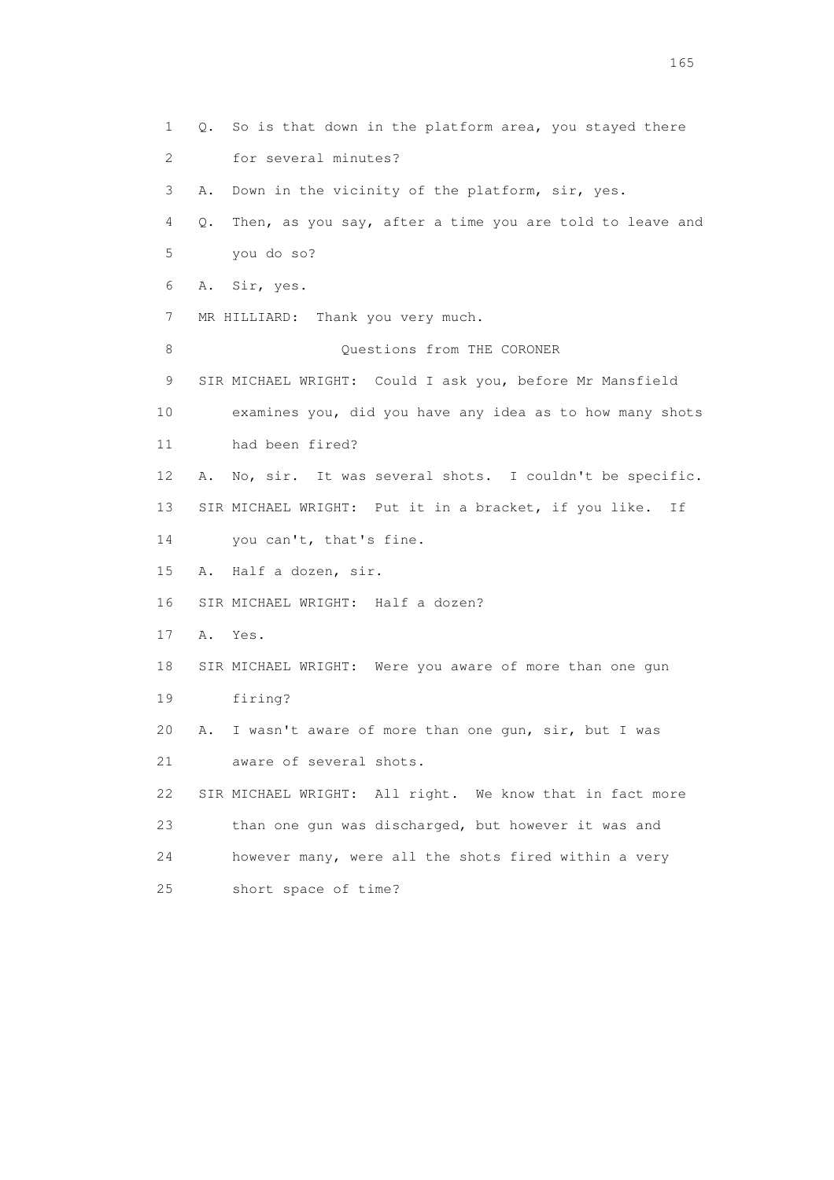1 Q. So is that down in the platform area, you stayed there

2 for several minutes?

3 A. Down in the vicinity of the platform, sir, yes.

4 Q. Then, as you say, after a time you are told to leave and

5 you do so?

6 A. Sir, yes.

7 MR HILLIARD: Thank you very much.

8 Questions from THE CORONER

9 SIR MICHAEL WRIGHT: Could I ask you, before Mr Mansfield

10 examines you, did you have any idea as to how many shots

11 had been fired?

12 A. No, sir. It was several shots. I couldn't be specific.

13 SIR MICHAEL WRIGHT: Put it in a bracket, if you like. If

14 you can't, that's fine.

15 A. Half a dozen, sir.

16 SIR MICHAEL WRIGHT: Half a dozen?

17 A. Yes.

18 SIR MICHAEL WRIGHT: Were you aware of more than one gun

19 firing?

20 A. I wasn't aware of more than one gun, sir, but I was

21 aware of several shots.

22 SIR MICHAEL WRIGHT: All right. We know that in fact more

23 than one gun was discharged, but however it was and

24 however many, were all the shots fired within a very

25 short space of time?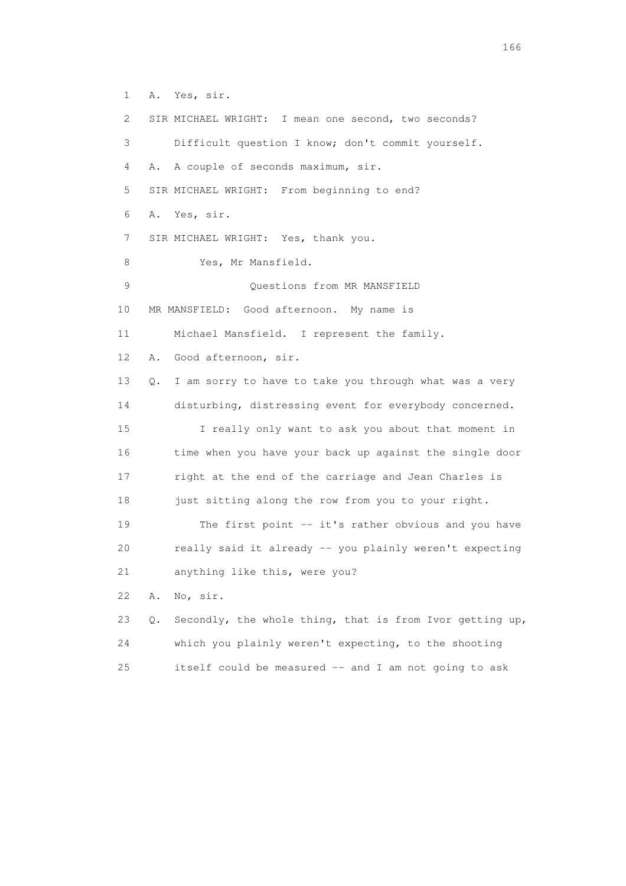1 A. Yes, sir.

2 SIR MICHAEL WRIGHT: I mean one second, two seconds?

3 Difficult question I know; don't commit yourself.

4 A. A couple of seconds maximum, sir.

5 SIR MICHAEL WRIGHT: From beginning to end?

6 A. Yes, sir.

7 SIR MICHAEL WRIGHT: Yes, thank you.

8 Yes, Mr Mansfield.

9 Questions from MR MANSFIELD

10 MR MANSFIELD: Good afternoon. My name is

11 Michael Mansfield. I represent the family.

12 A. Good afternoon, sir.

13 Q. I am sorry to have to take you through what was a very

14 disturbing, distressing event for everybody concerned.

15 I really only want to ask you about that moment in

16 time when you have your back up against the single door

17 right at the end of the carriage and Jean Charles is

18 just sitting along the row from you to your right.

19 The first point -- it's rather obvious and you have

20 really said it already -- you plainly weren't expecting

21 anything like this, were you?

22 A. No, sir.

23 Q. Secondly, the whole thing, that is from Ivor getting up,

24 which you plainly weren't expecting, to the shooting

25 itself could be measured -- and I am not going to ask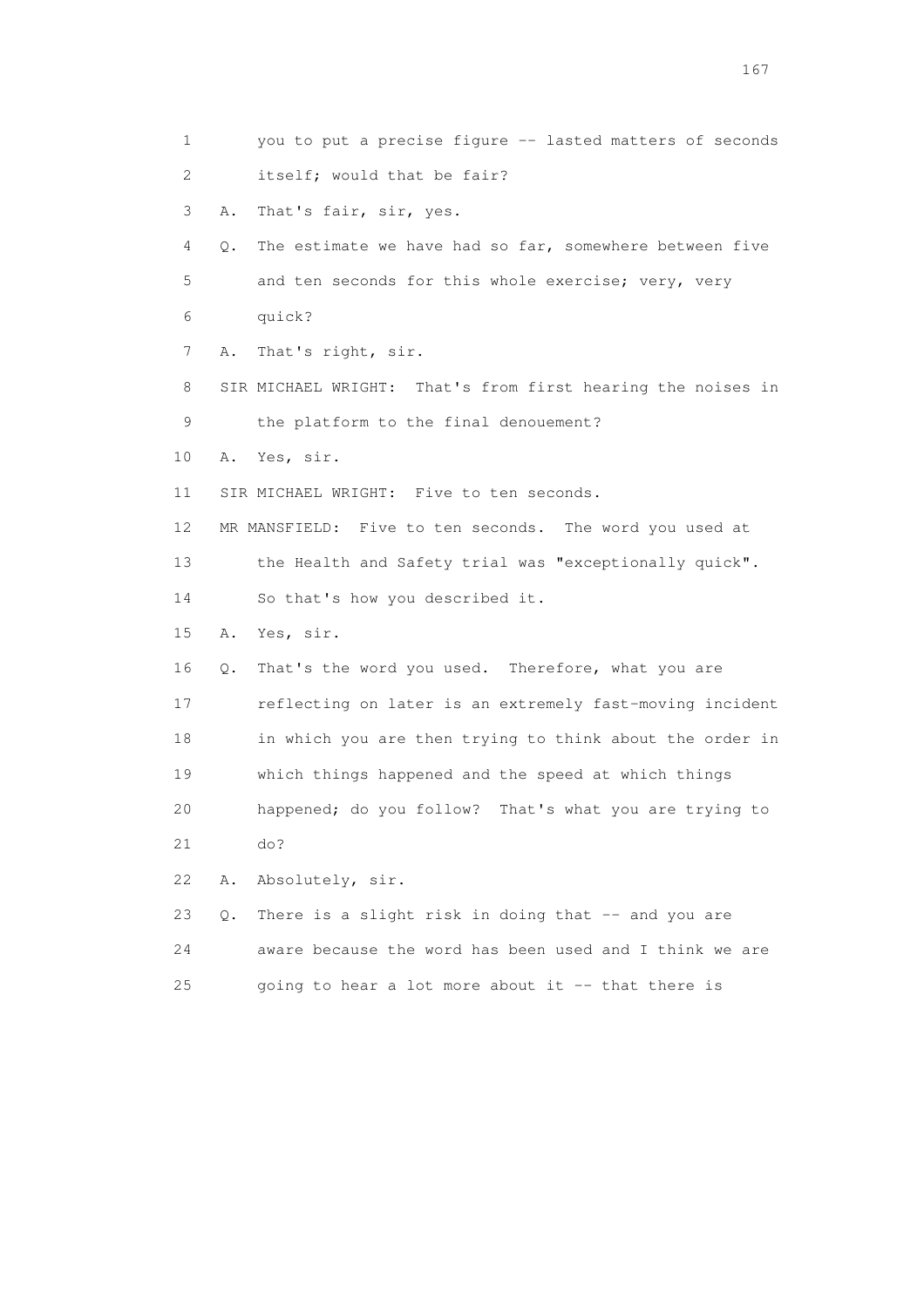1 you to put a precise figure -- lasted matters of seconds
2 itself; would that be fair?
3 A. That's fair, sir, yes.
4 Q. The estimate we have had so far, somewhere between five
5 and ten seconds for this whole exercise; very, very
6 quick?
7 A. That's right, sir.
8 SIR MICHAEL WRIGHT: That's from first hearing the noises in
9 the platform to the final denouement?
10 A. Yes, sir.
11 SIR MICHAEL WRIGHT: Five to ten seconds.
12 MR MANSFIELD: Five to ten seconds. The word you used at
13 the Health and Safety trial was "exceptionally quick".
14 So that's how you described it.
15 A. Yes, sir.
16 Q. That's the word you used. Therefore, what you are
17 reflecting on later is an extremely fast-moving incident
18 in which you are then trying to think about the order in
19 which things happened and the speed at which things
20 happened; do you follow? That's what you are trying to
21 do?
22 A. Absolutely, sir.
23 Q. There is a slight risk in doing that -- and you are
24 aware because the word has been used and I think we are
25 going to hear a lot more about it -- that there is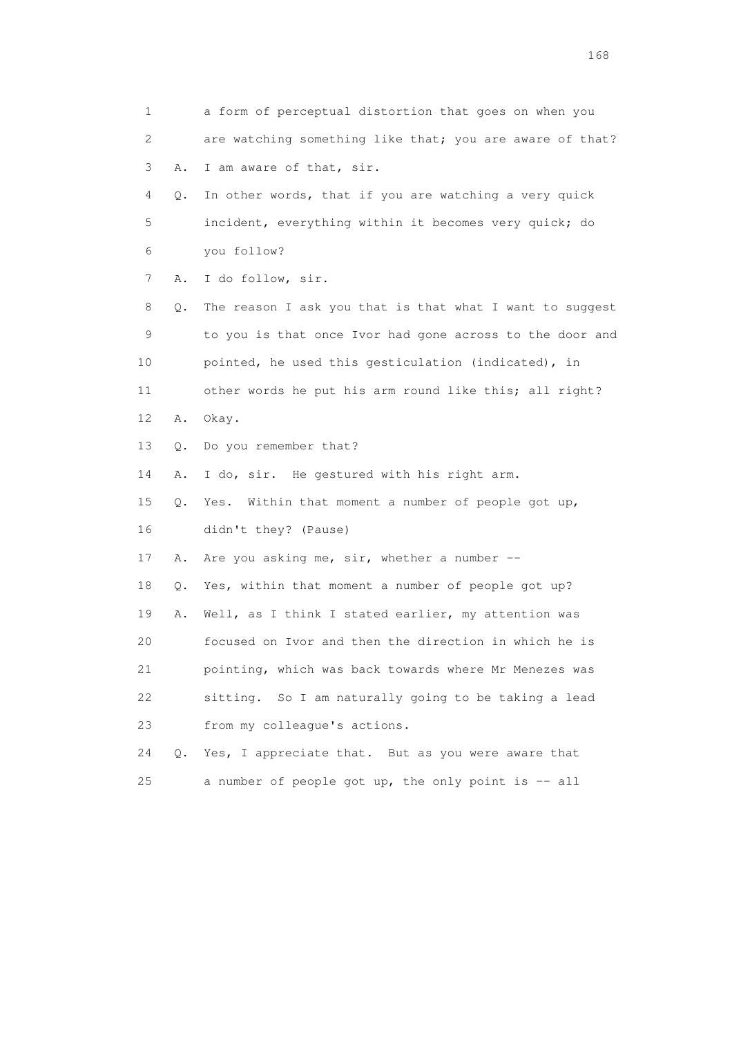1 a form of perceptual distortion that goes on when you
2 are watching something like that; you are aware of that?
3 A. I am aware of that, sir.
4 Q. In other words, that if you are watching a very quick
5 incident, everything within it becomes very quick; do
6 you follow?
7 A. I do follow, sir.
8 Q. The reason I ask you that is that what I want to suggest
9 to you is that once Ivor had gone across to the door and
10 pointed, he used this gesticulation (indicated), in
11 other words he put his arm round like this; all right?
12 A. Okay.
13 Q. Do you remember that?
14 A. I do, sir. He gestured with his right arm.
15 Q. Yes. Within that moment a number of people got up,
16 didn't they? (Pause)
17 A. Are you asking me, sir, whether a number --
18 Q. Yes, within that moment a number of people got up?
19 A. Well, as I think I stated earlier, my attention was
20 focused on Ivor and then the direction in which he is
21 pointing, which was back towards where Mr Menezes was
22 sitting. So I am naturally going to be taking a lead
23 from my colleague's actions.
24 Q. Yes, I appreciate that. But as you were aware that
25 a number of people got up, the only point is -- all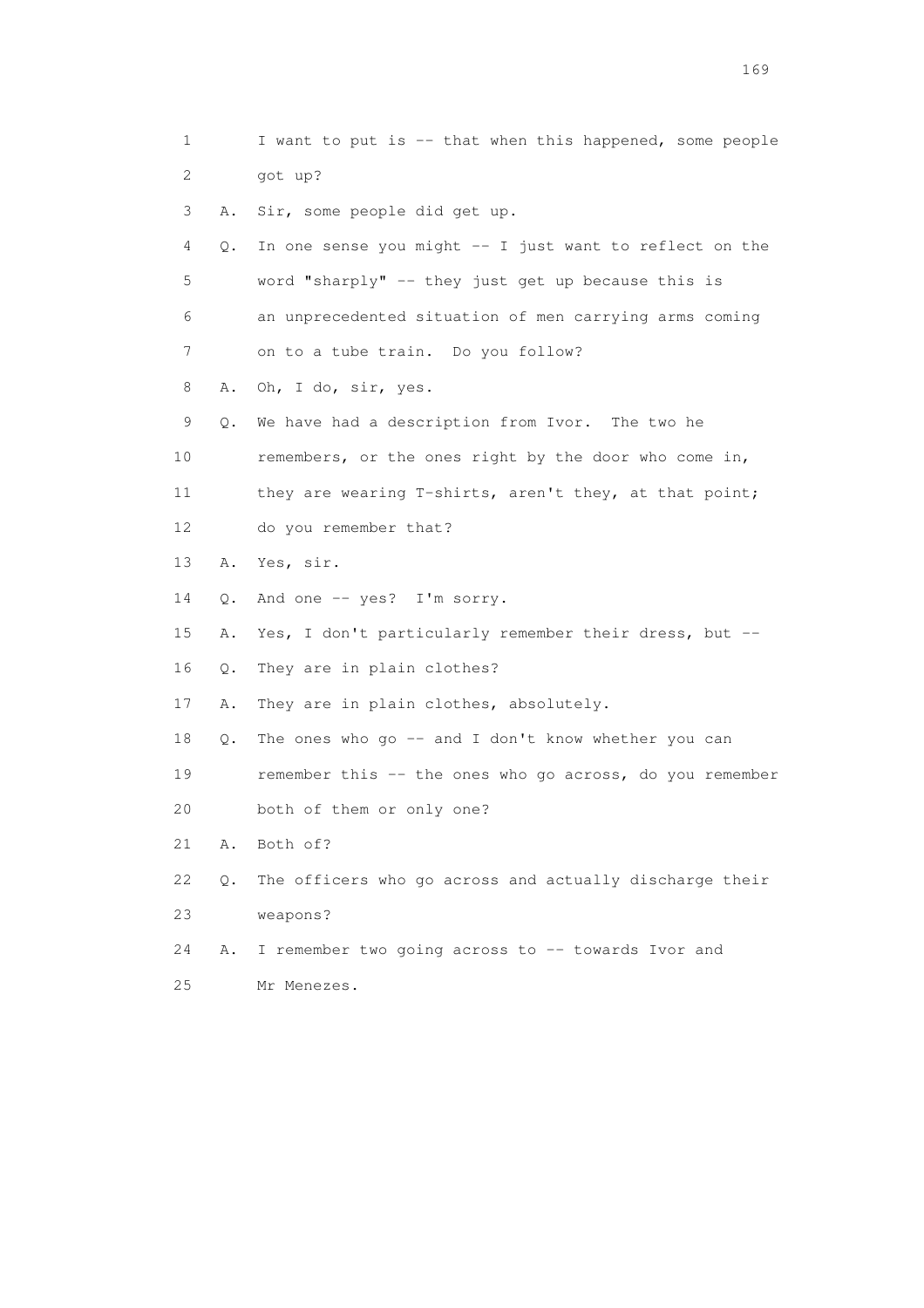1 I want to put is -- that when this happened, some people
2 got up?

3 A. Sir, some people did get up.

4 Q. In one sense you might -- I just want to reflect on the
5 word "sharply" -- they just get up because this is
6 an unprecedented situation of men carrying arms coming
7 on to a tube train. Do you follow?

8 A. Oh, I do, sir, yes.

9 Q. We have had a description from Ivor. The two he
10 remembers, or the ones right by the door who come in,
11 they are wearing T-shirts, aren't they, at that point;
12 do you remember that?

13 A. Yes, sir.

14 Q. And one -- yes? I'm sorry.

15 A. Yes, I don't particularly remember their dress, but --

16 Q. They are in plain clothes?

17 A. They are in plain clothes, absolutely.

18 Q. The ones who go -- and I don't know whether you can
19 remember this -- the ones who go across, do you remember
20 both of them or only one?

21 A. Both of?

22 Q. The officers who go across and actually discharge their
23 weapons?

24 A. I remember two going across to -- towards Ivor and
25 Mr Menezes.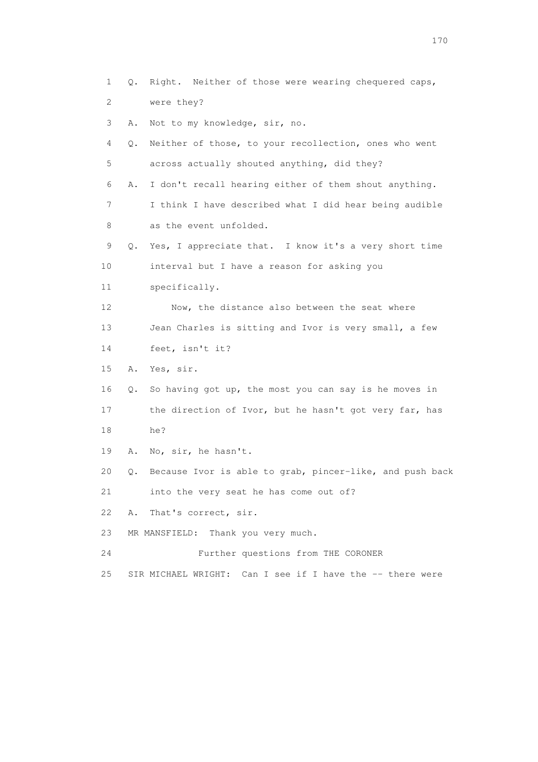1 Q. Right. Neither of those were wearing chequered caps,
2 were they?
3 A. Not to my knowledge, sir, no.
4 Q. Neither of those, to your recollection, ones who went
5 across actually shouted anything, did they?
6 A. I don't recall hearing either of them shout anything.
7 I think I have described what I did hear being audible
8 as the event unfolded.
9 Q. Yes, I appreciate that. I know it's a very short time
10 interval but I have a reason for asking you
11 specifically.
12 Now, the distance also between the seat where
13 Jean Charles is sitting and Ivor is very small, a few
14 feet, isn't it?
15 A. Yes, sir.
16 Q. So having got up, the most you can say is he moves in
17 the direction of Ivor, but he hasn't got very far, has
18 he?
19 A. No, sir, he hasn't.
20 Q. Because Ivor is able to grab, pincer-like, and push back
21 into the very seat he has come out of?
22 A. That's correct, sir.
23 MR MANSFIELD: Thank you very much.
24 Further questions from THE CORONER
25 SIR MICHAEL WRIGHT: Can I see if I have the -- there were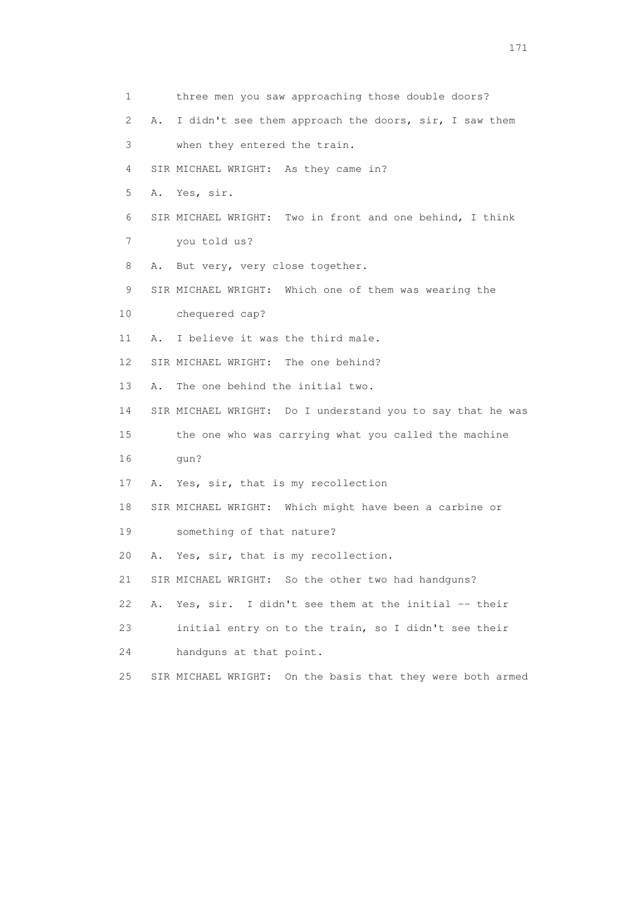1 three men you saw approaching those double doors?

2 A. I didn't see them approach the doors, sir, I saw them

3 when they entered the train.

4 SIR MICHAEL WRIGHT: As they came in?

5 A. Yes, sir.

6 SIR MICHAEL WRIGHT: Two in front and one behind, I think

7 you told us?

8 A. But very, very close together.

9 SIR MICHAEL WRIGHT: Which one of them was wearing the

10 chequered cap?

11 A. I believe it was the third male.

12 SIR MICHAEL WRIGHT: The one behind?

13 A. The one behind the initial two.

14 SIR MICHAEL WRIGHT: Do I understand you to say that he was

15 the one who was carrying what you called the machine

16 gun?

17 A. Yes, sir, that is my recollection

18 SIR MICHAEL WRIGHT: Which might have been a carbine or

19 something of that nature?

20 A. Yes, sir, that is my recollection.

21 SIR MICHAEL WRIGHT: So the other two had handguns?

22 A. Yes, sir. I didn't see them at the initial -- their

23 initial entry on to the train, so I didn't see their

24 handguns at that point.

25 SIR MICHAEL WRIGHT: On the basis that they were both armed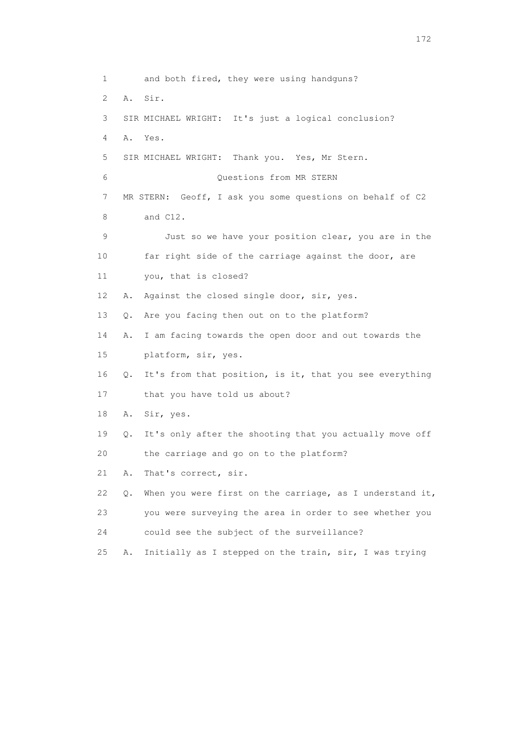1 and both fired, they were using handguns?

2 A. Sir.

3 SIR MICHAEL WRIGHT: It's just a logical conclusion?

4 A. Yes.

5 SIR MICHAEL WRIGHT: Thank you. Yes, Mr Stern.

6 Questions from MR STERN

7 MR STERN: Geoff, I ask you some questions on behalf of C2

8 and C12.

9 Just so we have your position clear, you are in the

10 far right side of the carriage against the door, are

11 you, that is closed?

12 A. Against the closed single door, sir, yes.

13 Q. Are you facing then out on to the platform?

14 A. I am facing towards the open door and out towards the

15 platform, sir, yes.

16 Q. It's from that position, is it, that you see everything

17 that you have told us about?

18 A. Sir, yes.

19 Q. It's only after the shooting that you actually move off

20 the carriage and go on to the platform?

21 A. That's correct, sir.

22 Q. When you were first on the carriage, as I understand it,

23 you were surveying the area in order to see whether you

24 could see the subject of the surveillance?

25 A. Initially as I stepped on the train, sir, I was trying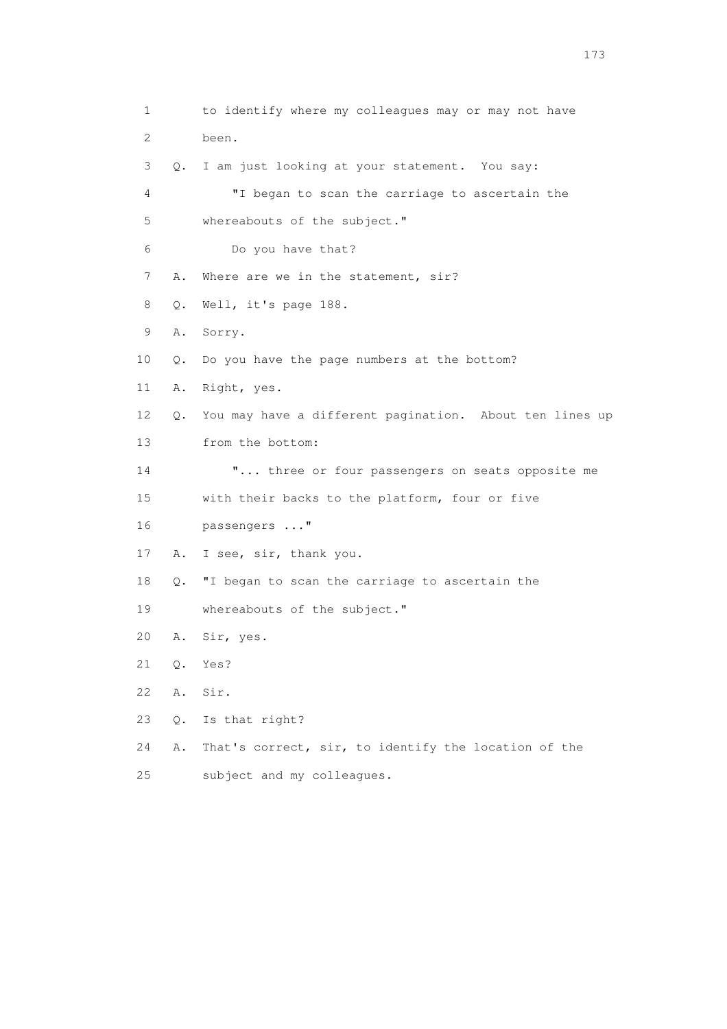1 to identify where my colleagues may or may not have
2 been.
3 Q. I am just looking at your statement. You say:
4 "I began to scan the carriage to ascertain the
5 whereabouts of the subject."
6 Do you have that?
7 A. Where are we in the statement, sir?
8 Q. Well, it's page 188.
9 A. Sorry.
10 Q. Do you have the page numbers at the bottom?
11 A. Right, yes.
12 Q. You may have a different pagination. About ten lines up
13 from the bottom:
14 "... three or four passengers on seats opposite me
15 with their backs to the platform, four or five
16 passengers ..."
17 A. I see, sir, thank you.
18 Q. "I began to scan the carriage to ascertain the
19 whereabouts of the subject."
20 A. Sir, yes.
21 Q. Yes?
22 A. Sir.
23 Q. Is that right?
24 A. That's correct, sir, to identify the location of the
25 subject and my colleagues.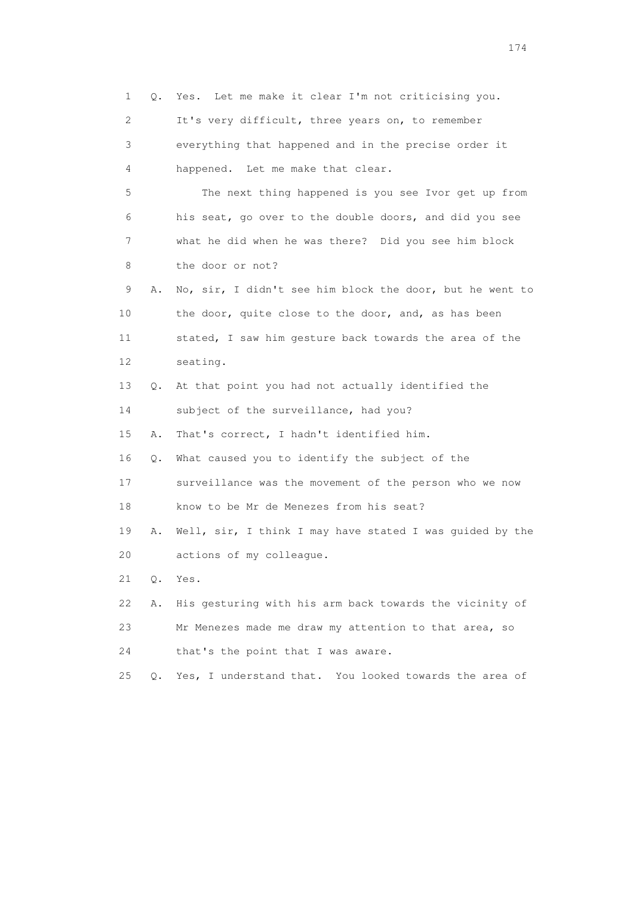1 Q. Yes. Let me make it clear I'm not criticising you.

2 It's very difficult, three years on, to remember

3 everything that happened and in the precise order it

4 happened. Let me make that clear.

5 The next thing happened is you see Ivor get up from

6 his seat, go over to the double doors, and did you see

7 what he did when he was there? Did you see him block

8 the door or not?

9 A. No, sir, I didn't see him block the door, but he went to

10 the door, quite close to the door, and, as has been

11 stated, I saw him gesture back towards the area of the

12 seating.

13 Q. At that point you had not actually identified the

14 subject of the surveillance, had you?

15 A. That's correct, I hadn't identified him.

16 Q. What caused you to identify the subject of the

17 surveillance was the movement of the person who we now

18 know to be Mr de Menezes from his seat?

19 A. Well, sir, I think I may have stated I was guided by the

20 actions of my colleague.

21 Q. Yes.

22 A. His gesturing with his arm back towards the vicinity of

23 Mr Menezes made me draw my attention to that area, so

24 that's the point that I was aware.

25 Q. Yes, I understand that. You looked towards the area of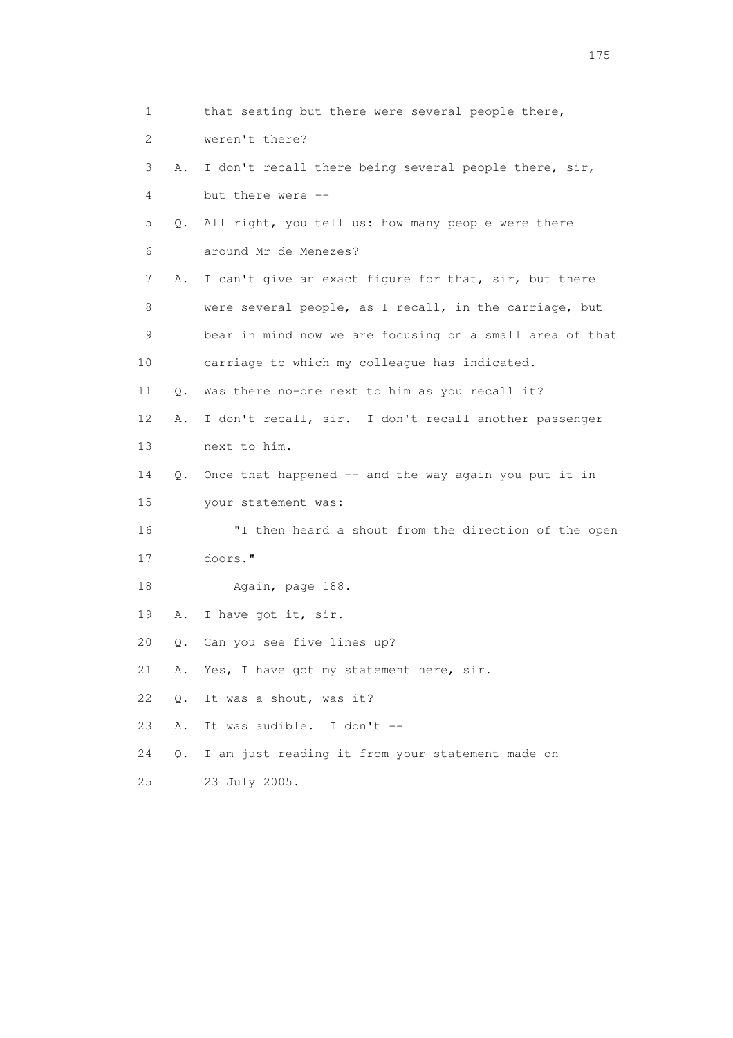1 that seating but there were several people there,

2 weren't there?

3 A. I don't recall there being several people there, sir,

4 but there were --

5 Q. All right, you tell us: how many people were there

6 around Mr de Menezes?

7 A. I can't give an exact figure for that, sir, but there

8 were several people, as I recall, in the carriage, but

9 bear in mind now we are focusing on a small area of that

10 carriage to which my colleague has indicated.

11 Q. Was there no-one next to him as you recall it?

12 A. I don't recall, sir. I don't recall another passenger

13 next to him.

14 Q. Once that happened -- and the way again you put it in

15 your statement was:

16 "I then heard a shout from the direction of the open

17 doors."

18 Again, page 188.

19 A. I have got it, sir.

20 Q. Can you see five lines up?

21 A. Yes, I have got my statement here, sir.

22 Q. It was a shout, was it?

23 A. It was audible. I don't --

24 Q. I am just reading it from your statement made on

25 23 July 2005.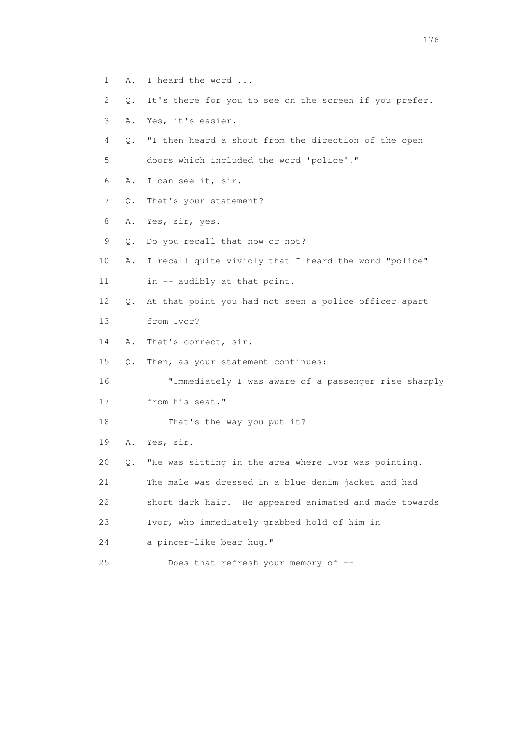1 A. I heard the word ...

2 Q. It's there for you to see on the screen if you prefer.

3 A. Yes, it's easier.

4 Q. "I then heard a shout from the direction of the open

5 doors which included the word 'police'."

6 A. I can see it, sir.

7 Q. That's your statement?

8 A. Yes, sir, yes.

9 Q. Do you recall that now or not?

10 A. I recall quite vividly that I heard the word "police"

11 in -- audibly at that point.

12 Q. At that point you had not seen a police officer apart

13 from Ivor?

14 A. That's correct, sir.

15 Q. Then, as your statement continues:

16 "Immediately I was aware of a passenger rise sharply

17 from his seat."

18 That's the way you put it?

19 A. Yes, sir.

20 Q. "He was sitting in the area where Ivor was pointing.

21 The male was dressed in a blue denim jacket and had

22 short dark hair. He appeared animated and made towards

23 Ivor, who immediately grabbed hold of him in

24 a pincer-like bear hug."

25 Does that refresh your memory of --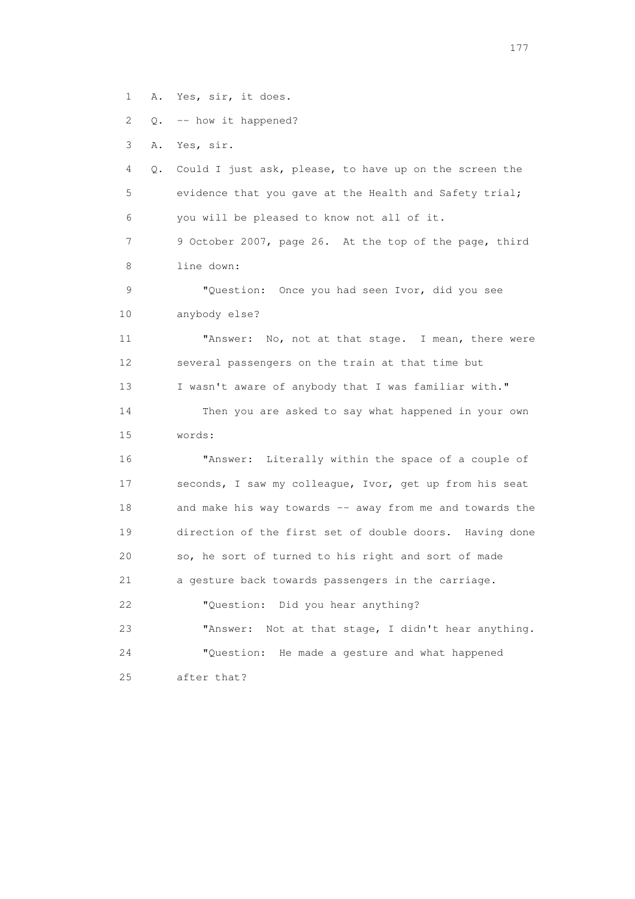1 A. Yes, sir, it does.

2 Q. -- how it happened?

3 A. Yes, sir.

4 Q. Could I just ask, please, to have up on the screen the

5 evidence that you gave at the Health and Safety trial;

6 you will be pleased to know not all of it.

7 9 October 2007, page 26. At the top of the page, third

8 line down:

9 "Question: Once you had seen Ivor, did you see

10 anybody else?

11 "Answer: No, not at that stage. I mean, there were

12 several passengers on the train at that time but

13 I wasn't aware of anybody that I was familiar with."

14 Then you are asked to say what happened in your own

15 words:

16 "Answer: Literally within the space of a couple of

17 seconds, I saw my colleague, Ivor, get up from his seat

18 and make his way towards -- away from me and towards the

19 direction of the first set of double doors. Having done

20 so, he sort of turned to his right and sort of made

21 a gesture back towards passengers in the carriage.

22 "Question: Did you hear anything?

23 "Answer: Not at that stage, I didn't hear anything.

24 "Question: He made a gesture and what happened

25 after that?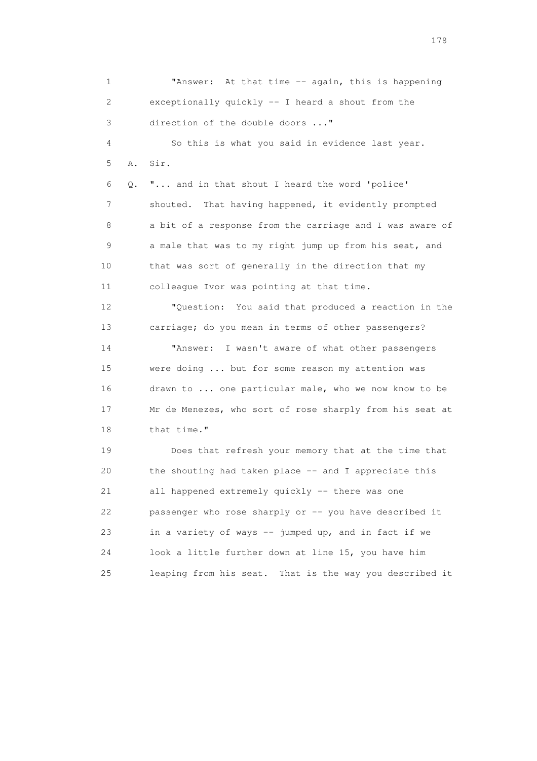1 "Answer: At that time -- again, this is happening
2 exceptionally quickly -- I heard a shout from the
3 direction of the double doors ..."

4 So this is what you said in evidence last year.

5 A. Sir.

6 Q. "... and in that shout I heard the word 'police'
7 shouted. That having happened, it evidently prompted
8 a bit of a response from the carriage and I was aware of
9 a male that was to my right jump up from his seat, and
10 that was sort of generally in the direction that my
11 colleague Ivor was pointing at that time.

12 "Question: You said that produced a reaction in the
13 carriage; do you mean in terms of other passengers?

14 "Answer: I wasn't aware of what other passengers
15 were doing ... but for some reason my attention was
16 drawn to ... one particular male, who we now know to be
17 Mr de Menezes, who sort of rose sharply from his seat at
18 that time."

19 Does that refresh your memory that at the time that
20 the shouting had taken place -- and I appreciate this
21 all happened extremely quickly -- there was one
22 passenger who rose sharply or -- you have described it
23 in a variety of ways -- jumped up, and in fact if we
24 look a little further down at line 15, you have him
25 leaping from his seat. That is the way you described it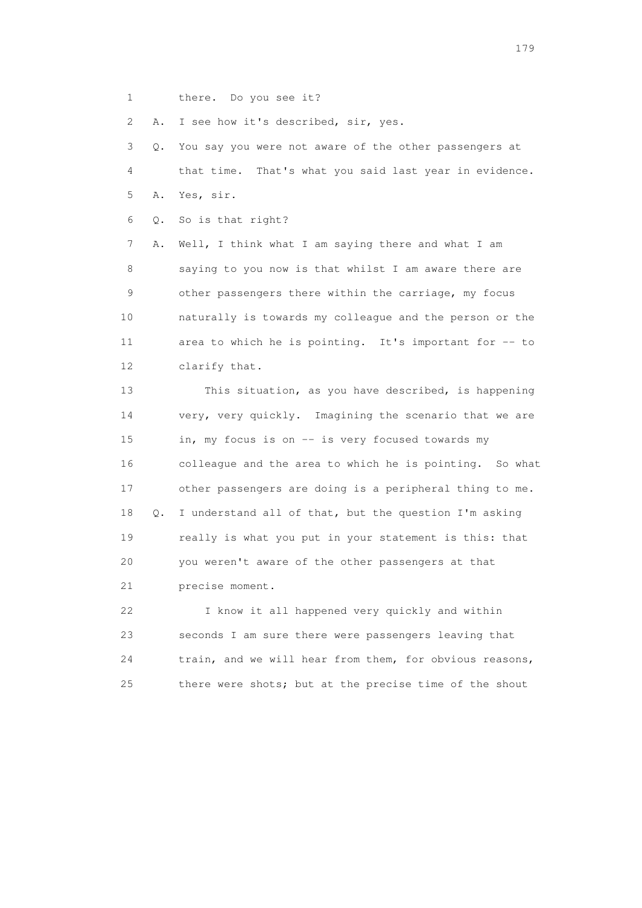1 there. Do you see it?

2 A. I see how it's described, sir, yes.

3 Q. You say you were not aware of the other passengers at

4 that time. That's what you said last year in evidence.

5 A. Yes, sir.

6 Q. So is that right?

7 A. Well, I think what I am saying there and what I am

8 saying to you now is that whilst I am aware there are

9 other passengers there within the carriage, my focus

10 naturally is towards my colleague and the person or the

11 area to which he is pointing. It's important for -- to

12 clarify that.

13 This situation, as you have described, is happening

14 very, very quickly. Imagining the scenario that we are

15 in, my focus is on -- is very focused towards my

16 colleague and the area to which he is pointing. So what

17 other passengers are doing is a peripheral thing to me.

18 Q. I understand all of that, but the question I'm asking

19 really is what you put in your statement is this: that

20 you weren't aware of the other passengers at that

21 precise moment.

22 I know it all happened very quickly and within

23 seconds I am sure there were passengers leaving that

24 train, and we will hear from them, for obvious reasons,

25 there were shots; but at the precise time of the shout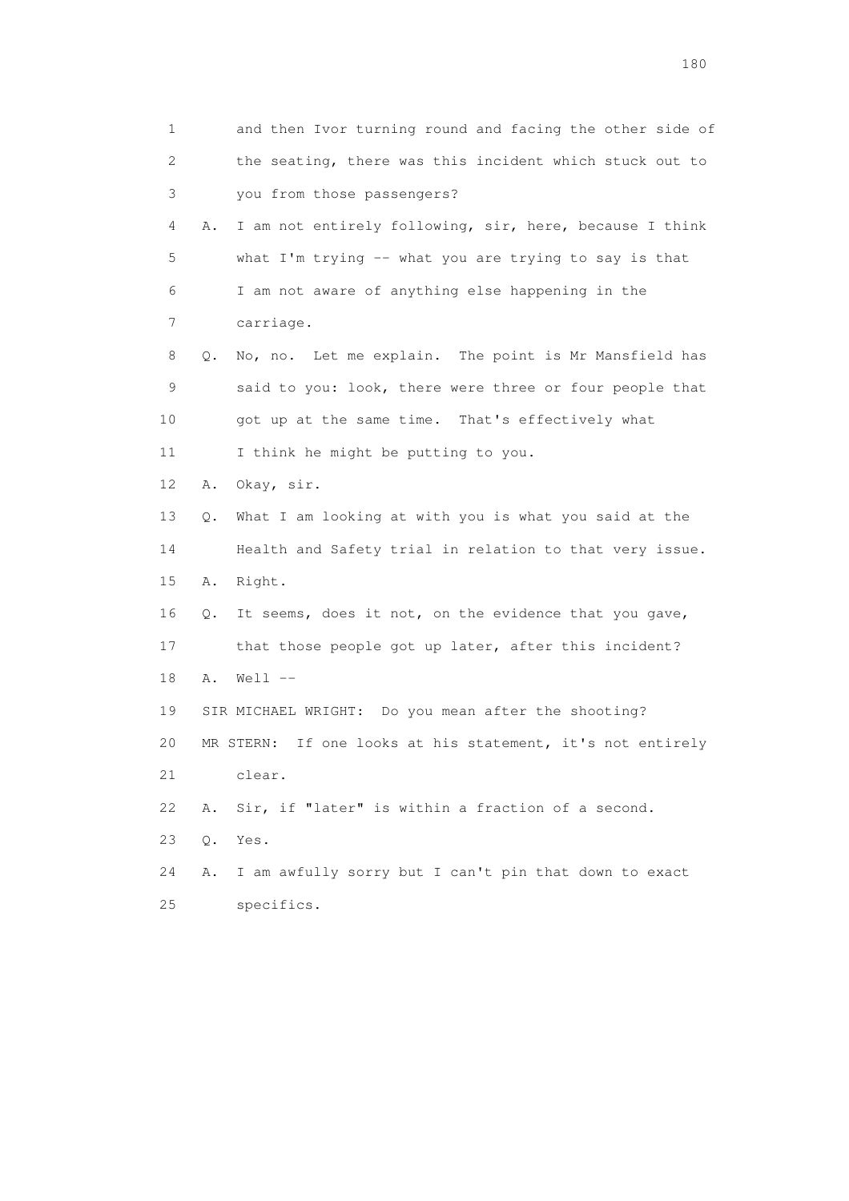1 and then Ivor turning round and facing the other side of
2 the seating, there was this incident which stuck out to
3 you from those passengers?

4 A. I am not entirely following, sir, here, because I think
5 what I'm trying -- what you are trying to say is that
6 I am not aware of anything else happening in the
7 carriage.

8 Q. No, no. Let me explain. The point is Mr Mansfield has
9 said to you: look, there were three or four people that
10 got up at the same time. That's effectively what
11 I think he might be putting to you.

12 A. Okay, sir.

13 Q. What I am looking at with you is what you said at the
14 Health and Safety trial in relation to that very issue.

15 A. Right.

16 Q. It seems, does it not, on the evidence that you gave,
17 that those people got up later, after this incident?

18 A. Well --

19 SIR MICHAEL WRIGHT: Do you mean after the shooting?

20 MR STERN: If one looks at his statement, it's not entirely
21 clear.

22 A. Sir, if "later" is within a fraction of a second.

23 Q. Yes.

24 A. I am awfully sorry but I can't pin that down to exact
25 specifics.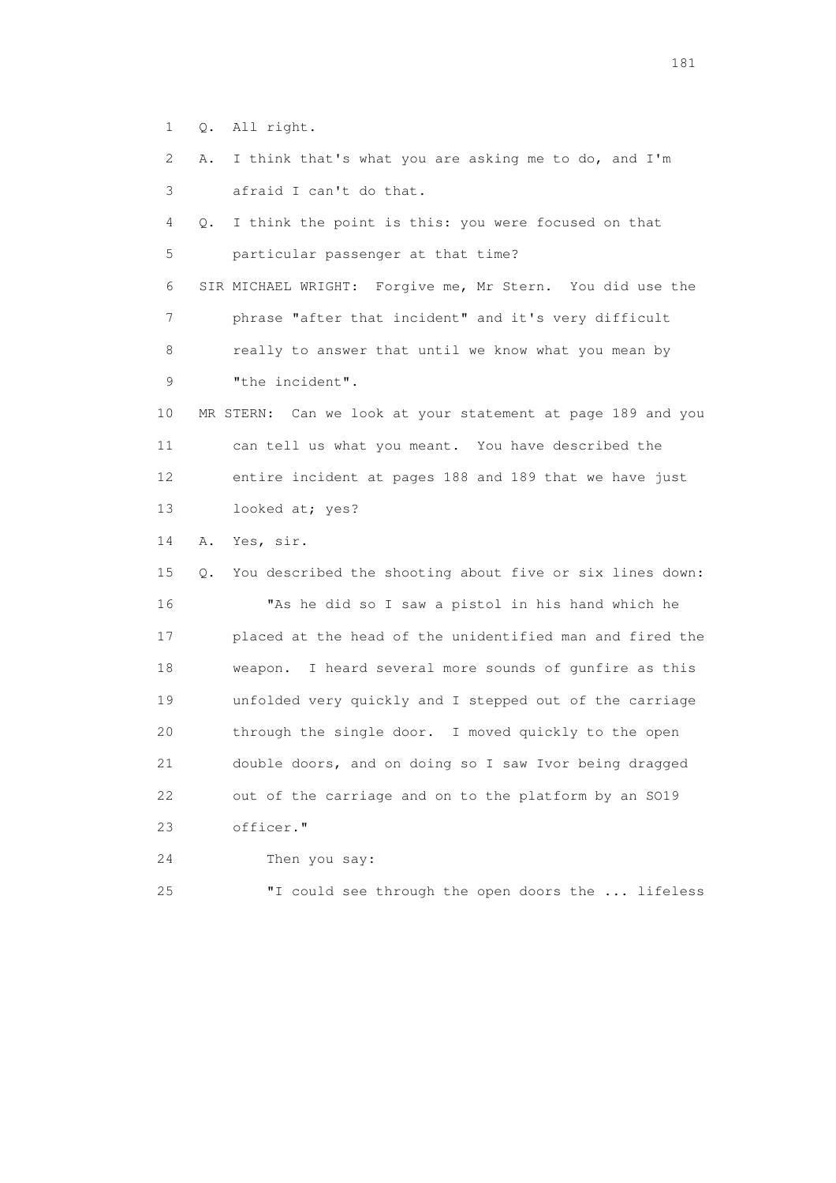1 Q. All right.

2 A. I think that's what you are asking me to do, and I'm

3 afraid I can't do that.

4 Q. I think the point is this: you were focused on that

5 particular passenger at that time?

6 SIR MICHAEL WRIGHT: Forgive me, Mr Stern. You did use the

7 phrase "after that incident" and it's very difficult

8 really to answer that until we know what you mean by

9 "the incident".

10 MR STERN: Can we look at your statement at page 189 and you

11 can tell us what you meant. You have described the

12 entire incident at pages 188 and 189 that we have just

13 looked at; yes?

14 A. Yes, sir.

15 Q. You described the shooting about five or six lines down:

16 "As he did so I saw a pistol in his hand which he

17 placed at the head of the unidentified man and fired the

18 weapon. I heard several more sounds of gunfire as this

19 unfolded very quickly and I stepped out of the carriage

20 through the single door. I moved quickly to the open

21 double doors, and on doing so I saw Ivor being dragged

22 out of the carriage and on to the platform by an SO19

23 officer."

24 Then you say:

25 "I could see through the open doors the ... lifeless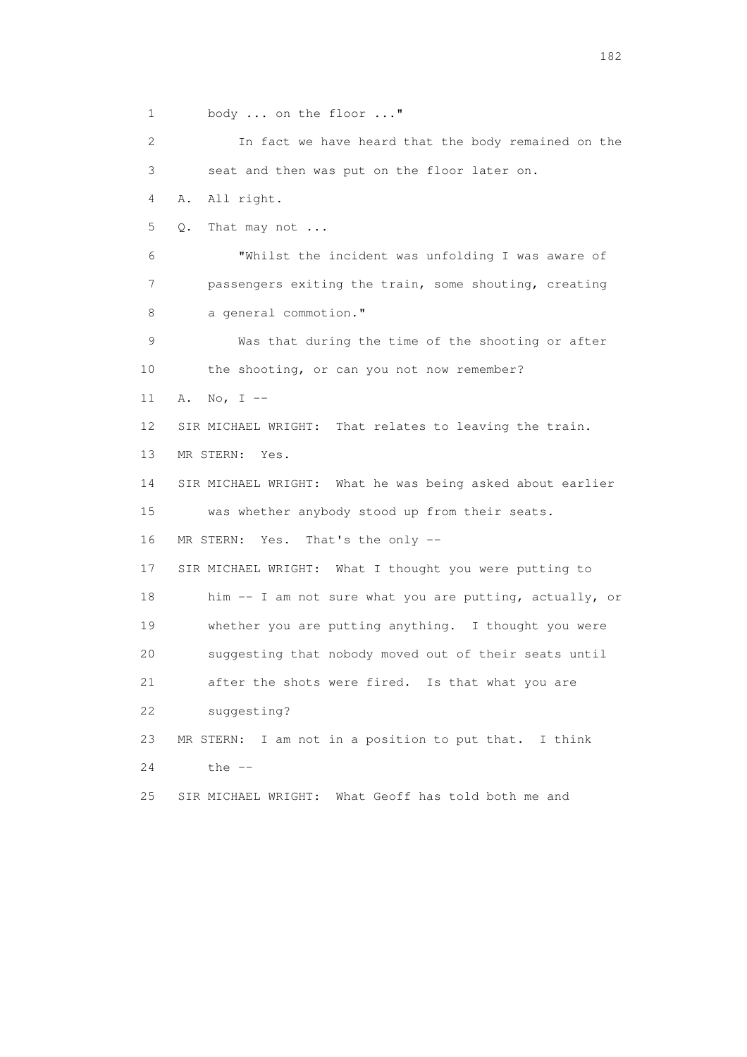1 body ... on the floor ..."

2 In fact we have heard that the body remained on the

3 seat and then was put on the floor later on.

4 A. All right.

5 Q. That may not ...

6 "Whilst the incident was unfolding I was aware of

7 passengers exiting the train, some shouting, creating

8 a general commotion."

9 Was that during the time of the shooting or after

10 the shooting, or can you not now remember?

11 A. No, I --

12 SIR MICHAEL WRIGHT: That relates to leaving the train.

13 MR STERN: Yes.

14 SIR MICHAEL WRIGHT: What he was being asked about earlier

15 was whether anybody stood up from their seats.

16 MR STERN: Yes. That's the only --

17 SIR MICHAEL WRIGHT: What I thought you were putting to

18 him -- I am not sure what you are putting, actually, or

19 whether you are putting anything. I thought you were

20 suggesting that nobody moved out of their seats until

21 after the shots were fired. Is that what you are

22 suggesting?

23 MR STERN: I am not in a position to put that. I think

24 the --

25 SIR MICHAEL WRIGHT: What Geoff has told both me and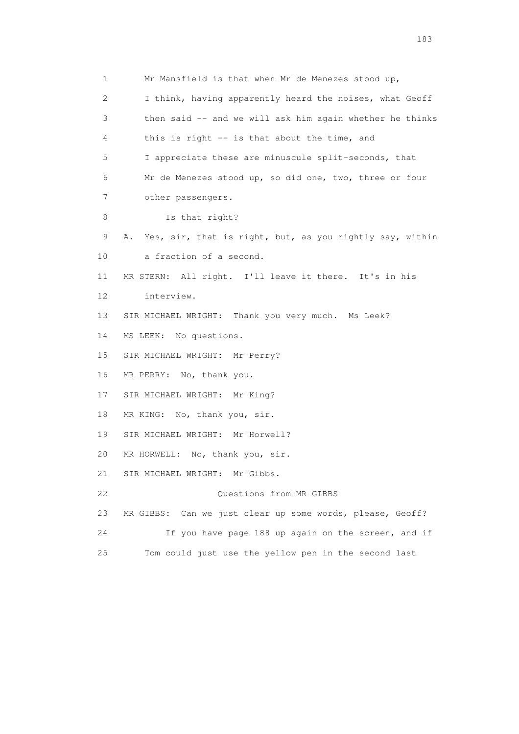1 Mr Mansfield is that when Mr de Menezes stood up,

2 I think, having apparently heard the noises, what Geoff

3 then said -- and we will ask him again whether he thinks

4 this is right -- is that about the time, and

5 I appreciate these are minuscule split-seconds, that

6 Mr de Menezes stood up, so did one, two, three or four

7 other passengers.

8 Is that right?

9 A. Yes, sir, that is right, but, as you rightly say, within

10 a fraction of a second.

11 MR STERN: All right. I'll leave it there. It's in his

12 interview.

13 SIR MICHAEL WRIGHT: Thank you very much. Ms Leek?

14 MS LEEK: No questions.

15 SIR MICHAEL WRIGHT: Mr Perry?

16 MR PERRY: No, thank you.

17 SIR MICHAEL WRIGHT: Mr King?

18 MR KING: No, thank you, sir.

19 SIR MICHAEL WRIGHT: Mr Horwell?

20 MR HORWELL: No, thank you, sir.

21 SIR MICHAEL WRIGHT: Mr Gibbs.

22 Questions from MR GIBBS

23 MR GIBBS: Can we just clear up some words, please, Geoff?

24 If you have page 188 up again on the screen, and if

25 Tom could just use the yellow pen in the second last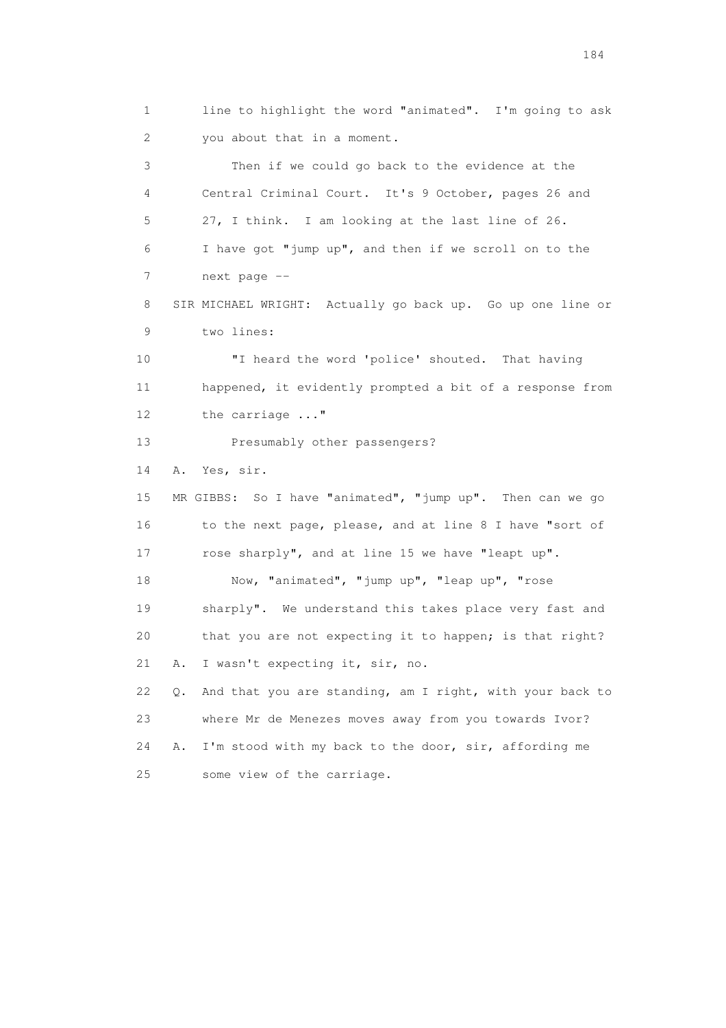1 line to highlight the word "animated". I'm going to ask
2 you about that in a moment.

3 Then if we could go back to the evidence at the
4 Central Criminal Court. It's 9 October, pages 26 and
5 27, I think. I am looking at the last line of 26.
6 I have got "jump up", and then if we scroll on to the
7 next page --

8 SIR MICHAEL WRIGHT: Actually go back up. Go up one line or
9 two lines:

10 "I heard the word 'police' shouted. That having
11 happened, it evidently prompted a bit of a response from
12 the carriage ..."

13 Presumably other passengers?

14 A. Yes, sir.

15 MR GIBBS: So I have "animated", "jump up". Then can we go
16 to the next page, please, and at line 8 I have "sort of
17 rose sharply", and at line 15 we have "leapt up".

18 Now, "animated", "jump up", "leap up", "rose
19 sharply". We understand this takes place very fast and
20 that you are not expecting it to happen; is that right?

21 A. I wasn't expecting it, sir, no.

22 Q. And that you are standing, am I right, with your back to
23 where Mr de Menezes moves away from you towards Ivor?

24 A. I'm stood with my back to the door, sir, affording me
25 some view of the carriage.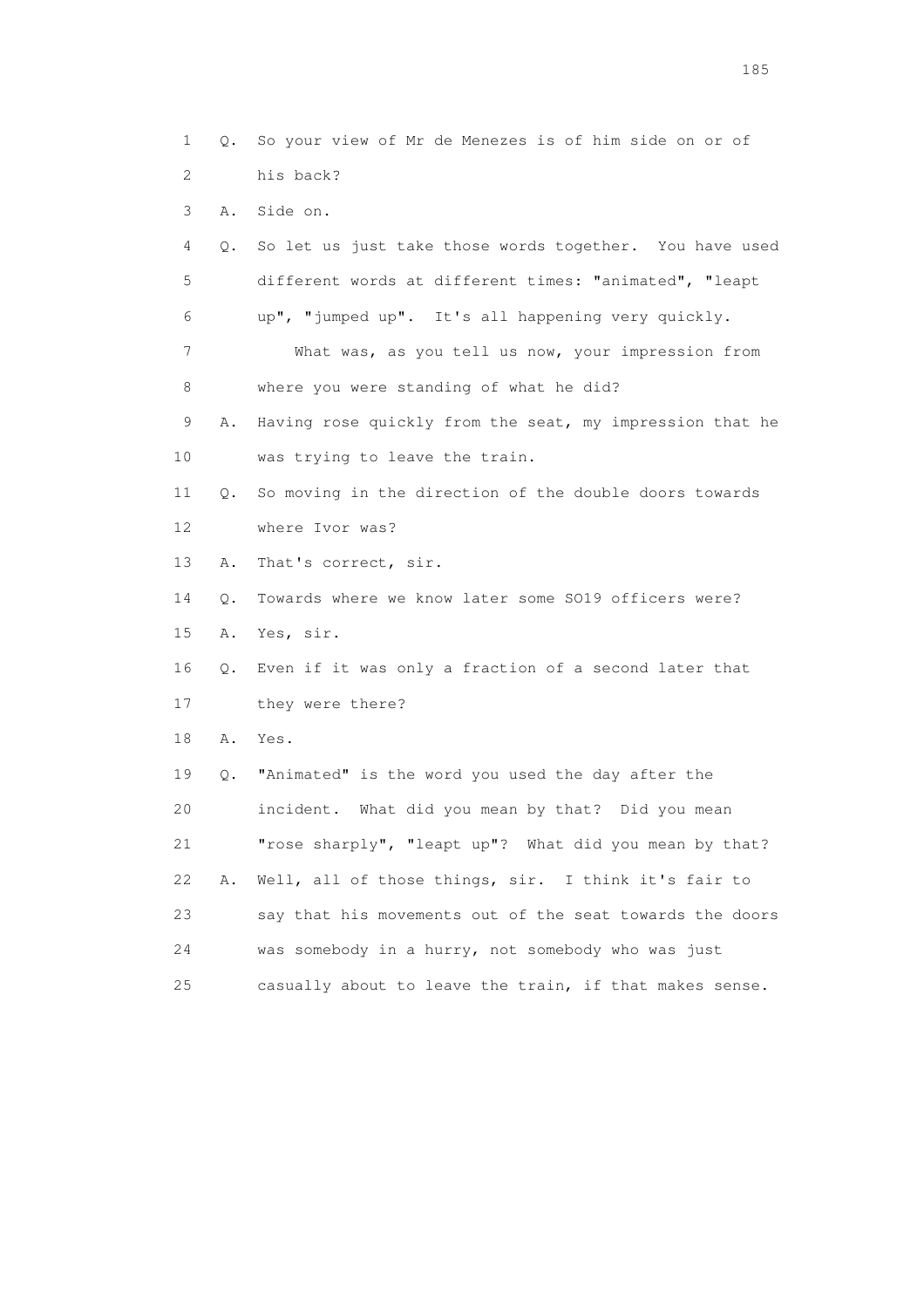1 Q. So your view of Mr de Menezes is of him side on or of
2 his back?
3 A. Side on.
4 Q. So let us just take those words together. You have used
5 different words at different times: "animated", "leapt
6 up", "jumped up". It's all happening very quickly.
7 What was, as you tell us now, your impression from
8 where you were standing of what he did?
9 A. Having rose quickly from the seat, my impression that he
10 was trying to leave the train.
11 Q. So moving in the direction of the double doors towards
12 where Ivor was?
13 A. That's correct, sir.
14 Q. Towards where we know later some SO19 officers were?
15 A. Yes, sir.
16 Q. Even if it was only a fraction of a second later that
17 they were there?
18 A. Yes.
19 Q. "Animated" is the word you used the day after the
20 incident. What did you mean by that? Did you mean
21 "rose sharply", "leapt up"? What did you mean by that?
22 A. Well, all of those things, sir. I think it's fair to
23 say that his movements out of the seat towards the doors
24 was somebody in a hurry, not somebody who was just
25 casually about to leave the train, if that makes sense.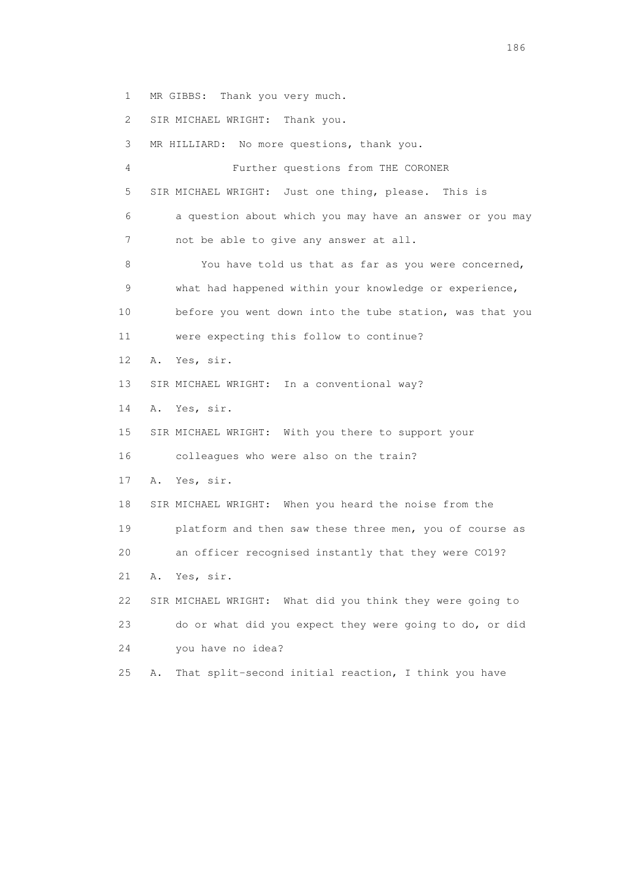1 MR GIBBS: Thank you very much.

2 SIR MICHAEL WRIGHT: Thank you.

3 MR HILLIARD: No more questions, thank you.

4 Further questions from THE CORONER

5 SIR MICHAEL WRIGHT: Just one thing, please. This is

6 a question about which you may have an answer or you may

7 not be able to give any answer at all.

8 You have told us that as far as you were concerned,

9 what had happened within your knowledge or experience,

10 before you went down into the tube station, was that you

11 were expecting this follow to continue?

12 A. Yes, sir.

13 SIR MICHAEL WRIGHT: In a conventional way?

14 A. Yes, sir.

15 SIR MICHAEL WRIGHT: With you there to support your

16 colleagues who were also on the train?

17 A. Yes, sir.

18 SIR MICHAEL WRIGHT: When you heard the noise from the

19 platform and then saw these three men, you of course as

20 an officer recognised instantly that they were CO19?

21 A. Yes, sir.

22 SIR MICHAEL WRIGHT: What did you think they were going to

23 do or what did you expect they were going to do, or did

24 you have no idea?

25 A. That split-second initial reaction, I think you have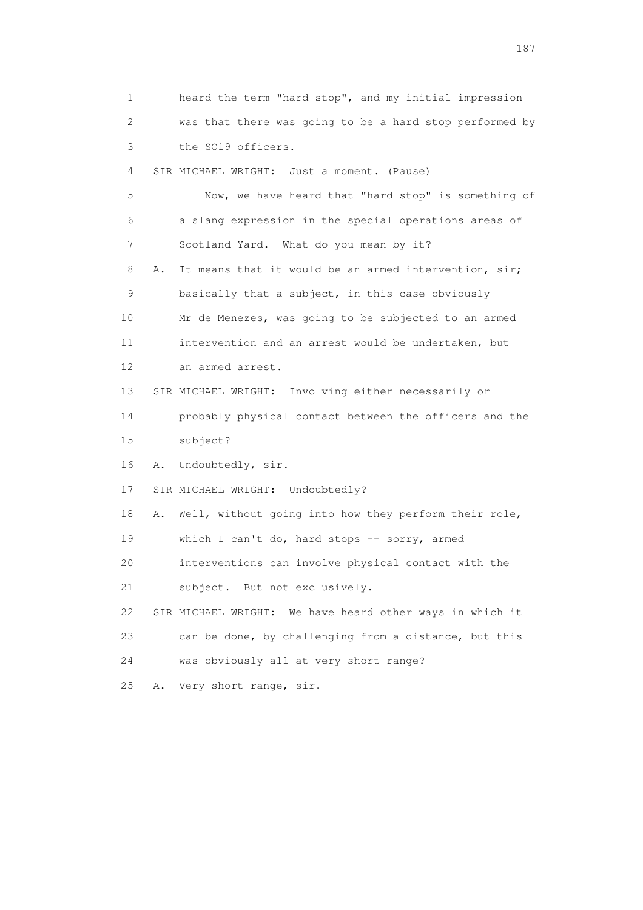1 heard the term "hard stop", and my initial impression
2 was that there was going to be a hard stop performed by
3 the SO19 officers.
4 SIR MICHAEL WRIGHT: Just a moment. (Pause)
5 Now, we have heard that "hard stop" is something of
6 a slang expression in the special operations areas of
7 Scotland Yard. What do you mean by it?
8 A. It means that it would be an armed intervention, sir;
9 basically that a subject, in this case obviously
10 Mr de Menezes, was going to be subjected to an armed
11 intervention and an arrest would be undertaken, but
12 an armed arrest.
13 SIR MICHAEL WRIGHT: Involving either necessarily or
14 probably physical contact between the officers and the
15 subject?
16 A. Undoubtedly, sir.
17 SIR MICHAEL WRIGHT: Undoubtedly?
18 A. Well, without going into how they perform their role,
19 which I can't do, hard stops -- sorry, armed
20 interventions can involve physical contact with the
21 subject. But not exclusively.
22 SIR MICHAEL WRIGHT: We have heard other ways in which it
23 can be done, by challenging from a distance, but this
24 was obviously all at very short range?
25 A. Very short range, sir.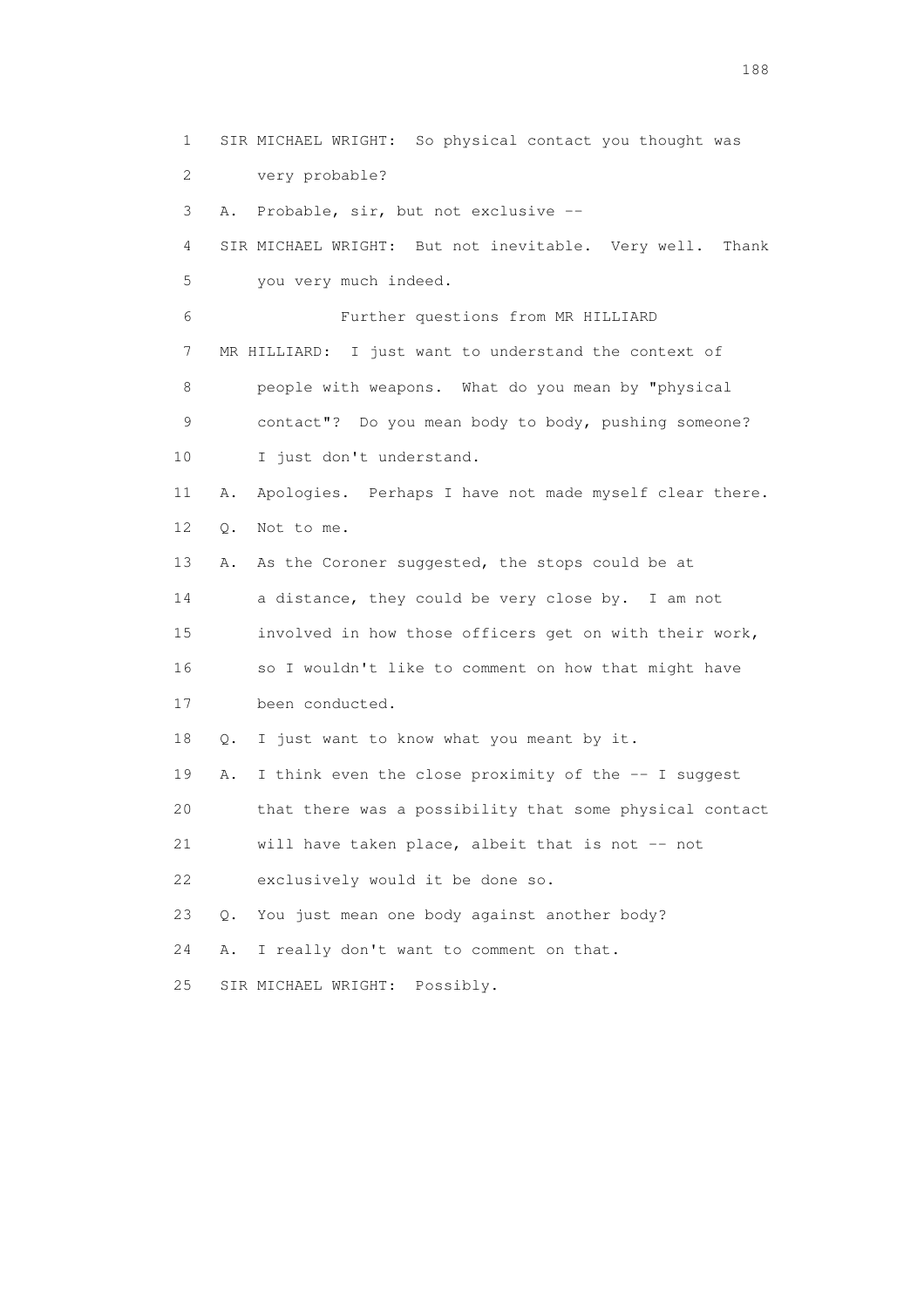1 SIR MICHAEL WRIGHT: So physical contact you thought was
2 very probable?
3 A. Probable, sir, but not exclusive --
4 SIR MICHAEL WRIGHT: But not inevitable. Very well. Thank
5 you very much indeed.
6 Further questions from MR HILLIARD
7 MR HILLIARD: I just want to understand the context of
8 people with weapons. What do you mean by "physical
9 contact"? Do you mean body to body, pushing someone?
10 I just don't understand.
11 A. Apologies. Perhaps I have not made myself clear there.
12 Q. Not to me.
13 A. As the Coroner suggested, the stops could be at
14 a distance, they could be very close by. I am not
15 involved in how those officers get on with their work,
16 so I wouldn't like to comment on how that might have
17 been conducted.
18 Q. I just want to know what you meant by it.
19 A. I think even the close proximity of the -- I suggest
20 that there was a possibility that some physical contact
21 will have taken place, albeit that is not -- not
22 exclusively would it be done so.
23 Q. You just mean one body against another body?
24 A. I really don't want to comment on that.
25 SIR MICHAEL WRIGHT: Possibly.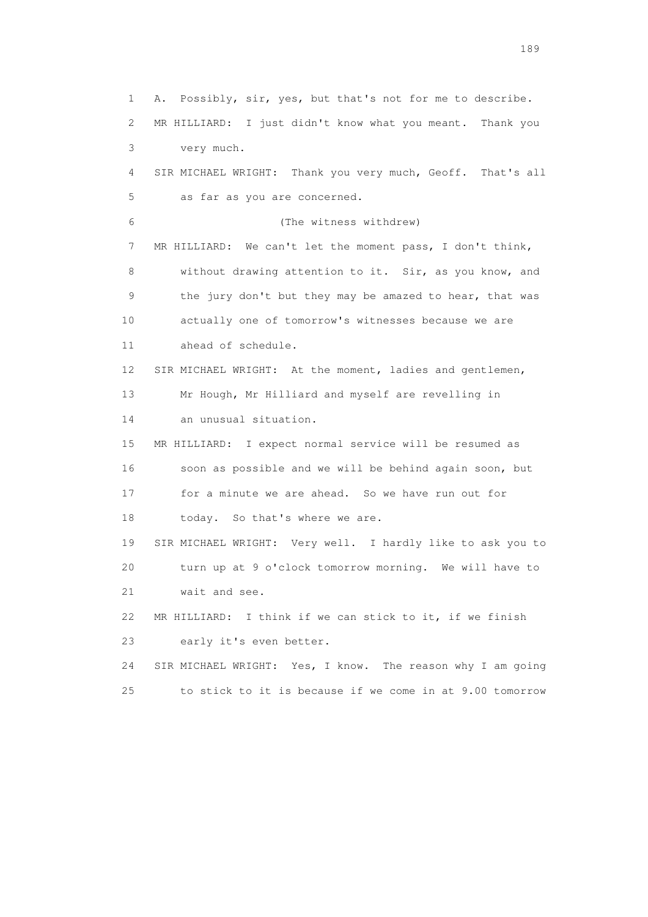1 A. Possibly, sir, yes, but that's not for me to describe.
2 MR HILLIARD: I just didn't know what you meant. Thank you
3 very much.
4 SIR MICHAEL WRIGHT: Thank you very much, Geoff. That's all
5 as far as you are concerned.
6 (The witness withdrew)
7 MR HILLIARD: We can't let the moment pass, I don't think,
8 without drawing attention to it. Sir, as you know, and
9 the jury don't but they may be amazed to hear, that was
10 actually one of tomorrow's witnesses because we are
11 ahead of schedule.
12 SIR MICHAEL WRIGHT: At the moment, ladies and gentlemen,
13 Mr Hough, Mr Hilliard and myself are revelling in
14 an unusual situation.
15 MR HILLIARD: I expect normal service will be resumed as
16 soon as possible and we will be behind again soon, but
17 for a minute we are ahead. So we have run out for
18 today. So that's where we are.
19 SIR MICHAEL WRIGHT: Very well. I hardly like to ask you to
20 turn up at 9 o'clock tomorrow morning. We will have to
21 wait and see.
22 MR HILLIARD: I think if we can stick to it, if we finish
23 early it's even better.
24 SIR MICHAEL WRIGHT: Yes, I know. The reason why I am going
25 to stick to it is because if we come in at 9.00 tomorrow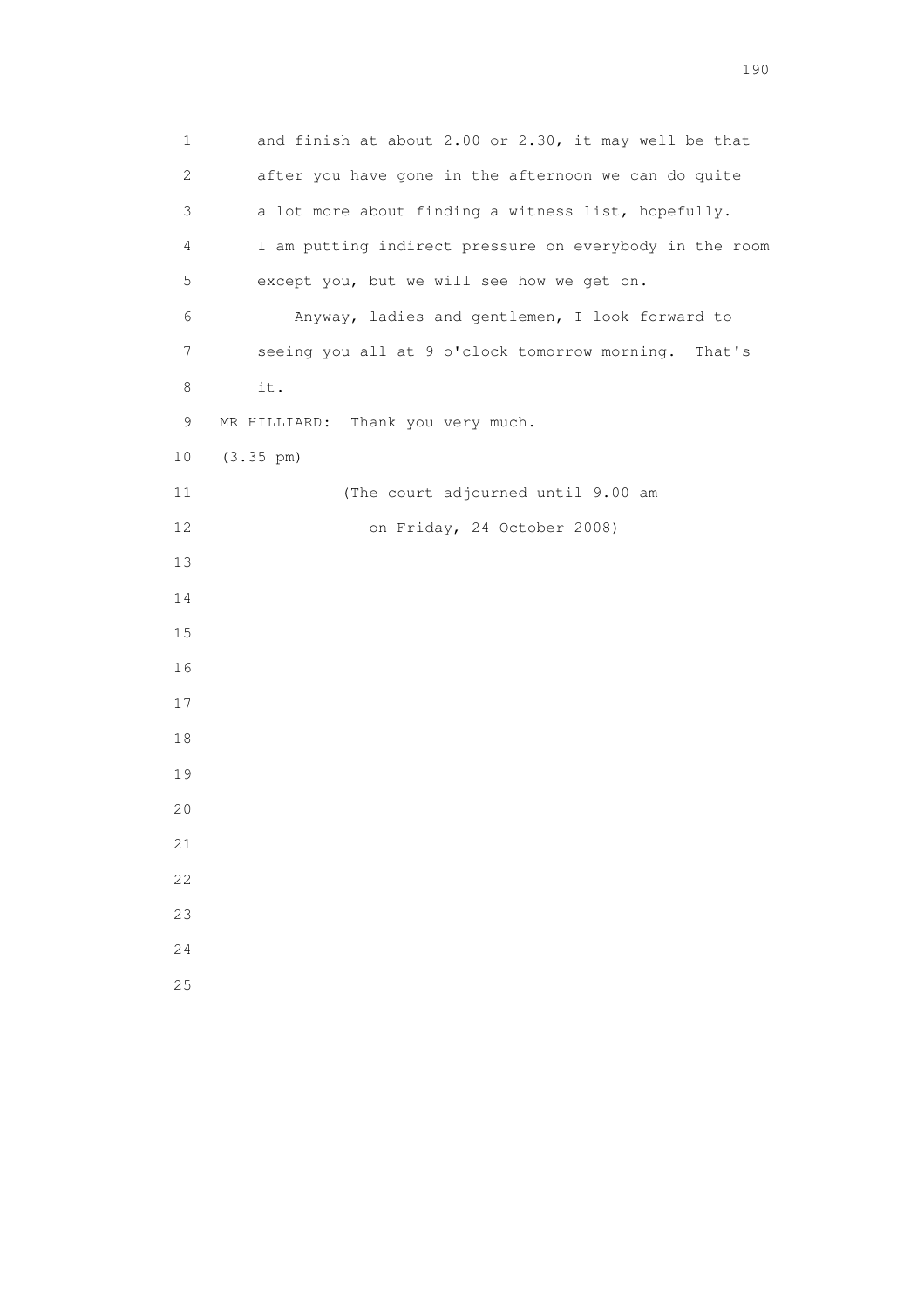and finish at about 2.00 or 2.30, it may well be that after you have gone in the afternoon we can do quite a lot more about finding a witness list, hopefully. I am putting indirect pressure on everybody in the room except you, but we will see how we get on.

Anyway, ladies and gentlemen, I look forward to seeing you all at 9 o'clock tomorrow morning. That's it.

MR HILLIARD: Thank you very much.

(3.35 pm)

(The court adjourned until 9.00 am on Friday, 24 October 2008)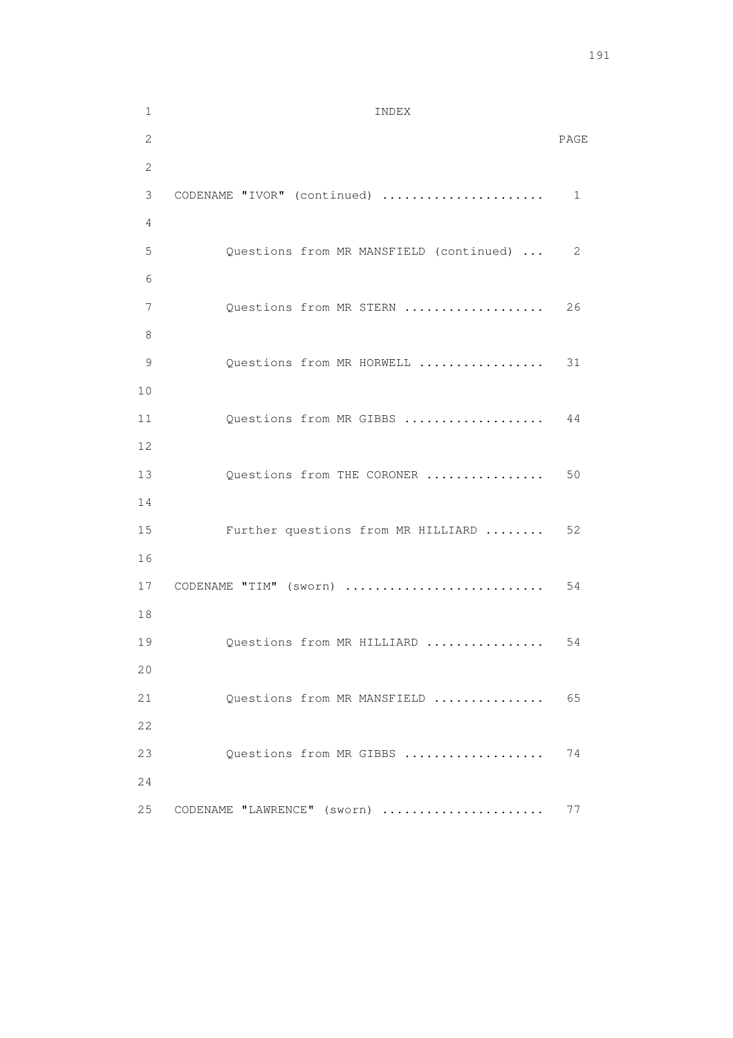# INDEX

| | PAGE |
|---|---|
| CODENAME "IVOR" (continued) ...................... | 1 |
| Questions from MR MANSFIELD (continued) ... | 2 |
| Questions from MR STERN ................... | 26 |
| Questions from MR HORWELL ................. | 31 |
| Questions from MR GIBBS ................... | 44 |
| Questions from THE CORONER ................ | 50 |
| Further questions from MR HILLIARD ........ | 52 |
| CODENAME "TIM" (sworn) .......................... | 54 |
| Questions from MR HILLIARD ................ | 54 |
| Questions from MR MANSFIELD ............... | 65 |
| Questions from MR GIBBS ................... | 74 |
| CODENAME "LAWRENCE" (sworn) ...................... | 77 |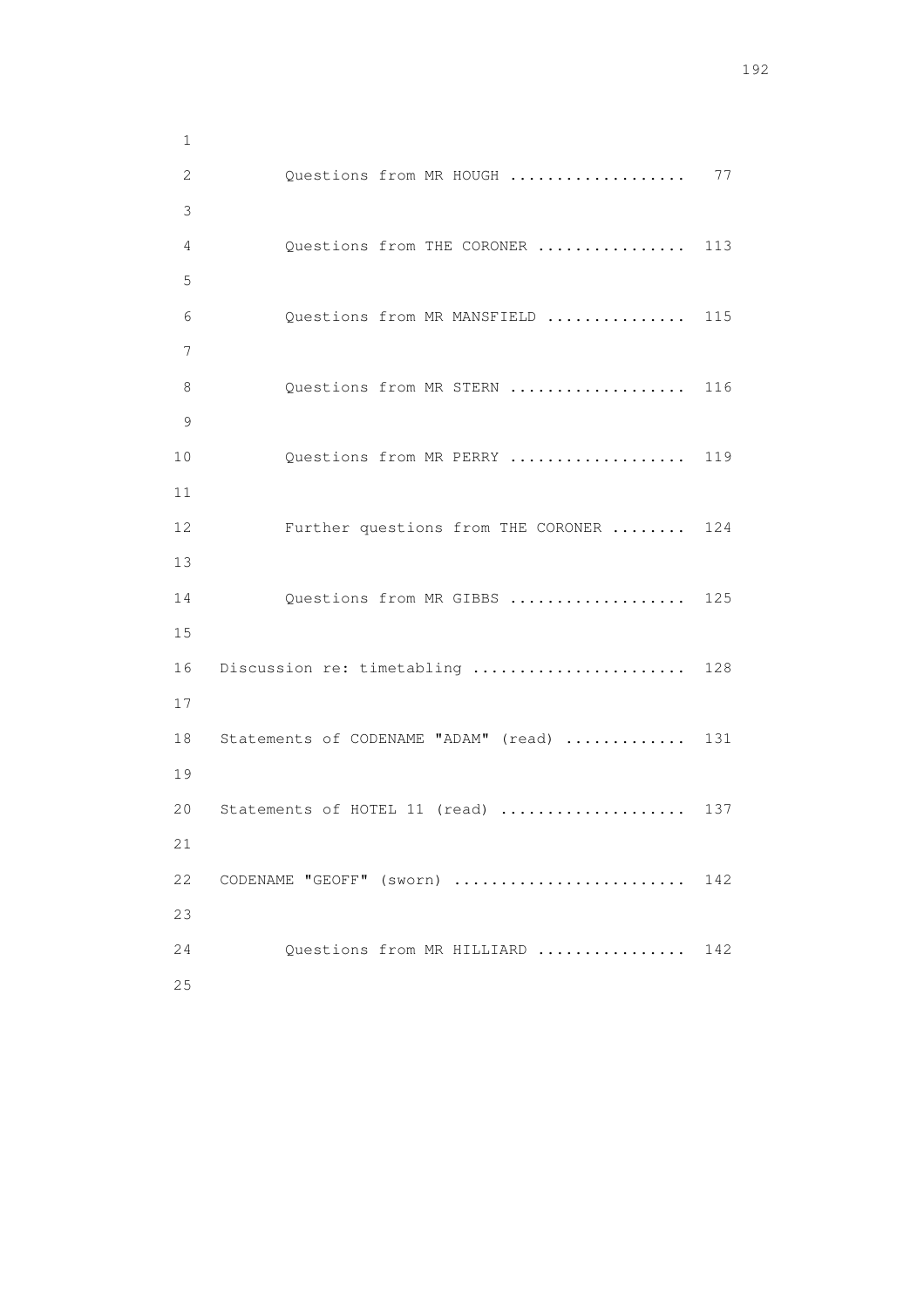Questions from MR HOUGH .................. 77

Questions from THE CORONER ................ 113

Questions from MR MANSFIELD ............... 115

Questions from MR STERN ................... 116

Questions from MR PERRY ................... 119

Further questions from THE CORONER ........ 124

Questions from MR GIBBS ................... 125

Discussion re: timetabling ....................... 128

Statements of CODENAME "ADAM" (read) ............ 131

Statements of HOTEL 11 (read) .................... 137

CODENAME "GEOFF" (sworn) ......................... 142

Questions from MR HILLIARD ................ 142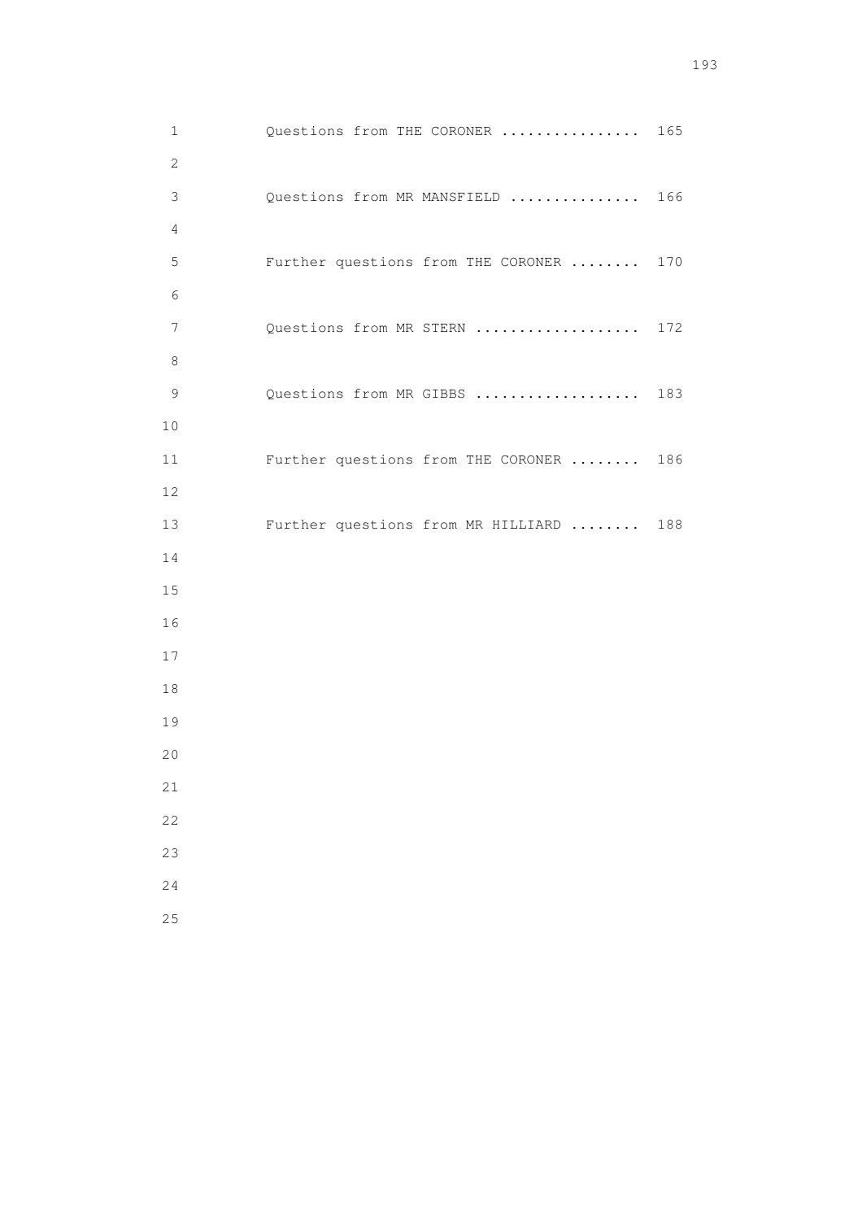Questions from THE CORONER ................ 165

Questions from MR MANSFIELD ............... 166

Further questions from THE CORONER ........ 170

Questions from MR STERN ................... 172

Questions from MR GIBBS ................... 183

Further questions from THE CORONER ........ 186

Further questions from MR HILLIARD ........ 188